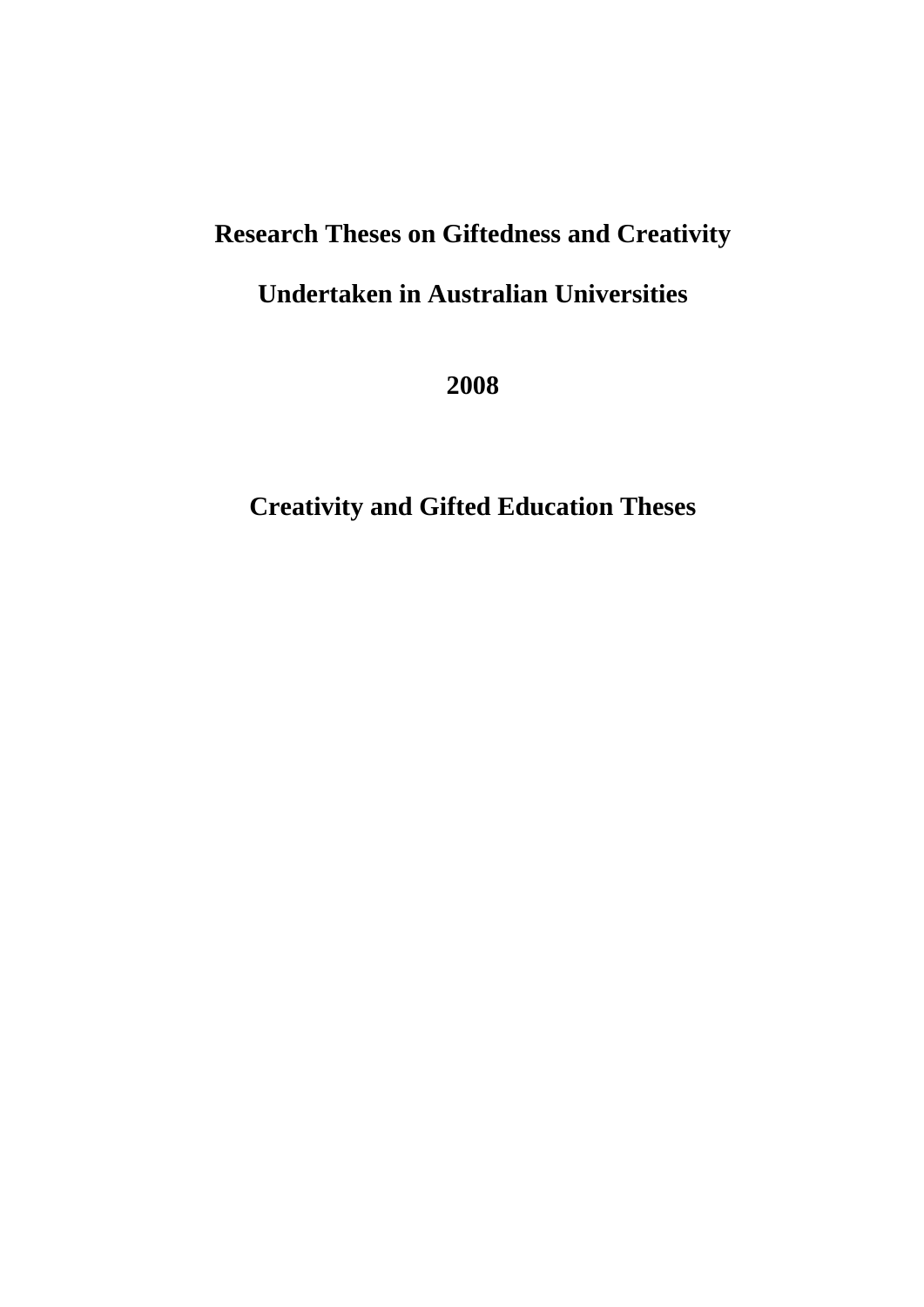# Research Theses on Giftedness and Creativity

# Undertaken in Australian Universities

# 2008

# Creativity and Gifted Education Theses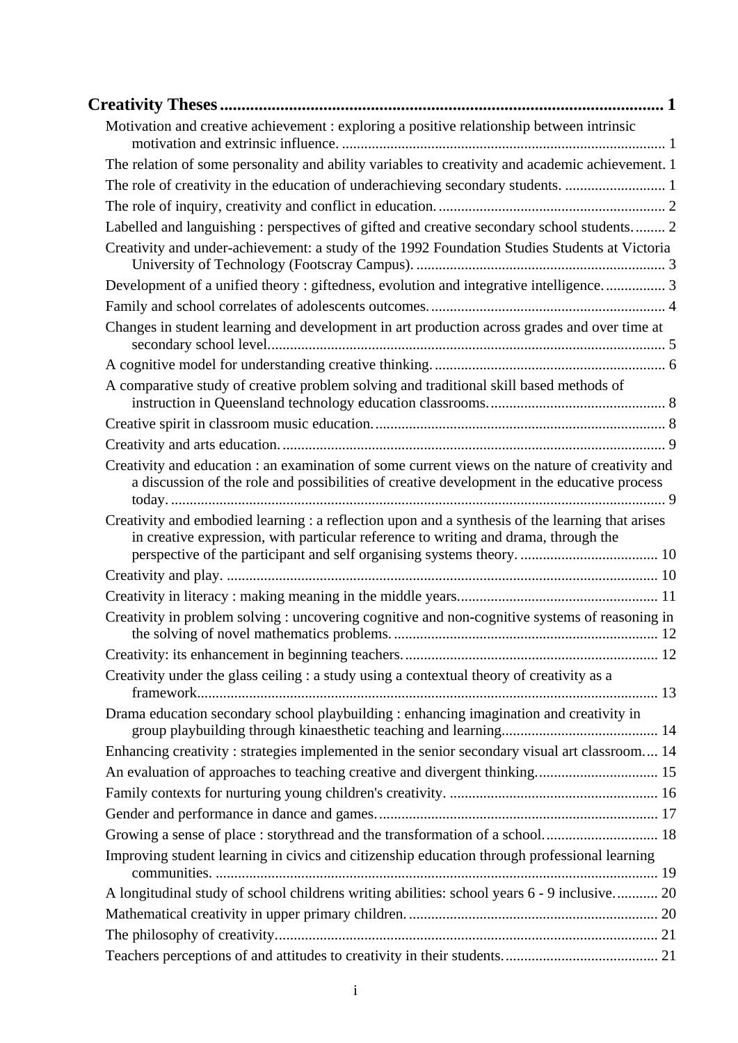**Creativity Theses** ..................................................................................................... 1

- Motivation and creative achievement : exploring a positive relationship between intrinsic motivation and extrinsic influence. ...................................................................................... 1
- The relation of some personality and ability variables to creativity and academic achievement. 1
- The role of creativity in the education of underachieving secondary students. ........................... 1
- The role of inquiry, creativity and conflict in education. ............................................................ 2
- Labelled and languishing : perspectives of gifted and creative secondary school students. ........ 2
- Creativity and under-achievement: a study of the 1992 Foundation Studies Students at Victoria University of Technology (Footscray Campus). .................................................................. 3
- Development of a unified theory : giftedness, evolution and integrative intelligence. ................ 3
- Family and school correlates of adolescents outcomes. ............................................................... 4
- Changes in student learning and development in art production across grades and over time at secondary school level. .......................................................................................................... 5
- A cognitive model for understanding creative thinking. .............................................................. 6
- A comparative study of creative problem solving and traditional skill based methods of instruction in Queensland technology education classrooms. ............................................... 8
- Creative spirit in classroom music education. .............................................................................. 8
- Creativity and arts education. ....................................................................................................... 9
- Creativity and education : an examination of some current views on the nature of creativity and a discussion of the role and possibilities of creative development in the educative process today. .................................................................................................................................... 9
- Creativity and embodied learning : a reflection upon and a synthesis of the learning that arises in creative expression, with particular reference to writing and drama, through the perspective of the participant and self organising systems theory. ..................................... 10
- Creativity and play. ................................................................................................................... 10
- Creativity in literacy : making meaning in the middle years. ..................................................... 11
- Creativity in problem solving : uncovering cognitive and non-cognitive systems of reasoning in the solving of novel mathematics problems. ....................................................................... 12
- Creativity: its enhancement in beginning teachers. .................................................................... 12
- Creativity under the glass ceiling : a study using a contextual theory of creativity as a framework. .......................................................................................................................... 13
- Drama education secondary school playbuilding : enhancing imagination and creativity in group playbuilding through kinaesthetic teaching and learning. ......................................... 14
- Enhancing creativity : strategies implemented in the senior secondary visual art classroom. ... 14
- An evaluation of approaches to teaching creative and divergent thinking. ................................ 15
- Family contexts for nurturing young children's creativity. ........................................................ 16
- Gender and performance in dance and games. ........................................................................... 17
- Growing a sense of place : storythread and the transformation of a school. .............................. 18
- Improving student learning in civics and citizenship education through professional learning communities. ...................................................................................................................... 19
- A longitudinal study of school childrens writing abilities: school years 6 - 9 inclusive. ........... 20
- Mathematical creativity in upper primary children. .................................................................. 20
- The philosophy of creativity. ..................................................................................................... 21
- Teachers perceptions of and attitudes to creativity in their students. ......................................... 21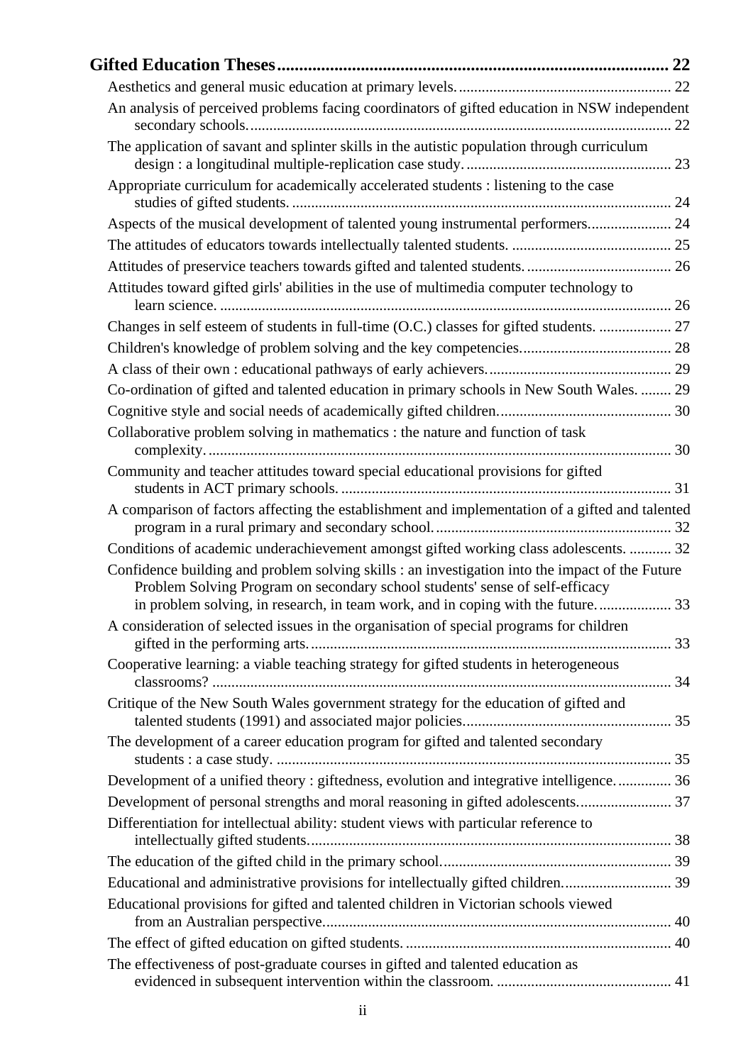**Gifted Education Theses** ........................................................................................ 22

- Aesthetics and general music education at primary levels. ........................................................ 22
- An analysis of perceived problems facing coordinators of gifted education in NSW independent secondary schools. ........................................................................................................ 22
- The application of savant and splinter skills in the autistic population through curriculum design : a longitudinal multiple-replication case study. ...................................................... 23
- Appropriate curriculum for academically accelerated students : listening to the case studies of gifted students. ................................................................................................... 24
- Aspects of the musical development of talented young instrumental performers...................... 24
- The attitudes of educators towards intellectually talented students. .......................................... 25
- Attitudes of preservice teachers towards gifted and talented students. ...................................... 26
- Attitudes toward gifted girls' abilities in the use of multimedia computer technology to learn science. ...................................................................................................................... 26
- Changes in self esteem of students in full-time (O.C.) classes for gifted students. ................... 27
- Children's knowledge of problem solving and the key competencies........................................ 28
- A class of their own : educational pathways of early achievers................................................ 29
- Co-ordination of gifted and talented education in primary schools in New South Wales. ........ 29
- Cognitive style and social needs of academically gifted children............................................. 30
- Collaborative problem solving in mathematics : the nature and function of task complexity. ........................................................................................................................ 30
- Community and teacher attitudes toward special educational provisions for gifted students in ACT primary schools. ..................................................................................... 31
- A comparison of factors affecting the establishment and implementation of a gifted and talented program in a rural primary and secondary school. ............................................................ 32
- Conditions of academic underachievement amongst gifted working class adolescents. ........... 32
- Confidence building and problem solving skills : an investigation into the impact of the Future Problem Solving Program on secondary school students' sense of self-efficacy in problem solving, in research, in team work, and in coping with the future. ................... 33
- A consideration of selected issues in the organisation of special programs for children gifted in the performing arts. .............................................................................................. 33
- Cooperative learning: a viable teaching strategy for gifted students in heterogeneous classrooms? ........................................................................................................................ 34
- Critique of the New South Wales government strategy for the education of gifted and talented students (1991) and associated major policies...................................................... 35
- The development of a career education program for gifted and talented secondary students : a case study. ....................................................................................................... 35
- Development of a unified theory : giftedness, evolution and integrative intelligence. .............. 36
- Development of personal strengths and moral reasoning in gifted adolescents......................... 37
- Differentiation for intellectual ability: student views with particular reference to intellectually gifted students................................................................................................ 38
- The education of the gifted child in the primary school............................................................ 39
- Educational and administrative provisions for intellectually gifted children............................ 39
- Educational provisions for gifted and talented children in Victorian schools viewed from an Australian perspective........................................................................................... 40
- The effect of gifted education on gifted students. ..................................................................... 40
- The effectiveness of post-graduate courses in gifted and talented education as evidenced in subsequent intervention within the classroom. ............................................. 41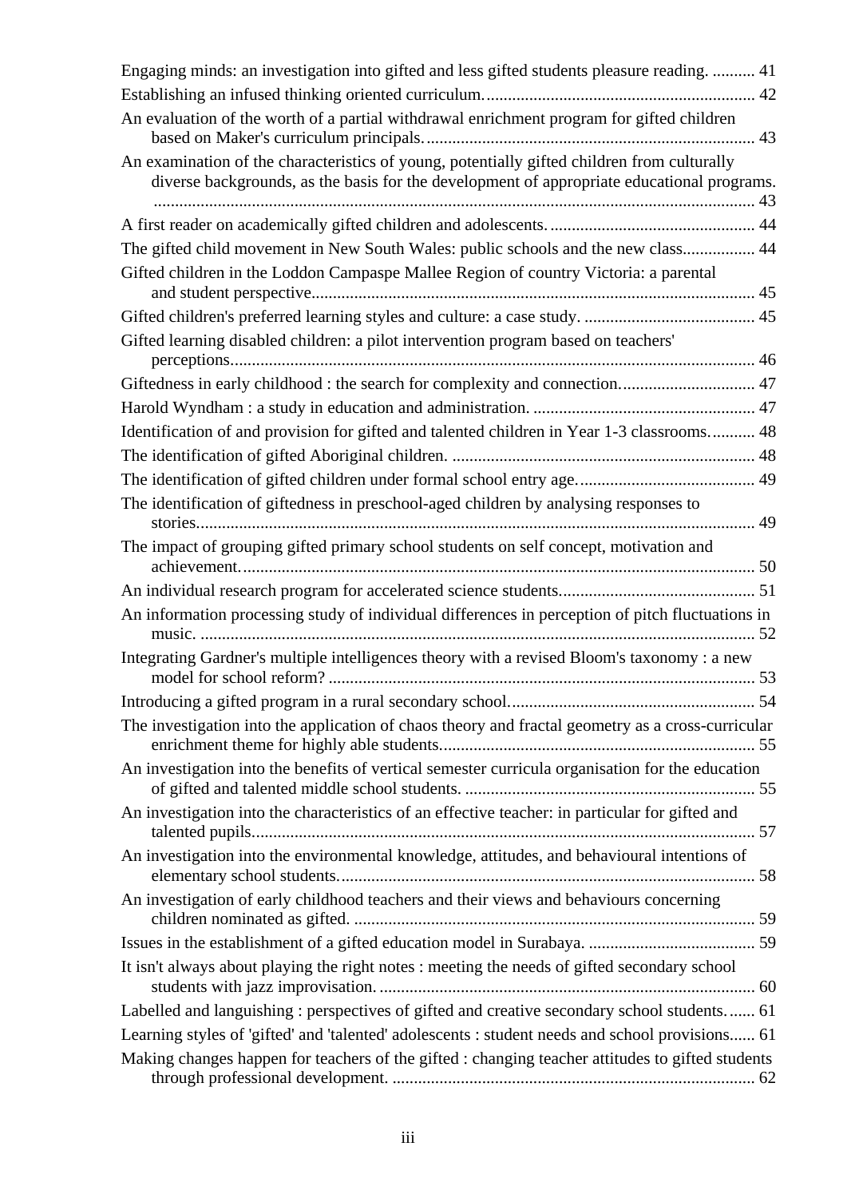Engaging minds: an investigation into gifted and less gifted students pleasure reading. .......... 41

Establishing an infused thinking oriented curriculum. ............................................................. 42

An evaluation of the worth of a partial withdrawal enrichment program for gifted children based on Maker's curriculum principals. ............................................................ 43

An examination of the characteristics of young, potentially gifted children from culturally diverse backgrounds, as the basis for the development of appropriate educational programs. ........................................................................................................................... 43

A first reader on academically gifted children and adolescents. ............................................... 44

The gifted child movement in New South Wales: public schools and the new class................. 44

Gifted children in the Loddon Campaspe Mallee Region of country Victoria: a parental and student perspective........................................................................................................ 45

Gifted children's preferred learning styles and culture: a case study. ........................................ 45

Gifted learning disabled children: a pilot intervention program based on teachers' perceptions.......................................................................................................................... 46

Giftedness in early childhood : the search for complexity and connection. ............................... 47

Harold Wyndham : a study in education and administration. .................................................... 47

Identification of and provision for gifted and talented children in Year 1-3 classrooms. .......... 48

The identification of gifted Aboriginal children. ...................................................................... 48

The identification of gifted children under formal school entry age. ......................................... 49

The identification of giftedness in preschool-aged children by analysing responses to stories................................................................................................................................ 49

The impact of grouping gifted primary school students on self concept, motivation and achievement. ....................................................................................................................... 50

An individual research program for accelerated science students............................................. 51

An information processing study of individual differences in perception of pitch fluctuations in music. ................................................................................................................................ 52

Integrating Gardner's multiple intelligences theory with a revised Bloom's taxonomy : a new model for school reform? .................................................................................................... 53

Introducing a gifted program in a rural secondary school. ........................................................ 54

The investigation into the application of chaos theory and fractal geometry as a cross-curricular enrichment theme for highly able students. ......................................................................... 55

An investigation into the benefits of vertical semester curricula organisation for the education of gifted and talented middle school students. .................................................................... 55

An investigation into the characteristics of an effective teacher: in particular for gifted and talented pupils...................................................................................................................... 57

An investigation into the environmental knowledge, attitudes, and behavioural intentions of elementary school students. ................................................................................................. 58

An investigation of early childhood teachers and their views and behaviours concerning children nominated as gifted. ............................................................................................. 59

Issues in the establishment of a gifted education model in Surabaya. ....................................... 59

It isn't always about playing the right notes : meeting the needs of gifted secondary school students with jazz improvisation. ....................................................................................... 60

Labelled and languishing : perspectives of gifted and creative secondary school students. ...... 61

Learning styles of 'gifted' and 'talented' adolescents : student needs and school provisions...... 61

Making changes happen for teachers of the gifted : changing teacher attitudes to gifted students through professional development. ..................................................................................... 62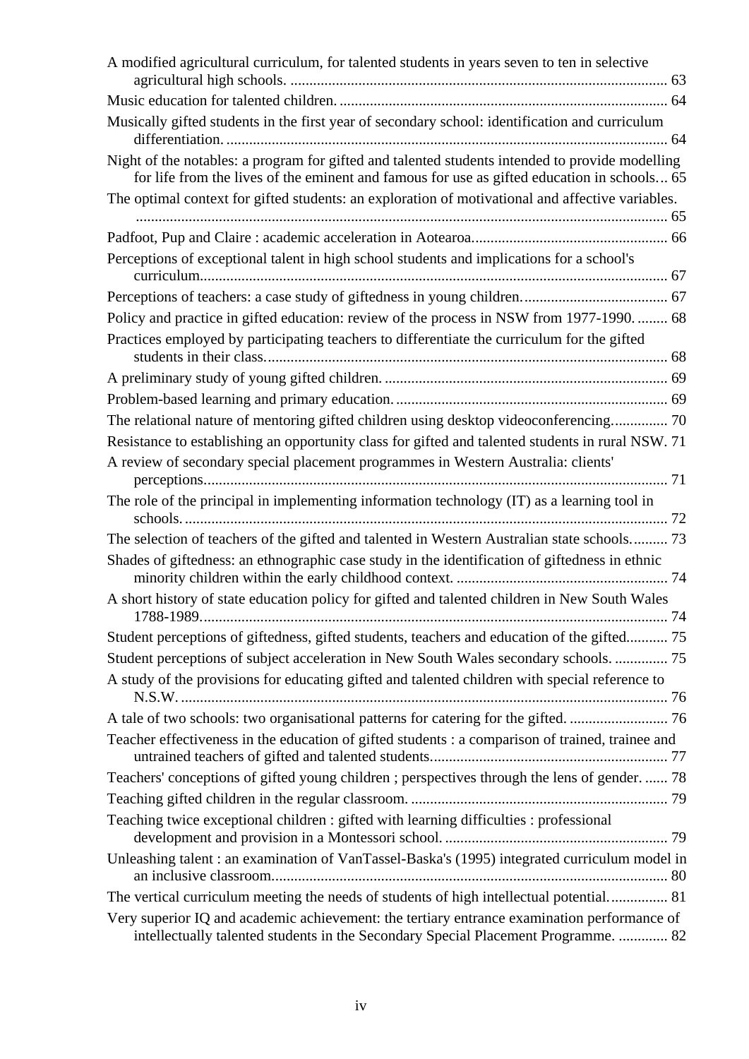A modified agricultural curriculum, for talented students in years seven to ten in selective agricultural high schools. .................................................................................................... 63

Music education for talented children. ...................................................................................... 64

Musically gifted students in the first year of secondary school: identification and curriculum differentiation. ..................................................................................................................... 64

Night of the notables: a program for gifted and talented students intended to provide modelling for life from the lives of the eminent and famous for use as gifted education in schools... 65

The optimal context for gifted students: an exploration of motivational and affective variables. .............................................................................................................................. 65

Padfoot, Pup and Claire : academic acceleration in Aotearoa.................................................... 66

Perceptions of exceptional talent in high school students and implications for a school's curriculum............................................................................................................................ 67

Perceptions of teachers: a case study of giftedness in young children....................................... 67

Policy and practice in gifted education: review of the process in NSW from 1977-1990. ........ 68

Practices employed by participating teachers to differentiate the curriculum for the gifted students in their class........................................................................................................... 68

A preliminary study of young gifted children. ........................................................................... 69

Problem-based learning and primary education. ........................................................................ 69

The relational nature of mentoring gifted children using desktop videoconferencing............... 70

Resistance to establishing an opportunity class for gifted and talented students in rural NSW. 71

A review of secondary special placement programmes in Western Australia: clients' perceptions........................................................................................................................... 71

The role of the principal in implementing information technology (IT) as a learning tool in schools. ................................................................................................................................ 72

The selection of teachers of the gifted and talented in Western Australian state schools.......... 73

Shades of giftedness: an ethnographic case study in the identification of giftedness in ethnic minority children within the early childhood context. ........................................................ 74

A short history of state education policy for gifted and talented children in New South Wales 1788-1989............................................................................................................................ 74

Student perceptions of giftedness, gifted students, teachers and education of the gifted........... 75

Student perceptions of subject acceleration in New South Wales secondary schools. .............. 75

A study of the provisions for educating gifted and talented children with special reference to N.S.W. ................................................................................................................................. 76

A tale of two schools: two organisational patterns for catering for the gifted. .......................... 76

Teacher effectiveness in the education of gifted students : a comparison of trained, trainee and untrained teachers of gifted and talented students............................................................... 77

Teachers' conceptions of gifted young children ; perspectives through the lens of gender. ...... 78

Teaching gifted children in the regular classroom. .................................................................... 79

Teaching twice exceptional children : gifted with learning difficulties : professional development and provision in a Montessori school. ........................................................... 79

Unleashing talent : an examination of VanTassel-Baska's (1995) integrated curriculum model in an inclusive classroom......................................................................................................... 80

The vertical curriculum meeting the needs of students of high intellectual potential................ 81

Very superior IQ and academic achievement: the tertiary entrance examination performance of intellectually talented students in the Secondary Special Placement Programme. ............. 82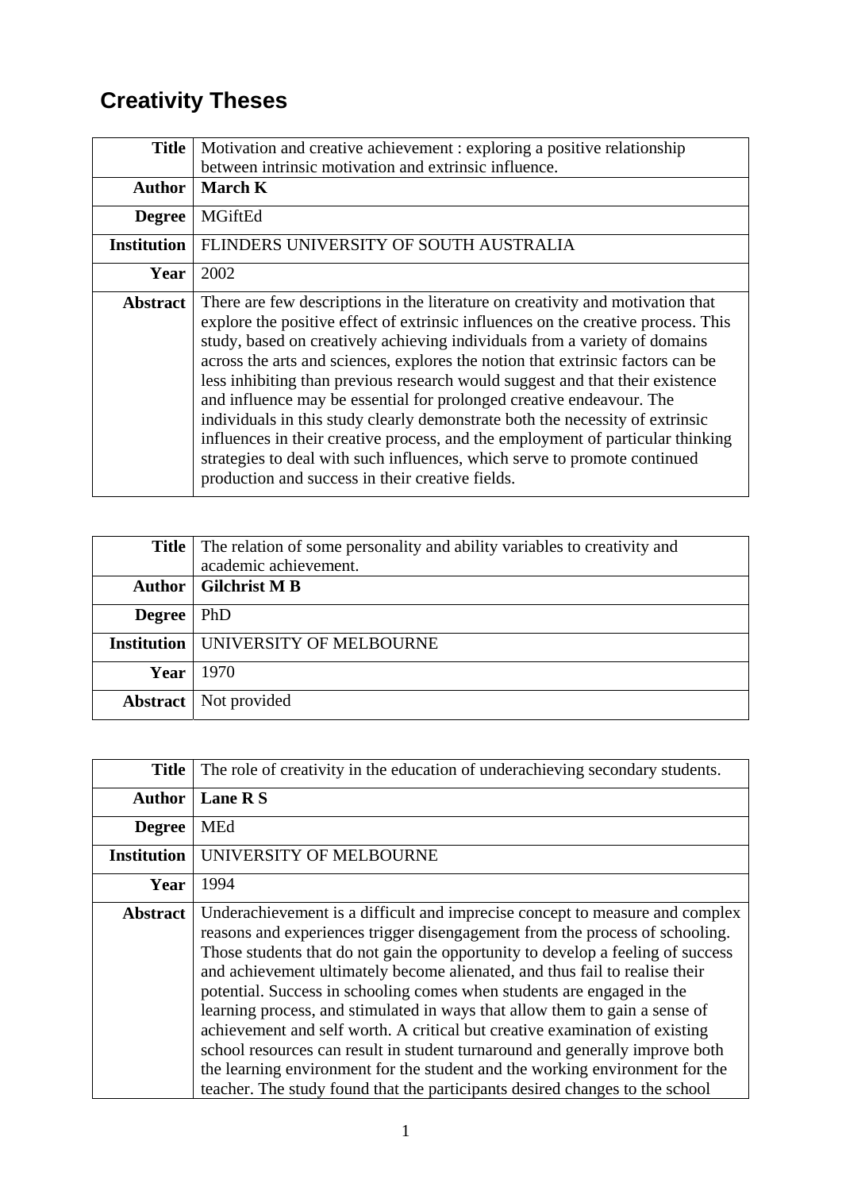# Creativity Theses

| **Title** | Motivation and creative achievement : exploring a positive relationship between intrinsic motivation and extrinsic influence. |
|---|---|
| **Author** | **March K** |
| **Degree** | MGiftEd |
| **Institution** | FLINDERS UNIVERSITY OF SOUTH AUSTRALIA |
| **Year** | 2002 |
| **Abstract** | There are few descriptions in the literature on creativity and motivation that explore the positive effect of extrinsic influences on the creative process. This study, based on creatively achieving individuals from a variety of domains across the arts and sciences, explores the notion that extrinsic factors can be less inhibiting than previous research would suggest and that their existence and influence may be essential for prolonged creative endeavour. The individuals in this study clearly demonstrate both the necessity of extrinsic influences in their creative process, and the employment of particular thinking strategies to deal with such influences, which serve to promote continued production and success in their creative fields. |

| **Title** | The relation of some personality and ability variables to creativity and academic achievement. |
|---|---|
| **Author** | **Gilchrist M B** |
| **Degree** | PhD |
| **Institution** | UNIVERSITY OF MELBOURNE |
| **Year** | 1970 |
| **Abstract** | Not provided |

| **Title** | The role of creativity in the education of underachieving secondary students. |
|---|---|
| **Author** | **Lane R S** |
| **Degree** | MEd |
| **Institution** | UNIVERSITY OF MELBOURNE |
| **Year** | 1994 |
| **Abstract** | Underachievement is a difficult and imprecise concept to measure and complex reasons and experiences trigger disengagement from the process of schooling. Those students that do not gain the opportunity to develop a feeling of success and achievement ultimately become alienated, and thus fail to realise their potential. Success in schooling comes when students are engaged in the learning process, and stimulated in ways that allow them to gain a sense of achievement and self worth. A critical but creative examination of existing school resources can result in student turnaround and generally improve both the learning environment for the student and the working environment for the teacher. The study found that the participants desired changes to the school |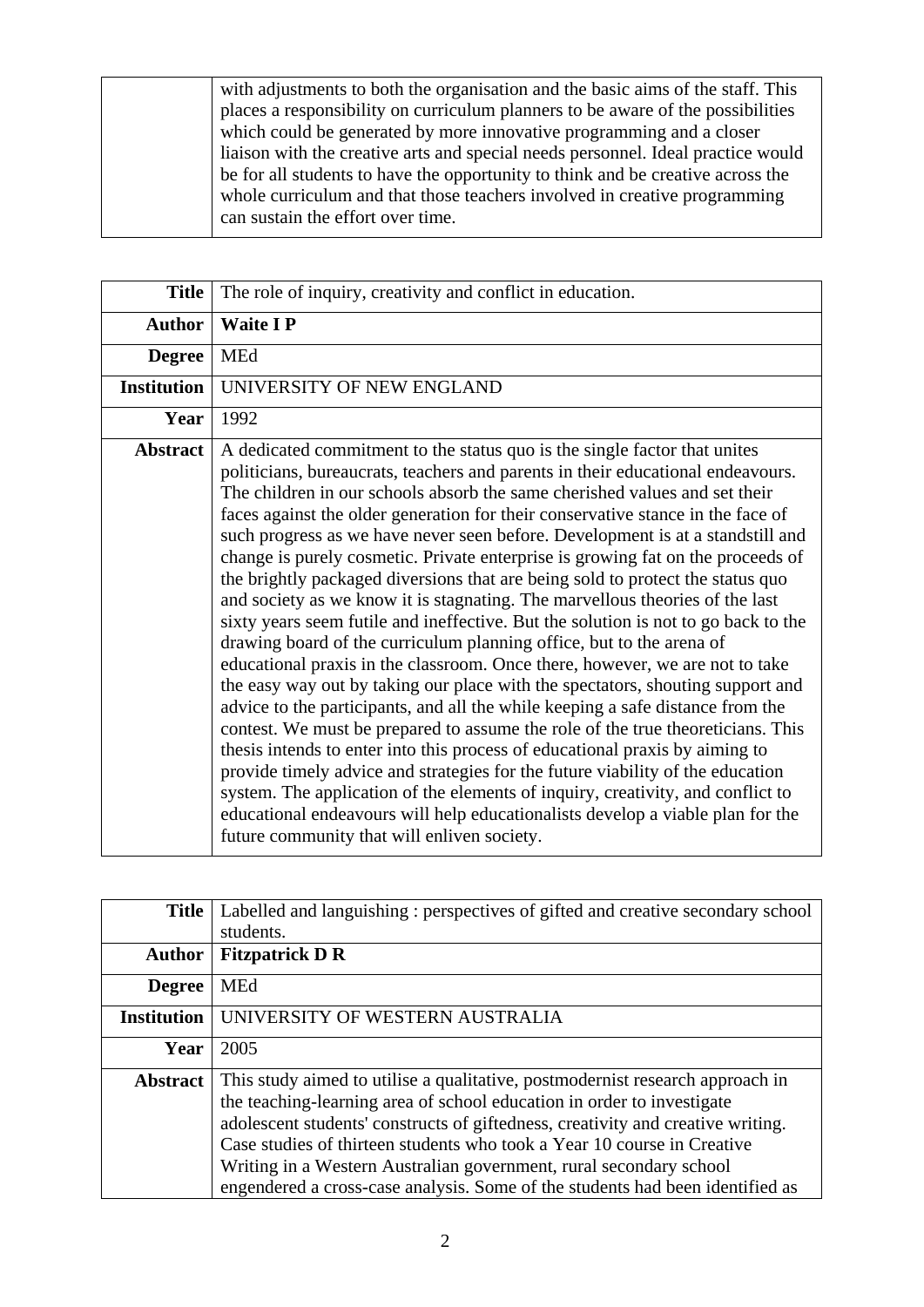| | |
|---|---|
| | with adjustments to both the organisation and the basic aims of the staff. This places a responsibility on curriculum planners to be aware of the possibilities which could be generated by more innovative programming and a closer liaison with the creative arts and special needs personnel. Ideal practice would be for all students to have the opportunity to think and be creative across the whole curriculum and that those teachers involved in creative programming can sustain the effort over time. |

| | |
|---|---|
| **Title** | The role of inquiry, creativity and conflict in education. |
| **Author** | **Waite I P** |
| **Degree** | MEd |
| **Institution** | UNIVERSITY OF NEW ENGLAND |
| **Year** | 1992 |
| **Abstract** | A dedicated commitment to the status quo is the single factor that unites politicians, bureaucrats, teachers and parents in their educational endeavours. The children in our schools absorb the same cherished values and set their faces against the older generation for their conservative stance in the face of such progress as we have never seen before. Development is at a standstill and change is purely cosmetic. Private enterprise is growing fat on the proceeds of the brightly packaged diversions that are being sold to protect the status quo and society as we know it is stagnating. The marvellous theories of the last sixty years seem futile and ineffective. But the solution is not to go back to the drawing board of the curriculum planning office, but to the arena of educational praxis in the classroom. Once there, however, we are not to take the easy way out by taking our place with the spectators, shouting support and advice to the participants, and all the while keeping a safe distance from the contest. We must be prepared to assume the role of the true theoreticians. This thesis intends to enter into this process of educational praxis by aiming to provide timely advice and strategies for the future viability of the education system. The application of the elements of inquiry, creativity, and conflict to educational endeavours will help educationalists develop a viable plan for the future community that will enliven society. |

| | |
|---|---|
| **Title** | Labelled and languishing : perspectives of gifted and creative secondary school students. |
| **Author** | **Fitzpatrick D R** |
| **Degree** | MEd |
| **Institution** | UNIVERSITY OF WESTERN AUSTRALIA |
| **Year** | 2005 |
| **Abstract** | This study aimed to utilise a qualitative, postmodernist research approach in the teaching-learning area of school education in order to investigate adolescent students' constructs of giftedness, creativity and creative writing. Case studies of thirteen students who took a Year 10 course in Creative Writing in a Western Australian government, rural secondary school engendered a cross-case analysis. Some of the students had been identified as |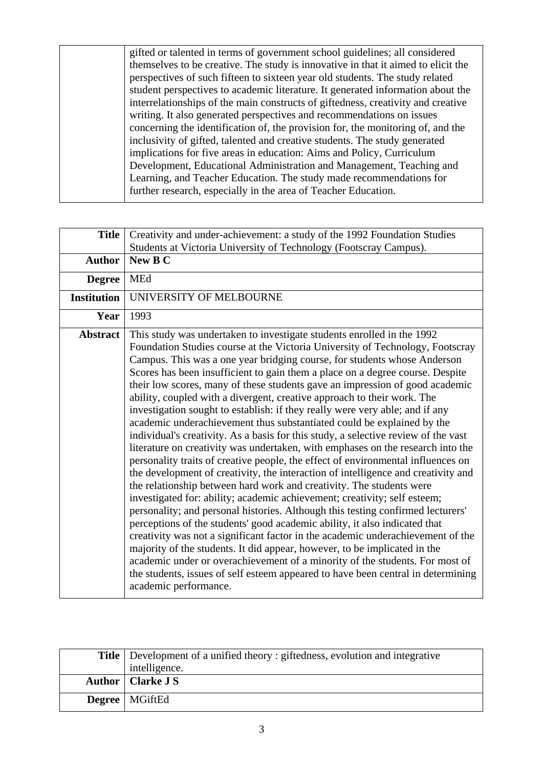| | |
|---|---|
| | gifted or talented in terms of government school guidelines; all considered themselves to be creative. The study is innovative in that it aimed to elicit the perspectives of such fifteen to sixteen year old students. The study related student perspectives to academic literature. It generated information about the interrelationships of the main constructs of giftedness, creativity and creative writing. It also generated perspectives and recommendations on issues concerning the identification of, the provision for, the monitoring of, and the inclusivity of gifted, talented and creative students. The study generated implications for five areas in education: Aims and Policy, Curriculum Development, Educational Administration and Management, Teaching and Learning, and Teacher Education. The study made recommendations for further research, especially in the area of Teacher Education. |

| | |
|---|---|
| **Title** | Creativity and under-achievement: a study of the 1992 Foundation Studies Students at Victoria University of Technology (Footscray Campus). |
| **Author** | **New B C** |
| **Degree** | MEd |
| **Institution** | UNIVERSITY OF MELBOURNE |
| **Year** | 1993 |
| **Abstract** | This study was undertaken to investigate students enrolled in the 1992 Foundation Studies course at the Victoria University of Technology, Footscray Campus. This was a one year bridging course, for students whose Anderson Scores has been insufficient to gain them a place on a degree course. Despite their low scores, many of these students gave an impression of good academic ability, coupled with a divergent, creative approach to their work. The investigation sought to establish: if they really were very able; and if any academic underachievement thus substantiated could be explained by the individual's creativity. As a basis for this study, a selective review of the vast literature on creativity was undertaken, with emphases on the research into the personality traits of creative people, the effect of environmental influences on the development of creativity, the interaction of intelligence and creativity and the relationship between hard work and creativity. The students were investigated for: ability; academic achievement; creativity; self esteem; personality; and personal histories. Although this testing confirmed lecturers' perceptions of the students' good academic ability, it also indicated that creativity was not a significant factor in the academic underachievement of the majority of the students. It did appear, however, to be implicated in the academic under or overachievement of a minority of the students. For most of the students, issues of self esteem appeared to have been central in determining academic performance. |

| | |
|---|---|
| **Title** | Development of a unified theory : giftedness, evolution and integrative intelligence. |
| **Author** | **Clarke J S** |
| **Degree** | MGiftEd |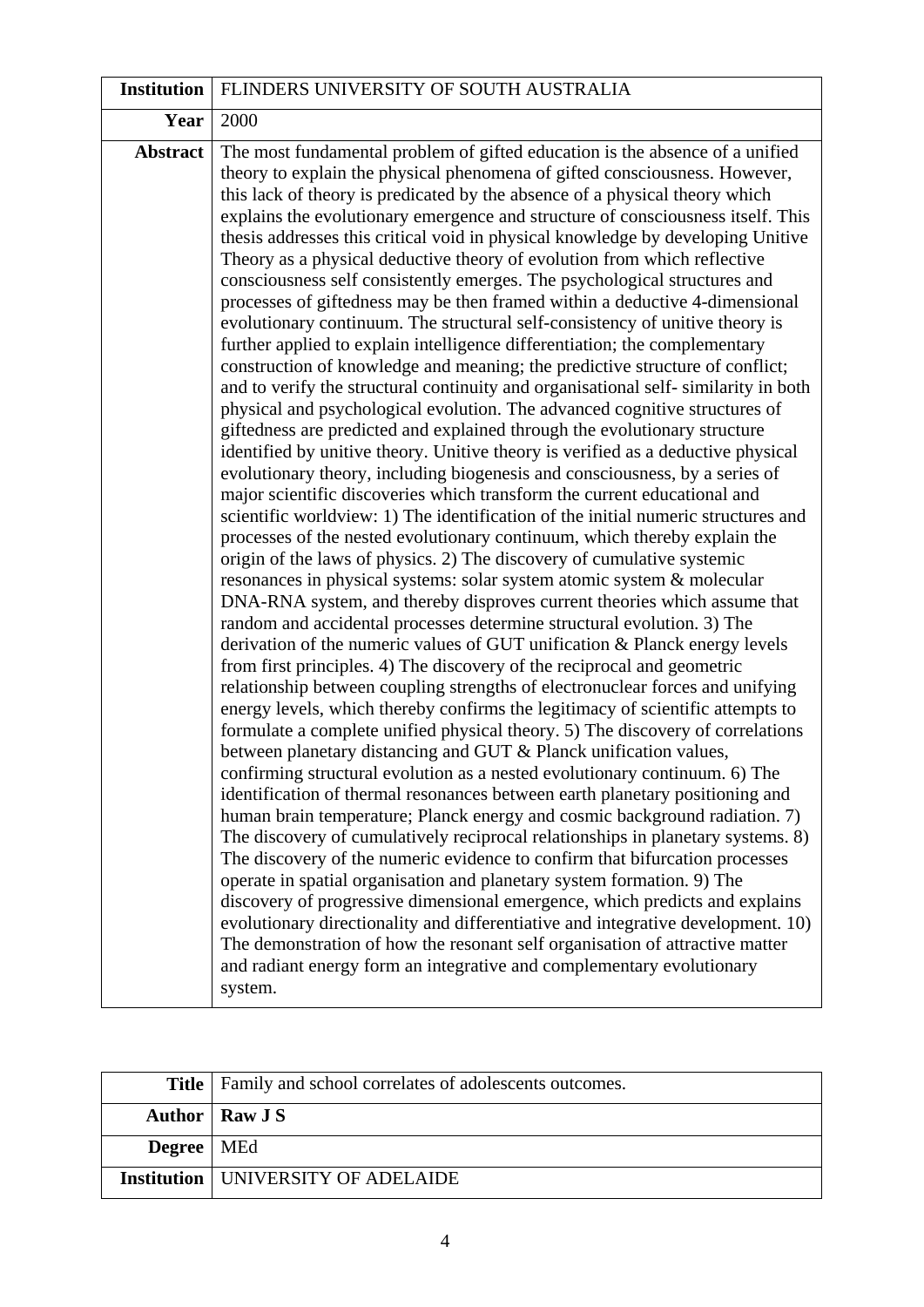| | |
|---|---|
| **Institution** | FLINDERS UNIVERSITY OF SOUTH AUSTRALIA |
| **Year** | 2000 |
| **Abstract** | The most fundamental problem of gifted education is the absence of a unified theory to explain the physical phenomena of gifted consciousness. However, this lack of theory is predicated by the absence of a physical theory which explains the evolutionary emergence and structure of consciousness itself. This thesis addresses this critical void in physical knowledge by developing Unitive Theory as a physical deductive theory of evolution from which reflective consciousness self consistently emerges. The psychological structures and processes of giftedness may be then framed within a deductive 4-dimensional evolutionary continuum. The structural self-consistency of unitive theory is further applied to explain intelligence differentiation; the complementary construction of knowledge and meaning; the predictive structure of conflict; and to verify the structural continuity and organisational self- similarity in both physical and psychological evolution. The advanced cognitive structures of giftedness are predicted and explained through the evolutionary structure identified by unitive theory. Unitive theory is verified as a deductive physical evolutionary theory, including biogenesis and consciousness, by a series of major scientific discoveries which transform the current educational and scientific worldview: 1) The identification of the initial numeric structures and processes of the nested evolutionary continuum, which thereby explain the origin of the laws of physics. 2) The discovery of cumulative systemic resonances in physical systems: solar system atomic system & molecular DNA-RNA system, and thereby disproves current theories which assume that random and accidental processes determine structural evolution. 3) The derivation of the numeric values of GUT unification & Planck energy levels from first principles. 4) The discovery of the reciprocal and geometric relationship between coupling strengths of electronuclear forces and unifying energy levels, which thereby confirms the legitimacy of scientific attempts to formulate a complete unified physical theory. 5) The discovery of correlations between planetary distancing and GUT & Planck unification values, confirming structural evolution as a nested evolutionary continuum. 6) The identification of thermal resonances between earth planetary positioning and human brain temperature; Planck energy and cosmic background radiation. 7) The discovery of cumulatively reciprocal relationships in planetary systems. 8) The discovery of the numeric evidence to confirm that bifurcation processes operate in spatial organisation and planetary system formation. 9) The discovery of progressive dimensional emergence, which predicts and explains evolutionary directionality and differentiative and integrative development. 10) The demonstration of how the resonant self organisation of attractive matter and radiant energy form an integrative and complementary evolutionary system. |

| | |
|---|---|
| **Title** | Family and school correlates of adolescents outcomes. |
| **Author** | **Raw J S** |
| **Degree** | MEd |
| **Institution** | UNIVERSITY OF ADELAIDE |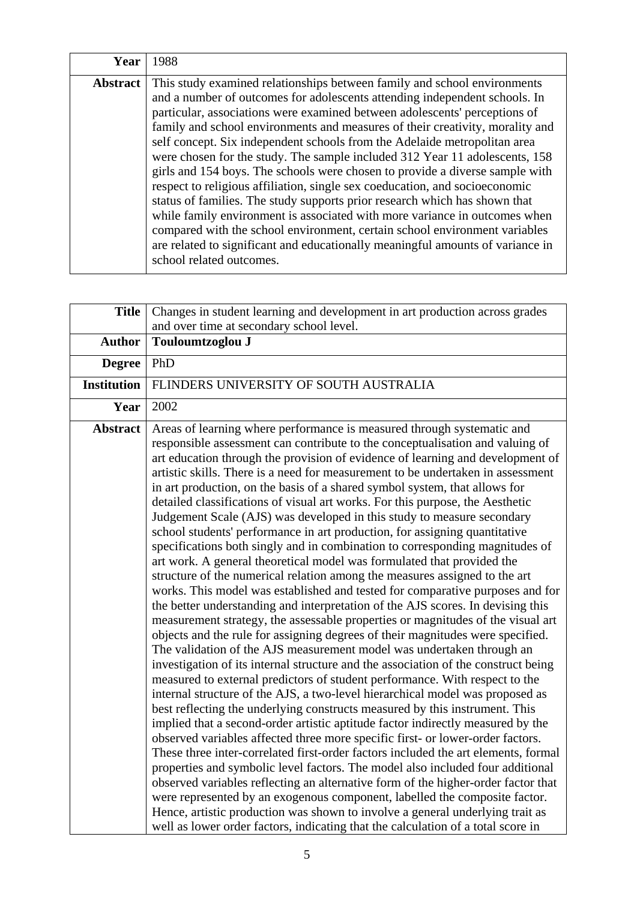| | |
|---|---|
| **Year** | 1988 |
| **Abstract** | This study examined relationships between family and school environments and a number of outcomes for adolescents attending independent schools. In particular, associations were examined between adolescents' perceptions of family and school environments and measures of their creativity, morality and self concept. Six independent schools from the Adelaide metropolitan area were chosen for the study. The sample included 312 Year 11 adolescents, 158 girls and 154 boys. The schools were chosen to provide a diverse sample with respect to religious affiliation, single sex coeducation, and socioeconomic status of families. The study supports prior research which has shown that while family environment is associated with more variance in outcomes when compared with the school environment, certain school environment variables are related to significant and educationally meaningful amounts of variance in school related outcomes. |

| | |
|---|---|
| **Title** | Changes in student learning and development in art production across grades and over time at secondary school level. |
| **Author** | **Touloumtzoglou J** |
| **Degree** | PhD |
| **Institution** | FLINDERS UNIVERSITY OF SOUTH AUSTRALIA |
| **Year** | 2002 |
| **Abstract** | Areas of learning where performance is measured through systematic and responsible assessment can contribute to the conceptualisation and valuing of art education through the provision of evidence of learning and development of artistic skills. There is a need for measurement to be undertaken in assessment in art production, on the basis of a shared symbol system, that allows for detailed classifications of visual art works. For this purpose, the Aesthetic Judgement Scale (AJS) was developed in this study to measure secondary school students' performance in art production, for assigning quantitative specifications both singly and in combination to corresponding magnitudes of art work. A general theoretical model was formulated that provided the structure of the numerical relation among the measures assigned to the art works. This model was established and tested for comparative purposes and for the better understanding and interpretation of the AJS scores. In devising this measurement strategy, the assessable properties or magnitudes of the visual art objects and the rule for assigning degrees of their magnitudes were specified. The validation of the AJS measurement model was undertaken through an investigation of its internal structure and the association of the construct being measured to external predictors of student performance. With respect to the internal structure of the AJS, a two-level hierarchical model was proposed as best reflecting the underlying constructs measured by this instrument. This implied that a second-order artistic aptitude factor indirectly measured by the observed variables affected three more specific first- or lower-order factors. These three inter-correlated first-order factors included the art elements, formal properties and symbolic level factors. The model also included four additional observed variables reflecting an alternative form of the higher-order factor that were represented by an exogenous component, labelled the composite factor. Hence, artistic production was shown to involve a general underlying trait as well as lower order factors, indicating that the calculation of a total score in |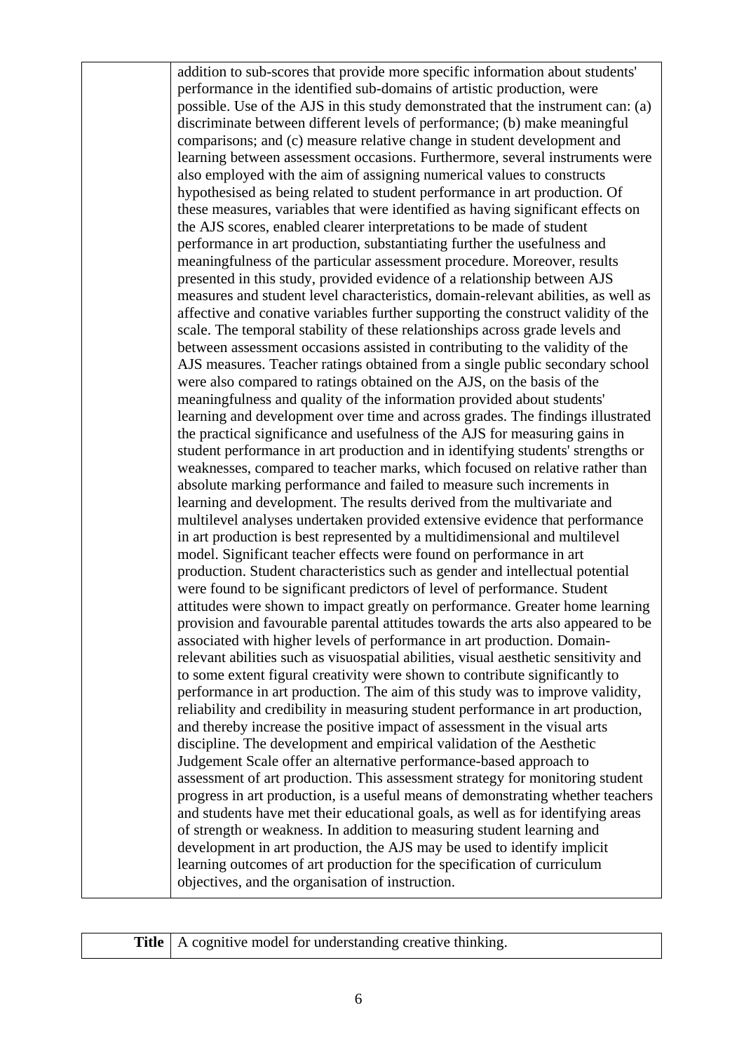| | |
|---|---|
| | addition to sub-scores that provide more specific information about students' performance in the identified sub-domains of artistic production, were possible. Use of the AJS in this study demonstrated that the instrument can: (a) discriminate between different levels of performance; (b) make meaningful comparisons; and (c) measure relative change in student development and learning between assessment occasions. Furthermore, several instruments were also employed with the aim of assigning numerical values to constructs hypothesised as being related to student performance in art production. Of these measures, variables that were identified as having significant effects on the AJS scores, enabled clearer interpretations to be made of student performance in art production, substantiating further the usefulness and meaningfulness of the particular assessment procedure. Moreover, results presented in this study, provided evidence of a relationship between AJS measures and student level characteristics, domain-relevant abilities, as well as affective and conative variables further supporting the construct validity of the scale. The temporal stability of these relationships across grade levels and between assessment occasions assisted in contributing to the validity of the AJS measures. Teacher ratings obtained from a single public secondary school were also compared to ratings obtained on the AJS, on the basis of the meaningfulness and quality of the information provided about students' learning and development over time and across grades. The findings illustrated the practical significance and usefulness of the AJS for measuring gains in student performance in art production and in identifying students' strengths or weaknesses, compared to teacher marks, which focused on relative rather than absolute marking performance and failed to measure such increments in learning and development. The results derived from the multivariate and multilevel analyses undertaken provided extensive evidence that performance in art production is best represented by a multidimensional and multilevel model. Significant teacher effects were found on performance in art production. Student characteristics such as gender and intellectual potential were found to be significant predictors of level of performance. Student attitudes were shown to impact greatly on performance. Greater home learning provision and favourable parental attitudes towards the arts also appeared to be associated with higher levels of performance in art production. Domain-relevant abilities such as visuospatial abilities, visual aesthetic sensitivity and to some extent figural creativity were shown to contribute significantly to performance in art production. The aim of this study was to improve validity, reliability and credibility in measuring student performance in art production, and thereby increase the positive impact of assessment in the visual arts discipline. The development and empirical validation of the Aesthetic Judgement Scale offer an alternative performance-based approach to assessment of art production. This assessment strategy for monitoring student progress in art production, is a useful means of demonstrating whether teachers and students have met their educational goals, as well as for identifying areas of strength or weakness. In addition to measuring student learning and development in art production, the AJS may be used to identify implicit learning outcomes of art production for the specification of curriculum objectives, and the organisation of instruction. |

| | |
|---|---|
| **Title** | A cognitive model for understanding creative thinking. |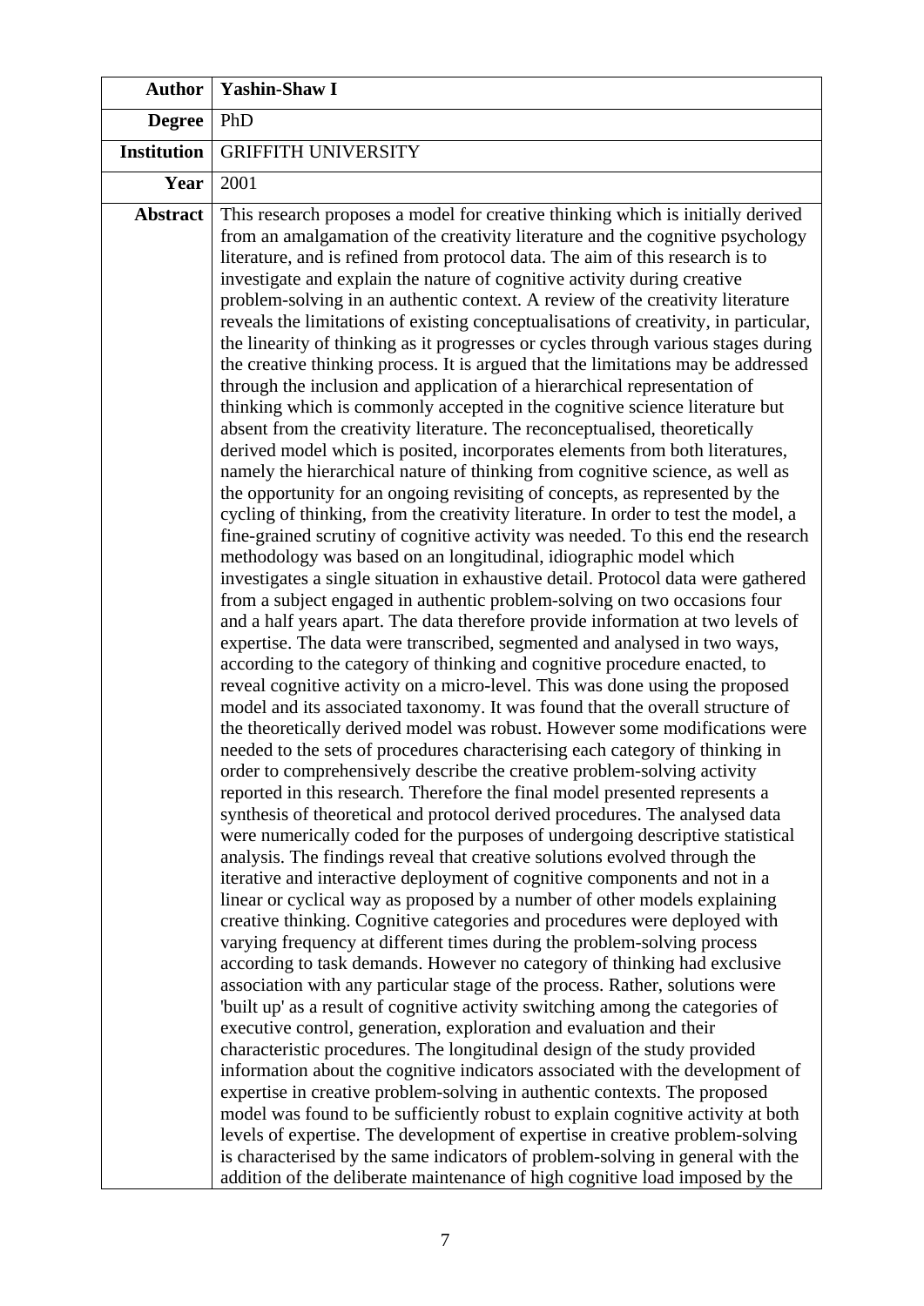| | |
|---|---|
| **Author** | **Yashin-Shaw I** |
| **Degree** | PhD |
| **Institution** | GRIFFITH UNIVERSITY |
| **Year** | 2001 |
| **Abstract** | This research proposes a model for creative thinking which is initially derived from an amalgamation of the creativity literature and the cognitive psychology literature, and is refined from protocol data. The aim of this research is to investigate and explain the nature of cognitive activity during creative problem-solving in an authentic context. A review of the creativity literature reveals the limitations of existing conceptualisations of creativity, in particular, the linearity of thinking as it progresses or cycles through various stages during the creative thinking process. It is argued that the limitations may be addressed through the inclusion and application of a hierarchical representation of thinking which is commonly accepted in the cognitive science literature but absent from the creativity literature. The reconceptualised, theoretically derived model which is posited, incorporates elements from both literatures, namely the hierarchical nature of thinking from cognitive science, as well as the opportunity for an ongoing revisiting of concepts, as represented by the cycling of thinking, from the creativity literature. In order to test the model, a fine-grained scrutiny of cognitive activity was needed. To this end the research methodology was based on an longitudinal, idiographic model which investigates a single situation in exhaustive detail. Protocol data were gathered from a subject engaged in authentic problem-solving on two occasions four and a half years apart. The data therefore provide information at two levels of expertise. The data were transcribed, segmented and analysed in two ways, according to the category of thinking and cognitive procedure enacted, to reveal cognitive activity on a micro-level. This was done using the proposed model and its associated taxonomy. It was found that the overall structure of the theoretically derived model was robust. However some modifications were needed to the sets of procedures characterising each category of thinking in order to comprehensively describe the creative problem-solving activity reported in this research. Therefore the final model presented represents a synthesis of theoretical and protocol derived procedures. The analysed data were numerically coded for the purposes of undergoing descriptive statistical analysis. The findings reveal that creative solutions evolved through the iterative and interactive deployment of cognitive components and not in a linear or cyclical way as proposed by a number of other models explaining creative thinking. Cognitive categories and procedures were deployed with varying frequency at different times during the problem-solving process according to task demands. However no category of thinking had exclusive association with any particular stage of the process. Rather, solutions were 'built up' as a result of cognitive activity switching among the categories of executive control, generation, exploration and evaluation and their characteristic procedures. The longitudinal design of the study provided information about the cognitive indicators associated with the development of expertise in creative problem-solving in authentic contexts. The proposed model was found to be sufficiently robust to explain cognitive activity at both levels of expertise. The development of expertise in creative problem-solving is characterised by the same indicators of problem-solving in general with the addition of the deliberate maintenance of high cognitive load imposed by the |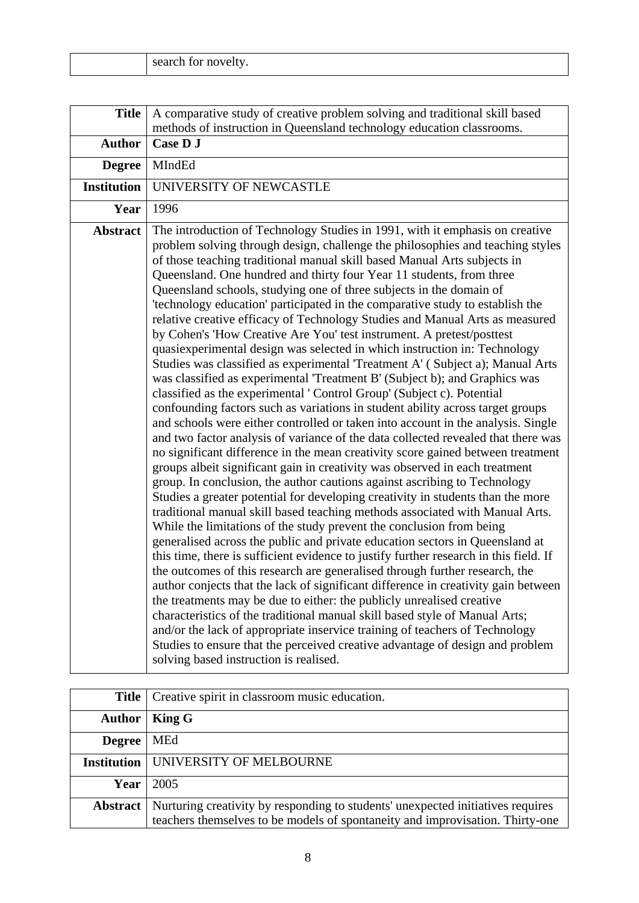| | search for novelty. |
|---|---|

| **Title** | A comparative study of creative problem solving and traditional skill based methods of instruction in Queensland technology education classrooms. |
|---|---|
| **Author** | **Case D J** |
| **Degree** | MIndEd |
| **Institution** | UNIVERSITY OF NEWCASTLE |
| **Year** | 1996 |
| **Abstract** | The introduction of Technology Studies in 1991, with it emphasis on creative problem solving through design, challenge the philosophies and teaching styles of those teaching traditional manual skill based Manual Arts subjects in Queensland. One hundred and thirty four Year 11 students, from three Queensland schools, studying one of three subjects in the domain of 'technology education' participated in the comparative study to establish the relative creative efficacy of Technology Studies and Manual Arts as measured by Cohen's 'How Creative Are You' test instrument. A pretest/posttest quasiexperimental design was selected in which instruction in: Technology Studies was classified as experimental 'Treatment A' ( Subject a); Manual Arts was classified as experimental 'Treatment B' (Subject b); and Graphics was classified as the experimental ' Control Group' (Subject c). Potential confounding factors such as variations in student ability across target groups and schools were either controlled or taken into account in the analysis. Single and two factor analysis of variance of the data collected revealed that there was no significant difference in the mean creativity score gained between treatment groups albeit significant gain in creativity was observed in each treatment group. In conclusion, the author cautions against ascribing to Technology Studies a greater potential for developing creativity in students than the more traditional manual skill based teaching methods associated with Manual Arts. While the limitations of the study prevent the conclusion from being generalised across the public and private education sectors in Queensland at this time, there is sufficient evidence to justify further research in this field. If the outcomes of this research are generalised through further research, the author conjects that the lack of significant difference in creativity gain between the treatments may be due to either: the publicly unrealised creative characteristics of the traditional manual skill based style of Manual Arts; and/or the lack of appropriate inservice training of teachers of Technology Studies to ensure that the perceived creative advantage of design and problem solving based instruction is realised. |

| **Title** | Creative spirit in classroom music education. |
|---|---|
| **Author** | **King G** |
| **Degree** | MEd |
| **Institution** | UNIVERSITY OF MELBOURNE |
| **Year** | 2005 |
| **Abstract** | Nurturing creativity by responding to students' unexpected initiatives requires teachers themselves to be models of spontaneity and improvisation. Thirty-one |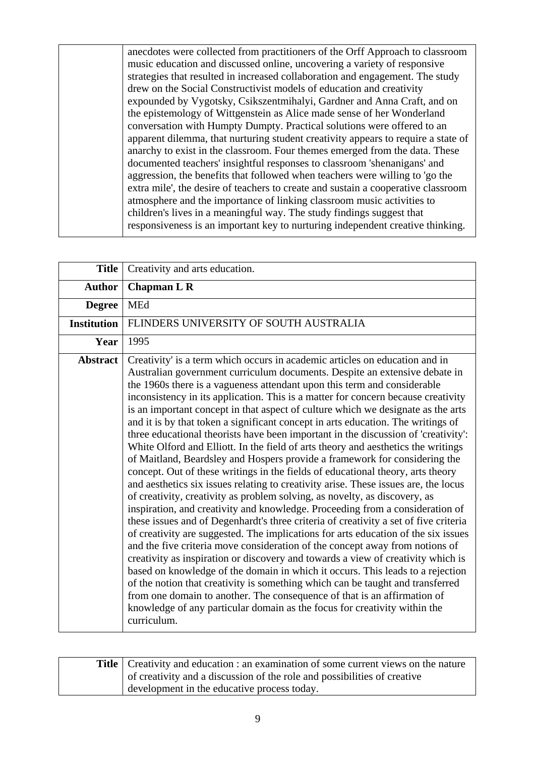| | |
|---|---|
| | anecdotes were collected from practitioners of the Orff Approach to classroom music education and discussed online, uncovering a variety of responsive strategies that resulted in increased collaboration and engagement. The study drew on the Social Constructivist models of education and creativity expounded by Vygotsky, Csikszentmihalyi, Gardner and Anna Craft, and on the epistemology of Wittgenstein as Alice made sense of her Wonderland conversation with Humpty Dumpty. Practical solutions were offered to an apparent dilemma, that nurturing student creativity appears to require a state of anarchy to exist in the classroom. Four themes emerged from the data. These documented teachers' insightful responses to classroom 'shenanigans' and aggression, the benefits that followed when teachers were willing to 'go the extra mile', the desire of teachers to create and sustain a cooperative classroom atmosphere and the importance of linking classroom music activities to children's lives in a meaningful way. The study findings suggest that responsiveness is an important key to nurturing independent creative thinking. |

| | |
|---|---|
| **Title** | Creativity and arts education. |
| **Author** | **Chapman L R** |
| **Degree** | MEd |
| **Institution** | FLINDERS UNIVERSITY OF SOUTH AUSTRALIA |
| **Year** | 1995 |
| **Abstract** | Creativity' is a term which occurs in academic articles on education and in Australian government curriculum documents. Despite an extensive debate in the 1960s there is a vagueness attendant upon this term and considerable inconsistency in its application. This is a matter for concern because creativity is an important concept in that aspect of culture which we designate as the arts and it is by that token a significant concept in arts education. The writings of three educational theorists have been important in the discussion of 'creativity': White Olford and Elliott. In the field of arts theory and aesthetics the writings of Maitland, Beardsley and Hospers provide a framework for considering the concept. Out of these writings in the fields of educational theory, arts theory and aesthetics six issues relating to creativity arise. These issues are, the locus of creativity, creativity as problem solving, as novelty, as discovery, as inspiration, and creativity and knowledge. Proceeding from a consideration of these issues and of Degenhardt's three criteria of creativity a set of five criteria of creativity are suggested. The implications for arts education of the six issues and the five criteria move consideration of the concept away from notions of creativity as inspiration or discovery and towards a view of creativity which is based on knowledge of the domain in which it occurs. This leads to a rejection of the notion that creativity is something which can be taught and transferred from one domain to another. The consequence of that is an affirmation of knowledge of any particular domain as the focus for creativity within the curriculum. |

| | |
|---|---|
| **Title** | Creativity and education : an examination of some current views on the nature of creativity and a discussion of the role and possibilities of creative development in the educative process today. |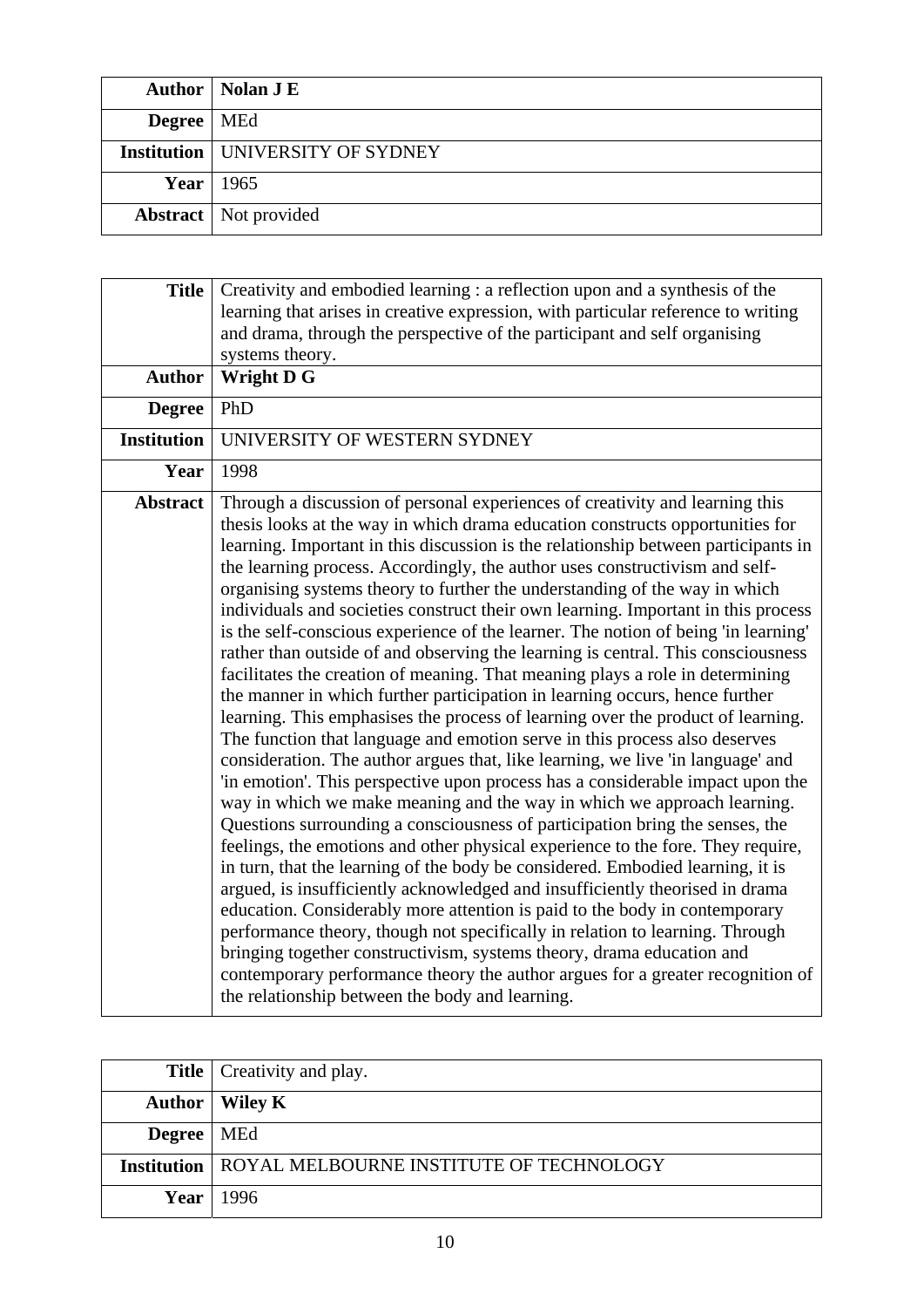| | |
|---|---|
| **Author** | **Nolan J E** |
| **Degree** | MEd |
| **Institution** | UNIVERSITY OF SYDNEY |
| **Year** | 1965 |
| **Abstract** | Not provided |

| | |
|---|---|
| **Title** | Creativity and embodied learning : a reflection upon and a synthesis of the learning that arises in creative expression, with particular reference to writing and drama, through the perspective of the participant and self organising systems theory. |
| **Author** | **Wright D G** |
| **Degree** | PhD |
| **Institution** | UNIVERSITY OF WESTERN SYDNEY |
| **Year** | 1998 |
| **Abstract** | Through a discussion of personal experiences of creativity and learning this thesis looks at the way in which drama education constructs opportunities for learning. Important in this discussion is the relationship between participants in the learning process. Accordingly, the author uses constructivism and self-organising systems theory to further the understanding of the way in which individuals and societies construct their own learning. Important in this process is the self-conscious experience of the learner. The notion of being 'in learning' rather than outside of and observing the learning is central. This consciousness facilitates the creation of meaning. That meaning plays a role in determining the manner in which further participation in learning occurs, hence further learning. This emphasises the process of learning over the product of learning. The function that language and emotion serve in this process also deserves consideration. The author argues that, like learning, we live 'in language' and 'in emotion'. This perspective upon process has a considerable impact upon the way in which we make meaning and the way in which we approach learning. Questions surrounding a consciousness of participation bring the senses, the feelings, the emotions and other physical experience to the fore. They require, in turn, that the learning of the body be considered. Embodied learning, it is argued, is insufficiently acknowledged and insufficiently theorised in drama education. Considerably more attention is paid to the body in contemporary performance theory, though not specifically in relation to learning. Through bringing together constructivism, systems theory, drama education and contemporary performance theory the author argues for a greater recognition of the relationship between the body and learning. |

| | |
|---|---|
| **Title** | Creativity and play. |
| **Author** | **Wiley K** |
| **Degree** | MEd |
| **Institution** | ROYAL MELBOURNE INSTITUTE OF TECHNOLOGY |
| **Year** | 1996 |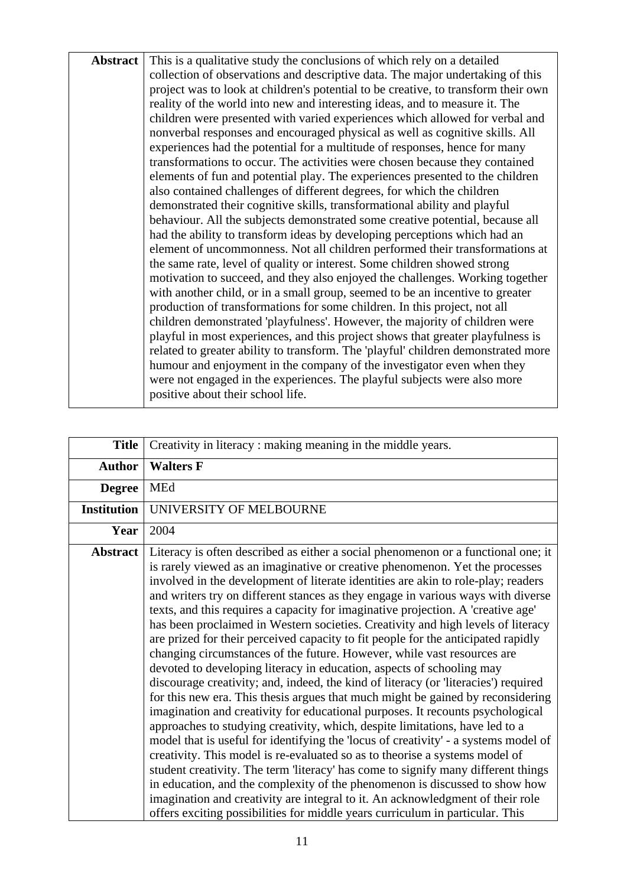| | |
|---|---|
| **Abstract** | This is a qualitative study the conclusions of which rely on a detailed collection of observations and descriptive data. The major undertaking of this project was to look at children's potential to be creative, to transform their own reality of the world into new and interesting ideas, and to measure it. The children were presented with varied experiences which allowed for verbal and nonverbal responses and encouraged physical as well as cognitive skills. All experiences had the potential for a multitude of responses, hence for many transformations to occur. The activities were chosen because they contained elements of fun and potential play. The experiences presented to the children also contained challenges of different degrees, for which the children demonstrated their cognitive skills, transformational ability and playful behaviour. All the subjects demonstrated some creative potential, because all had the ability to transform ideas by developing perceptions which had an element of uncommonness. Not all children performed their transformations at the same rate, level of quality or interest. Some children showed strong motivation to succeed, and they also enjoyed the challenges. Working together with another child, or in a small group, seemed to be an incentive to greater production of transformations for some children. In this project, not all children demonstrated 'playfulness'. However, the majority of children were playful in most experiences, and this project shows that greater playfulness is related to greater ability to transform. The 'playful' children demonstrated more humour and enjoyment in the company of the investigator even when they were not engaged in the experiences. The playful subjects were also more positive about their school life. |

| | |
|---|---|
| **Title** | Creativity in literacy : making meaning in the middle years. |
| **Author** | **Walters F** |
| **Degree** | MEd |
| **Institution** | UNIVERSITY OF MELBOURNE |
| **Year** | 2004 |
| **Abstract** | Literacy is often described as either a social phenomenon or a functional one; it is rarely viewed as an imaginative or creative phenomenon. Yet the processes involved in the development of literate identities are akin to role-play; readers and writers try on different stances as they engage in various ways with diverse texts, and this requires a capacity for imaginative projection. A 'creative age' has been proclaimed in Western societies. Creativity and high levels of literacy are prized for their perceived capacity to fit people for the anticipated rapidly changing circumstances of the future. However, while vast resources are devoted to developing literacy in education, aspects of schooling may discourage creativity; and, indeed, the kind of literacy (or 'literacies') required for this new era. This thesis argues that much might be gained by reconsidering imagination and creativity for educational purposes. It recounts psychological approaches to studying creativity, which, despite limitations, have led to a model that is useful for identifying the 'locus of creativity' - a systems model of creativity. This model is re-evaluated so as to theorise a systems model of student creativity. The term 'literacy' has come to signify many different things in education, and the complexity of the phenomenon is discussed to show how imagination and creativity are integral to it. An acknowledgment of their role offers exciting possibilities for middle years curriculum in particular. This |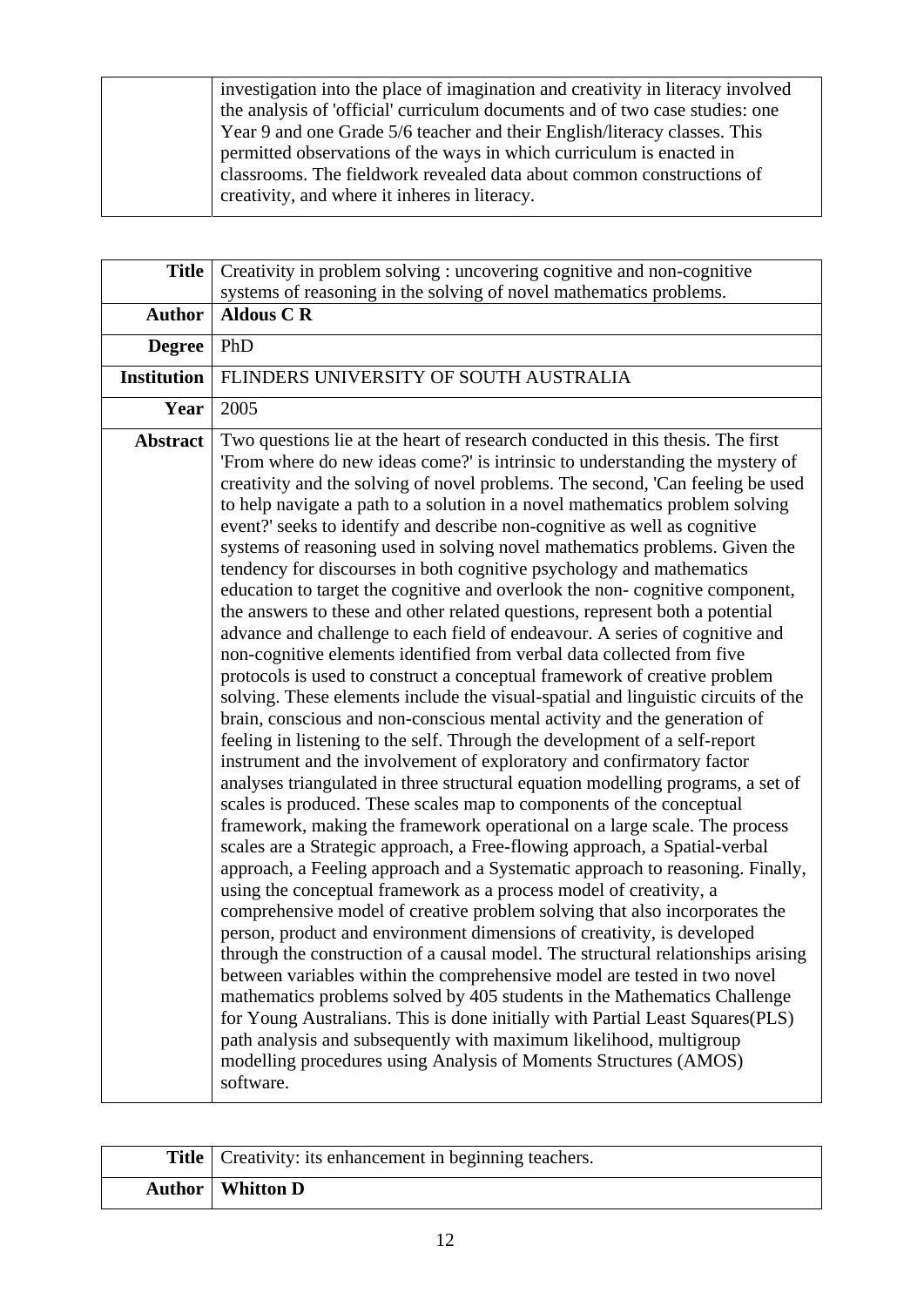| | |
|---|---|
| | investigation into the place of imagination and creativity in literacy involved the analysis of 'official' curriculum documents and of two case studies: one Year 9 and one Grade 5/6 teacher and their English/literacy classes. This permitted observations of the ways in which curriculum is enacted in classrooms. The fieldwork revealed data about common constructions of creativity, and where it inheres in literacy. |

| | |
|---|---|
| **Title** | Creativity in problem solving : uncovering cognitive and non-cognitive systems of reasoning in the solving of novel mathematics problems. |
| **Author** | **Aldous C R** |
| **Degree** | PhD |
| **Institution** | FLINDERS UNIVERSITY OF SOUTH AUSTRALIA |
| **Year** | 2005 |
| **Abstract** | Two questions lie at the heart of research conducted in this thesis. The first 'From where do new ideas come?' is intrinsic to understanding the mystery of creativity and the solving of novel problems. The second, 'Can feeling be used to help navigate a path to a solution in a novel mathematics problem solving event?' seeks to identify and describe non-cognitive as well as cognitive systems of reasoning used in solving novel mathematics problems. Given the tendency for discourses in both cognitive psychology and mathematics education to target the cognitive and overlook the non- cognitive component, the answers to these and other related questions, represent both a potential advance and challenge to each field of endeavour. A series of cognitive and non-cognitive elements identified from verbal data collected from five protocols is used to construct a conceptual framework of creative problem solving. These elements include the visual-spatial and linguistic circuits of the brain, conscious and non-conscious mental activity and the generation of feeling in listening to the self. Through the development of a self-report instrument and the involvement of exploratory and confirmatory factor analyses triangulated in three structural equation modelling programs, a set of scales is produced. These scales map to components of the conceptual framework, making the framework operational on a large scale. The process scales are a Strategic approach, a Free-flowing approach, a Spatial-verbal approach, a Feeling approach and a Systematic approach to reasoning. Finally, using the conceptual framework as a process model of creativity, a comprehensive model of creative problem solving that also incorporates the person, product and environment dimensions of creativity, is developed through the construction of a causal model. The structural relationships arising between variables within the comprehensive model are tested in two novel mathematics problems solved by 405 students in the Mathematics Challenge for Young Australians. This is done initially with Partial Least Squares(PLS) path analysis and subsequently with maximum likelihood, multigroup modelling procedures using Analysis of Moments Structures (AMOS) software. |

| | |
|---|---|
| **Title** | Creativity: its enhancement in beginning teachers. |
| **Author** | **Whitton D** |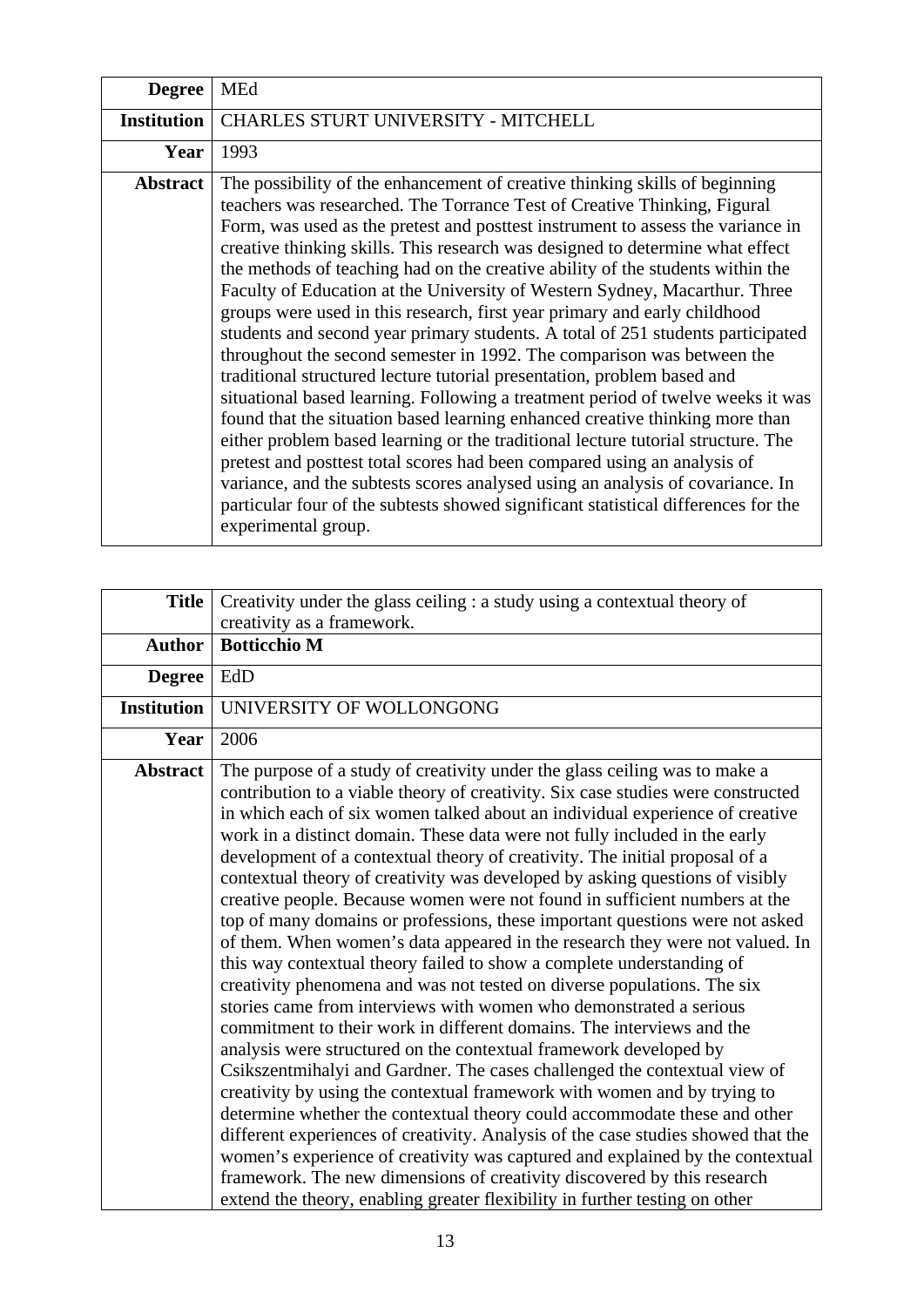| | |
|---|---|
| **Degree** | MEd |
| **Institution** | CHARLES STURT UNIVERSITY - MITCHELL |
| **Year** | 1993 |
| **Abstract** | The possibility of the enhancement of creative thinking skills of beginning teachers was researched. The Torrance Test of Creative Thinking, Figural Form, was used as the pretest and posttest instrument to assess the variance in creative thinking skills. This research was designed to determine what effect the methods of teaching had on the creative ability of the students within the Faculty of Education at the University of Western Sydney, Macarthur. Three groups were used in this research, first year primary and early childhood students and second year primary students. A total of 251 students participated throughout the second semester in 1992. The comparison was between the traditional structured lecture tutorial presentation, problem based and situational based learning. Following a treatment period of twelve weeks it was found that the situation based learning enhanced creative thinking more than either problem based learning or the traditional lecture tutorial structure. The pretest and posttest total scores had been compared using an analysis of variance, and the subtests scores analysed using an analysis of covariance. In particular four of the subtests showed significant statistical differences for the experimental group. |

| | |
|---|---|
| **Title** | Creativity under the glass ceiling : a study using a contextual theory of creativity as a framework. |
| **Author** | **Botticchio M** |
| **Degree** | EdD |
| **Institution** | UNIVERSITY OF WOLLONGONG |
| **Year** | 2006 |
| **Abstract** | The purpose of a study of creativity under the glass ceiling was to make a contribution to a viable theory of creativity. Six case studies were constructed in which each of six women talked about an individual experience of creative work in a distinct domain. These data were not fully included in the early development of a contextual theory of creativity. The initial proposal of a contextual theory of creativity was developed by asking questions of visibly creative people. Because women were not found in sufficient numbers at the top of many domains or professions, these important questions were not asked of them. When women's data appeared in the research they were not valued. In this way contextual theory failed to show a complete understanding of creativity phenomena and was not tested on diverse populations. The six stories came from interviews with women who demonstrated a serious commitment to their work in different domains. The interviews and the analysis were structured on the contextual framework developed by Csikszentmihalyi and Gardner. The cases challenged the contextual view of creativity by using the contextual framework with women and by trying to determine whether the contextual theory could accommodate these and other different experiences of creativity. Analysis of the case studies showed that the women's experience of creativity was captured and explained by the contextual framework. The new dimensions of creativity discovered by this research extend the theory, enabling greater flexibility in further testing on other |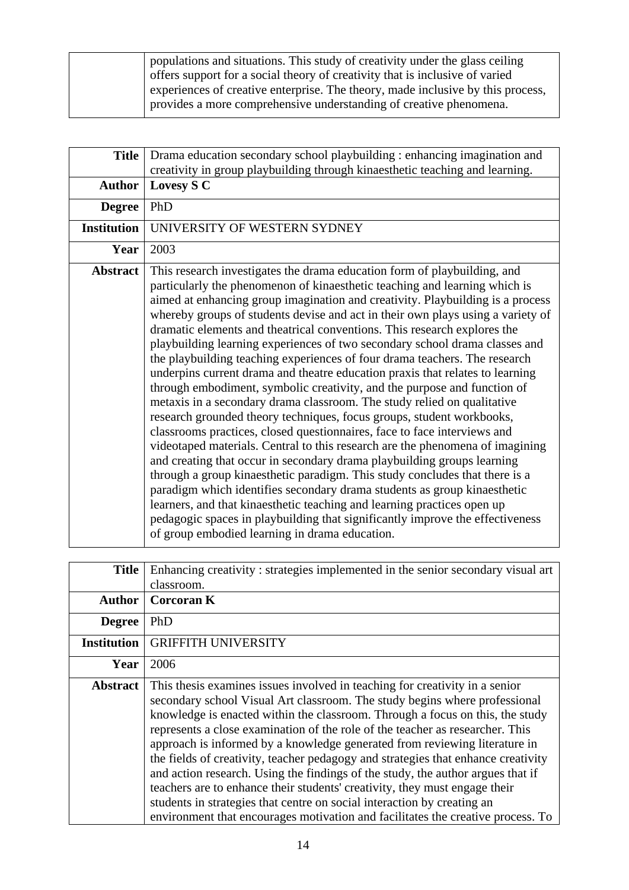| | |
|---|---|
| | populations and situations. This study of creativity under the glass ceiling offers support for a social theory of creativity that is inclusive of varied experiences of creative enterprise. The theory, made inclusive by this process, provides a more comprehensive understanding of creative phenomena. |

| | |
|---|---|
| **Title** | Drama education secondary school playbuilding : enhancing imagination and creativity in group playbuilding through kinaesthetic teaching and learning. |
| **Author** | **Lovesy S C** |
| **Degree** | PhD |
| **Institution** | UNIVERSITY OF WESTERN SYDNEY |
| **Year** | 2003 |
| **Abstract** | This research investigates the drama education form of playbuilding, and particularly the phenomenon of kinaesthetic teaching and learning which is aimed at enhancing group imagination and creativity. Playbuilding is a process whereby groups of students devise and act in their own plays using a variety of dramatic elements and theatrical conventions. This research explores the playbuilding learning experiences of two secondary school drama classes and the playbuilding teaching experiences of four drama teachers. The research underpins current drama and theatre education praxis that relates to learning through embodiment, symbolic creativity, and the purpose and function of metaxis in a secondary drama classroom. The study relied on qualitative research grounded theory techniques, focus groups, student workbooks, classrooms practices, closed questionnaires, face to face interviews and videotaped materials. Central to this research are the phenomena of imagining and creating that occur in secondary drama playbuilding groups learning through a group kinaesthetic paradigm. This study concludes that there is a paradigm which identifies secondary drama students as group kinaesthetic learners, and that kinaesthetic teaching and learning practices open up pedagogic spaces in playbuilding that significantly improve the effectiveness of group embodied learning in drama education. |

| | |
|---|---|
| **Title** | Enhancing creativity : strategies implemented in the senior secondary visual art classroom. |
| **Author** | **Corcoran K** |
| **Degree** | PhD |
| **Institution** | GRIFFITH UNIVERSITY |
| **Year** | 2006 |
| **Abstract** | This thesis examines issues involved in teaching for creativity in a senior secondary school Visual Art classroom. The study begins where professional knowledge is enacted within the classroom. Through a focus on this, the study represents a close examination of the role of the teacher as researcher. This approach is informed by a knowledge generated from reviewing literature in the fields of creativity, teacher pedagogy and strategies that enhance creativity and action research. Using the findings of the study, the author argues that if teachers are to enhance their students' creativity, they must engage their students in strategies that centre on social interaction by creating an environment that encourages motivation and facilitates the creative process. To |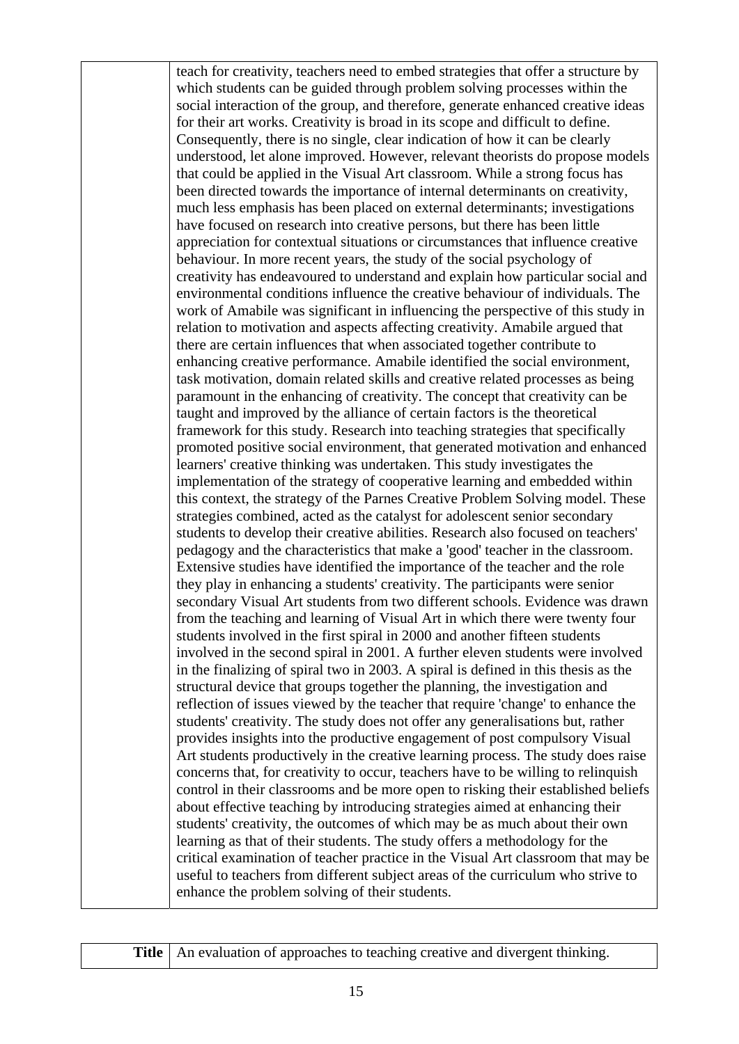| | |
|---|---|
| | teach for creativity, teachers need to embed strategies that offer a structure by which students can be guided through problem solving processes within the social interaction of the group, and therefore, generate enhanced creative ideas for their art works. Creativity is broad in its scope and difficult to define. Consequently, there is no single, clear indication of how it can be clearly understood, let alone improved. However, relevant theorists do propose models that could be applied in the Visual Art classroom. While a strong focus has been directed towards the importance of internal determinants on creativity, much less emphasis has been placed on external determinants; investigations have focused on research into creative persons, but there has been little appreciation for contextual situations or circumstances that influence creative behaviour. In more recent years, the study of the social psychology of creativity has endeavoured to understand and explain how particular social and environmental conditions influence the creative behaviour of individuals. The work of Amabile was significant in influencing the perspective of this study in relation to motivation and aspects affecting creativity. Amabile argued that there are certain influences that when associated together contribute to enhancing creative performance. Amabile identified the social environment, task motivation, domain related skills and creative related processes as being paramount in the enhancing of creativity. The concept that creativity can be taught and improved by the alliance of certain factors is the theoretical framework for this study. Research into teaching strategies that specifically promoted positive social environment, that generated motivation and enhanced learners' creative thinking was undertaken. This study investigates the implementation of the strategy of cooperative learning and embedded within this context, the strategy of the Parnes Creative Problem Solving model. These strategies combined, acted as the catalyst for adolescent senior secondary students to develop their creative abilities. Research also focused on teachers' pedagogy and the characteristics that make a 'good' teacher in the classroom. Extensive studies have identified the importance of the teacher and the role they play in enhancing a students' creativity. The participants were senior secondary Visual Art students from two different schools. Evidence was drawn from the teaching and learning of Visual Art in which there were twenty four students involved in the first spiral in 2000 and another fifteen students involved in the second spiral in 2001. A further eleven students were involved in the finalizing of spiral two in 2003. A spiral is defined in this thesis as the structural device that groups together the planning, the investigation and reflection of issues viewed by the teacher that require 'change' to enhance the students' creativity. The study does not offer any generalisations but, rather provides insights into the productive engagement of post compulsory Visual Art students productively in the creative learning process. The study does raise concerns that, for creativity to occur, teachers have to be willing to relinquish control in their classrooms and be more open to risking their established beliefs about effective teaching by introducing strategies aimed at enhancing their students' creativity, the outcomes of which may be as much about their own learning as that of their students. The study offers a methodology for the critical examination of teacher practice in the Visual Art classroom that may be useful to teachers from different subject areas of the curriculum who strive to enhance the problem solving of their students. |

| | |
|---|---|
| **Title** | An evaluation of approaches to teaching creative and divergent thinking. |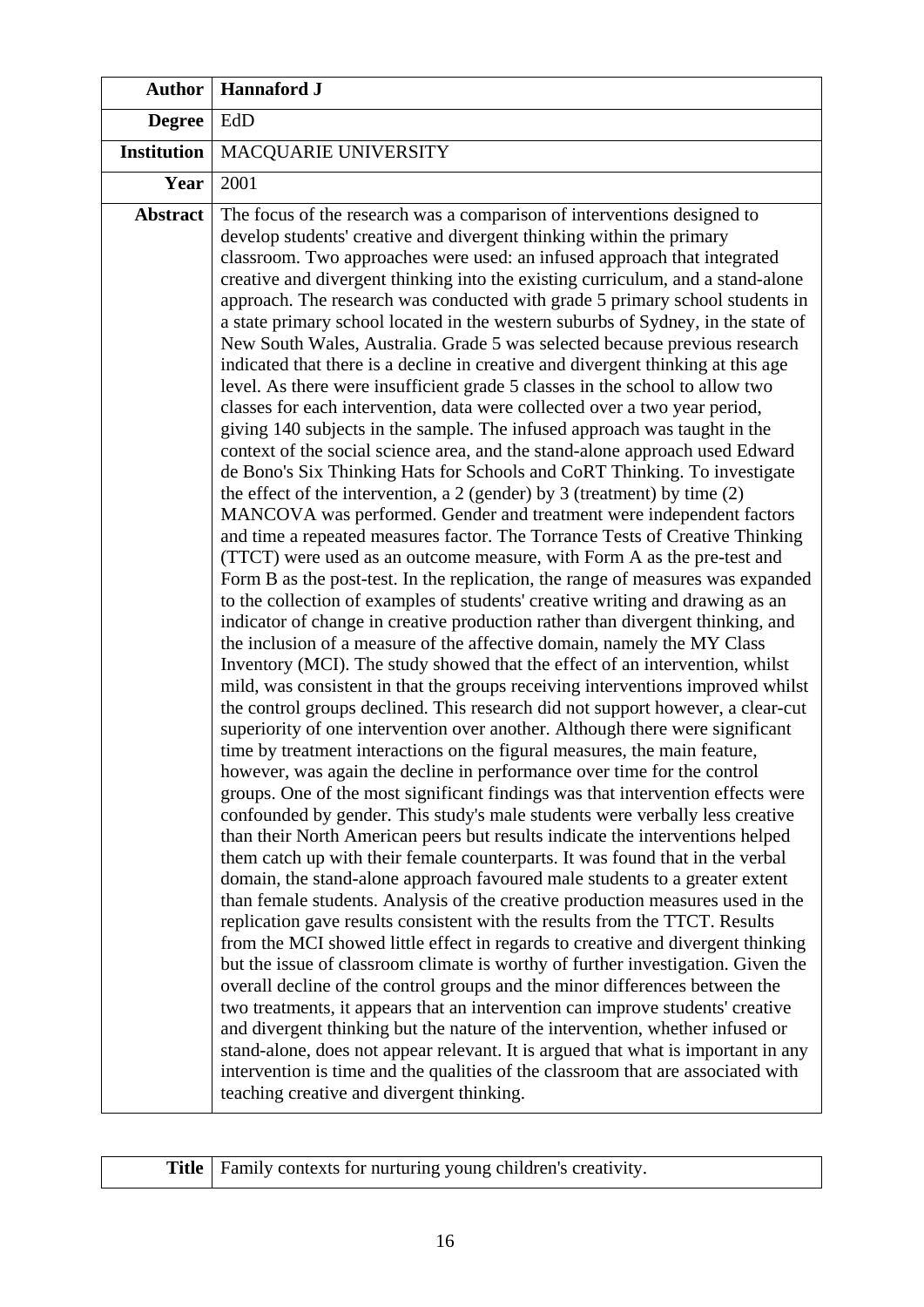| | |
|---|---|
| **Author** | **Hannaford J** |
| **Degree** | EdD |
| **Institution** | MACQUARIE UNIVERSITY |
| **Year** | 2001 |
| **Abstract** | The focus of the research was a comparison of interventions designed to develop students' creative and divergent thinking within the primary classroom. Two approaches were used: an infused approach that integrated creative and divergent thinking into the existing curriculum, and a stand-alone approach. The research was conducted with grade 5 primary school students in a state primary school located in the western suburbs of Sydney, in the state of New South Wales, Australia. Grade 5 was selected because previous research indicated that there is a decline in creative and divergent thinking at this age level. As there were insufficient grade 5 classes in the school to allow two classes for each intervention, data were collected over a two year period, giving 140 subjects in the sample. The infused approach was taught in the context of the social science area, and the stand-alone approach used Edward de Bono's Six Thinking Hats for Schools and CoRT Thinking. To investigate the effect of the intervention, a 2 (gender) by 3 (treatment) by time (2) MANCOVA was performed. Gender and treatment were independent factors and time a repeated measures factor. The Torrance Tests of Creative Thinking (TTCT) were used as an outcome measure, with Form A as the pre-test and Form B as the post-test. In the replication, the range of measures was expanded to the collection of examples of students' creative writing and drawing as an indicator of change in creative production rather than divergent thinking, and the inclusion of a measure of the affective domain, namely the MY Class Inventory (MCI). The study showed that the effect of an intervention, whilst mild, was consistent in that the groups receiving interventions improved whilst the control groups declined. This research did not support however, a clear-cut superiority of one intervention over another. Although there were significant time by treatment interactions on the figural measures, the main feature, however, was again the decline in performance over time for the control groups. One of the most significant findings was that intervention effects were confounded by gender. This study's male students were verbally less creative than their North American peers but results indicate the interventions helped them catch up with their female counterparts. It was found that in the verbal domain, the stand-alone approach favoured male students to a greater extent than female students. Analysis of the creative production measures used in the replication gave results consistent with the results from the TTCT. Results from the MCI showed little effect in regards to creative and divergent thinking but the issue of classroom climate is worthy of further investigation. Given the overall decline of the control groups and the minor differences between the two treatments, it appears that an intervention can improve students' creative and divergent thinking but the nature of the intervention, whether infused or stand-alone, does not appear relevant. It is argued that what is important in any intervention is time and the qualities of the classroom that are associated with teaching creative and divergent thinking. |

| | |
|---|---|
| **Title** | Family contexts for nurturing young children's creativity. |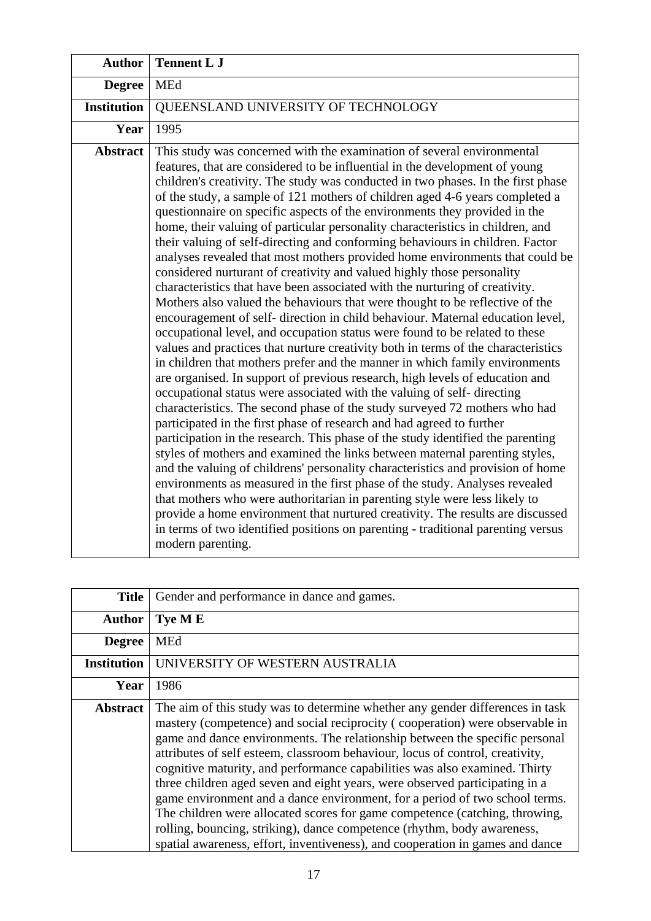| | |
|---|---|
| **Author** | **Tennent L J** |
| **Degree** | MEd |
| **Institution** | QUEENSLAND UNIVERSITY OF TECHNOLOGY |
| **Year** | 1995 |
| **Abstract** | This study was concerned with the examination of several environmental features, that are considered to be influential in the development of young children's creativity. The study was conducted in two phases. In the first phase of the study, a sample of 121 mothers of children aged 4-6 years completed a questionnaire on specific aspects of the environments they provided in the home, their valuing of particular personality characteristics in children, and their valuing of self-directing and conforming behaviours in children. Factor analyses revealed that most mothers provided home environments that could be considered nurturant of creativity and valued highly those personality characteristics that have been associated with the nurturing of creativity. Mothers also valued the behaviours that were thought to be reflective of the encouragement of self- direction in child behaviour. Maternal education level, occupational level, and occupation status were found to be related to these values and practices that nurture creativity both in terms of the characteristics in children that mothers prefer and the manner in which family environments are organised. In support of previous research, high levels of education and occupational status were associated with the valuing of self- directing characteristics. The second phase of the study surveyed 72 mothers who had participated in the first phase of research and had agreed to further participation in the research. This phase of the study identified the parenting styles of mothers and examined the links between maternal parenting styles, and the valuing of childrens' personality characteristics and provision of home environments as measured in the first phase of the study. Analyses revealed that mothers who were authoritarian in parenting style were less likely to provide a home environment that nurtured creativity. The results are discussed in terms of two identified positions on parenting - traditional parenting versus modern parenting. |

| | |
|---|---|
| **Title** | Gender and performance in dance and games. |
| **Author** | **Tye M E** |
| **Degree** | MEd |
| **Institution** | UNIVERSITY OF WESTERN AUSTRALIA |
| **Year** | 1986 |
| **Abstract** | The aim of this study was to determine whether any gender differences in task mastery (competence) and social reciprocity ( cooperation) were observable in game and dance environments. The relationship between the specific personal attributes of self esteem, classroom behaviour, locus of control, creativity, cognitive maturity, and performance capabilities was also examined. Thirty three children aged seven and eight years, were observed participating in a game environment and a dance environment, for a period of two school terms. The children were allocated scores for game competence (catching, throwing, rolling, bouncing, striking), dance competence (rhythm, body awareness, spatial awareness, effort, inventiveness), and cooperation in games and dance |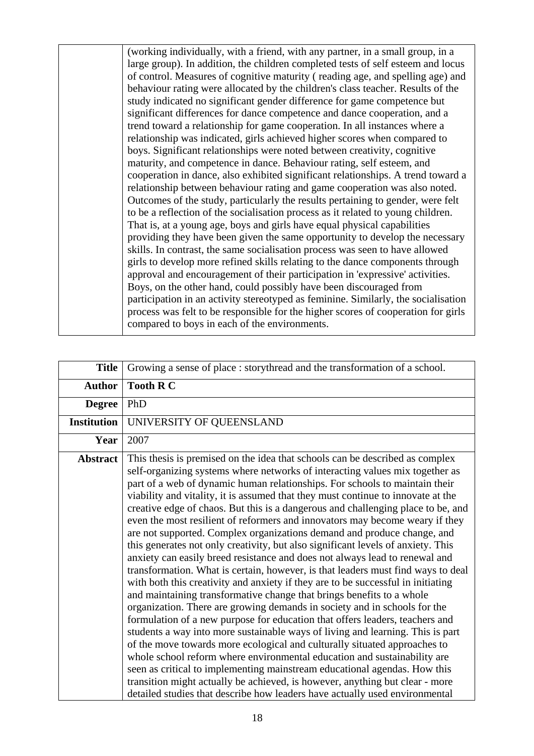| | |
|---|---|
| | (working individually, with a friend, with any partner, in a small group, in a large group). In addition, the children completed tests of self esteem and locus of control. Measures of cognitive maturity ( reading age, and spelling age) and behaviour rating were allocated by the children's class teacher. Results of the study indicated no significant gender difference for game competence but significant differences for dance competence and dance cooperation, and a trend toward a relationship for game cooperation. In all instances where a relationship was indicated, girls achieved higher scores when compared to boys. Significant relationships were noted between creativity, cognitive maturity, and competence in dance. Behaviour rating, self esteem, and cooperation in dance, also exhibited significant relationships. A trend toward a relationship between behaviour rating and game cooperation was also noted. Outcomes of the study, particularly the results pertaining to gender, were felt to be a reflection of the socialisation process as it related to young children. That is, at a young age, boys and girls have equal physical capabilities providing they have been given the same opportunity to develop the necessary skills. In contrast, the same socialisation process was seen to have allowed girls to develop more refined skills relating to the dance components through approval and encouragement of their participation in 'expressive' activities. Boys, on the other hand, could possibly have been discouraged from participation in an activity stereotyped as feminine. Similarly, the socialisation process was felt to be responsible for the higher scores of cooperation for girls compared to boys in each of the environments. |

| | |
|---|---|
| **Title** | Growing a sense of place : storythread and the transformation of a school. |
| **Author** | **Tooth R C** |
| **Degree** | PhD |
| **Institution** | UNIVERSITY OF QUEENSLAND |
| **Year** | 2007 |
| **Abstract** | This thesis is premised on the idea that schools can be described as complex self-organizing systems where networks of interacting values mix together as part of a web of dynamic human relationships. For schools to maintain their viability and vitality, it is assumed that they must continue to innovate at the creative edge of chaos. But this is a dangerous and challenging place to be, and even the most resilient of reformers and innovators may become weary if they are not supported. Complex organizations demand and produce change, and this generates not only creativity, but also significant levels of anxiety. This anxiety can easily breed resistance and does not always lead to renewal and transformation. What is certain, however, is that leaders must find ways to deal with both this creativity and anxiety if they are to be successful in initiating and maintaining transformative change that brings benefits to a whole organization. There are growing demands in society and in schools for the formulation of a new purpose for education that offers leaders, teachers and students a way into more sustainable ways of living and learning. This is part of the move towards more ecological and culturally situated approaches to whole school reform where environmental education and sustainability are seen as critical to implementing mainstream educational agendas. How this transition might actually be achieved, is however, anything but clear - more detailed studies that describe how leaders have actually used environmental |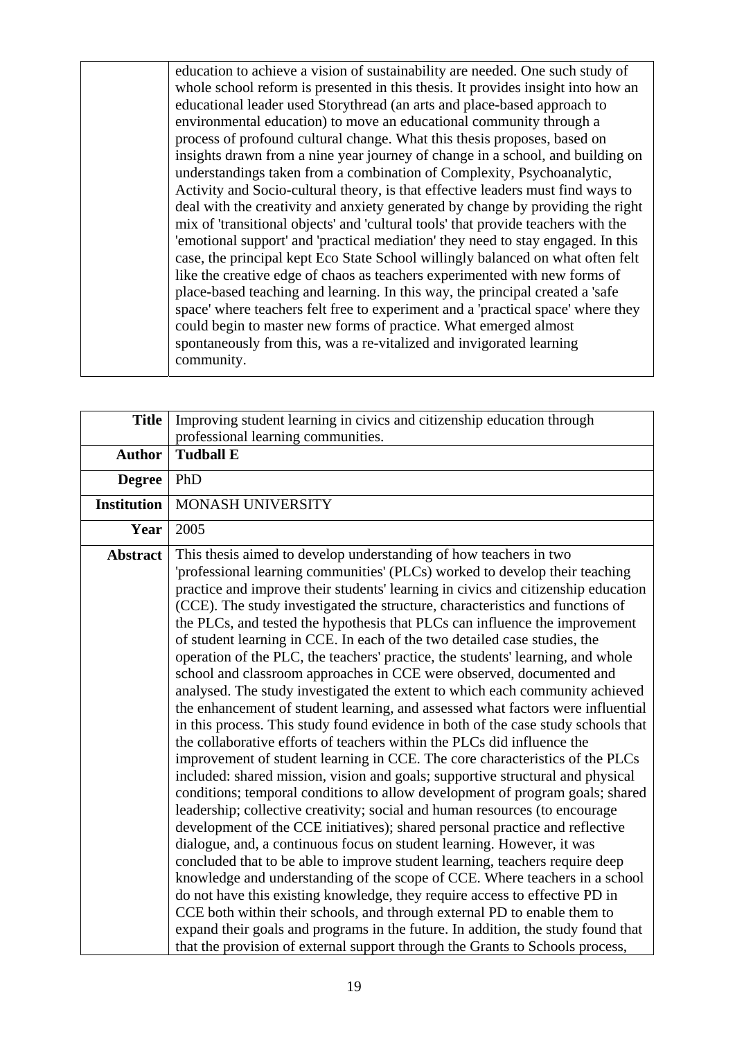| | |
|---|---|
| | education to achieve a vision of sustainability are needed. One such study of whole school reform is presented in this thesis. It provides insight into how an educational leader used Storythread (an arts and place-based approach to environmental education) to move an educational community through a process of profound cultural change. What this thesis proposes, based on insights drawn from a nine year journey of change in a school, and building on understandings taken from a combination of Complexity, Psychoanalytic, Activity and Socio-cultural theory, is that effective leaders must find ways to deal with the creativity and anxiety generated by change by providing the right mix of 'transitional objects' and 'cultural tools' that provide teachers with the 'emotional support' and 'practical mediation' they need to stay engaged. In this case, the principal kept Eco State School willingly balanced on what often felt like the creative edge of chaos as teachers experimented with new forms of place-based teaching and learning. In this way, the principal created a 'safe space' where teachers felt free to experiment and a 'practical space' where they could begin to master new forms of practice. What emerged almost spontaneously from this, was a re-vitalized and invigorated learning community. |

| | |
|---|---|
| **Title** | Improving student learning in civics and citizenship education through professional learning communities. |
| **Author** | **Tudball E** |
| **Degree** | PhD |
| **Institution** | MONASH UNIVERSITY |
| **Year** | 2005 |
| **Abstract** | This thesis aimed to develop understanding of how teachers in two 'professional learning communities' (PLCs) worked to develop their teaching practice and improve their students' learning in civics and citizenship education (CCE). The study investigated the structure, characteristics and functions of the PLCs, and tested the hypothesis that PLCs can influence the improvement of student learning in CCE. In each of the two detailed case studies, the operation of the PLC, the teachers' practice, the students' learning, and whole school and classroom approaches in CCE were observed, documented and analysed. The study investigated the extent to which each community achieved the enhancement of student learning, and assessed what factors were influential in this process. This study found evidence in both of the case study schools that the collaborative efforts of teachers within the PLCs did influence the improvement of student learning in CCE. The core characteristics of the PLCs included: shared mission, vision and goals; supportive structural and physical conditions; temporal conditions to allow development of program goals; shared leadership; collective creativity; social and human resources (to encourage development of the CCE initiatives); shared personal practice and reflective dialogue, and, a continuous focus on student learning. However, it was concluded that to be able to improve student learning, teachers require deep knowledge and understanding of the scope of CCE. Where teachers in a school do not have this existing knowledge, they require access to effective PD in CCE both within their schools, and through external PD to enable them to expand their goals and programs in the future. In addition, the study found that that the provision of external support through the Grants to Schools process, |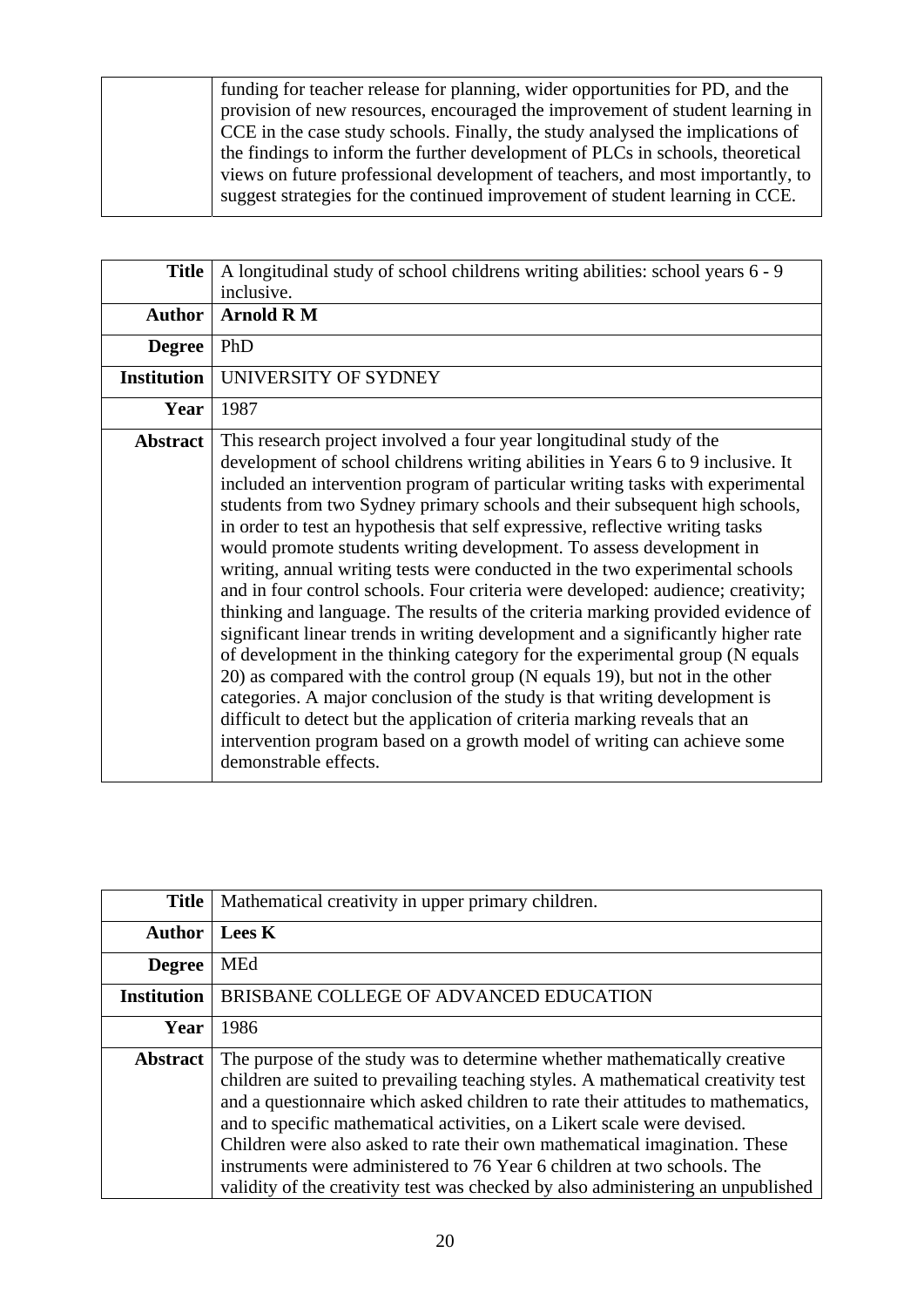|  |  |
|---|---|
|  | funding for teacher release for planning, wider opportunities for PD, and the provision of new resources, encouraged the improvement of student learning in CCE in the case study schools. Finally, the study analysed the implications of the findings to inform the further development of PLCs in schools, theoretical views on future professional development of teachers, and most importantly, to suggest strategies for the continued improvement of student learning in CCE. |

|  |  |
|---|---|
| **Title** | A longitudinal study of school childrens writing abilities: school years 6 - 9 inclusive. |
| **Author** | **Arnold R M** |
| **Degree** | PhD |
| **Institution** | UNIVERSITY OF SYDNEY |
| **Year** | 1987 |
| **Abstract** | This research project involved a four year longitudinal study of the development of school childrens writing abilities in Years 6 to 9 inclusive. It included an intervention program of particular writing tasks with experimental students from two Sydney primary schools and their subsequent high schools, in order to test an hypothesis that self expressive, reflective writing tasks would promote students writing development. To assess development in writing, annual writing tests were conducted in the two experimental schools and in four control schools. Four criteria were developed: audience; creativity; thinking and language. The results of the criteria marking provided evidence of significant linear trends in writing development and a significantly higher rate of development in the thinking category for the experimental group (N equals 20) as compared with the control group (N equals 19), but not in the other categories. A major conclusion of the study is that writing development is difficult to detect but the application of criteria marking reveals that an intervention program based on a growth model of writing can achieve some demonstrable effects. |

|  |  |
|---|---|
| **Title** | Mathematical creativity in upper primary children. |
| **Author** | **Lees K** |
| **Degree** | MEd |
| **Institution** | BRISBANE COLLEGE OF ADVANCED EDUCATION |
| **Year** | 1986 |
| **Abstract** | The purpose of the study was to determine whether mathematically creative children are suited to prevailing teaching styles. A mathematical creativity test and a questionnaire which asked children to rate their attitudes to mathematics, and to specific mathematical activities, on a Likert scale were devised. Children were also asked to rate their own mathematical imagination. These instruments were administered to 76 Year 6 children at two schools. The validity of the creativity test was checked by also administering an unpublished |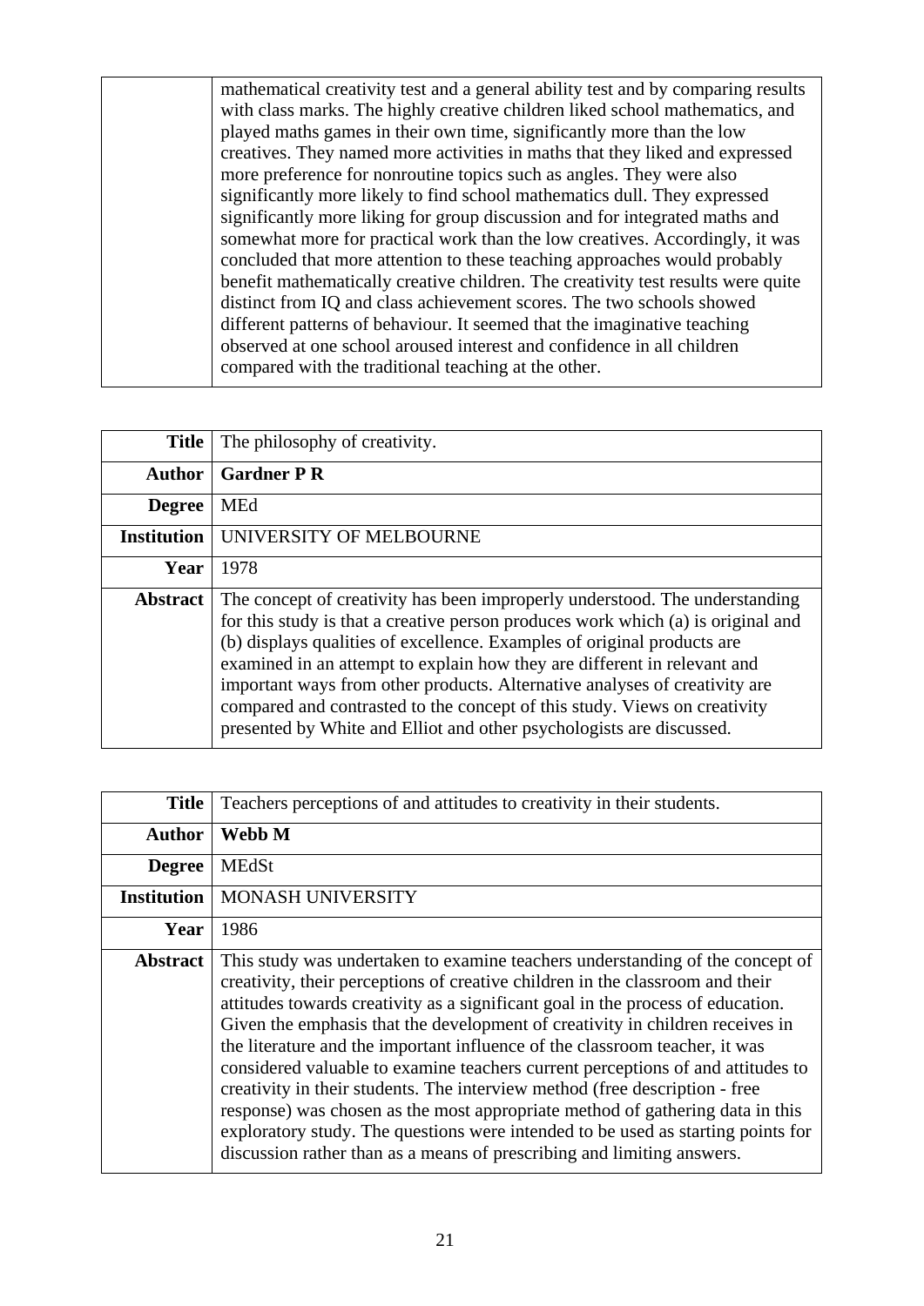| | |
|---|---|
| | mathematical creativity test and a general ability test and by comparing results with class marks. The highly creative children liked school mathematics, and played maths games in their own time, significantly more than the low creatives. They named more activities in maths that they liked and expressed more preference for nonroutine topics such as angles. They were also significantly more likely to find school mathematics dull. They expressed significantly more liking for group discussion and for integrated maths and somewhat more for practical work than the low creatives. Accordingly, it was concluded that more attention to these teaching approaches would probably benefit mathematically creative children. The creativity test results were quite distinct from IQ and class achievement scores. The two schools showed different patterns of behaviour. It seemed that the imaginative teaching observed at one school aroused interest and confidence in all children compared with the traditional teaching at the other. |

| | |
|---|---|
| **Title** | The philosophy of creativity. |
| **Author** | **Gardner P R** |
| **Degree** | MEd |
| **Institution** | UNIVERSITY OF MELBOURNE |
| **Year** | 1978 |
| **Abstract** | The concept of creativity has been improperly understood. The understanding for this study is that a creative person produces work which (a) is original and (b) displays qualities of excellence. Examples of original products are examined in an attempt to explain how they are different in relevant and important ways from other products. Alternative analyses of creativity are compared and contrasted to the concept of this study. Views on creativity presented by White and Elliot and other psychologists are discussed. |

| | |
|---|---|
| **Title** | Teachers perceptions of and attitudes to creativity in their students. |
| **Author** | **Webb M** |
| **Degree** | MEdSt |
| **Institution** | MONASH UNIVERSITY |
| **Year** | 1986 |
| **Abstract** | This study was undertaken to examine teachers understanding of the concept of creativity, their perceptions of creative children in the classroom and their attitudes towards creativity as a significant goal in the process of education. Given the emphasis that the development of creativity in children receives in the literature and the important influence of the classroom teacher, it was considered valuable to examine teachers current perceptions of and attitudes to creativity in their students. The interview method (free description - free response) was chosen as the most appropriate method of gathering data in this exploratory study. The questions were intended to be used as starting points for discussion rather than as a means of prescribing and limiting answers. |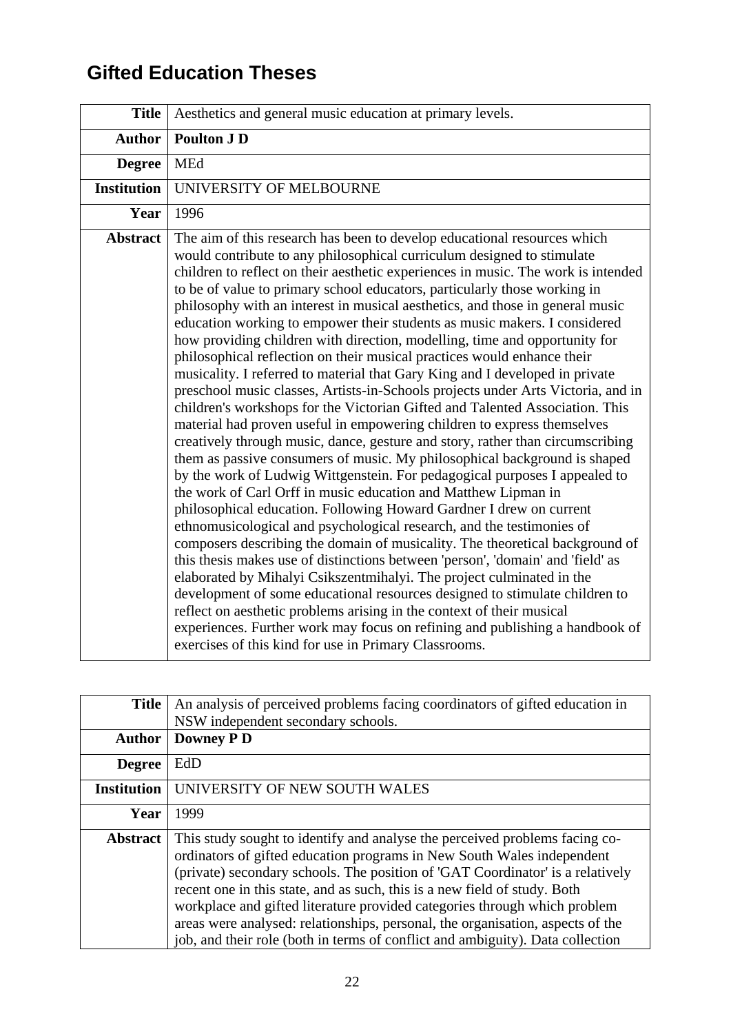## Gifted Education Theses

| **Title** | Aesthetics and general music education at primary levels. |
|---|---|
| **Author** | **Poulton J D** |
| **Degree** | MEd |
| **Institution** | UNIVERSITY OF MELBOURNE |
| **Year** | 1996 |
| **Abstract** | The aim of this research has been to develop educational resources which would contribute to any philosophical curriculum designed to stimulate children to reflect on their aesthetic experiences in music. The work is intended to be of value to primary school educators, particularly those working in philosophy with an interest in musical aesthetics, and those in general music education working to empower their students as music makers. I considered how providing children with direction, modelling, time and opportunity for philosophical reflection on their musical practices would enhance their musicality. I referred to material that Gary King and I developed in private preschool music classes, Artists-in-Schools projects under Arts Victoria, and in children's workshops for the Victorian Gifted and Talented Association. This material had proven useful in empowering children to express themselves creatively through music, dance, gesture and story, rather than circumscribing them as passive consumers of music. My philosophical background is shaped by the work of Ludwig Wittgenstein. For pedagogical purposes I appealed to the work of Carl Orff in music education and Matthew Lipman in philosophical education. Following Howard Gardner I drew on current ethnomusicological and psychological research, and the testimonies of composers describing the domain of musicality. The theoretical background of this thesis makes use of distinctions between 'person', 'domain' and 'field' as elaborated by Mihalyi Csikszentmihalyi. The project culminated in the development of some educational resources designed to stimulate children to reflect on aesthetic problems arising in the context of their musical experiences. Further work may focus on refining and publishing a handbook of exercises of this kind for use in Primary Classrooms. |

| **Title** | An analysis of perceived problems facing coordinators of gifted education in NSW independent secondary schools. |
|---|---|
| **Author** | **Downey P D** |
| **Degree** | EdD |
| **Institution** | UNIVERSITY OF NEW SOUTH WALES |
| **Year** | 1999 |
| **Abstract** | This study sought to identify and analyse the perceived problems facing co-ordinators of gifted education programs in New South Wales independent (private) secondary schools. The position of 'GAT Coordinator' is a relatively recent one in this state, and as such, this is a new field of study. Both workplace and gifted literature provided categories through which problem areas were analysed: relationships, personal, the organisation, aspects of the job, and their role (both in terms of conflict and ambiguity). Data collection |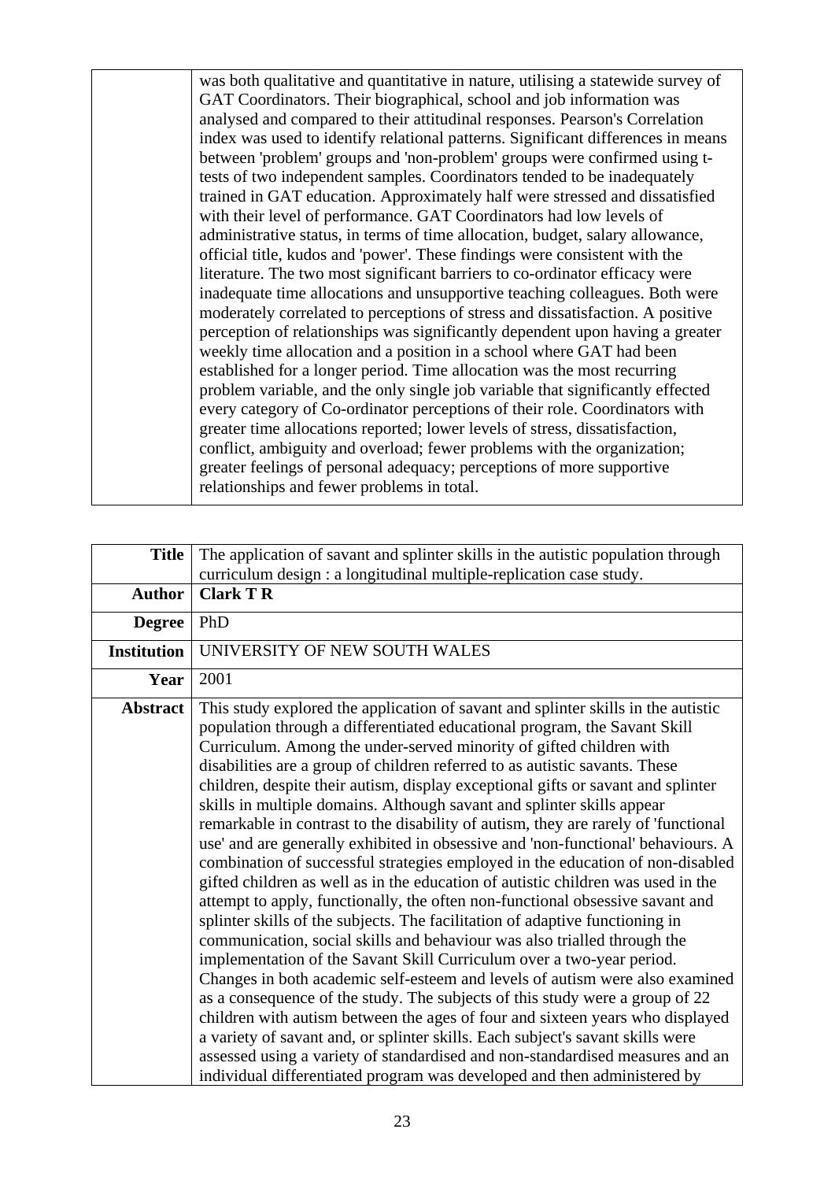| | |
|---|---|
| | was both qualitative and quantitative in nature, utilising a statewide survey of GAT Coordinators. Their biographical, school and job information was analysed and compared to their attitudinal responses. Pearson's Correlation index was used to identify relational patterns. Significant differences in means between 'problem' groups and 'non-problem' groups were confirmed using t-tests of two independent samples. Coordinators tended to be inadequately trained in GAT education. Approximately half were stressed and dissatisfied with their level of performance. GAT Coordinators had low levels of administrative status, in terms of time allocation, budget, salary allowance, official title, kudos and 'power'. These findings were consistent with the literature. The two most significant barriers to co-ordinator efficacy were inadequate time allocations and unsupportive teaching colleagues. Both were moderately correlated to perceptions of stress and dissatisfaction. A positive perception of relationships was significantly dependent upon having a greater weekly time allocation and a position in a school where GAT had been established for a longer period. Time allocation was the most recurring problem variable, and the only single job variable that significantly effected every category of Co-ordinator perceptions of their role. Coordinators with greater time allocations reported; lower levels of stress, dissatisfaction, conflict, ambiguity and overload; fewer problems with the organization; greater feelings of personal adequacy; perceptions of more supportive relationships and fewer problems in total. |

| | |
|---|---|
| **Title** | The application of savant and splinter skills in the autistic population through curriculum design : a longitudinal multiple-replication case study. |
| **Author** | **Clark T R** |
| **Degree** | PhD |
| **Institution** | UNIVERSITY OF NEW SOUTH WALES |
| **Year** | 2001 |
| **Abstract** | This study explored the application of savant and splinter skills in the autistic population through a differentiated educational program, the Savant Skill Curriculum. Among the under-served minority of gifted children with disabilities are a group of children referred to as autistic savants. These children, despite their autism, display exceptional gifts or savant and splinter skills in multiple domains. Although savant and splinter skills appear remarkable in contrast to the disability of autism, they are rarely of 'functional use' and are generally exhibited in obsessive and 'non-functional' behaviours. A combination of successful strategies employed in the education of non-disabled gifted children as well as in the education of autistic children was used in the attempt to apply, functionally, the often non-functional obsessive savant and splinter skills of the subjects. The facilitation of adaptive functioning in communication, social skills and behaviour was also trialled through the implementation of the Savant Skill Curriculum over a two-year period. Changes in both academic self-esteem and levels of autism were also examined as a consequence of the study. The subjects of this study were a group of 22 children with autism between the ages of four and sixteen years who displayed a variety of savant and, or splinter skills. Each subject's savant skills were assessed using a variety of standardised and non-standardised measures and an individual differentiated program was developed and then administered by |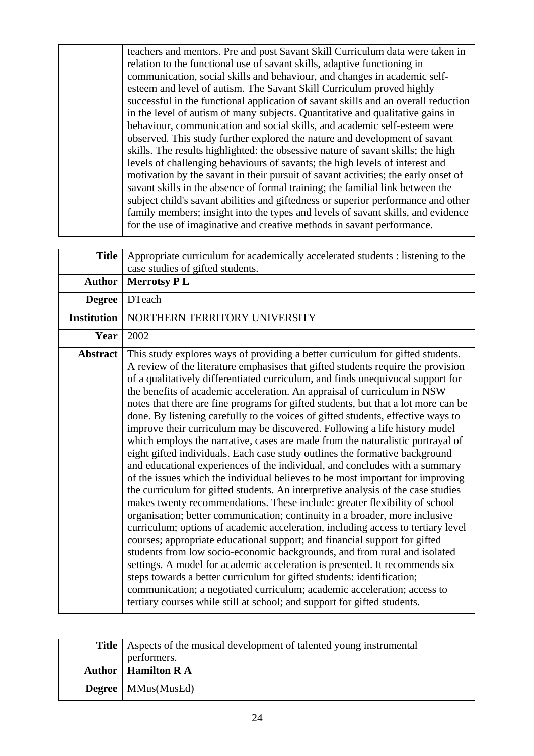| | |
|---|---|
| | teachers and mentors. Pre and post Savant Skill Curriculum data were taken in relation to the functional use of savant skills, adaptive functioning in communication, social skills and behaviour, and changes in academic self-esteem and level of autism. The Savant Skill Curriculum proved highly successful in the functional application of savant skills and an overall reduction in the level of autism of many subjects. Quantitative and qualitative gains in behaviour, communication and social skills, and academic self-esteem were observed. This study further explored the nature and development of savant skills. The results highlighted: the obsessive nature of savant skills; the high levels of challenging behaviours of savants; the high levels of interest and motivation by the savant in their pursuit of savant activities; the early onset of savant skills in the absence of formal training; the familial link between the subject child's savant abilities and giftedness or superior performance and other family members; insight into the types and levels of savant skills, and evidence for the use of imaginative and creative methods in savant performance. |

| | |
|---|---|
| **Title** | Appropriate curriculum for academically accelerated students : listening to the case studies of gifted students. |
| **Author** | **Merrotsy P L** |
| **Degree** | DTeach |
| **Institution** | NORTHERN TERRITORY UNIVERSITY |
| **Year** | 2002 |
| **Abstract** | This study explores ways of providing a better curriculum for gifted students. A review of the literature emphasises that gifted students require the provision of a qualitatively differentiated curriculum, and finds unequivocal support for the benefits of academic acceleration. An appraisal of curriculum in NSW notes that there are fine programs for gifted students, but that a lot more can be done. By listening carefully to the voices of gifted students, effective ways to improve their curriculum may be discovered. Following a life history model which employs the narrative, cases are made from the naturalistic portrayal of eight gifted individuals. Each case study outlines the formative background and educational experiences of the individual, and concludes with a summary of the issues which the individual believes to be most important for improving the curriculum for gifted students. An interpretive analysis of the case studies makes twenty recommendations. These include: greater flexibility of school organisation; better communication; continuity in a broader, more inclusive curriculum; options of academic acceleration, including access to tertiary level courses; appropriate educational support; and financial support for gifted students from low socio-economic backgrounds, and from rural and isolated settings. A model for academic acceleration is presented. It recommends six steps towards a better curriculum for gifted students: identification; communication; a negotiated curriculum; academic acceleration; access to tertiary courses while still at school; and support for gifted students. |

| | |
|---|---|
| **Title** | Aspects of the musical development of talented young instrumental performers. |
| **Author** | **Hamilton R A** |
| **Degree** | MMus(MusEd) |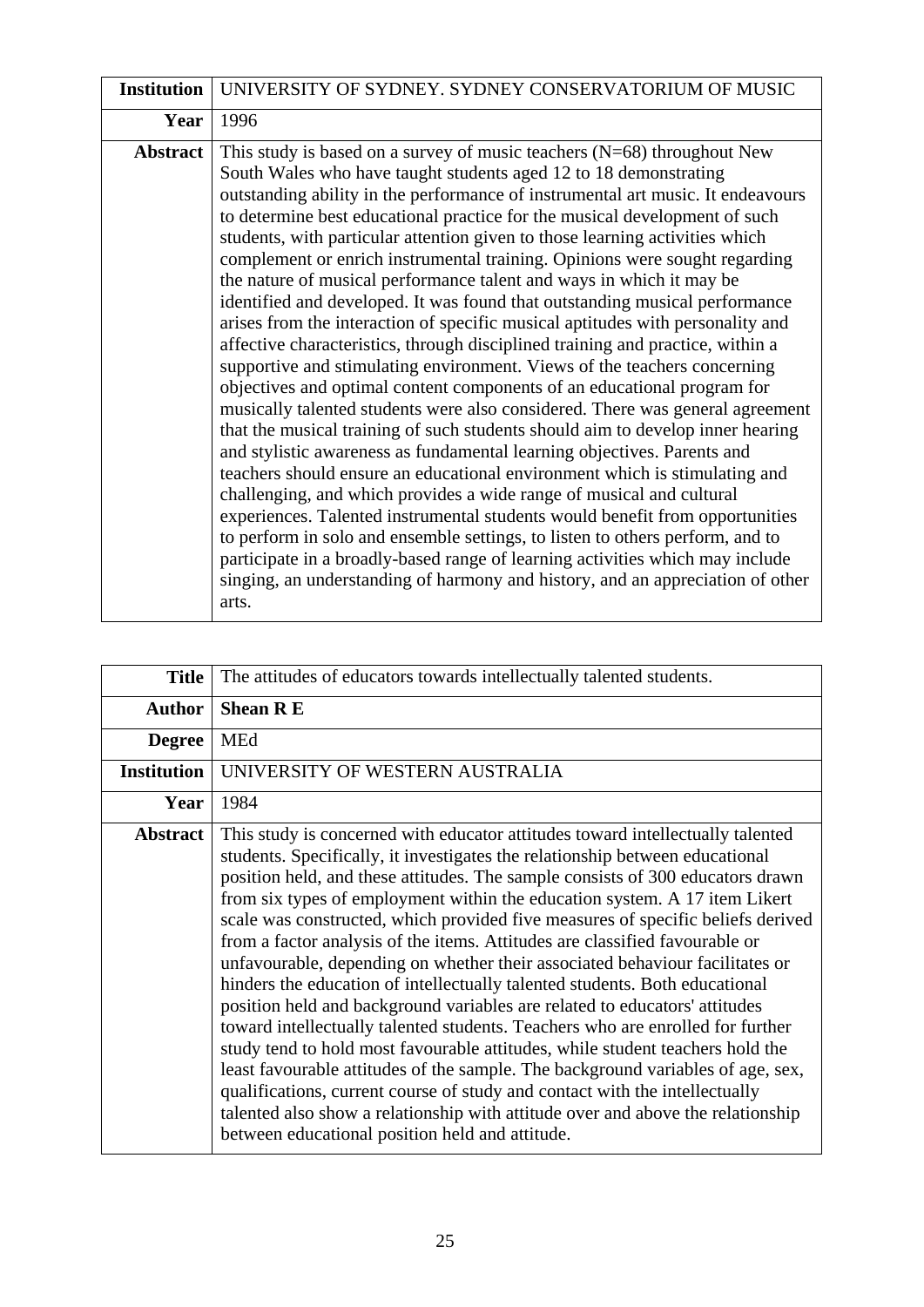| **Institution** | UNIVERSITY OF SYDNEY. SYDNEY CONSERVATORIUM OF MUSIC |
|---|---|
| **Year** | 1996 |
| **Abstract** | This study is based on a survey of music teachers (N=68) throughout New South Wales who have taught students aged 12 to 18 demonstrating outstanding ability in the performance of instrumental art music. It endeavours to determine best educational practice for the musical development of such students, with particular attention given to those learning activities which complement or enrich instrumental training. Opinions were sought regarding the nature of musical performance talent and ways in which it may be identified and developed. It was found that outstanding musical performance arises from the interaction of specific musical aptitudes with personality and affective characteristics, through disciplined training and practice, within a supportive and stimulating environment. Views of the teachers concerning objectives and optimal content components of an educational program for musically talented students were also considered. There was general agreement that the musical training of such students should aim to develop inner hearing and stylistic awareness as fundamental learning objectives. Parents and teachers should ensure an educational environment which is stimulating and challenging, and which provides a wide range of musical and cultural experiences. Talented instrumental students would benefit from opportunities to perform in solo and ensemble settings, to listen to others perform, and to participate in a broadly-based range of learning activities which may include singing, an understanding of harmony and history, and an appreciation of other arts. |

| **Title** | The attitudes of educators towards intellectually talented students. |
|---|---|
| **Author** | **Shean R E** |
| **Degree** | MEd |
| **Institution** | UNIVERSITY OF WESTERN AUSTRALIA |
| **Year** | 1984 |
| **Abstract** | This study is concerned with educator attitudes toward intellectually talented students. Specifically, it investigates the relationship between educational position held, and these attitudes. The sample consists of 300 educators drawn from six types of employment within the education system. A 17 item Likert scale was constructed, which provided five measures of specific beliefs derived from a factor analysis of the items. Attitudes are classified favourable or unfavourable, depending on whether their associated behaviour facilitates or hinders the education of intellectually talented students. Both educational position held and background variables are related to educators' attitudes toward intellectually talented students. Teachers who are enrolled for further study tend to hold most favourable attitudes, while student teachers hold the least favourable attitudes of the sample. The background variables of age, sex, qualifications, current course of study and contact with the intellectually talented also show a relationship with attitude over and above the relationship between educational position held and attitude. |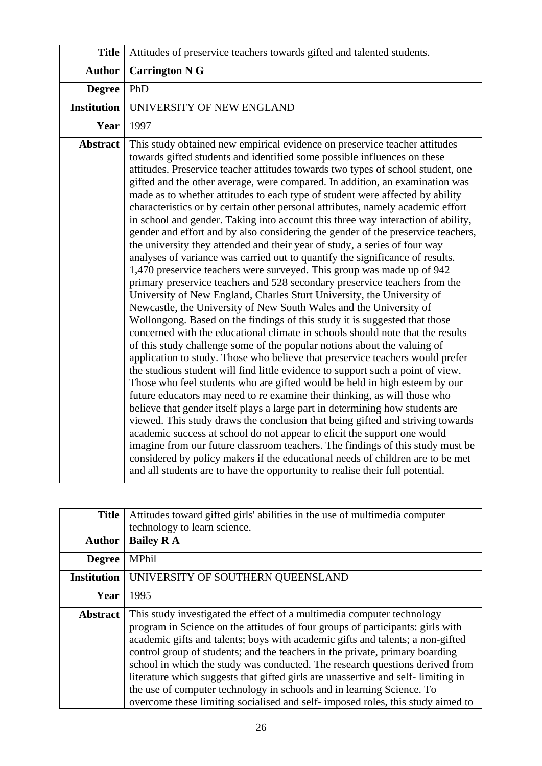| | |
|---|---|
| **Title** | Attitudes of preservice teachers towards gifted and talented students. |
| **Author** | **Carrington N G** |
| **Degree** | PhD |
| **Institution** | UNIVERSITY OF NEW ENGLAND |
| **Year** | 1997 |
| **Abstract** | This study obtained new empirical evidence on preservice teacher attitudes towards gifted students and identified some possible influences on these attitudes. Preservice teacher attitudes towards two types of school student, one gifted and the other average, were compared. In addition, an examination was made as to whether attitudes to each type of student were affected by ability characteristics or by certain other personal attributes, namely academic effort in school and gender. Taking into account this three way interaction of ability, gender and effort and by also considering the gender of the preservice teachers, the university they attended and their year of study, a series of four way analyses of variance was carried out to quantify the significance of results. 1,470 preservice teachers were surveyed. This group was made up of 942 primary preservice teachers and 528 secondary preservice teachers from the University of New England, Charles Sturt University, the University of Newcastle, the University of New South Wales and the University of Wollongong. Based on the findings of this study it is suggested that those concerned with the educational climate in schools should note that the results of this study challenge some of the popular notions about the valuing of application to study. Those who believe that preservice teachers would prefer the studious student will find little evidence to support such a point of view. Those who feel students who are gifted would be held in high esteem by our future educators may need to re examine their thinking, as will those who believe that gender itself plays a large part in determining how students are viewed. This study draws the conclusion that being gifted and striving towards academic success at school do not appear to elicit the support one would imagine from our future classroom teachers. The findings of this study must be considered by policy makers if the educational needs of children are to be met and all students are to have the opportunity to realise their full potential. |

| | |
|---|---|
| **Title** | Attitudes toward gifted girls' abilities in the use of multimedia computer technology to learn science. |
| **Author** | **Bailey R A** |
| **Degree** | MPhil |
| **Institution** | UNIVERSITY OF SOUTHERN QUEENSLAND |
| **Year** | 1995 |
| **Abstract** | This study investigated the effect of a multimedia computer technology program in Science on the attitudes of four groups of participants: girls with academic gifts and talents; boys with academic gifts and talents; a non-gifted control group of students; and the teachers in the private, primary boarding school in which the study was conducted. The research questions derived from literature which suggests that gifted girls are unassertive and self- limiting in the use of computer technology in schools and in learning Science. To overcome these limiting socialised and self- imposed roles, this study aimed to |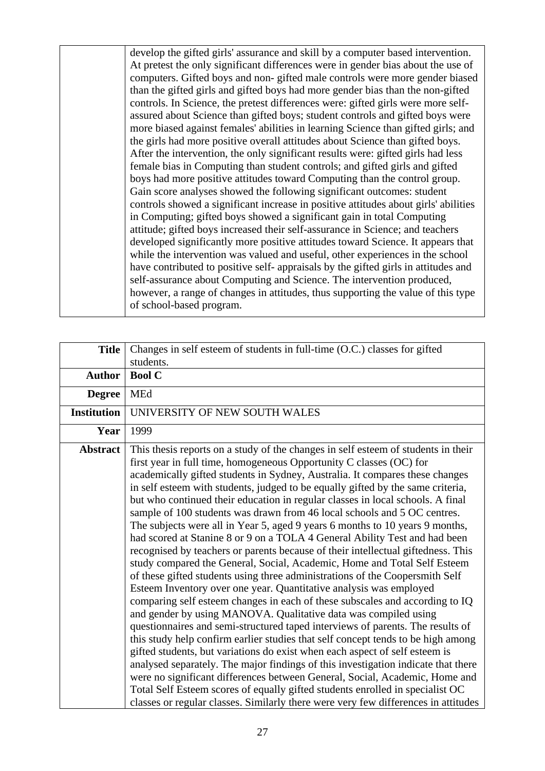| | |
|---|---|
| | develop the gifted girls' assurance and skill by a computer based intervention. At pretest the only significant differences were in gender bias about the use of computers. Gifted boys and non- gifted male controls were more gender biased than the gifted girls and gifted boys had more gender bias than the non-gifted controls. In Science, the pretest differences were: gifted girls were more self-assured about Science than gifted boys; student controls and gifted boys were more biased against females' abilities in learning Science than gifted girls; and the girls had more positive overall attitudes about Science than gifted boys. After the intervention, the only significant results were: gifted girls had less female bias in Computing than student controls; and gifted girls and gifted boys had more positive attitudes toward Computing than the control group. Gain score analyses showed the following significant outcomes: student controls showed a significant increase in positive attitudes about girls' abilities in Computing; gifted boys showed a significant gain in total Computing attitude; gifted boys increased their self-assurance in Science; and teachers developed significantly more positive attitudes toward Science. It appears that while the intervention was valued and useful, other experiences in the school have contributed to positive self- appraisals by the gifted girls in attitudes and self-assurance about Computing and Science. The intervention produced, however, a range of changes in attitudes, thus supporting the value of this type of school-based program. |

| | |
|---|---|
| **Title** | Changes in self esteem of students in full-time (O.C.) classes for gifted students. |
| **Author** | **Bool C** |
| **Degree** | MEd |
| **Institution** | UNIVERSITY OF NEW SOUTH WALES |
| **Year** | 1999 |
| **Abstract** | This thesis reports on a study of the changes in self esteem of students in their first year in full time, homogeneous Opportunity C classes (OC) for academically gifted students in Sydney, Australia. It compares these changes in self esteem with students, judged to be equally gifted by the same criteria, but who continued their education in regular classes in local schools. A final sample of 100 students was drawn from 46 local schools and 5 OC centres. The subjects were all in Year 5, aged 9 years 6 months to 10 years 9 months, had scored at Stanine 8 or 9 on a TOLA 4 General Ability Test and had been recognised by teachers or parents because of their intellectual giftedness. This study compared the General, Social, Academic, Home and Total Self Esteem of these gifted students using three administrations of the Coopersmith Self Esteem Inventory over one year. Quantitative analysis was employed comparing self esteem changes in each of these subscales and according to IQ and gender by using MANOVA. Qualitative data was compiled using questionnaires and semi-structured taped interviews of parents. The results of this study help confirm earlier studies that self concept tends to be high among gifted students, but variations do exist when each aspect of self esteem is analysed separately. The major findings of this investigation indicate that there were no significant differences between General, Social, Academic, Home and Total Self Esteem scores of equally gifted students enrolled in specialist OC classes or regular classes. Similarly there were very few differences in attitudes |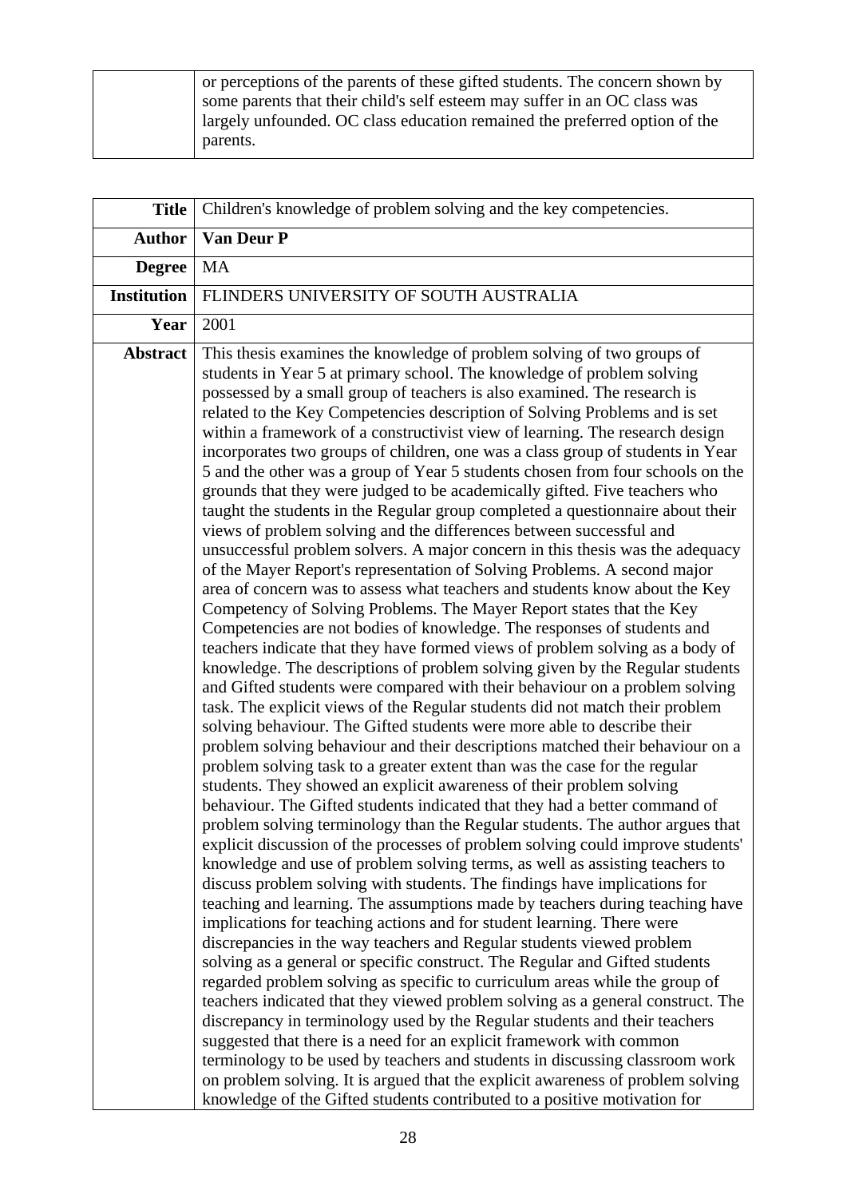| | |
|---|---|
| | or perceptions of the parents of these gifted students. The concern shown by some parents that their child's self esteem may suffer in an OC class was largely unfounded. OC class education remained the preferred option of the parents. |

| | |
|---|---|
| **Title** | Children's knowledge of problem solving and the key competencies. |
| **Author** | **Van Deur P** |
| **Degree** | MA |
| **Institution** | FLINDERS UNIVERSITY OF SOUTH AUSTRALIA |
| **Year** | 2001 |
| **Abstract** | This thesis examines the knowledge of problem solving of two groups of students in Year 5 at primary school. The knowledge of problem solving possessed by a small group of teachers is also examined. The research is related to the Key Competencies description of Solving Problems and is set within a framework of a constructivist view of learning. The research design incorporates two groups of children, one was a class group of students in Year 5 and the other was a group of Year 5 students chosen from four schools on the grounds that they were judged to be academically gifted. Five teachers who taught the students in the Regular group completed a questionnaire about their views of problem solving and the differences between successful and unsuccessful problem solvers. A major concern in this thesis was the adequacy of the Mayer Report's representation of Solving Problems. A second major area of concern was to assess what teachers and students know about the Key Competency of Solving Problems. The Mayer Report states that the Key Competencies are not bodies of knowledge. The responses of students and teachers indicate that they have formed views of problem solving as a body of knowledge. The descriptions of problem solving given by the Regular students and Gifted students were compared with their behaviour on a problem solving task. The explicit views of the Regular students did not match their problem solving behaviour. The Gifted students were more able to describe their problem solving behaviour and their descriptions matched their behaviour on a problem solving task to a greater extent than was the case for the regular students. They showed an explicit awareness of their problem solving behaviour. The Gifted students indicated that they had a better command of problem solving terminology than the Regular students. The author argues that explicit discussion of the processes of problem solving could improve students' knowledge and use of problem solving terms, as well as assisting teachers to discuss problem solving with students. The findings have implications for teaching and learning. The assumptions made by teachers during teaching have implications for teaching actions and for student learning. There were discrepancies in the way teachers and Regular students viewed problem solving as a general or specific construct. The Regular and Gifted students regarded problem solving as specific to curriculum areas while the group of teachers indicated that they viewed problem solving as a general construct. The discrepancy in terminology used by the Regular students and their teachers suggested that there is a need for an explicit framework with common terminology to be used by teachers and students in discussing classroom work on problem solving. It is argued that the explicit awareness of problem solving knowledge of the Gifted students contributed to a positive motivation for |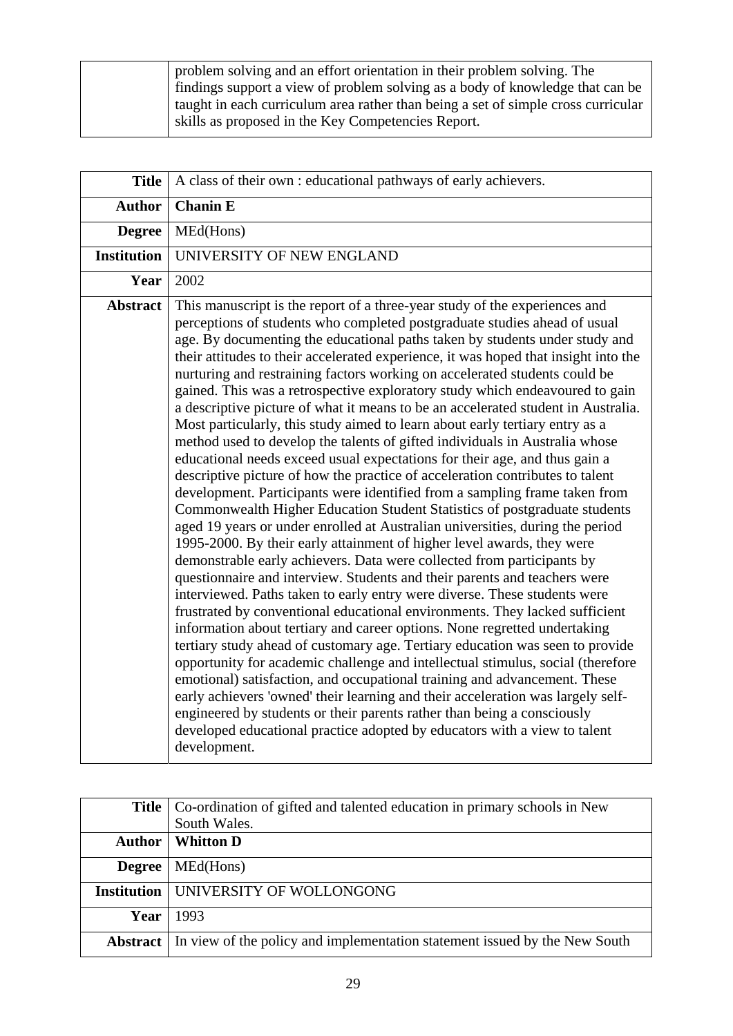| | |
|---|---|
| | problem solving and an effort orientation in their problem solving. The findings support a view of problem solving as a body of knowledge that can be taught in each curriculum area rather than being a set of simple cross curricular skills as proposed in the Key Competencies Report. |

| | |
|---|---|
| **Title** | A class of their own : educational pathways of early achievers. |
| **Author** | **Chanin E** |
| **Degree** | MEd(Hons) |
| **Institution** | UNIVERSITY OF NEW ENGLAND |
| **Year** | 2002 |
| **Abstract** | This manuscript is the report of a three-year study of the experiences and perceptions of students who completed postgraduate studies ahead of usual age. By documenting the educational paths taken by students under study and their attitudes to their accelerated experience, it was hoped that insight into the nurturing and restraining factors working on accelerated students could be gained. This was a retrospective exploratory study which endeavoured to gain a descriptive picture of what it means to be an accelerated student in Australia. Most particularly, this study aimed to learn about early tertiary entry as a method used to develop the talents of gifted individuals in Australia whose educational needs exceed usual expectations for their age, and thus gain a descriptive picture of how the practice of acceleration contributes to talent development. Participants were identified from a sampling frame taken from Commonwealth Higher Education Student Statistics of postgraduate students aged 19 years or under enrolled at Australian universities, during the period 1995-2000. By their early attainment of higher level awards, they were demonstrable early achievers. Data were collected from participants by questionnaire and interview. Students and their parents and teachers were interviewed. Paths taken to early entry were diverse. These students were frustrated by conventional educational environments. They lacked sufficient information about tertiary and career options. None regretted undertaking tertiary study ahead of customary age. Tertiary education was seen to provide opportunity for academic challenge and intellectual stimulus, social (therefore emotional) satisfaction, and occupational training and advancement. These early achievers 'owned' their learning and their acceleration was largely self-engineered by students or their parents rather than being a consciously developed educational practice adopted by educators with a view to talent development. |

| | |
|---|---|
| **Title** | Co-ordination of gifted and talented education in primary schools in New South Wales. |
| **Author** | **Whitton D** |
| **Degree** | MEd(Hons) |
| **Institution** | UNIVERSITY OF WOLLONGONG |
| **Year** | 1993 |
| **Abstract** | In view of the policy and implementation statement issued by the New South |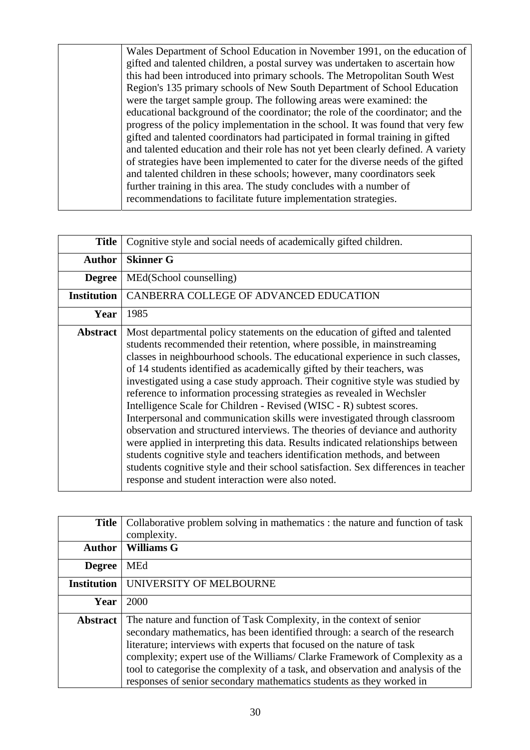| | |
|---|---|
| | Wales Department of School Education in November 1991, on the education of gifted and talented children, a postal survey was undertaken to ascertain how this had been introduced into primary schools. The Metropolitan South West Region's 135 primary schools of New South Department of School Education were the target sample group. The following areas were examined: the educational background of the coordinator; the role of the coordinator; and the progress of the policy implementation in the school. It was found that very few gifted and talented coordinators had participated in formal training in gifted and talented education and their role has not yet been clearly defined. A variety of strategies have been implemented to cater for the diverse needs of the gifted and talented children in these schools; however, many coordinators seek further training in this area. The study concludes with a number of recommendations to facilitate future implementation strategies. |

| | |
|---|---|
| **Title** | Cognitive style and social needs of academically gifted children. |
| **Author** | **Skinner G** |
| **Degree** | MEd(School counselling) |
| **Institution** | CANBERRA COLLEGE OF ADVANCED EDUCATION |
| **Year** | 1985 |
| **Abstract** | Most departmental policy statements on the education of gifted and talented students recommended their retention, where possible, in mainstreaming classes in neighbourhood schools. The educational experience in such classes, of 14 students identified as academically gifted by their teachers, was investigated using a case study approach. Their cognitive style was studied by reference to information processing strategies as revealed in Wechsler Intelligence Scale for Children - Revised (WISC - R) subtest scores. Interpersonal and communication skills were investigated through classroom observation and structured interviews. The theories of deviance and authority were applied in interpreting this data. Results indicated relationships between students cognitive style and teachers identification methods, and between students cognitive style and their school satisfaction. Sex differences in teacher response and student interaction were also noted. |

| | |
|---|---|
| **Title** | Collaborative problem solving in mathematics : the nature and function of task complexity. |
| **Author** | **Williams G** |
| **Degree** | MEd |
| **Institution** | UNIVERSITY OF MELBOURNE |
| **Year** | 2000 |
| **Abstract** | The nature and function of Task Complexity, in the context of senior secondary mathematics, has been identified through: a search of the research literature; interviews with experts that focused on the nature of task complexity; expert use of the Williams/ Clarke Framework of Complexity as a tool to categorise the complexity of a task, and observation and analysis of the responses of senior secondary mathematics students as they worked in |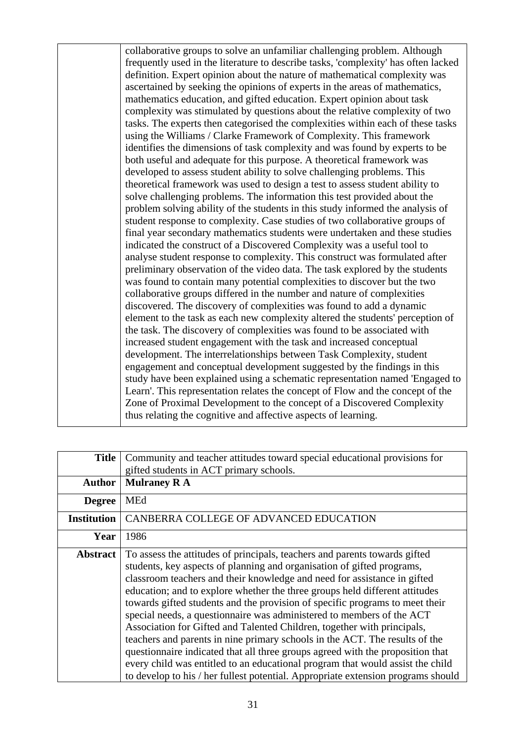| | |
|---|---|
| | collaborative groups to solve an unfamiliar challenging problem. Although frequently used in the literature to describe tasks, 'complexity' has often lacked definition. Expert opinion about the nature of mathematical complexity was ascertained by seeking the opinions of experts in the areas of mathematics, mathematics education, and gifted education. Expert opinion about task complexity was stimulated by questions about the relative complexity of two tasks. The experts then categorised the complexities within each of these tasks using the Williams / Clarke Framework of Complexity. This framework identifies the dimensions of task complexity and was found by experts to be both useful and adequate for this purpose. A theoretical framework was developed to assess student ability to solve challenging problems. This theoretical framework was used to design a test to assess student ability to solve challenging problems. The information this test provided about the problem solving ability of the students in this study informed the analysis of student response to complexity. Case studies of two collaborative groups of final year secondary mathematics students were undertaken and these studies indicated the construct of a Discovered Complexity was a useful tool to analyse student response to complexity. This construct was formulated after preliminary observation of the video data. The task explored by the students was found to contain many potential complexities to discover but the two collaborative groups differed in the number and nature of complexities discovered. The discovery of complexities was found to add a dynamic element to the task as each new complexity altered the students' perception of the task. The discovery of complexities was found to be associated with increased student engagement with the task and increased conceptual development. The interrelationships between Task Complexity, student engagement and conceptual development suggested by the findings in this study have been explained using a schematic representation named 'Engaged to Learn'. This representation relates the concept of Flow and the concept of the Zone of Proximal Development to the concept of a Discovered Complexity thus relating the cognitive and affective aspects of learning. |

| | |
|---|---|
| **Title** | Community and teacher attitudes toward special educational provisions for gifted students in ACT primary schools. |
| **Author** | **Mulraney R A** |
| **Degree** | MEd |
| **Institution** | CANBERRA COLLEGE OF ADVANCED EDUCATION |
| **Year** | 1986 |
| **Abstract** | To assess the attitudes of principals, teachers and parents towards gifted students, key aspects of planning and organisation of gifted programs, classroom teachers and their knowledge and need for assistance in gifted education; and to explore whether the three groups held different attitudes towards gifted students and the provision of specific programs to meet their special needs, a questionnaire was administered to members of the ACT Association for Gifted and Talented Children, together with principals, teachers and parents in nine primary schools in the ACT. The results of the questionnaire indicated that all three groups agreed with the proposition that every child was entitled to an educational program that would assist the child to develop to his / her fullest potential. Appropriate extension programs should |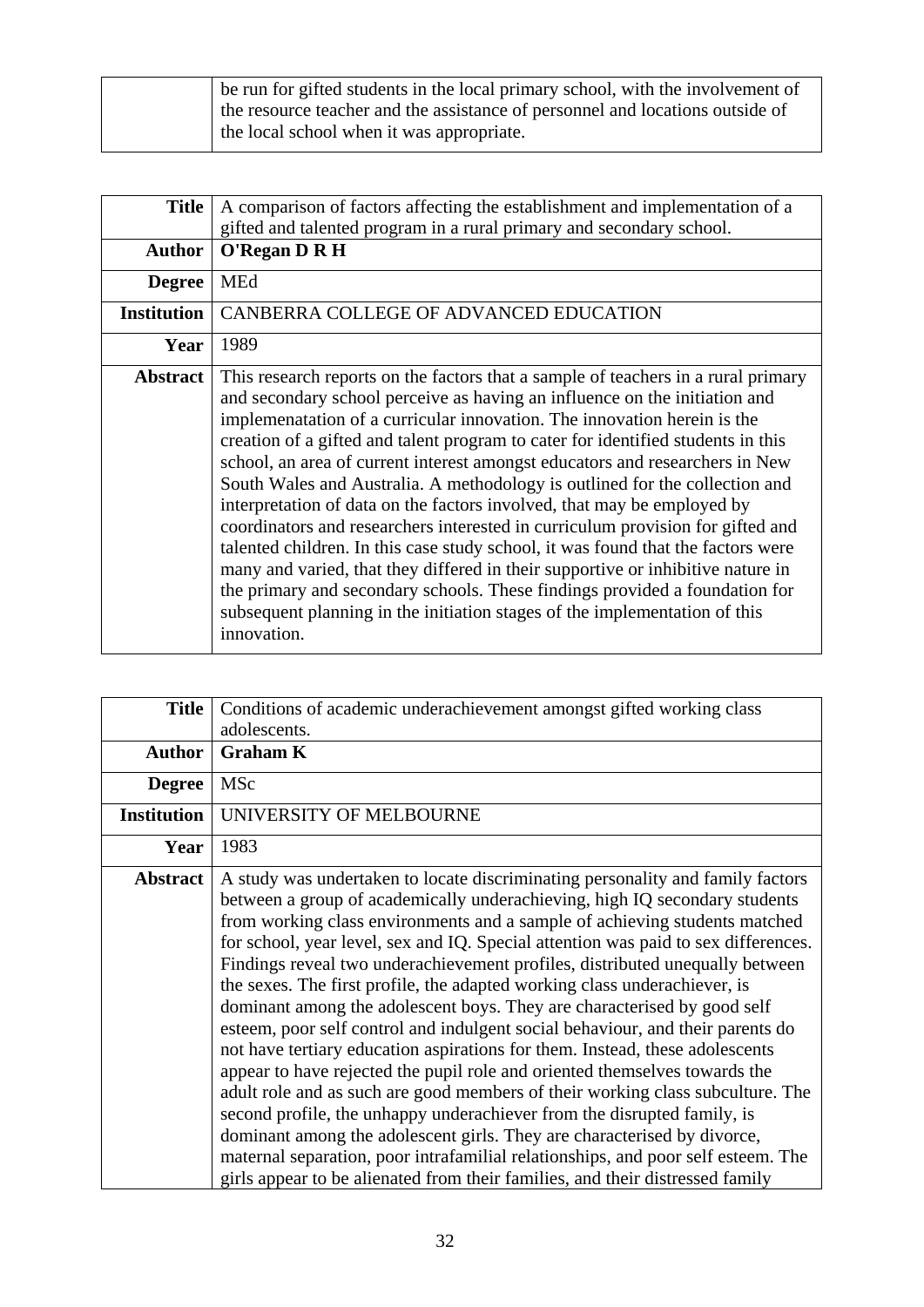| | |
|---|---|
| | be run for gifted students in the local primary school, with the involvement of the resource teacher and the assistance of personnel and locations outside of the local school when it was appropriate. |

| | |
|---|---|
| **Title** | A comparison of factors affecting the establishment and implementation of a gifted and talented program in a rural primary and secondary school. |
| **Author** | **O'Regan D R H** |
| **Degree** | MEd |
| **Institution** | CANBERRA COLLEGE OF ADVANCED EDUCATION |
| **Year** | 1989 |
| **Abstract** | This research reports on the factors that a sample of teachers in a rural primary and secondary school perceive as having an influence on the initiation and implemenatation of a curricular innovation. The innovation herein is the creation of a gifted and talent program to cater for identified students in this school, an area of current interest amongst educators and researchers in New South Wales and Australia. A methodology is outlined for the collection and interpretation of data on the factors involved, that may be employed by coordinators and researchers interested in curriculum provision for gifted and talented children. In this case study school, it was found that the factors were many and varied, that they differed in their supportive or inhibitive nature in the primary and secondary schools. These findings provided a foundation for subsequent planning in the initiation stages of the implementation of this innovation. |

| | |
|---|---|
| **Title** | Conditions of academic underachievement amongst gifted working class adolescents. |
| **Author** | **Graham K** |
| **Degree** | MSc |
| **Institution** | UNIVERSITY OF MELBOURNE |
| **Year** | 1983 |
| **Abstract** | A study was undertaken to locate discriminating personality and family factors between a group of academically underachieving, high IQ secondary students from working class environments and a sample of achieving students matched for school, year level, sex and IQ. Special attention was paid to sex differences. Findings reveal two underachievement profiles, distributed unequally between the sexes. The first profile, the adapted working class underachiever, is dominant among the adolescent boys. They are characterised by good self esteem, poor self control and indulgent social behaviour, and their parents do not have tertiary education aspirations for them. Instead, these adolescents appear to have rejected the pupil role and oriented themselves towards the adult role and as such are good members of their working class subculture. The second profile, the unhappy underachiever from the disrupted family, is dominant among the adolescent girls. They are characterised by divorce, maternal separation, poor intrafamilial relationships, and poor self esteem. The girls appear to be alienated from their families, and their distressed family |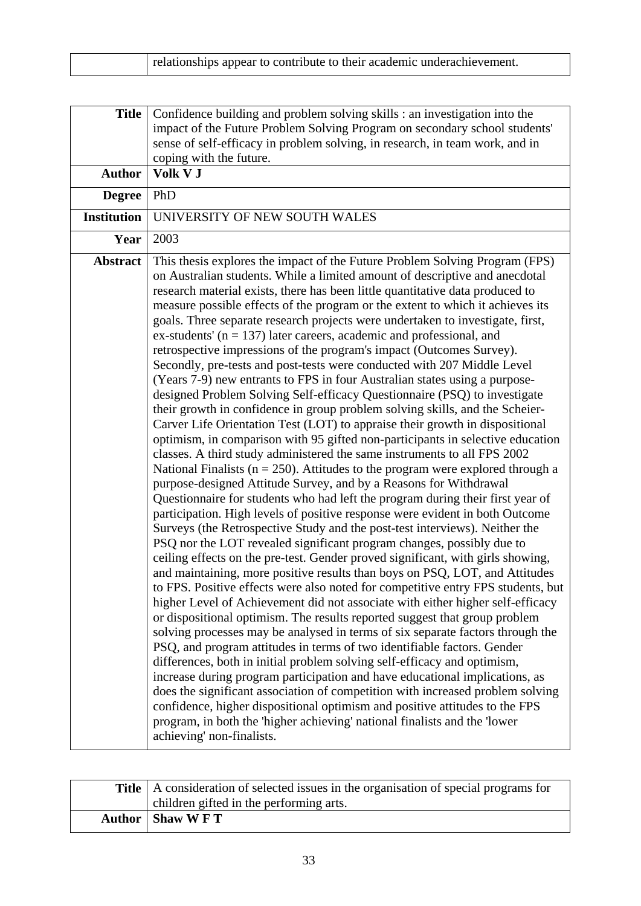| | relationships appear to contribute to their academic underachievement. |
|---|---|

| **Title** | Confidence building and problem solving skills : an investigation into the impact of the Future Problem Solving Program on secondary school students' sense of self-efficacy in problem solving, in research, in team work, and in coping with the future. |
|---|---|
| **Author** | **Volk V J** |
| **Degree** | PhD |
| **Institution** | UNIVERSITY OF NEW SOUTH WALES |
| **Year** | 2003 |
| **Abstract** | This thesis explores the impact of the Future Problem Solving Program (FPS) on Australian students. While a limited amount of descriptive and anecdotal research material exists, there has been little quantitative data produced to measure possible effects of the program or the extent to which it achieves its goals. Three separate research projects were undertaken to investigate, first, ex-students' (n = 137) later careers, academic and professional, and retrospective impressions of the program's impact (Outcomes Survey). Secondly, pre-tests and post-tests were conducted with 207 Middle Level (Years 7-9) new entrants to FPS in four Australian states using a purpose-designed Problem Solving Self-efficacy Questionnaire (PSQ) to investigate their growth in confidence in group problem solving skills, and the Scheier-Carver Life Orientation Test (LOT) to appraise their growth in dispositional optimism, in comparison with 95 gifted non-participants in selective education classes. A third study administered the same instruments to all FPS 2002 National Finalists (n = 250). Attitudes to the program were explored through a purpose-designed Attitude Survey, and by a Reasons for Withdrawal Questionnaire for students who had left the program during their first year of participation. High levels of positive response were evident in both Outcome Surveys (the Retrospective Study and the post-test interviews). Neither the PSQ nor the LOT revealed significant program changes, possibly due to ceiling effects on the pre-test. Gender proved significant, with girls showing, and maintaining, more positive results than boys on PSQ, LOT, and Attitudes to FPS. Positive effects were also noted for competitive entry FPS students, but higher Level of Achievement did not associate with either higher self-efficacy or dispositional optimism. The results reported suggest that group problem solving processes may be analysed in terms of six separate factors through the PSQ, and program attitudes in terms of two identifiable factors. Gender differences, both in initial problem solving self-efficacy and optimism, increase during program participation and have educational implications, as does the significant association of competition with increased problem solving confidence, higher dispositional optimism and positive attitudes to the FPS program, in both the 'higher achieving' national finalists and the 'lower achieving' non-finalists. |

| **Title** | A consideration of selected issues in the organisation of special programs for children gifted in the performing arts. |
|---|---|
| **Author** | **Shaw W F T** |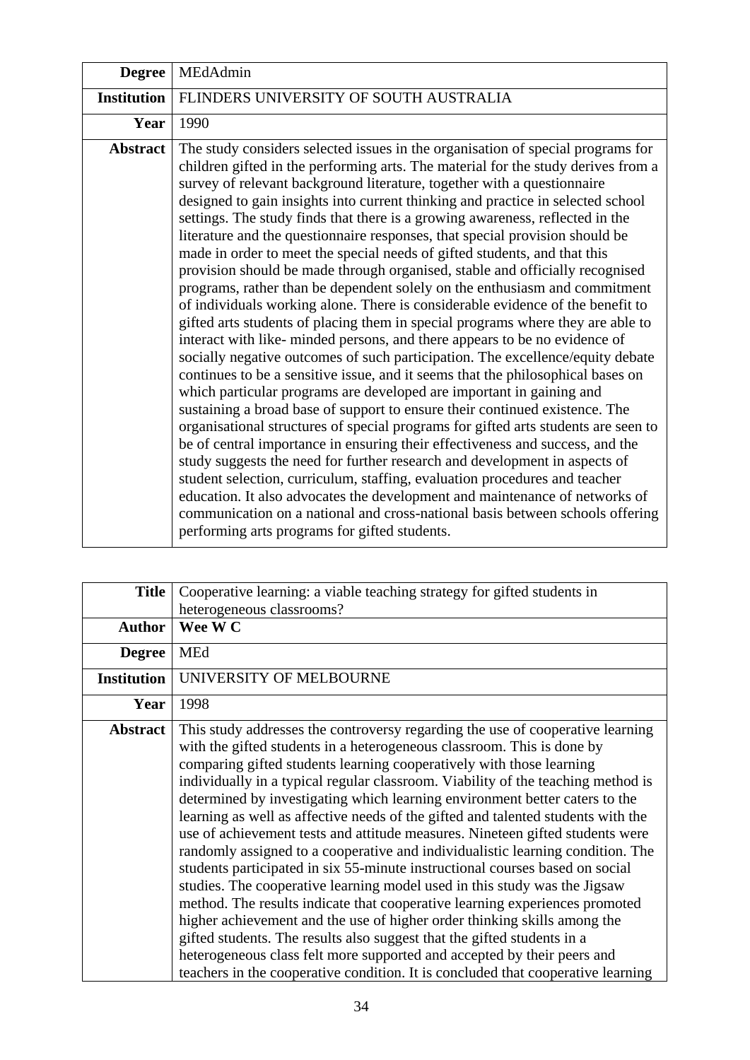| | |
|---|---|
| **Degree** | MEdAdmin |
| **Institution** | FLINDERS UNIVERSITY OF SOUTH AUSTRALIA |
| **Year** | 1990 |
| **Abstract** | The study considers selected issues in the organisation of special programs for children gifted in the performing arts. The material for the study derives from a survey of relevant background literature, together with a questionnaire designed to gain insights into current thinking and practice in selected school settings. The study finds that there is a growing awareness, reflected in the literature and the questionnaire responses, that special provision should be made in order to meet the special needs of gifted students, and that this provision should be made through organised, stable and officially recognised programs, rather than be dependent solely on the enthusiasm and commitment of individuals working alone. There is considerable evidence of the benefit to gifted arts students of placing them in special programs where they are able to interact with like- minded persons, and there appears to be no evidence of socially negative outcomes of such participation. The excellence/equity debate continues to be a sensitive issue, and it seems that the philosophical bases on which particular programs are developed are important in gaining and sustaining a broad base of support to ensure their continued existence. The organisational structures of special programs for gifted arts students are seen to be of central importance in ensuring their effectiveness and success, and the study suggests the need for further research and development in aspects of student selection, curriculum, staffing, evaluation procedures and teacher education. It also advocates the development and maintenance of networks of communication on a national and cross-national basis between schools offering performing arts programs for gifted students. |

| | |
|---|---|
| **Title** | Cooperative learning: a viable teaching strategy for gifted students in heterogeneous classrooms? |
| **Author** | **Wee W C** |
| **Degree** | MEd |
| **Institution** | UNIVERSITY OF MELBOURNE |
| **Year** | 1998 |
| **Abstract** | This study addresses the controversy regarding the use of cooperative learning with the gifted students in a heterogeneous classroom. This is done by comparing gifted students learning cooperatively with those learning individually in a typical regular classroom. Viability of the teaching method is determined by investigating which learning environment better caters to the learning as well as affective needs of the gifted and talented students with the use of achievement tests and attitude measures. Nineteen gifted students were randomly assigned to a cooperative and individualistic learning condition. The students participated in six 55-minute instructional courses based on social studies. The cooperative learning model used in this study was the Jigsaw method. The results indicate that cooperative learning experiences promoted higher achievement and the use of higher order thinking skills among the gifted students. The results also suggest that the gifted students in a heterogeneous class felt more supported and accepted by their peers and teachers in the cooperative condition. It is concluded that cooperative learning |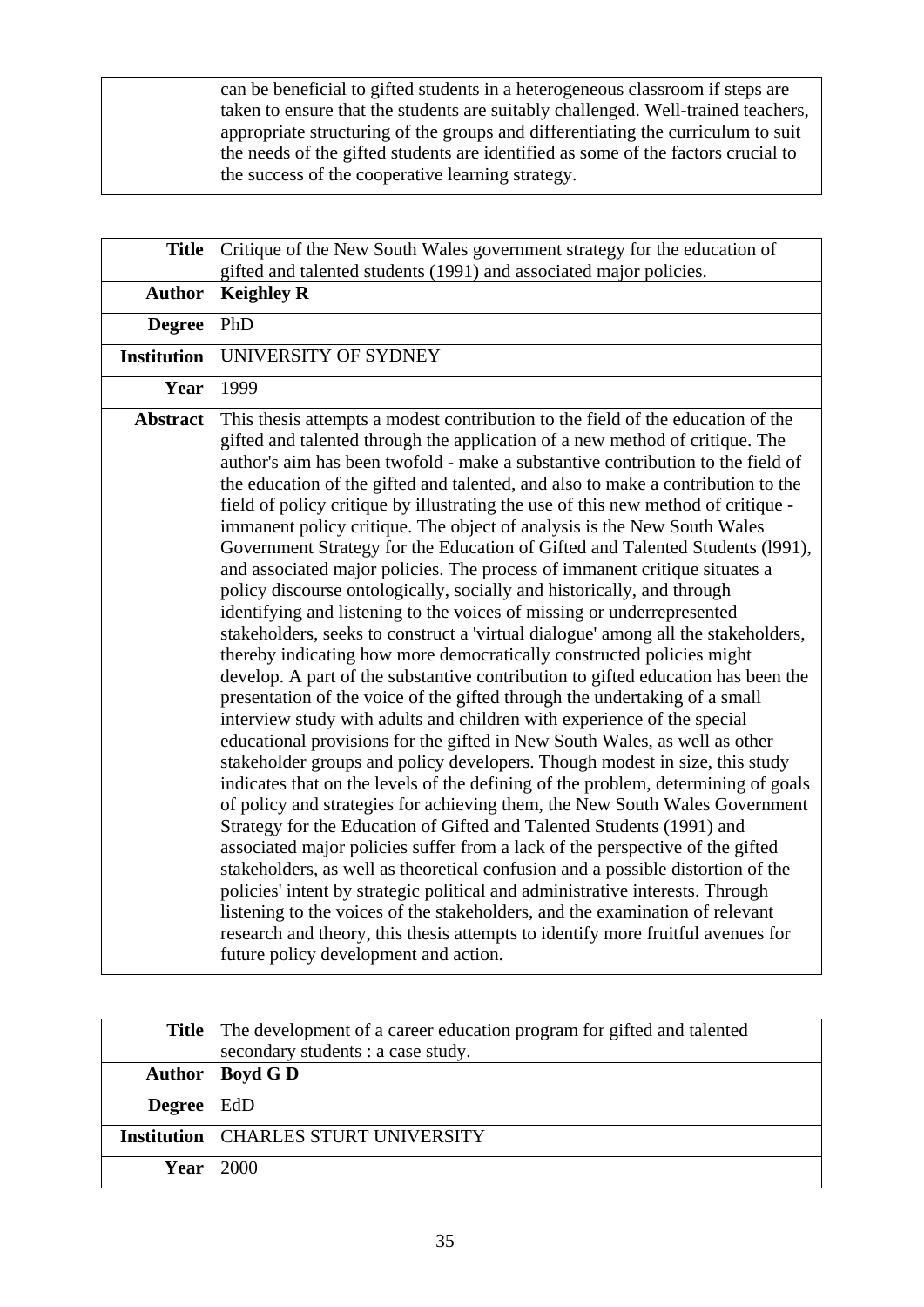| | |
|---|---|
| | can be beneficial to gifted students in a heterogeneous classroom if steps are taken to ensure that the students are suitably challenged. Well-trained teachers, appropriate structuring of the groups and differentiating the curriculum to suit the needs of the gifted students are identified as some of the factors crucial to the success of the cooperative learning strategy. |

| | |
|---|---|
| **Title** | Critique of the New South Wales government strategy for the education of gifted and talented students (1991) and associated major policies. |
| **Author** | **Keighley R** |
| **Degree** | PhD |
| **Institution** | UNIVERSITY OF SYDNEY |
| **Year** | 1999 |
| **Abstract** | This thesis attempts a modest contribution to the field of the education of the gifted and talented through the application of a new method of critique. The author's aim has been twofold - make a substantive contribution to the field of the education of the gifted and talented, and also to make a contribution to the field of policy critique by illustrating the use of this new method of critique - immanent policy critique. The object of analysis is the New South Wales Government Strategy for the Education of Gifted and Talented Students (l991), and associated major policies. The process of immanent critique situates a policy discourse ontologically, socially and historically, and through identifying and listening to the voices of missing or underrepresented stakeholders, seeks to construct a 'virtual dialogue' among all the stakeholders, thereby indicating how more democratically constructed policies might develop. A part of the substantive contribution to gifted education has been the presentation of the voice of the gifted through the undertaking of a small interview study with adults and children with experience of the special educational provisions for the gifted in New South Wales, as well as other stakeholder groups and policy developers. Though modest in size, this study indicates that on the levels of the defining of the problem, determining of goals of policy and strategies for achieving them, the New South Wales Government Strategy for the Education of Gifted and Talented Students (1991) and associated major policies suffer from a lack of the perspective of the gifted stakeholders, as well as theoretical confusion and a possible distortion of the policies' intent by strategic political and administrative interests. Through listening to the voices of the stakeholders, and the examination of relevant research and theory, this thesis attempts to identify more fruitful avenues for future policy development and action. |

| | |
|---|---|
| **Title** | The development of a career education program for gifted and talented secondary students : a case study. |
| **Author** | **Boyd G D** |
| **Degree** | EdD |
| **Institution** | CHARLES STURT UNIVERSITY |
| **Year** | 2000 |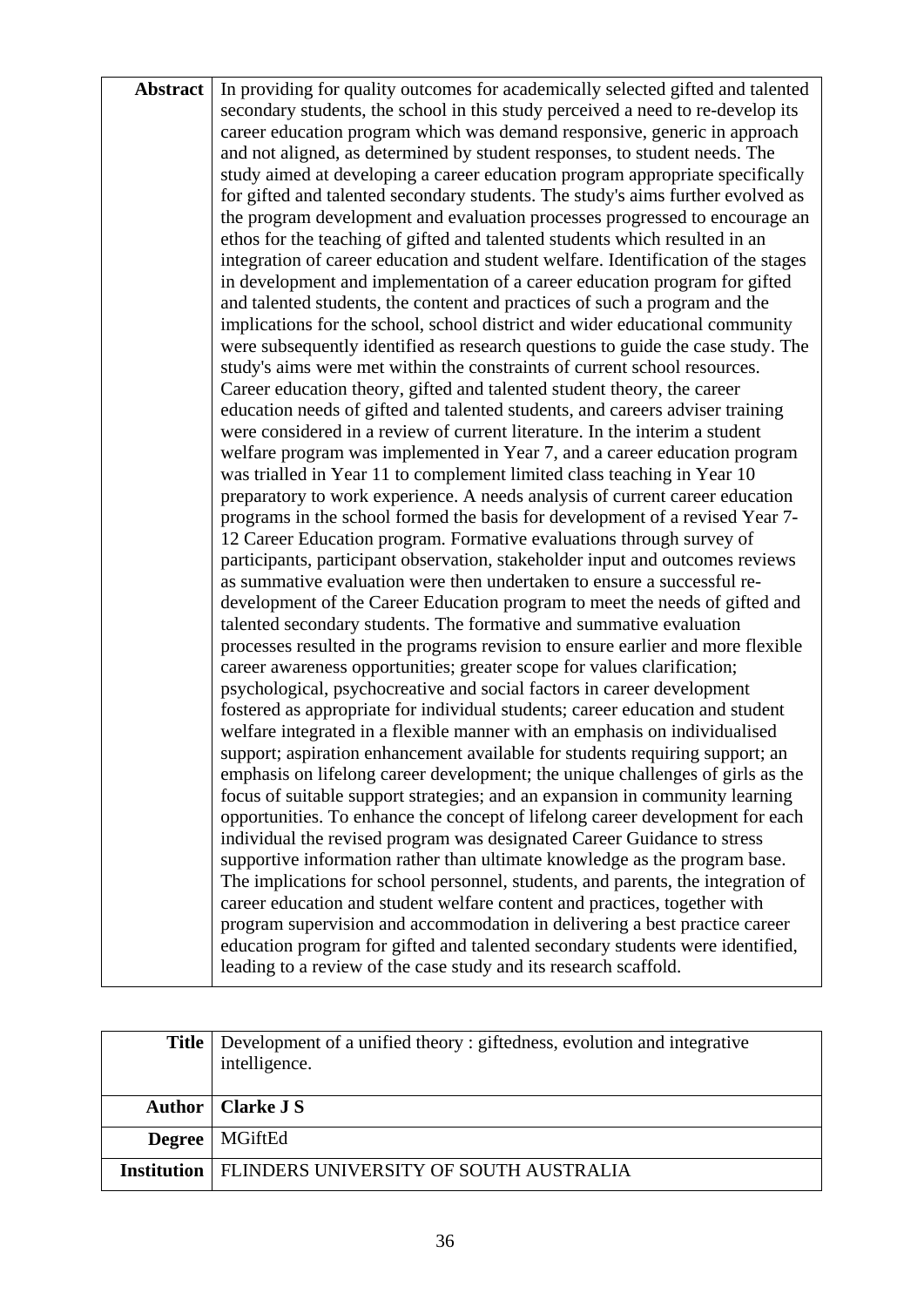| | |
|---|---|
| **Abstract** | In providing for quality outcomes for academically selected gifted and talented secondary students, the school in this study perceived a need to re-develop its career education program which was demand responsive, generic in approach and not aligned, as determined by student responses, to student needs. The study aimed at developing a career education program appropriate specifically for gifted and talented secondary students. The study's aims further evolved as the program development and evaluation processes progressed to encourage an ethos for the teaching of gifted and talented students which resulted in an integration of career education and student welfare. Identification of the stages in development and implementation of a career education program for gifted and talented students, the content and practices of such a program and the implications for the school, school district and wider educational community were subsequently identified as research questions to guide the case study. The study's aims were met within the constraints of current school resources. Career education theory, gifted and talented student theory, the career education needs of gifted and talented students, and careers adviser training were considered in a review of current literature. In the interim a student welfare program was implemented in Year 7, and a career education program was trialled in Year 11 to complement limited class teaching in Year 10 preparatory to work experience. A needs analysis of current career education programs in the school formed the basis for development of a revised Year 7-12 Career Education program. Formative evaluations through survey of participants, participant observation, stakeholder input and outcomes reviews as summative evaluation were then undertaken to ensure a successful re-development of the Career Education program to meet the needs of gifted and talented secondary students. The formative and summative evaluation processes resulted in the programs revision to ensure earlier and more flexible career awareness opportunities; greater scope for values clarification; psychological, psychocreative and social factors in career development fostered as appropriate for individual students; career education and student welfare integrated in a flexible manner with an emphasis on individualised support; aspiration enhancement available for students requiring support; an emphasis on lifelong career development; the unique challenges of girls as the focus of suitable support strategies; and an expansion in community learning opportunities. To enhance the concept of lifelong career development for each individual the revised program was designated Career Guidance to stress supportive information rather than ultimate knowledge as the program base. The implications for school personnel, students, and parents, the integration of career education and student welfare content and practices, together with program supervision and accommodation in delivering a best practice career education program for gifted and talented secondary students were identified, leading to a review of the case study and its research scaffold. |

| | |
|---|---|
| **Title** | Development of a unified theory : giftedness, evolution and integrative intelligence. |
| **Author** | **Clarke J S** |
| **Degree** | MGiftEd |
| **Institution** | FLINDERS UNIVERSITY OF SOUTH AUSTRALIA |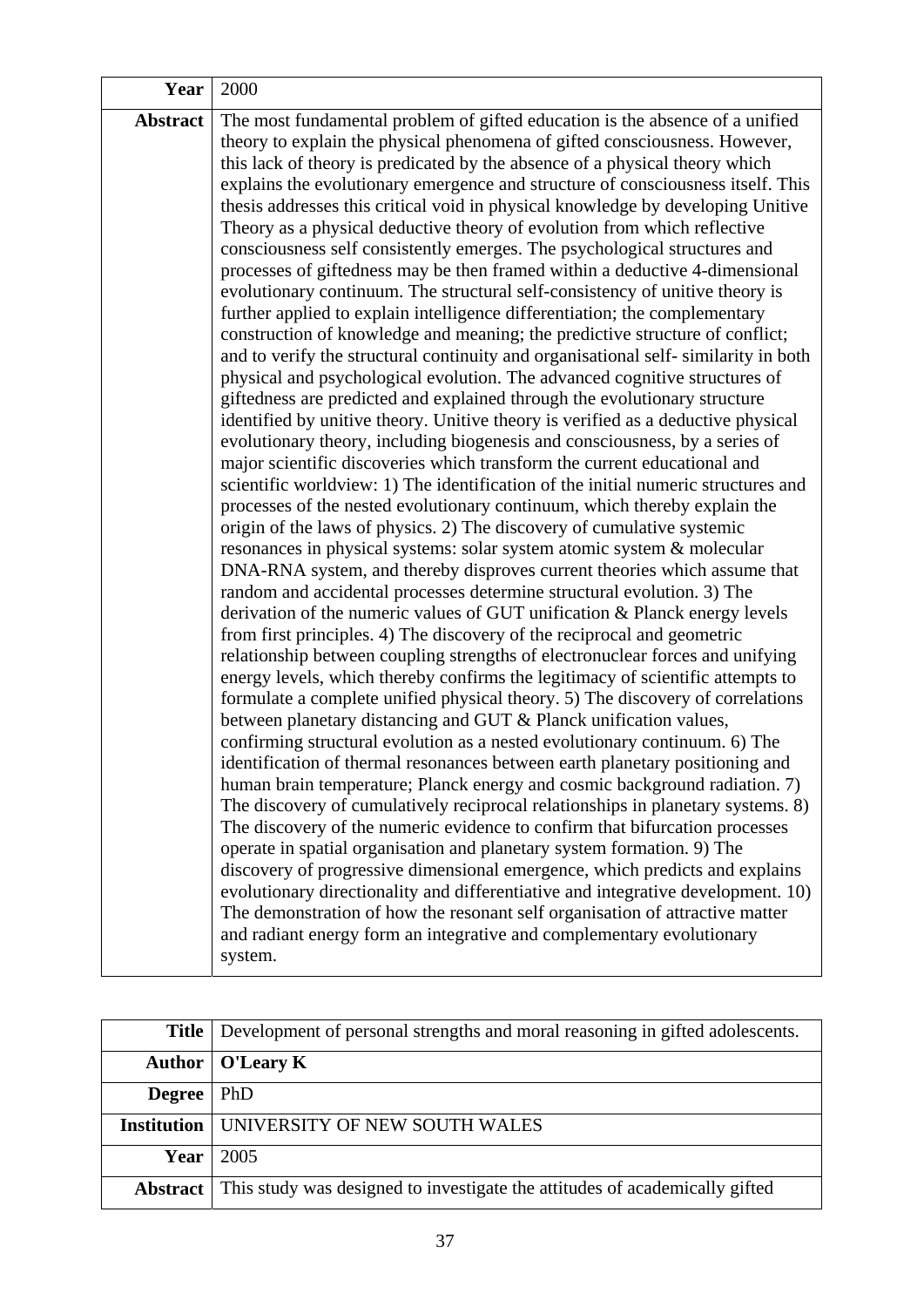| | |
|---|---|
| **Year** | 2000 |
| **Abstract** | The most fundamental problem of gifted education is the absence of a unified theory to explain the physical phenomena of gifted consciousness. However, this lack of theory is predicated by the absence of a physical theory which explains the evolutionary emergence and structure of consciousness itself. This thesis addresses this critical void in physical knowledge by developing Unitive Theory as a physical deductive theory of evolution from which reflective consciousness self consistently emerges. The psychological structures and processes of giftedness may be then framed within a deductive 4-dimensional evolutionary continuum. The structural self-consistency of unitive theory is further applied to explain intelligence differentiation; the complementary construction of knowledge and meaning; the predictive structure of conflict; and to verify the structural continuity and organisational self- similarity in both physical and psychological evolution. The advanced cognitive structures of giftedness are predicted and explained through the evolutionary structure identified by unitive theory. Unitive theory is verified as a deductive physical evolutionary theory, including biogenesis and consciousness, by a series of major scientific discoveries which transform the current educational and scientific worldview: 1) The identification of the initial numeric structures and processes of the nested evolutionary continuum, which thereby explain the origin of the laws of physics. 2) The discovery of cumulative systemic resonances in physical systems: solar system atomic system & molecular DNA-RNA system, and thereby disproves current theories which assume that random and accidental processes determine structural evolution. 3) The derivation of the numeric values of GUT unification & Planck energy levels from first principles. 4) The discovery of the reciprocal and geometric relationship between coupling strengths of electronuclear forces and unifying energy levels, which thereby confirms the legitimacy of scientific attempts to formulate a complete unified physical theory. 5) The discovery of correlations between planetary distancing and GUT & Planck unification values, confirming structural evolution as a nested evolutionary continuum. 6) The identification of thermal resonances between earth planetary positioning and human brain temperature; Planck energy and cosmic background radiation. 7) The discovery of cumulatively reciprocal relationships in planetary systems. 8) The discovery of the numeric evidence to confirm that bifurcation processes operate in spatial organisation and planetary system formation. 9) The discovery of progressive dimensional emergence, which predicts and explains evolutionary directionality and differentiative and integrative development. 10) The demonstration of how the resonant self organisation of attractive matter and radiant energy form an integrative and complementary evolutionary system. |

| | |
|---|---|
| **Title** | Development of personal strengths and moral reasoning in gifted adolescents. |
| **Author** | **O'Leary K** |
| **Degree** | PhD |
| **Institution** | UNIVERSITY OF NEW SOUTH WALES |
| **Year** | 2005 |
| **Abstract** | This study was designed to investigate the attitudes of academically gifted |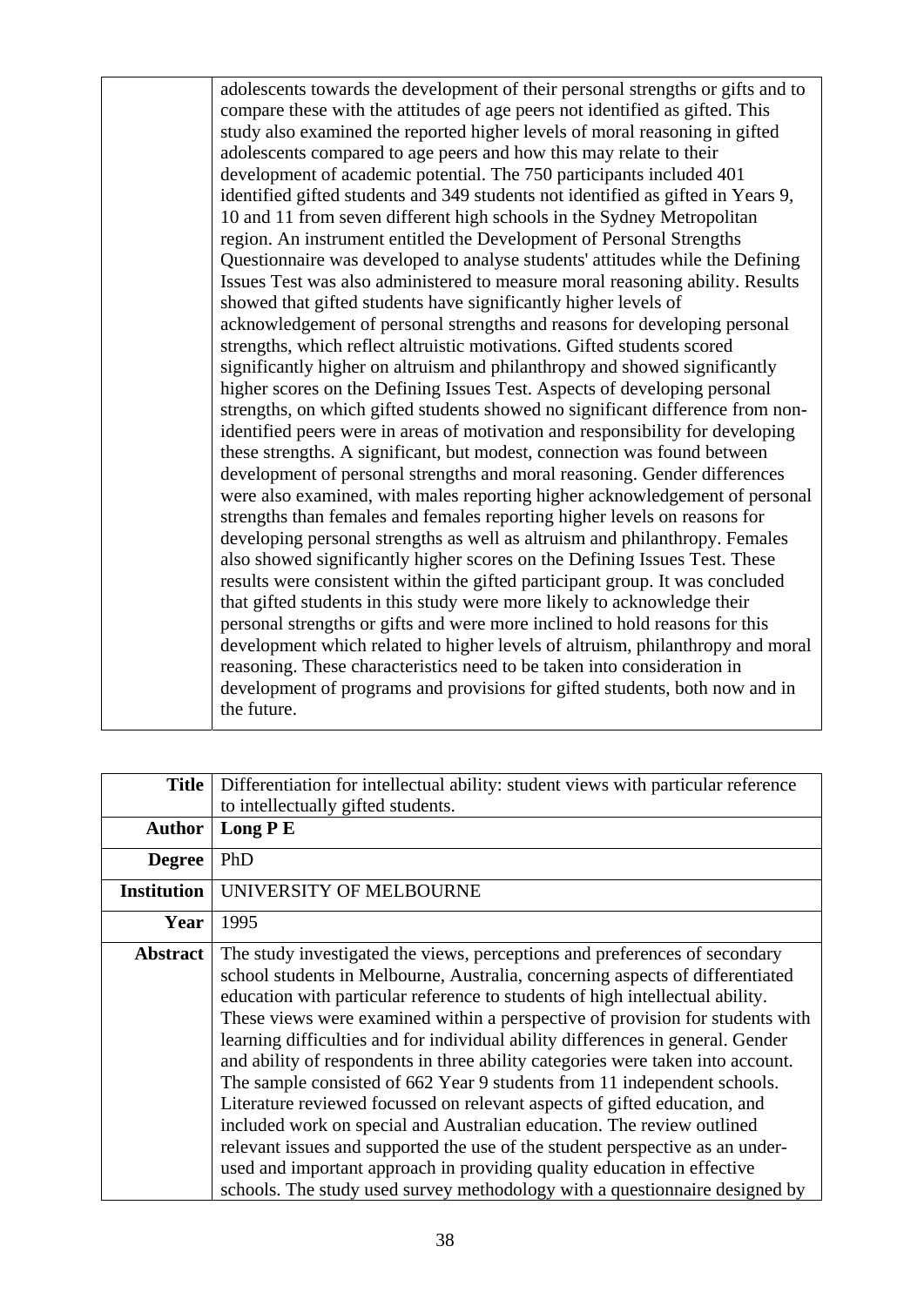| | |
|---|---|
| | adolescents towards the development of their personal strengths or gifts and to compare these with the attitudes of age peers not identified as gifted. This study also examined the reported higher levels of moral reasoning in gifted adolescents compared to age peers and how this may relate to their development of academic potential. The 750 participants included 401 identified gifted students and 349 students not identified as gifted in Years 9, 10 and 11 from seven different high schools in the Sydney Metropolitan region. An instrument entitled the Development of Personal Strengths Questionnaire was developed to analyse students' attitudes while the Defining Issues Test was also administered to measure moral reasoning ability. Results showed that gifted students have significantly higher levels of acknowledgement of personal strengths and reasons for developing personal strengths, which reflect altruistic motivations. Gifted students scored significantly higher on altruism and philanthropy and showed significantly higher scores on the Defining Issues Test. Aspects of developing personal strengths, on which gifted students showed no significant difference from non-identified peers were in areas of motivation and responsibility for developing these strengths. A significant, but modest, connection was found between development of personal strengths and moral reasoning. Gender differences were also examined, with males reporting higher acknowledgement of personal strengths than females and females reporting higher levels on reasons for developing personal strengths as well as altruism and philanthropy. Females also showed significantly higher scores on the Defining Issues Test. These results were consistent within the gifted participant group. It was concluded that gifted students in this study were more likely to acknowledge their personal strengths or gifts and were more inclined to hold reasons for this development which related to higher levels of altruism, philanthropy and moral reasoning. These characteristics need to be taken into consideration in development of programs and provisions for gifted students, both now and in the future. |

| | |
|---|---|
| **Title** | Differentiation for intellectual ability: student views with particular reference to intellectually gifted students. |
| **Author** | **Long P E** |
| **Degree** | PhD |
| **Institution** | UNIVERSITY OF MELBOURNE |
| **Year** | 1995 |
| **Abstract** | The study investigated the views, perceptions and preferences of secondary school students in Melbourne, Australia, concerning aspects of differentiated education with particular reference to students of high intellectual ability. These views were examined within a perspective of provision for students with learning difficulties and for individual ability differences in general. Gender and ability of respondents in three ability categories were taken into account. The sample consisted of 662 Year 9 students from 11 independent schools. Literature reviewed focussed on relevant aspects of gifted education, and included work on special and Australian education. The review outlined relevant issues and supported the use of the student perspective as an under-used and important approach in providing quality education in effective schools. The study used survey methodology with a questionnaire designed by |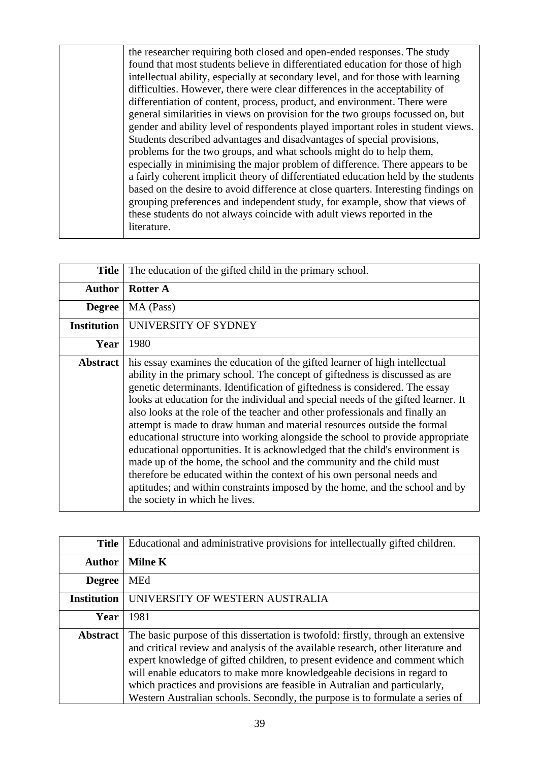| | |
|---|---|
| | the researcher requiring both closed and open-ended responses. The study found that most students believe in differentiated education for those of high intellectual ability, especially at secondary level, and for those with learning difficulties. However, there were clear differences in the acceptability of differentiation of content, process, product, and environment. There were general similarities in views on provision for the two groups focussed on, but gender and ability level of respondents played important roles in student views. Students described advantages and disadvantages of special provisions, problems for the two groups, and what schools might do to help them, especially in minimising the major problem of difference. There appears to be a fairly coherent implicit theory of differentiated education held by the students based on the desire to avoid difference at close quarters. Interesting findings on grouping preferences and independent study, for example, show that views of these students do not always coincide with adult views reported in the literature. |

| | |
|---|---|
| **Title** | The education of the gifted child in the primary school. |
| **Author** | **Rotter A** |
| **Degree** | MA (Pass) |
| **Institution** | UNIVERSITY OF SYDNEY |
| **Year** | 1980 |
| **Abstract** | his essay examines the education of the gifted learner of high intellectual ability in the primary school. The concept of giftedness is discussed as are genetic determinants. Identification of giftedness is considered. The essay looks at education for the individual and special needs of the gifted learner. It also looks at the role of the teacher and other professionals and finally an attempt is made to draw human and material resources outside the formal educational structure into working alongside the school to provide appropriate educational opportunities. It is acknowledged that the child's environment is made up of the home, the school and the community and the child must therefore be educated within the context of his own personal needs and aptitudes; and within constraints imposed by the home, and the school and by the society in which he lives. |

| | |
|---|---|
| **Title** | Educational and administrative provisions for intellectually gifted children. |
| **Author** | **Milne K** |
| **Degree** | MEd |
| **Institution** | UNIVERSITY OF WESTERN AUSTRALIA |
| **Year** | 1981 |
| **Abstract** | The basic purpose of this dissertation is twofold: firstly, through an extensive and critical review and analysis of the available research, other literature and expert knowledge of gifted children, to present evidence and comment which will enable educators to make more knowledgeable decisions in regard to which practices and provisions are feasible in Autralian and particularly, Western Australian schools. Secondly, the purpose is to formulate a series of |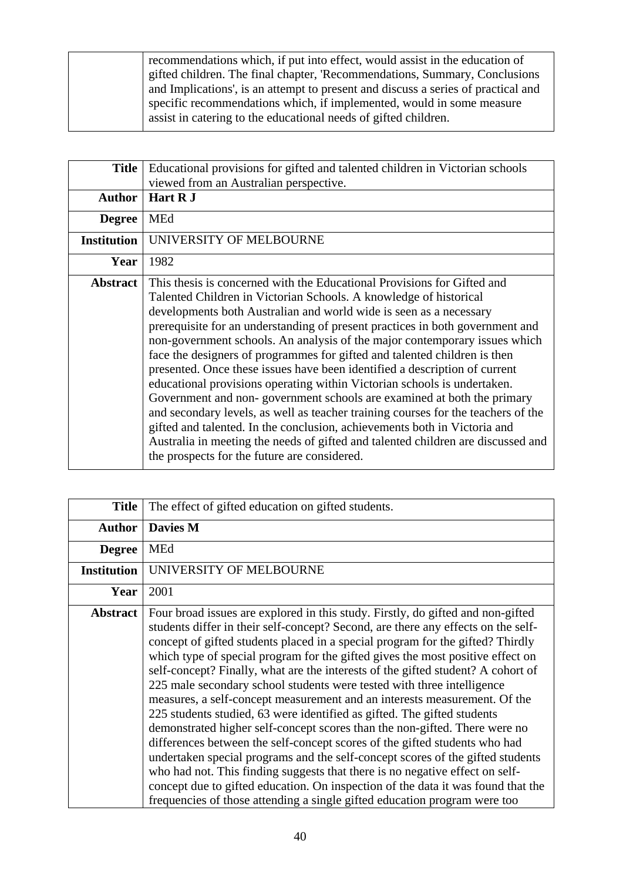| | |
|---|---|
| | recommendations which, if put into effect, would assist in the education of gifted children. The final chapter, 'Recommendations, Summary, Conclusions and Implications', is an attempt to present and discuss a series of practical and specific recommendations which, if implemented, would in some measure assist in catering to the educational needs of gifted children. |

| | |
|---|---|
| **Title** | Educational provisions for gifted and talented children in Victorian schools viewed from an Australian perspective. |
| **Author** | **Hart R J** |
| **Degree** | MEd |
| **Institution** | UNIVERSITY OF MELBOURNE |
| **Year** | 1982 |
| **Abstract** | This thesis is concerned with the Educational Provisions for Gifted and Talented Children in Victorian Schools. A knowledge of historical developments both Australian and world wide is seen as a necessary prerequisite for an understanding of present practices in both government and non-government schools. An analysis of the major contemporary issues which face the designers of programmes for gifted and talented children is then presented. Once these issues have been identified a description of current educational provisions operating within Victorian schools is undertaken. Government and non- government schools are examined at both the primary and secondary levels, as well as teacher training courses for the teachers of the gifted and talented. In the conclusion, achievements both in Victoria and Australia in meeting the needs of gifted and talented children are discussed and the prospects for the future are considered. |

| | |
|---|---|
| **Title** | The effect of gifted education on gifted students. |
| **Author** | **Davies M** |
| **Degree** | MEd |
| **Institution** | UNIVERSITY OF MELBOURNE |
| **Year** | 2001 |
| **Abstract** | Four broad issues are explored in this study. Firstly, do gifted and non-gifted students differ in their self-concept? Second, are there any effects on the self-concept of gifted students placed in a special program for the gifted? Thirdly which type of special program for the gifted gives the most positive effect on self-concept? Finally, what are the interests of the gifted student? A cohort of 225 male secondary school students were tested with three intelligence measures, a self-concept measurement and an interests measurement. Of the 225 students studied, 63 were identified as gifted. The gifted students demonstrated higher self-concept scores than the non-gifted. There were no differences between the self-concept scores of the gifted students who had undertaken special programs and the self-concept scores of the gifted students who had not. This finding suggests that there is no negative effect on self-concept due to gifted education. On inspection of the data it was found that the frequencies of those attending a single gifted education program were too |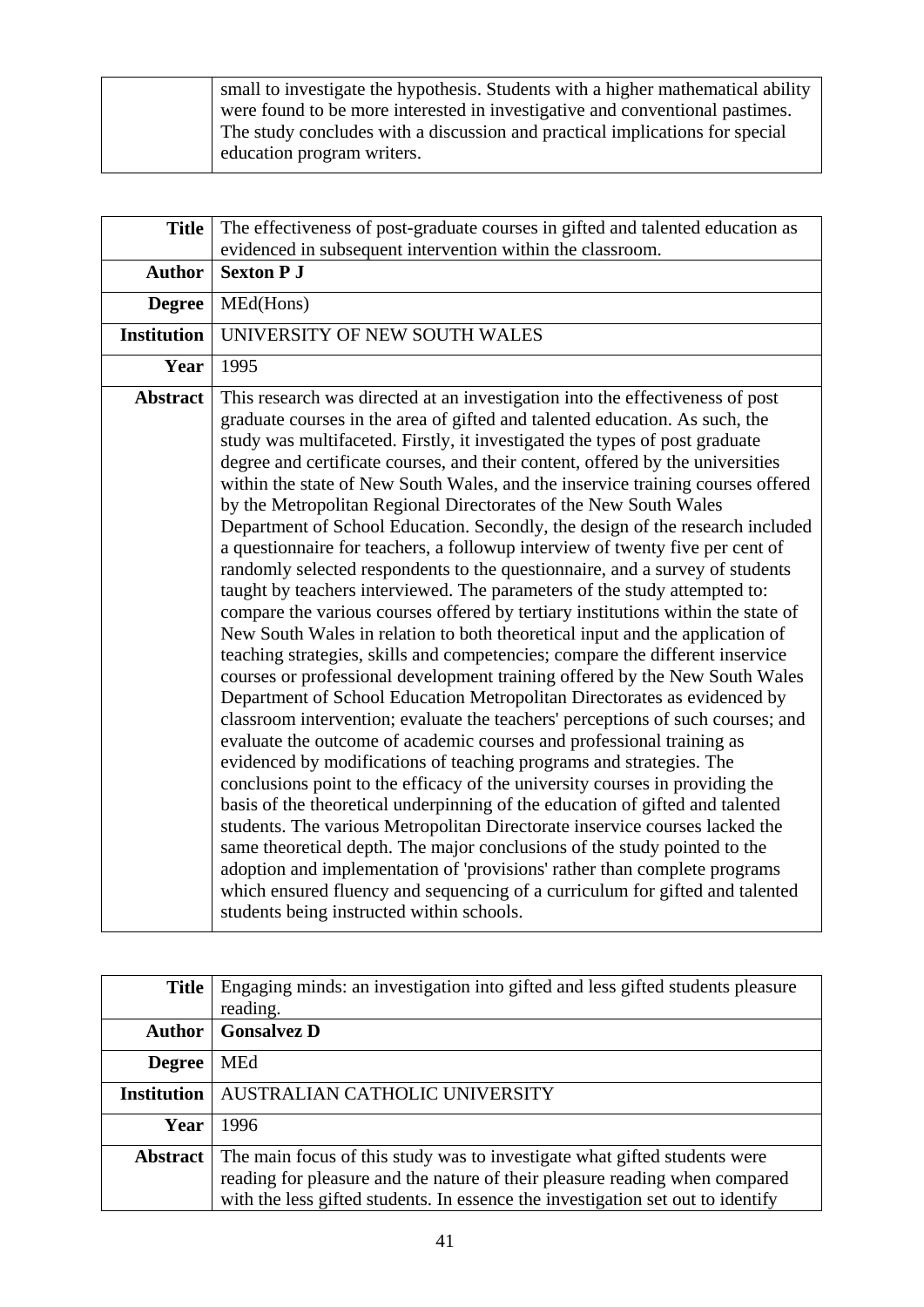|  | small to investigate the hypothesis. Students with a higher mathematical ability were found to be more interested in investigative and conventional pastimes. The study concludes with a discussion and practical implications for special education program writers. |
|---|---|

| **Title** | The effectiveness of post-graduate courses in gifted and talented education as evidenced in subsequent intervention within the classroom. |
|---|---|
| **Author** | **Sexton P J** |
| **Degree** | MEd(Hons) |
| **Institution** | UNIVERSITY OF NEW SOUTH WALES |
| **Year** | 1995 |
| **Abstract** | This research was directed at an investigation into the effectiveness of post graduate courses in the area of gifted and talented education. As such, the study was multifaceted. Firstly, it investigated the types of post graduate degree and certificate courses, and their content, offered by the universities within the state of New South Wales, and the inservice training courses offered by the Metropolitan Regional Directorates of the New South Wales Department of School Education. Secondly, the design of the research included a questionnaire for teachers, a followup interview of twenty five per cent of randomly selected respondents to the questionnaire, and a survey of students taught by teachers interviewed. The parameters of the study attempted to: compare the various courses offered by tertiary institutions within the state of New South Wales in relation to both theoretical input and the application of teaching strategies, skills and competencies; compare the different inservice courses or professional development training offered by the New South Wales Department of School Education Metropolitan Directorates as evidenced by classroom intervention; evaluate the teachers' perceptions of such courses; and evaluate the outcome of academic courses and professional training as evidenced by modifications of teaching programs and strategies. The conclusions point to the efficacy of the university courses in providing the basis of the theoretical underpinning of the education of gifted and talented students. The various Metropolitan Directorate inservice courses lacked the same theoretical depth. The major conclusions of the study pointed to the adoption and implementation of 'provisions' rather than complete programs which ensured fluency and sequencing of a curriculum for gifted and talented students being instructed within schools. |

| **Title** | Engaging minds: an investigation into gifted and less gifted students pleasure reading. |
|---|---|
| **Author** | **Gonsalvez D** |
| **Degree** | MEd |
| **Institution** | AUSTRALIAN CATHOLIC UNIVERSITY |
| **Year** | 1996 |
| **Abstract** | The main focus of this study was to investigate what gifted students were reading for pleasure and the nature of their pleasure reading when compared with the less gifted students. In essence the investigation set out to identify |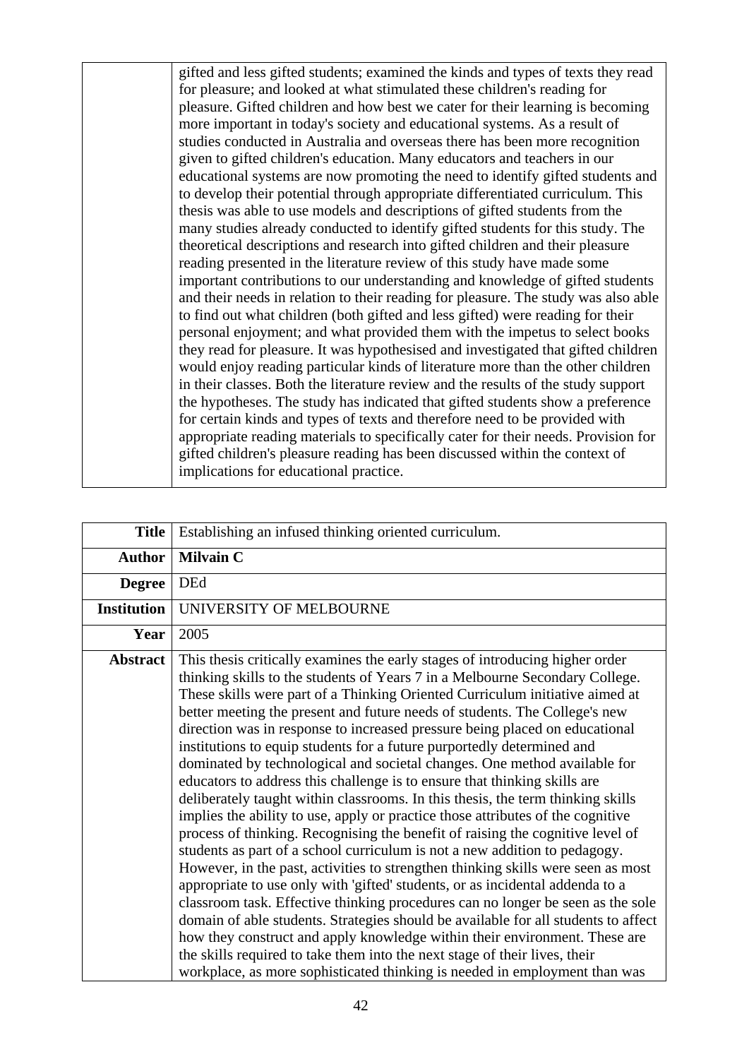| | |
|---|---|
| | gifted and less gifted students; examined the kinds and types of texts they read for pleasure; and looked at what stimulated these children's reading for pleasure. Gifted children and how best we cater for their learning is becoming more important in today's society and educational systems. As a result of studies conducted in Australia and overseas there has been more recognition given to gifted children's education. Many educators and teachers in our educational systems are now promoting the need to identify gifted students and to develop their potential through appropriate differentiated curriculum. This thesis was able to use models and descriptions of gifted students from the many studies already conducted to identify gifted students for this study. The theoretical descriptions and research into gifted children and their pleasure reading presented in the literature review of this study have made some important contributions to our understanding and knowledge of gifted students and their needs in relation to their reading for pleasure. The study was also able to find out what children (both gifted and less gifted) were reading for their personal enjoyment; and what provided them with the impetus to select books they read for pleasure. It was hypothesised and investigated that gifted children would enjoy reading particular kinds of literature more than the other children in their classes. Both the literature review and the results of the study support the hypotheses. The study has indicated that gifted students show a preference for certain kinds and types of texts and therefore need to be provided with appropriate reading materials to specifically cater for their needs. Provision for gifted children's pleasure reading has been discussed within the context of implications for educational practice. |

| | |
|---|---|
| **Title** | Establishing an infused thinking oriented curriculum. |
| **Author** | **Milvain C** |
| **Degree** | DEd |
| **Institution** | UNIVERSITY OF MELBOURNE |
| **Year** | 2005 |
| **Abstract** | This thesis critically examines the early stages of introducing higher order thinking skills to the students of Years 7 in a Melbourne Secondary College. These skills were part of a Thinking Oriented Curriculum initiative aimed at better meeting the present and future needs of students. The College's new direction was in response to increased pressure being placed on educational institutions to equip students for a future purportedly determined and dominated by technological and societal changes. One method available for educators to address this challenge is to ensure that thinking skills are deliberately taught within classrooms. In this thesis, the term thinking skills implies the ability to use, apply or practice those attributes of the cognitive process of thinking. Recognising the benefit of raising the cognitive level of students as part of a school curriculum is not a new addition to pedagogy. However, in the past, activities to strengthen thinking skills were seen as most appropriate to use only with 'gifted' students, or as incidental addenda to a classroom task. Effective thinking procedures can no longer be seen as the sole domain of able students. Strategies should be available for all students to affect how they construct and apply knowledge within their environment. These are the skills required to take them into the next stage of their lives, their workplace, as more sophisticated thinking is needed in employment than was |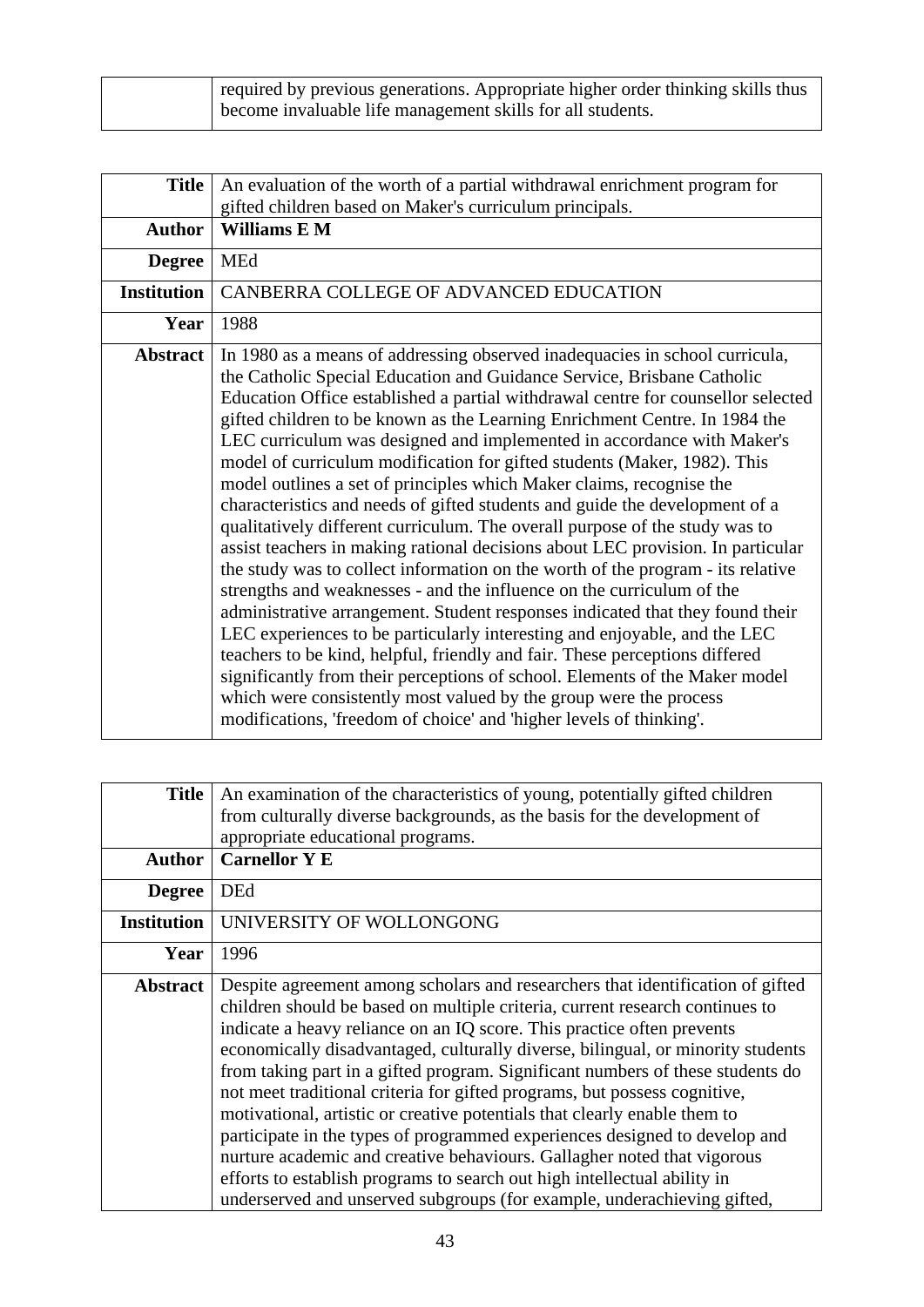| | |
|---|---|
| | required by previous generations. Appropriate higher order thinking skills thus become invaluable life management skills for all students. |

| | |
|---|---|
| **Title** | An evaluation of the worth of a partial withdrawal enrichment program for gifted children based on Maker's curriculum principals. |
| **Author** | **Williams E M** |
| **Degree** | MEd |
| **Institution** | CANBERRA COLLEGE OF ADVANCED EDUCATION |
| **Year** | 1988 |
| **Abstract** | In 1980 as a means of addressing observed inadequacies in school curricula, the Catholic Special Education and Guidance Service, Brisbane Catholic Education Office established a partial withdrawal centre for counsellor selected gifted children to be known as the Learning Enrichment Centre. In 1984 the LEC curriculum was designed and implemented in accordance with Maker's model of curriculum modification for gifted students (Maker, 1982). This model outlines a set of principles which Maker claims, recognise the characteristics and needs of gifted students and guide the development of a qualitatively different curriculum. The overall purpose of the study was to assist teachers in making rational decisions about LEC provision. In particular the study was to collect information on the worth of the program - its relative strengths and weaknesses - and the influence on the curriculum of the administrative arrangement. Student responses indicated that they found their LEC experiences to be particularly interesting and enjoyable, and the LEC teachers to be kind, helpful, friendly and fair. These perceptions differed significantly from their perceptions of school. Elements of the Maker model which were consistently most valued by the group were the process modifications, 'freedom of choice' and 'higher levels of thinking'. |

| | |
|---|---|
| **Title** | An examination of the characteristics of young, potentially gifted children from culturally diverse backgrounds, as the basis for the development of appropriate educational programs. |
| **Author** | **Carnellor Y E** |
| **Degree** | DEd |
| **Institution** | UNIVERSITY OF WOLLONGONG |
| **Year** | 1996 |
| **Abstract** | Despite agreement among scholars and researchers that identification of gifted children should be based on multiple criteria, current research continues to indicate a heavy reliance on an IQ score. This practice often prevents economically disadvantaged, culturally diverse, bilingual, or minority students from taking part in a gifted program. Significant numbers of these students do not meet traditional criteria for gifted programs, but possess cognitive, motivational, artistic or creative potentials that clearly enable them to participate in the types of programmed experiences designed to develop and nurture academic and creative behaviours. Gallagher noted that vigorous efforts to establish programs to search out high intellectual ability in underserved and unserved subgroups (for example, underachieving gifted, |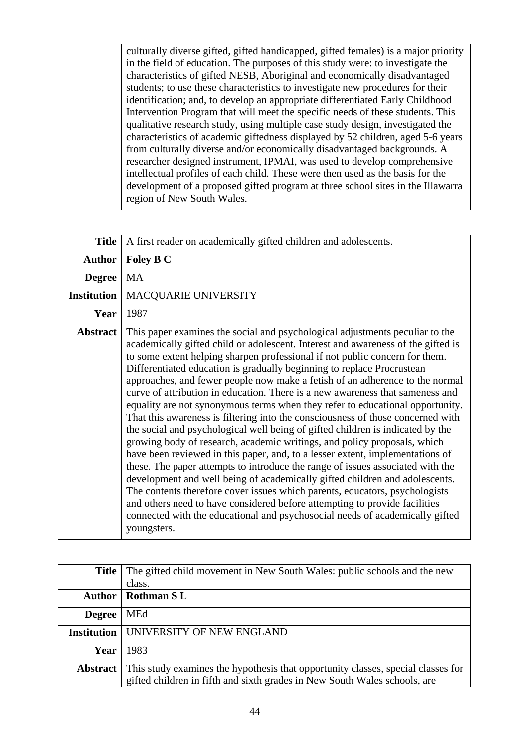| | |
|---|---|
| | culturally diverse gifted, gifted handicapped, gifted females) is a major priority in the field of education. The purposes of this study were: to investigate the characteristics of gifted NESB, Aboriginal and economically disadvantaged students; to use these characteristics to investigate new procedures for their identification; and, to develop an appropriate differentiated Early Childhood Intervention Program that will meet the specific needs of these students. This qualitative research study, using multiple case study design, investigated the characteristics of academic giftedness displayed by 52 children, aged 5-6 years from culturally diverse and/or economically disadvantaged backgrounds. A researcher designed instrument, IPMAI, was used to develop comprehensive intellectual profiles of each child. These were then used as the basis for the development of a proposed gifted program at three school sites in the Illawarra region of New South Wales. |

| | |
|---|---|
| **Title** | A first reader on academically gifted children and adolescents. |
| **Author** | **Foley B C** |
| **Degree** | MA |
| **Institution** | MACQUARIE UNIVERSITY |
| **Year** | 1987 |
| **Abstract** | This paper examines the social and psychological adjustments peculiar to the academically gifted child or adolescent. Interest and awareness of the gifted is to some extent helping sharpen professional if not public concern for them. Differentiated education is gradually beginning to replace Procrustean approaches, and fewer people now make a fetish of an adherence to the normal curve of attribution in education. There is a new awareness that sameness and equality are not synonymous terms when they refer to educational opportunity. That this awareness is filtering into the consciousness of those concerned with the social and psychological well being of gifted children is indicated by the growing body of research, academic writings, and policy proposals, which have been reviewed in this paper, and, to a lesser extent, implementations of these. The paper attempts to introduce the range of issues associated with the development and well being of academically gifted children and adolescents. The contents therefore cover issues which parents, educators, psychologists and others need to have considered before attempting to provide facilities connected with the educational and psychosocial needs of academically gifted youngsters. |

| | |
|---|---|
| **Title** | The gifted child movement in New South Wales: public schools and the new class. |
| **Author** | **Rothman S L** |
| **Degree** | MEd |
| **Institution** | UNIVERSITY OF NEW ENGLAND |
| **Year** | 1983 |
| **Abstract** | This study examines the hypothesis that opportunity classes, special classes for gifted children in fifth and sixth grades in New South Wales schools, are |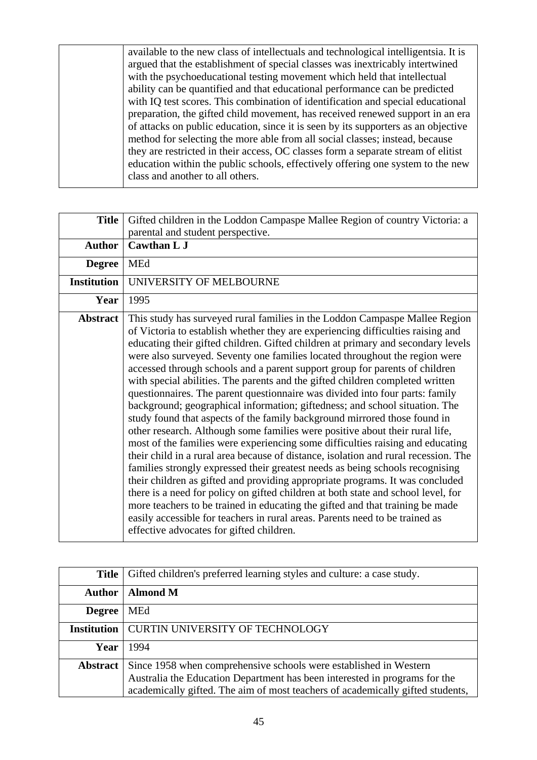| | |
|---|---|
| | available to the new class of intellectuals and technological intelligentsia. It is argued that the establishment of special classes was inextricably intertwined with the psychoeducational testing movement which held that intellectual ability can be quantified and that educational performance can be predicted with IQ test scores. This combination of identification and special educational preparation, the gifted child movement, has received renewed support in an era of attacks on public education, since it is seen by its supporters as an objective method for selecting the more able from all social classes; instead, because they are restricted in their access, OC classes form a separate stream of elitist education within the public schools, effectively offering one system to the new class and another to all others. |

| | |
|---|---|
| **Title** | Gifted children in the Loddon Campaspe Mallee Region of country Victoria: a parental and student perspective. |
| **Author** | **Cawthan L J** |
| **Degree** | MEd |
| **Institution** | UNIVERSITY OF MELBOURNE |
| **Year** | 1995 |
| **Abstract** | This study has surveyed rural families in the Loddon Campaspe Mallee Region of Victoria to establish whether they are experiencing difficulties raising and educating their gifted children. Gifted children at primary and secondary levels were also surveyed. Seventy one families located throughout the region were accessed through schools and a parent support group for parents of children with special abilities. The parents and the gifted children completed written questionnaires. The parent questionnaire was divided into four parts: family background; geographical information; giftedness; and school situation. The study found that aspects of the family background mirrored those found in other research. Although some families were positive about their rural life, most of the families were experiencing some difficulties raising and educating their child in a rural area because of distance, isolation and rural recession. The families strongly expressed their greatest needs as being schools recognising their children as gifted and providing appropriate programs. It was concluded there is a need for policy on gifted children at both state and school level, for more teachers to be trained in educating the gifted and that training be made easily accessible for teachers in rural areas. Parents need to be trained as effective advocates for gifted children. |

| | |
|---|---|
| **Title** | Gifted children's preferred learning styles and culture: a case study. |
| **Author** | **Almond M** |
| **Degree** | MEd |
| **Institution** | CURTIN UNIVERSITY OF TECHNOLOGY |
| **Year** | 1994 |
| **Abstract** | Since 1958 when comprehensive schools were established in Western Australia the Education Department has been interested in programs for the academically gifted. The aim of most teachers of academically gifted students, |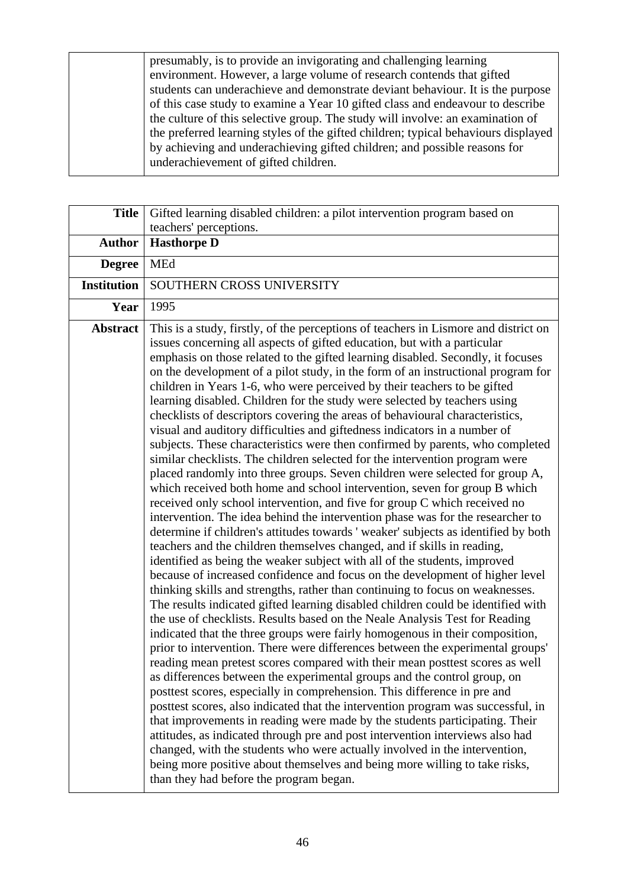| | |
|---|---|
| | presumably, is to provide an invigorating and challenging learning environment. However, a large volume of research contends that gifted students can underachieve and demonstrate deviant behaviour. It is the purpose of this case study to examine a Year 10 gifted class and endeavour to describe the culture of this selective group. The study will involve: an examination of the preferred learning styles of the gifted children; typical behaviours displayed by achieving and underachieving gifted children; and possible reasons for underachievement of gifted children. |

| | |
|---|---|
| **Title** | Gifted learning disabled children: a pilot intervention program based on teachers' perceptions. |
| **Author** | **Hasthorpe D** |
| **Degree** | MEd |
| **Institution** | SOUTHERN CROSS UNIVERSITY |
| **Year** | 1995 |
| **Abstract** | This is a study, firstly, of the perceptions of teachers in Lismore and district on issues concerning all aspects of gifted education, but with a particular emphasis on those related to the gifted learning disabled. Secondly, it focuses on the development of a pilot study, in the form of an instructional program for children in Years 1-6, who were perceived by their teachers to be gifted learning disabled. Children for the study were selected by teachers using checklists of descriptors covering the areas of behavioural characteristics, visual and auditory difficulties and giftedness indicators in a number of subjects. These characteristics were then confirmed by parents, who completed similar checklists. The children selected for the intervention program were placed randomly into three groups. Seven children were selected for group A, which received both home and school intervention, seven for group B which received only school intervention, and five for group C which received no intervention. The idea behind the intervention phase was for the researcher to determine if children's attitudes towards ' weaker' subjects as identified by both teachers and the children themselves changed, and if skills in reading, identified as being the weaker subject with all of the students, improved because of increased confidence and focus on the development of higher level thinking skills and strengths, rather than continuing to focus on weaknesses. The results indicated gifted learning disabled children could be identified with the use of checklists. Results based on the Neale Analysis Test for Reading indicated that the three groups were fairly homogenous in their composition, prior to intervention. There were differences between the experimental groups' reading mean pretest scores compared with their mean posttest scores as well as differences between the experimental groups and the control group, on posttest scores, especially in comprehension. This difference in pre and posttest scores, also indicated that the intervention program was successful, in that improvements in reading were made by the students participating. Their attitudes, as indicated through pre and post intervention interviews also had changed, with the students who were actually involved in the intervention, being more positive about themselves and being more willing to take risks, than they had before the program began. |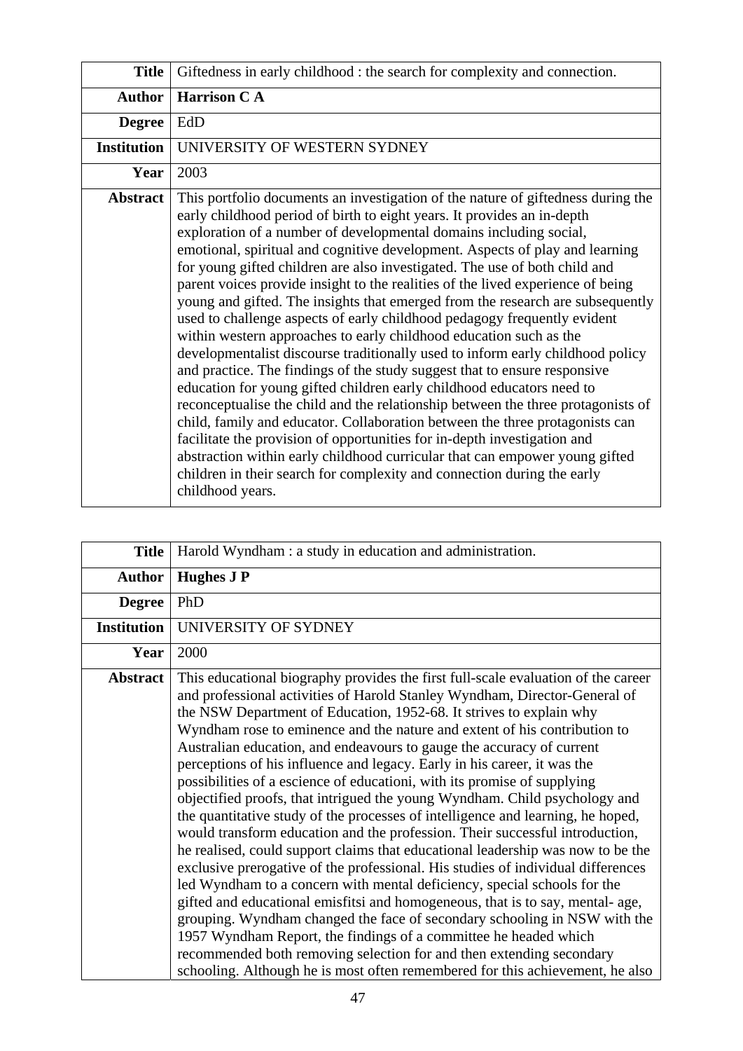| | |
|---|---|
| **Title** | Giftedness in early childhood : the search for complexity and connection. |
| **Author** | **Harrison C A** |
| **Degree** | EdD |
| **Institution** | UNIVERSITY OF WESTERN SYDNEY |
| **Year** | 2003 |
| **Abstract** | This portfolio documents an investigation of the nature of giftedness during the early childhood period of birth to eight years. It provides an in-depth exploration of a number of developmental domains including social, emotional, spiritual and cognitive development. Aspects of play and learning for young gifted children are also investigated. The use of both child and parent voices provide insight to the realities of the lived experience of being young and gifted. The insights that emerged from the research are subsequently used to challenge aspects of early childhood pedagogy frequently evident within western approaches to early childhood education such as the developmentalist discourse traditionally used to inform early childhood policy and practice. The findings of the study suggest that to ensure responsive education for young gifted children early childhood educators need to reconceptualise the child and the relationship between the three protagonists of child, family and educator. Collaboration between the three protagonists can facilitate the provision of opportunities for in-depth investigation and abstraction within early childhood curricular that can empower young gifted children in their search for complexity and connection during the early childhood years. |

| | |
|---|---|
| **Title** | Harold Wyndham : a study in education and administration. |
| **Author** | **Hughes J P** |
| **Degree** | PhD |
| **Institution** | UNIVERSITY OF SYDNEY |
| **Year** | 2000 |
| **Abstract** | This educational biography provides the first full-scale evaluation of the career and professional activities of Harold Stanley Wyndham, Director-General of the NSW Department of Education, 1952-68. It strives to explain why Wyndham rose to eminence and the nature and extent of his contribution to Australian education, and endeavours to gauge the accuracy of current perceptions of his influence and legacy. Early in his career, it was the possibilities of a escience of educationi, with its promise of supplying objectified proofs, that intrigued the young Wyndham. Child psychology and the quantitative study of the processes of intelligence and learning, he hoped, would transform education and the profession. Their successful introduction, he realised, could support claims that educational leadership was now to be the exclusive prerogative of the professional. His studies of individual differences led Wyndham to a concern with mental deficiency, special schools for the gifted and educational emisfitsi and homogeneous, that is to say, mental- age, grouping. Wyndham changed the face of secondary schooling in NSW with the 1957 Wyndham Report, the findings of a committee he headed which recommended both removing selection for and then extending secondary schooling. Although he is most often remembered for this achievement, he also |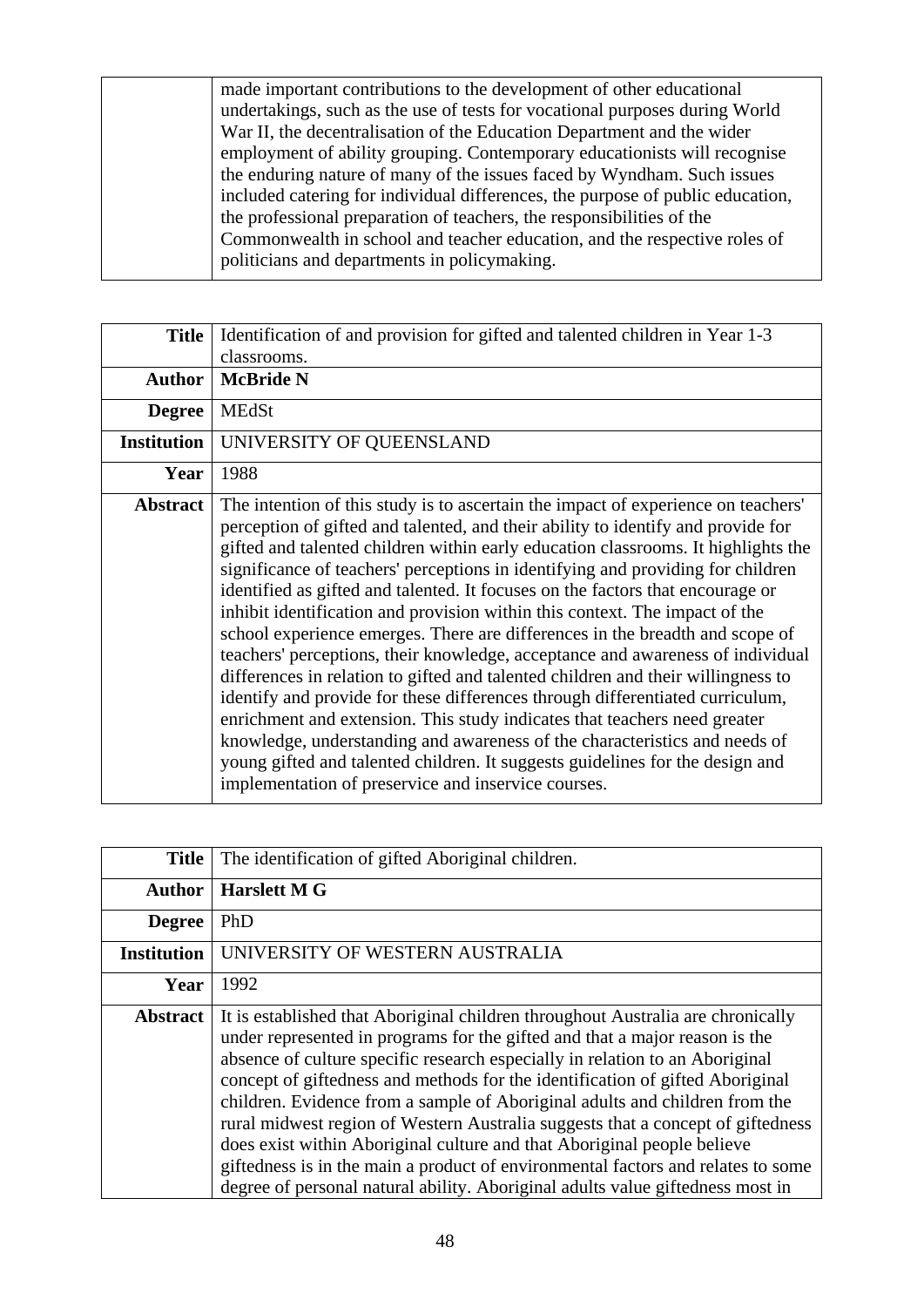| | |
|---|---|
| | made important contributions to the development of other educational undertakings, such as the use of tests for vocational purposes during World War II, the decentralisation of the Education Department and the wider employment of ability grouping. Contemporary educationists will recognise the enduring nature of many of the issues faced by Wyndham. Such issues included catering for individual differences, the purpose of public education, the professional preparation of teachers, the responsibilities of the Commonwealth in school and teacher education, and the respective roles of politicians and departments in policymaking. |

| | |
|---|---|
| **Title** | Identification of and provision for gifted and talented children in Year 1-3 classrooms. |
| **Author** | **McBride N** |
| **Degree** | MEdSt |
| **Institution** | UNIVERSITY OF QUEENSLAND |
| **Year** | 1988 |
| **Abstract** | The intention of this study is to ascertain the impact of experience on teachers' perception of gifted and talented, and their ability to identify and provide for gifted and talented children within early education classrooms. It highlights the significance of teachers' perceptions in identifying and providing for children identified as gifted and talented. It focuses on the factors that encourage or inhibit identification and provision within this context. The impact of the school experience emerges. There are differences in the breadth and scope of teachers' perceptions, their knowledge, acceptance and awareness of individual differences in relation to gifted and talented children and their willingness to identify and provide for these differences through differentiated curriculum, enrichment and extension. This study indicates that teachers need greater knowledge, understanding and awareness of the characteristics and needs of young gifted and talented children. It suggests guidelines for the design and implementation of preservice and inservice courses. |

| | |
|---|---|
| **Title** | The identification of gifted Aboriginal children. |
| **Author** | **Harslett M G** |
| **Degree** | PhD |
| **Institution** | UNIVERSITY OF WESTERN AUSTRALIA |
| **Year** | 1992 |
| **Abstract** | It is established that Aboriginal children throughout Australia are chronically under represented in programs for the gifted and that a major reason is the absence of culture specific research especially in relation to an Aboriginal concept of giftedness and methods for the identification of gifted Aboriginal children. Evidence from a sample of Aboriginal adults and children from the rural midwest region of Western Australia suggests that a concept of giftedness does exist within Aboriginal culture and that Aboriginal people believe giftedness is in the main a product of environmental factors and relates to some degree of personal natural ability. Aboriginal adults value giftedness most in |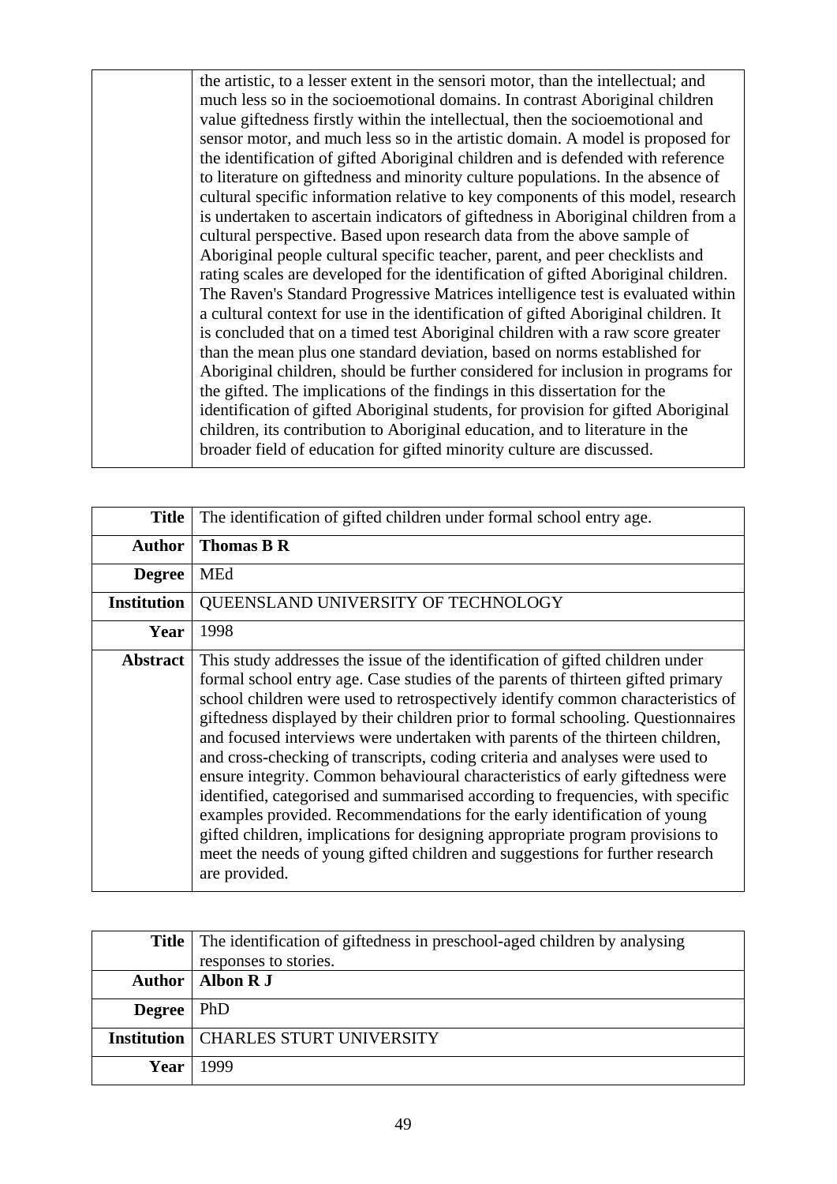| | |
|---|---|
| | the artistic, to a lesser extent in the sensori motor, than the intellectual; and much less so in the socioemotional domains. In contrast Aboriginal children value giftedness firstly within the intellectual, then the socioemotional and sensor motor, and much less so in the artistic domain. A model is proposed for the identification of gifted Aboriginal children and is defended with reference to literature on giftedness and minority culture populations. In the absence of cultural specific information relative to key components of this model, research is undertaken to ascertain indicators of giftedness in Aboriginal children from a cultural perspective. Based upon research data from the above sample of Aboriginal people cultural specific teacher, parent, and peer checklists and rating scales are developed for the identification of gifted Aboriginal children. The Raven's Standard Progressive Matrices intelligence test is evaluated within a cultural context for use in the identification of gifted Aboriginal children. It is concluded that on a timed test Aboriginal children with a raw score greater than the mean plus one standard deviation, based on norms established for Aboriginal children, should be further considered for inclusion in programs for the gifted. The implications of the findings in this dissertation for the identification of gifted Aboriginal students, for provision for gifted Aboriginal children, its contribution to Aboriginal education, and to literature in the broader field of education for gifted minority culture are discussed. |

| | |
|---|---|
| **Title** | The identification of gifted children under formal school entry age. |
| **Author** | **Thomas B R** |
| **Degree** | MEd |
| **Institution** | QUEENSLAND UNIVERSITY OF TECHNOLOGY |
| **Year** | 1998 |
| **Abstract** | This study addresses the issue of the identification of gifted children under formal school entry age. Case studies of the parents of thirteen gifted primary school children were used to retrospectively identify common characteristics of giftedness displayed by their children prior to formal schooling. Questionnaires and focused interviews were undertaken with parents of the thirteen children, and cross-checking of transcripts, coding criteria and analyses were used to ensure integrity. Common behavioural characteristics of early giftedness were identified, categorised and summarised according to frequencies, with specific examples provided. Recommendations for the early identification of young gifted children, implications for designing appropriate program provisions to meet the needs of young gifted children and suggestions for further research are provided. |

| | |
|---|---|
| **Title** | The identification of giftedness in preschool-aged children by analysing responses to stories. |
| **Author** | **Albon R J** |
| **Degree** | PhD |
| **Institution** | CHARLES STURT UNIVERSITY |
| **Year** | 1999 |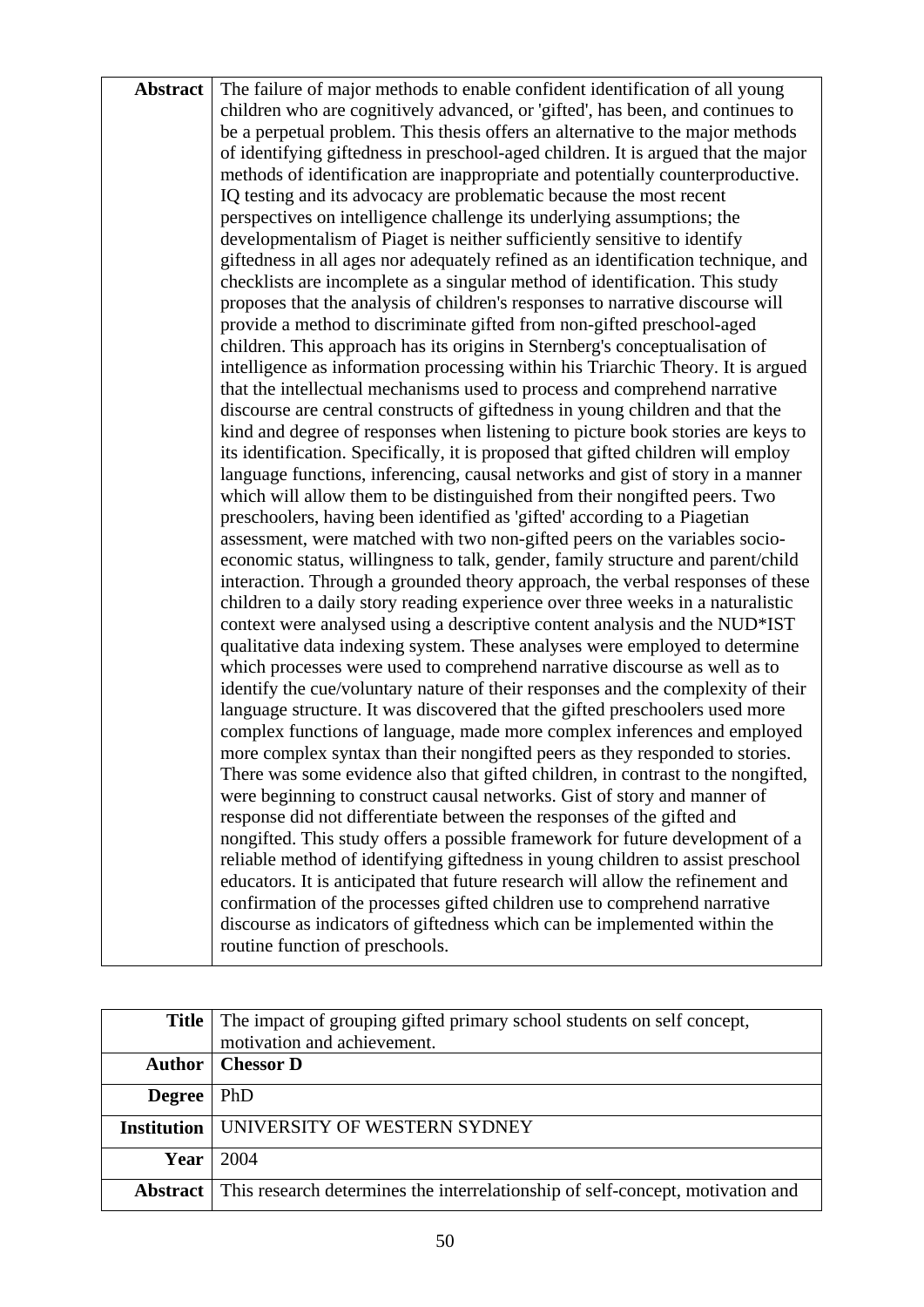| | |
|---|---|
| **Abstract** | The failure of major methods to enable confident identification of all young children who are cognitively advanced, or 'gifted', has been, and continues to be a perpetual problem. This thesis offers an alternative to the major methods of identifying giftedness in preschool-aged children. It is argued that the major methods of identification are inappropriate and potentially counterproductive. IQ testing and its advocacy are problematic because the most recent perspectives on intelligence challenge its underlying assumptions; the developmentalism of Piaget is neither sufficiently sensitive to identify giftedness in all ages nor adequately refined as an identification technique, and checklists are incomplete as a singular method of identification. This study proposes that the analysis of children's responses to narrative discourse will provide a method to discriminate gifted from non-gifted preschool-aged children. This approach has its origins in Sternberg's conceptualisation of intelligence as information processing within his Triarchic Theory. It is argued that the intellectual mechanisms used to process and comprehend narrative discourse are central constructs of giftedness in young children and that the kind and degree of responses when listening to picture book stories are keys to its identification. Specifically, it is proposed that gifted children will employ language functions, inferencing, causal networks and gist of story in a manner which will allow them to be distinguished from their nongifted peers. Two preschoolers, having been identified as 'gifted' according to a Piagetian assessment, were matched with two non-gifted peers on the variables socio-economic status, willingness to talk, gender, family structure and parent/child interaction. Through a grounded theory approach, the verbal responses of these children to a daily story reading experience over three weeks in a naturalistic context were analysed using a descriptive content analysis and the NUD*IST qualitative data indexing system. These analyses were employed to determine which processes were used to comprehend narrative discourse as well as to identify the cue/voluntary nature of their responses and the complexity of their language structure. It was discovered that the gifted preschoolers used more complex functions of language, made more complex inferences and employed more complex syntax than their nongifted peers as they responded to stories. There was some evidence also that gifted children, in contrast to the nongifted, were beginning to construct causal networks. Gist of story and manner of response did not differentiate between the responses of the gifted and nongifted. This study offers a possible framework for future development of a reliable method of identifying giftedness in young children to assist preschool educators. It is anticipated that future research will allow the refinement and confirmation of the processes gifted children use to comprehend narrative discourse as indicators of giftedness which can be implemented within the routine function of preschools. |

| | |
|---|---|
| **Title** | The impact of grouping gifted primary school students on self concept, motivation and achievement. |
| **Author** | **Chessor D** |
| **Degree** | PhD |
| **Institution** | UNIVERSITY OF WESTERN SYDNEY |
| **Year** | 2004 |
| **Abstract** | This research determines the interrelationship of self-concept, motivation and |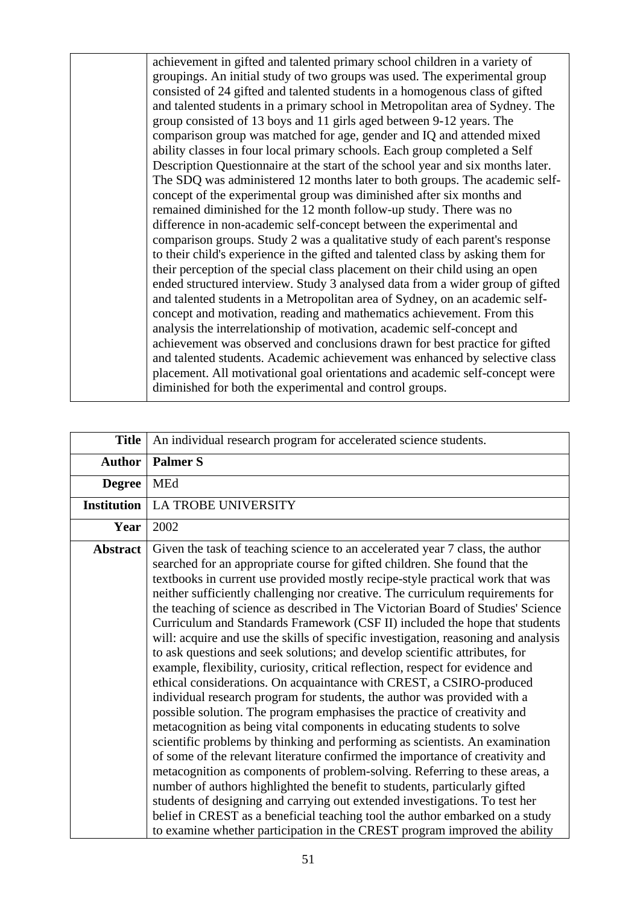| | |
|---|---|
| | achievement in gifted and talented primary school children in a variety of groupings. An initial study of two groups was used. The experimental group consisted of 24 gifted and talented students in a homogenous class of gifted and talented students in a primary school in Metropolitan area of Sydney. The group consisted of 13 boys and 11 girls aged between 9-12 years. The comparison group was matched for age, gender and IQ and attended mixed ability classes in four local primary schools. Each group completed a Self Description Questionnaire at the start of the school year and six months later. The SDQ was administered 12 months later to both groups. The academic self-concept of the experimental group was diminished after six months and remained diminished for the 12 month follow-up study. There was no difference in non-academic self-concept between the experimental and comparison groups. Study 2 was a qualitative study of each parent's response to their child's experience in the gifted and talented class by asking them for their perception of the special class placement on their child using an open ended structured interview. Study 3 analysed data from a wider group of gifted and talented students in a Metropolitan area of Sydney, on an academic self-concept and motivation, reading and mathematics achievement. From this analysis the interrelationship of motivation, academic self-concept and achievement was observed and conclusions drawn for best practice for gifted and talented students. Academic achievement was enhanced by selective class placement. All motivational goal orientations and academic self-concept were diminished for both the experimental and control groups. |

| | |
|---|---|
| **Title** | An individual research program for accelerated science students. |
| **Author** | **Palmer S** |
| **Degree** | MEd |
| **Institution** | LA TROBE UNIVERSITY |
| **Year** | 2002 |
| **Abstract** | Given the task of teaching science to an accelerated year 7 class, the author searched for an appropriate course for gifted children. She found that the textbooks in current use provided mostly recipe-style practical work that was neither sufficiently challenging nor creative. The curriculum requirements for the teaching of science as described in The Victorian Board of Studies' Science Curriculum and Standards Framework (CSF II) included the hope that students will: acquire and use the skills of specific investigation, reasoning and analysis to ask questions and seek solutions; and develop scientific attributes, for example, flexibility, curiosity, critical reflection, respect for evidence and ethical considerations. On acquaintance with CREST, a CSIRO-produced individual research program for students, the author was provided with a possible solution. The program emphasises the practice of creativity and metacognition as being vital components in educating students to solve scientific problems by thinking and performing as scientists. An examination of some of the relevant literature confirmed the importance of creativity and metacognition as components of problem-solving. Referring to these areas, a number of authors highlighted the benefit to students, particularly gifted students of designing and carrying out extended investigations. To test her belief in CREST as a beneficial teaching tool the author embarked on a study to examine whether participation in the CREST program improved the ability |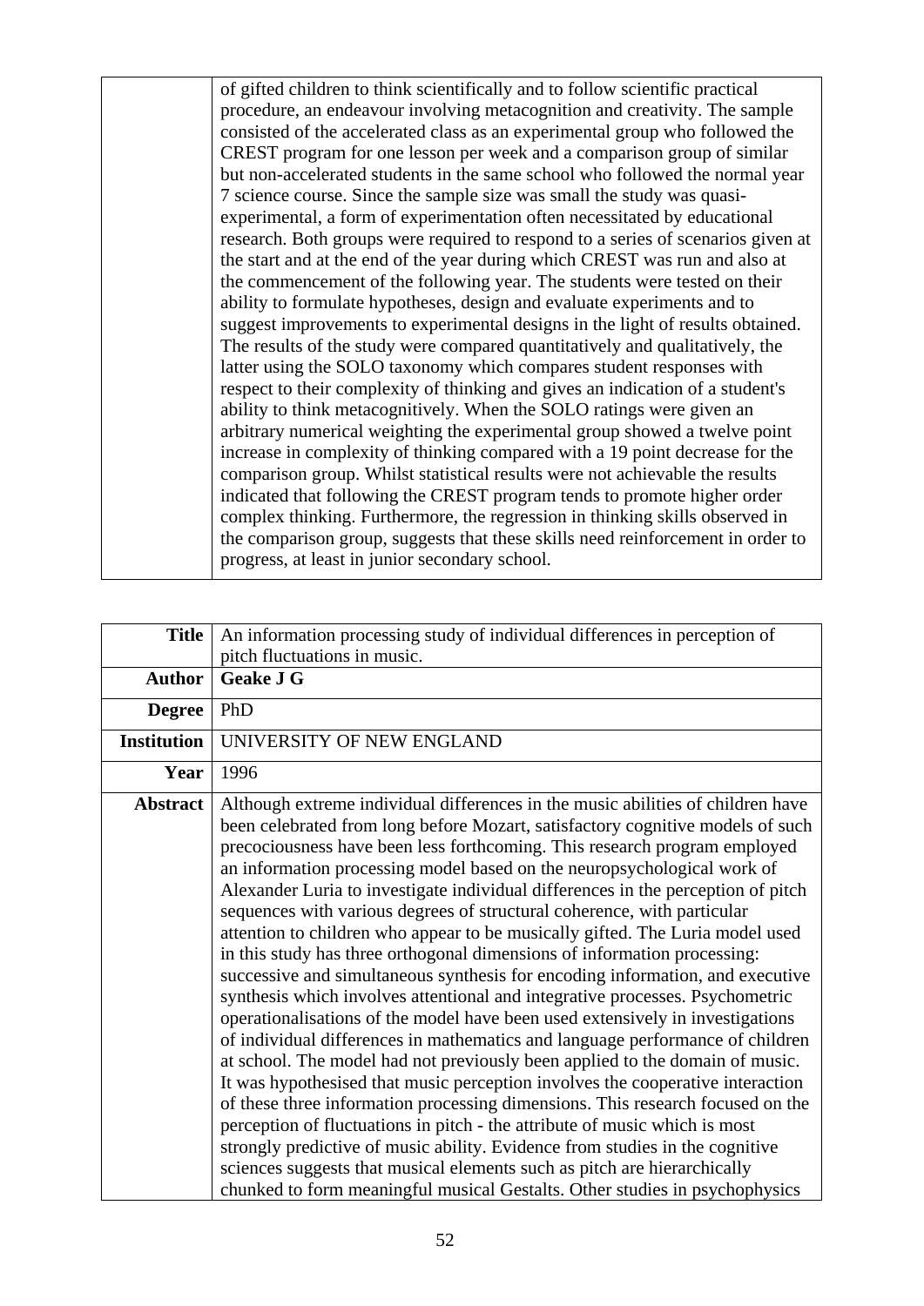| | |
|---|---|
| | of gifted children to think scientifically and to follow scientific practical procedure, an endeavour involving metacognition and creativity. The sample consisted of the accelerated class as an experimental group who followed the CREST program for one lesson per week and a comparison group of similar but non-accelerated students in the same school who followed the normal year 7 science course. Since the sample size was small the study was quasi-experimental, a form of experimentation often necessitated by educational research. Both groups were required to respond to a series of scenarios given at the start and at the end of the year during which CREST was run and also at the commencement of the following year. The students were tested on their ability to formulate hypotheses, design and evaluate experiments and to suggest improvements to experimental designs in the light of results obtained. The results of the study were compared quantitatively and qualitatively, the latter using the SOLO taxonomy which compares student responses with respect to their complexity of thinking and gives an indication of a student's ability to think metacognitively. When the SOLO ratings were given an arbitrary numerical weighting the experimental group showed a twelve point increase in complexity of thinking compared with a 19 point decrease for the comparison group. Whilst statistical results were not achievable the results indicated that following the CREST program tends to promote higher order complex thinking. Furthermore, the regression in thinking skills observed in the comparison group, suggests that these skills need reinforcement in order to progress, at least in junior secondary school. |

| | |
|---|---|
| **Title** | An information processing study of individual differences in perception of pitch fluctuations in music. |
| **Author** | **Geake J G** |
| **Degree** | PhD |
| **Institution** | UNIVERSITY OF NEW ENGLAND |
| **Year** | 1996 |
| **Abstract** | Although extreme individual differences in the music abilities of children have been celebrated from long before Mozart, satisfactory cognitive models of such precociousness have been less forthcoming. This research program employed an information processing model based on the neuropsychological work of Alexander Luria to investigate individual differences in the perception of pitch sequences with various degrees of structural coherence, with particular attention to children who appear to be musically gifted. The Luria model used in this study has three orthogonal dimensions of information processing: successive and simultaneous synthesis for encoding information, and executive synthesis which involves attentional and integrative processes. Psychometric operationalisations of the model have been used extensively in investigations of individual differences in mathematics and language performance of children at school. The model had not previously been applied to the domain of music. It was hypothesised that music perception involves the cooperative interaction of these three information processing dimensions. This research focused on the perception of fluctuations in pitch - the attribute of music which is most strongly predictive of music ability. Evidence from studies in the cognitive sciences suggests that musical elements such as pitch are hierarchically chunked to form meaningful musical Gestalts. Other studies in psychophysics |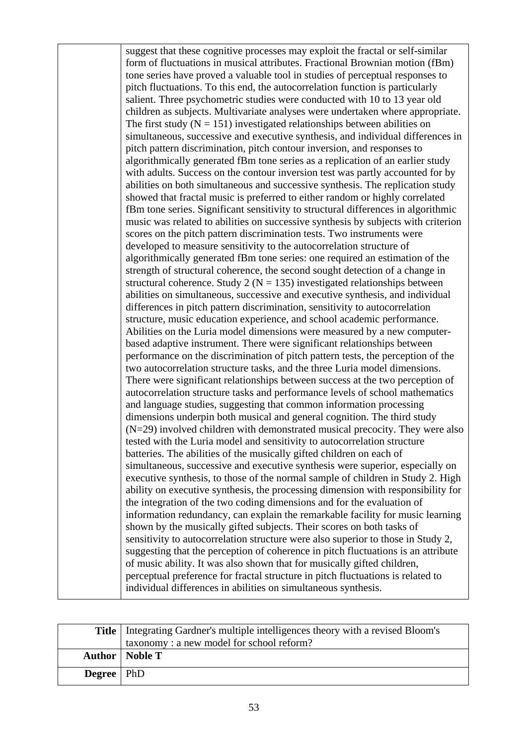| | |
|---|---|
| | suggest that these cognitive processes may exploit the fractal or self-similar form of fluctuations in musical attributes. Fractional Brownian motion (fBm) tone series have proved a valuable tool in studies of perceptual responses to pitch fluctuations. To this end, the autocorrelation function is particularly salient. Three psychometric studies were conducted with 10 to 13 year old children as subjects. Multivariate analyses were undertaken where appropriate. The first study ($N = 151$) investigated relationships between abilities on simultaneous, successive and executive synthesis, and individual differences in pitch pattern discrimination, pitch contour inversion, and responses to algorithmically generated fBm tone series as a replication of an earlier study with adults. Success on the contour inversion test was partly accounted for by abilities on both simultaneous and successive synthesis. The replication study showed that fractal music is preferred to either random or highly correlated fBm tone series. Significant sensitivity to structural differences in algorithmic music was related to abilities on successive synthesis by subjects with criterion scores on the pitch pattern discrimination tests. Two instruments were developed to measure sensitivity to the autocorrelation structure of algorithmically generated fBm tone series: one required an estimation of the strength of structural coherence, the second sought detection of a change in structural coherence. Study 2 ($N = 135$) investigated relationships between abilities on simultaneous, successive and executive synthesis, and individual differences in pitch pattern discrimination, sensitivity to autocorrelation structure, music education experience, and school academic performance. Abilities on the Luria model dimensions were measured by a new computer-based adaptive instrument. There were significant relationships between performance on the discrimination of pitch pattern tests, the perception of the two autocorrelation structure tasks, and the three Luria model dimensions. There were significant relationships between success at the two perception of autocorrelation structure tasks and performance levels of school mathematics and language studies, suggesting that common information processing dimensions underpin both musical and general cognition. The third study ($N=29$) involved children with demonstrated musical precocity. They were also tested with the Luria model and sensitivity to autocorrelation structure batteries. The abilities of the musically gifted children on each of simultaneous, successive and executive synthesis were superior, especially on executive synthesis, to those of the normal sample of children in Study 2. High ability on executive synthesis, the processing dimension with responsibility for the integration of the two coding dimensions and for the evaluation of information redundancy, can explain the remarkable facility for music learning shown by the musically gifted subjects. Their scores on both tasks of sensitivity to autocorrelation structure were also superior to those in Study 2, suggesting that the perception of coherence in pitch fluctuations is an attribute of music ability. It was also shown that for musically gifted children, perceptual preference for fractal structure in pitch fluctuations is related to individual differences in abilities on simultaneous synthesis. |

| | |
|---|---|
| **Title** | Integrating Gardner's multiple intelligences theory with a revised Bloom's taxonomy : a new model for school reform? |
| **Author** | **Noble T** |
| **Degree** | PhD |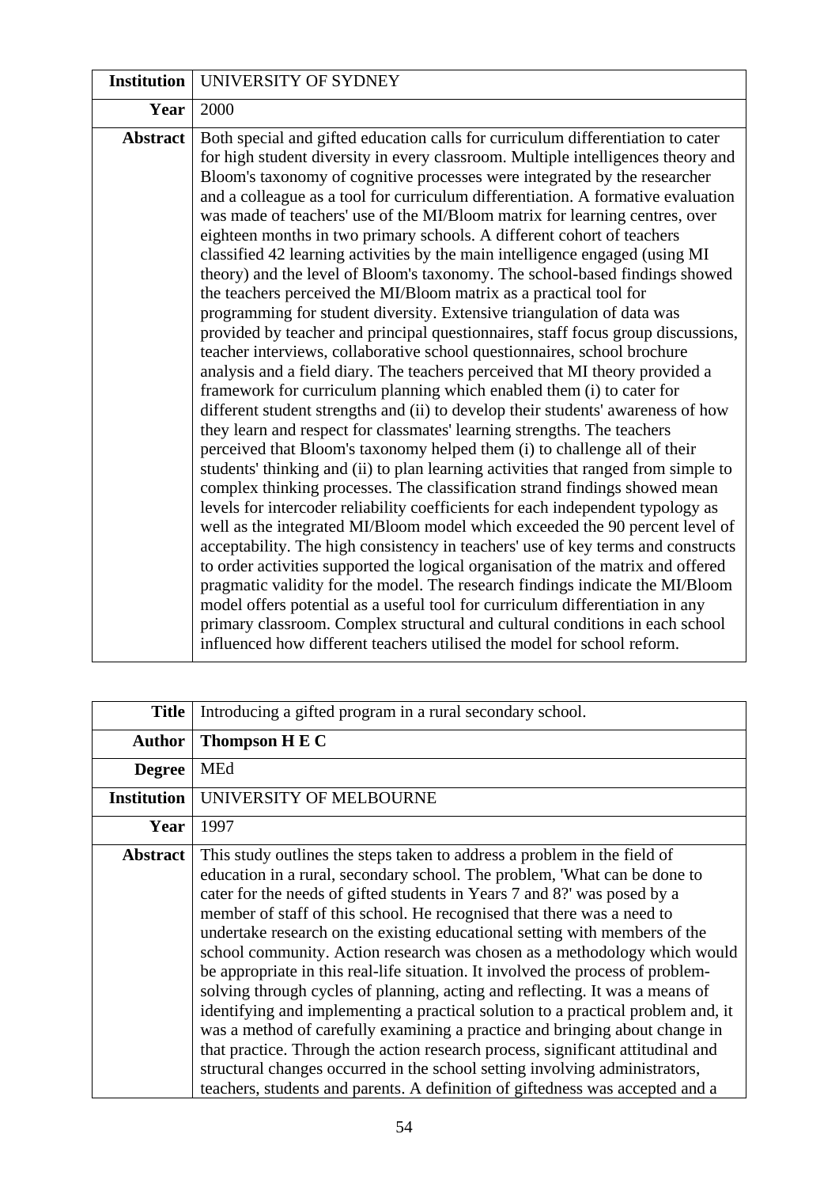| | |
|---|---|
| **Institution** | UNIVERSITY OF SYDNEY |
| **Year** | 2000 |
| **Abstract** | Both special and gifted education calls for curriculum differentiation to cater for high student diversity in every classroom. Multiple intelligences theory and Bloom's taxonomy of cognitive processes were integrated by the researcher and a colleague as a tool for curriculum differentiation. A formative evaluation was made of teachers' use of the MI/Bloom matrix for learning centres, over eighteen months in two primary schools. A different cohort of teachers classified 42 learning activities by the main intelligence engaged (using MI theory) and the level of Bloom's taxonomy. The school-based findings showed the teachers perceived the MI/Bloom matrix as a practical tool for programming for student diversity. Extensive triangulation of data was provided by teacher and principal questionnaires, staff focus group discussions, teacher interviews, collaborative school questionnaires, school brochure analysis and a field diary. The teachers perceived that MI theory provided a framework for curriculum planning which enabled them (i) to cater for different student strengths and (ii) to develop their students' awareness of how they learn and respect for classmates' learning strengths. The teachers perceived that Bloom's taxonomy helped them (i) to challenge all of their students' thinking and (ii) to plan learning activities that ranged from simple to complex thinking processes. The classification strand findings showed mean levels for intercoder reliability coefficients for each independent typology as well as the integrated MI/Bloom model which exceeded the 90 percent level of acceptability. The high consistency in teachers' use of key terms and constructs to order activities supported the logical organisation of the matrix and offered pragmatic validity for the model. The research findings indicate the MI/Bloom model offers potential as a useful tool for curriculum differentiation in any primary classroom. Complex structural and cultural conditions in each school influenced how different teachers utilised the model for school reform. |

| | |
|---|---|
| **Title** | Introducing a gifted program in a rural secondary school. |
| **Author** | **Thompson H E C** |
| **Degree** | MEd |
| **Institution** | UNIVERSITY OF MELBOURNE |
| **Year** | 1997 |
| **Abstract** | This study outlines the steps taken to address a problem in the field of education in a rural, secondary school. The problem, 'What can be done to cater for the needs of gifted students in Years 7 and 8?' was posed by a member of staff of this school. He recognised that there was a need to undertake research on the existing educational setting with members of the school community. Action research was chosen as a methodology which would be appropriate in this real-life situation. It involved the process of problem-solving through cycles of planning, acting and reflecting. It was a means of identifying and implementing a practical solution to a practical problem and, it was a method of carefully examining a practice and bringing about change in that practice. Through the action research process, significant attitudinal and structural changes occurred in the school setting involving administrators, teachers, students and parents. A definition of giftedness was accepted and a |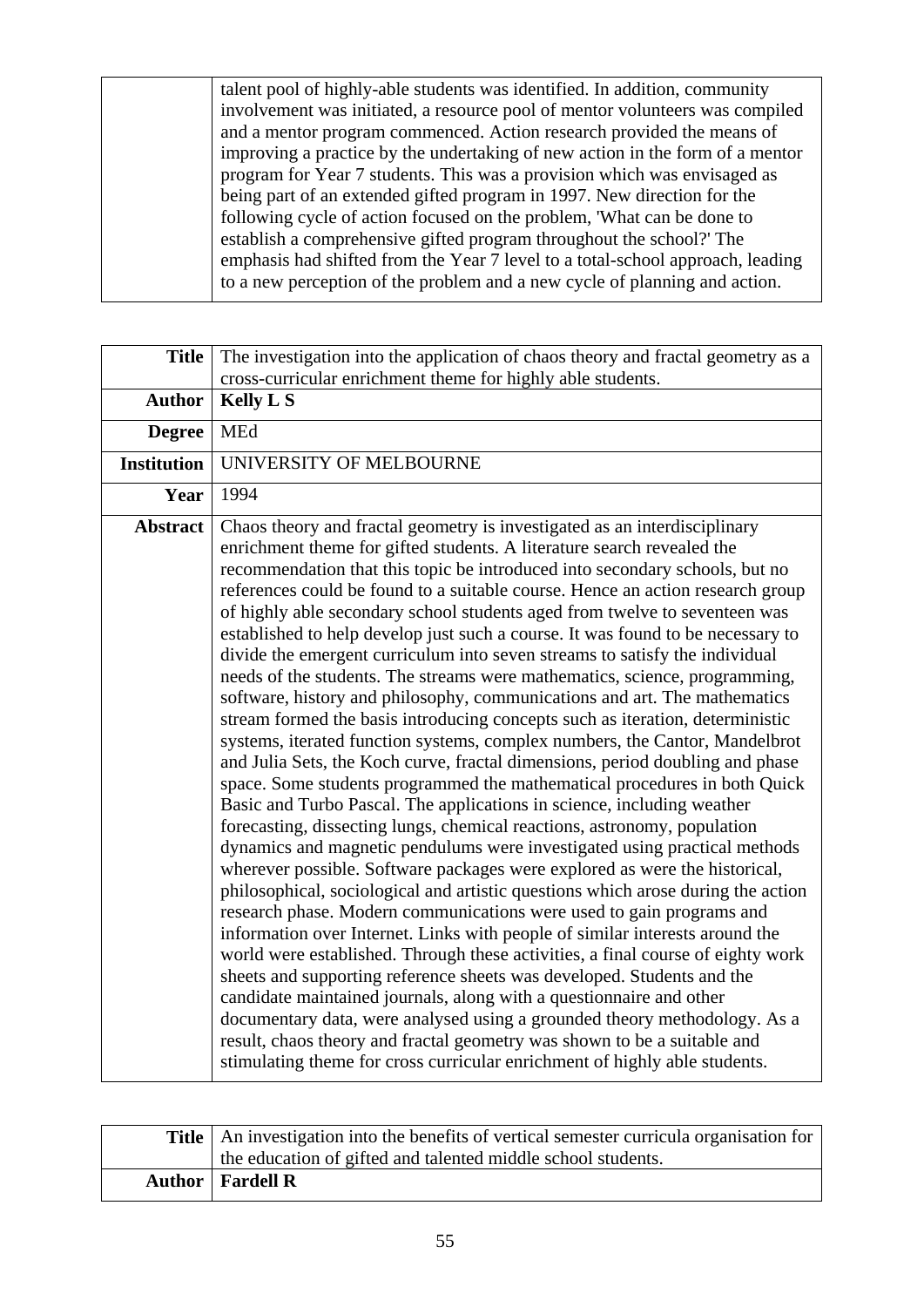| | |
|---|---|
| | talent pool of highly-able students was identified. In addition, community involvement was initiated, a resource pool of mentor volunteers was compiled and a mentor program commenced. Action research provided the means of improving a practice by the undertaking of new action in the form of a mentor program for Year 7 students. This was a provision which was envisaged as being part of an extended gifted program in 1997. New direction for the following cycle of action focused on the problem, 'What can be done to establish a comprehensive gifted program throughout the school?' The emphasis had shifted from the Year 7 level to a total-school approach, leading to a new perception of the problem and a new cycle of planning and action. |

| | |
|---|---|
| **Title** | The investigation into the application of chaos theory and fractal geometry as a cross-curricular enrichment theme for highly able students. |
| **Author** | **Kelly L S** |
| **Degree** | MEd |
| **Institution** | UNIVERSITY OF MELBOURNE |
| **Year** | 1994 |
| **Abstract** | Chaos theory and fractal geometry is investigated as an interdisciplinary enrichment theme for gifted students. A literature search revealed the recommendation that this topic be introduced into secondary schools, but no references could be found to a suitable course. Hence an action research group of highly able secondary school students aged from twelve to seventeen was established to help develop just such a course. It was found to be necessary to divide the emergent curriculum into seven streams to satisfy the individual needs of the students. The streams were mathematics, science, programming, software, history and philosophy, communications and art. The mathematics stream formed the basis introducing concepts such as iteration, deterministic systems, iterated function systems, complex numbers, the Cantor, Mandelbrot and Julia Sets, the Koch curve, fractal dimensions, period doubling and phase space. Some students programmed the mathematical procedures in both Quick Basic and Turbo Pascal. The applications in science, including weather forecasting, dissecting lungs, chemical reactions, astronomy, population dynamics and magnetic pendulums were investigated using practical methods wherever possible. Software packages were explored as were the historical, philosophical, sociological and artistic questions which arose during the action research phase. Modern communications were used to gain programs and information over Internet. Links with people of similar interests around the world were established. Through these activities, a final course of eighty work sheets and supporting reference sheets was developed. Students and the candidate maintained journals, along with a questionnaire and other documentary data, were analysed using a grounded theory methodology. As a result, chaos theory and fractal geometry was shown to be a suitable and stimulating theme for cross curricular enrichment of highly able students. |

| | |
|---|---|
| **Title** | An investigation into the benefits of vertical semester curricula organisation for the education of gifted and talented middle school students. |
| **Author** | **Fardell R** |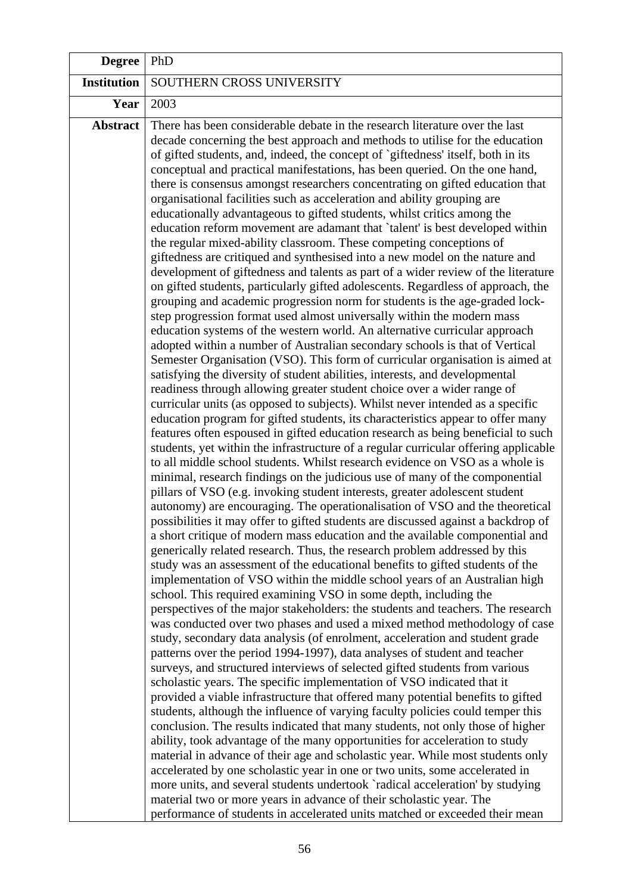| | |
|---|---|
| **Degree** | PhD |
| **Institution** | SOUTHERN CROSS UNIVERSITY |
| **Year** | 2003 |
| **Abstract** | There has been considerable debate in the research literature over the last decade concerning the best approach and methods to utilise for the education of gifted students, and, indeed, the concept of `giftedness' itself, both in its conceptual and practical manifestations, has been queried. On the one hand, there is consensus amongst researchers concentrating on gifted education that organisational facilities such as acceleration and ability grouping are educationally advantageous to gifted students, whilst critics among the education reform movement are adamant that `talent' is best developed within the regular mixed-ability classroom. These competing conceptions of giftedness are critiqued and synthesised into a new model on the nature and development of giftedness and talents as part of a wider review of the literature on gifted students, particularly gifted adolescents. Regardless of approach, the grouping and academic progression norm for students is the age-graded lock-step progression format used almost universally within the modern mass education systems of the western world. An alternative curricular approach adopted within a number of Australian secondary schools is that of Vertical Semester Organisation (VSO). This form of curricular organisation is aimed at satisfying the diversity of student abilities, interests, and developmental readiness through allowing greater student choice over a wider range of curricular units (as opposed to subjects). Whilst never intended as a specific education program for gifted students, its characteristics appear to offer many features often espoused in gifted education research as being beneficial to such students, yet within the infrastructure of a regular curricular offering applicable to all middle school students. Whilst research evidence on VSO as a whole is minimal, research findings on the judicious use of many of the componential pillars of VSO (e.g. invoking student interests, greater adolescent student autonomy) are encouraging. The operationalisation of VSO and the theoretical possibilities it may offer to gifted students are discussed against a backdrop of a short critique of modern mass education and the available componential and generically related research. Thus, the research problem addressed by this study was an assessment of the educational benefits to gifted students of the implementation of VSO within the middle school years of an Australian high school. This required examining VSO in some depth, including the perspectives of the major stakeholders: the students and teachers. The research was conducted over two phases and used a mixed method methodology of case study, secondary data analysis (of enrolment, acceleration and student grade patterns over the period 1994-1997), data analyses of student and teacher surveys, and structured interviews of selected gifted students from various scholastic years. The specific implementation of VSO indicated that it provided a viable infrastructure that offered many potential benefits to gifted students, although the influence of varying faculty policies could temper this conclusion. The results indicated that many students, not only those of higher ability, took advantage of the many opportunities for acceleration to study material in advance of their age and scholastic year. While most students only accelerated by one scholastic year in one or two units, some accelerated in more units, and several students undertook `radical acceleration' by studying material two or more years in advance of their scholastic year. The performance of students in accelerated units matched or exceeded their mean |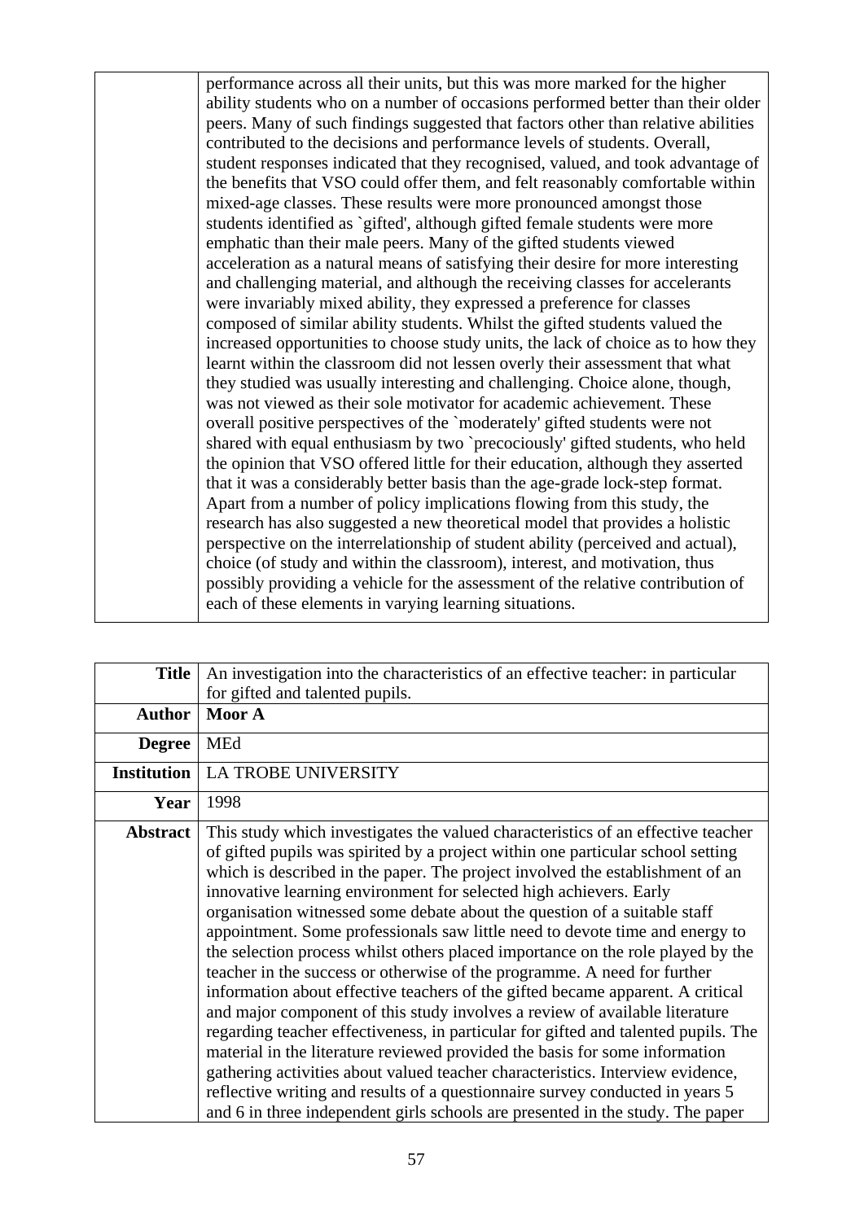| | |
|---|---|
| | performance across all their units, but this was more marked for the higher ability students who on a number of occasions performed better than their older peers. Many of such findings suggested that factors other than relative abilities contributed to the decisions and performance levels of students. Overall, student responses indicated that they recognised, valued, and took advantage of the benefits that VSO could offer them, and felt reasonably comfortable within mixed-age classes. These results were more pronounced amongst those students identified as `gifted', although gifted female students were more emphatic than their male peers. Many of the gifted students viewed acceleration as a natural means of satisfying their desire for more interesting and challenging material, and although the receiving classes for accelerants were invariably mixed ability, they expressed a preference for classes composed of similar ability students. Whilst the gifted students valued the increased opportunities to choose study units, the lack of choice as to how they learnt within the classroom did not lessen overly their assessment that what they studied was usually interesting and challenging. Choice alone, though, was not viewed as their sole motivator for academic achievement. These overall positive perspectives of the `moderately' gifted students were not shared with equal enthusiasm by two `precociously' gifted students, who held the opinion that VSO offered little for their education, although they asserted that it was a considerably better basis than the age-grade lock-step format. Apart from a number of policy implications flowing from this study, the research has also suggested a new theoretical model that provides a holistic perspective on the interrelationship of student ability (perceived and actual), choice (of study and within the classroom), interest, and motivation, thus possibly providing a vehicle for the assessment of the relative contribution of each of these elements in varying learning situations. |

| | |
|---|---|
| **Title** | An investigation into the characteristics of an effective teacher: in particular for gifted and talented pupils. |
| **Author** | **Moor A** |
| **Degree** | MEd |
| **Institution** | LA TROBE UNIVERSITY |
| **Year** | 1998 |
| **Abstract** | This study which investigates the valued characteristics of an effective teacher of gifted pupils was spirited by a project within one particular school setting which is described in the paper. The project involved the establishment of an innovative learning environment for selected high achievers. Early organisation witnessed some debate about the question of a suitable staff appointment. Some professionals saw little need to devote time and energy to the selection process whilst others placed importance on the role played by the teacher in the success or otherwise of the programme. A need for further information about effective teachers of the gifted became apparent. A critical and major component of this study involves a review of available literature regarding teacher effectiveness, in particular for gifted and talented pupils. The material in the literature reviewed provided the basis for some information gathering activities about valued teacher characteristics. Interview evidence, reflective writing and results of a questionnaire survey conducted in years 5 and 6 in three independent girls schools are presented in the study. The paper |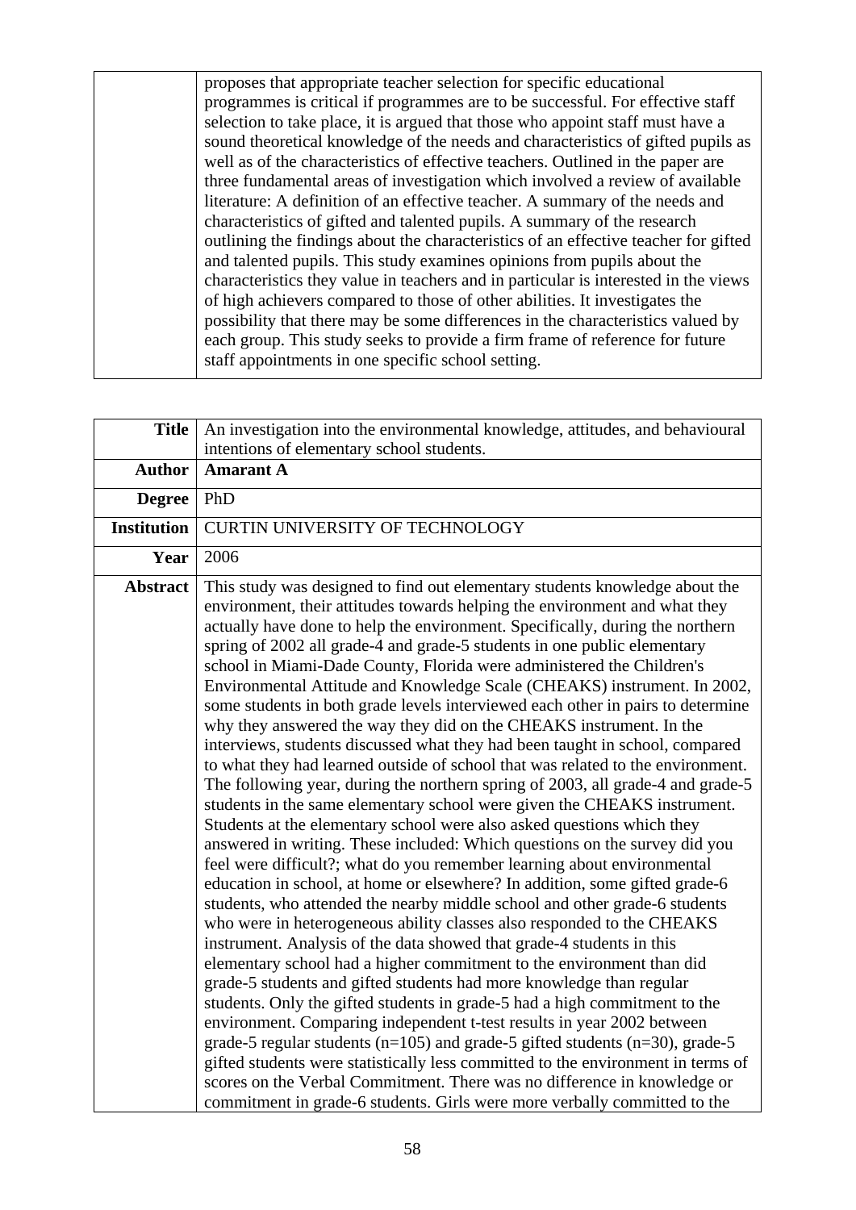| | |
|---|---|
| | proposes that appropriate teacher selection for specific educational programmes is critical if programmes are to be successful. For effective staff selection to take place, it is argued that those who appoint staff must have a sound theoretical knowledge of the needs and characteristics of gifted pupils as well as of the characteristics of effective teachers. Outlined in the paper are three fundamental areas of investigation which involved a review of available literature: A definition of an effective teacher. A summary of the needs and characteristics of gifted and talented pupils. A summary of the research outlining the findings about the characteristics of an effective teacher for gifted and talented pupils. This study examines opinions from pupils about the characteristics they value in teachers and in particular is interested in the views of high achievers compared to those of other abilities. It investigates the possibility that there may be some differences in the characteristics valued by each group. This study seeks to provide a firm frame of reference for future staff appointments in one specific school setting. |

| | |
|---|---|
| **Title** | An investigation into the environmental knowledge, attitudes, and behavioural intentions of elementary school students. |
| **Author** | **Amarant A** |
| **Degree** | PhD |
| **Institution** | CURTIN UNIVERSITY OF TECHNOLOGY |
| **Year** | 2006 |
| **Abstract** | This study was designed to find out elementary students knowledge about the environment, their attitudes towards helping the environment and what they actually have done to help the environment. Specifically, during the northern spring of 2002 all grade-4 and grade-5 students in one public elementary school in Miami-Dade County, Florida were administered the Children's Environmental Attitude and Knowledge Scale (CHEAKS) instrument. In 2002, some students in both grade levels interviewed each other in pairs to determine why they answered the way they did on the CHEAKS instrument. In the interviews, students discussed what they had been taught in school, compared to what they had learned outside of school that was related to the environment. The following year, during the northern spring of 2003, all grade-4 and grade-5 students in the same elementary school were given the CHEAKS instrument. Students at the elementary school were also asked questions which they answered in writing. These included: Which questions on the survey did you feel were difficult?; what do you remember learning about environmental education in school, at home or elsewhere? In addition, some gifted grade-6 students, who attended the nearby middle school and other grade-6 students who were in heterogeneous ability classes also responded to the CHEAKS instrument. Analysis of the data showed that grade-4 students in this elementary school had a higher commitment to the environment than did grade-5 students and gifted students had more knowledge than regular students. Only the gifted students in grade-5 had a high commitment to the environment. Comparing independent t-test results in year 2002 between grade-5 regular students ($n=105$) and grade-5 gifted students ($n=30$), grade-5 gifted students were statistically less committed to the environment in terms of scores on the Verbal Commitment. There was no difference in knowledge or commitment in grade-6 students. Girls were more verbally committed to the |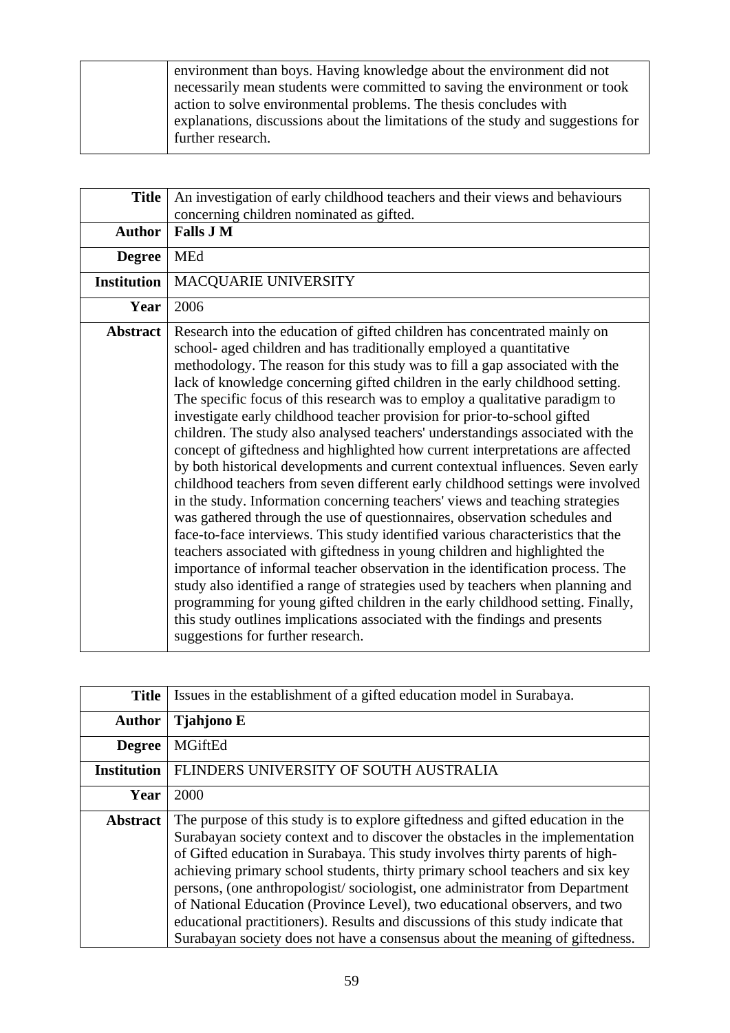| | |
|---|---|
| | environment than boys. Having knowledge about the environment did not necessarily mean students were committed to saving the environment or took action to solve environmental problems. The thesis concludes with explanations, discussions about the limitations of the study and suggestions for further research. |

| | |
|---|---|
| **Title** | An investigation of early childhood teachers and their views and behaviours concerning children nominated as gifted. |
| **Author** | **Falls J M** |
| **Degree** | MEd |
| **Institution** | MACQUARIE UNIVERSITY |
| **Year** | 2006 |
| **Abstract** | Research into the education of gifted children has concentrated mainly on school- aged children and has traditionally employed a quantitative methodology. The reason for this study was to fill a gap associated with the lack of knowledge concerning gifted children in the early childhood setting. The specific focus of this research was to employ a qualitative paradigm to investigate early childhood teacher provision for prior-to-school gifted children. The study also analysed teachers' understandings associated with the concept of giftedness and highlighted how current interpretations are affected by both historical developments and current contextual influences. Seven early childhood teachers from seven different early childhood settings were involved in the study. Information concerning teachers' views and teaching strategies was gathered through the use of questionnaires, observation schedules and face-to-face interviews. This study identified various characteristics that the teachers associated with giftedness in young children and highlighted the importance of informal teacher observation in the identification process. The study also identified a range of strategies used by teachers when planning and programming for young gifted children in the early childhood setting. Finally, this study outlines implications associated with the findings and presents suggestions for further research. |

| | |
|---|---|
| **Title** | Issues in the establishment of a gifted education model in Surabaya. |
| **Author** | **Tjahjono E** |
| **Degree** | MGiftEd |
| **Institution** | FLINDERS UNIVERSITY OF SOUTH AUSTRALIA |
| **Year** | 2000 |
| **Abstract** | The purpose of this study is to explore giftedness and gifted education in the Surabayan society context and to discover the obstacles in the implementation of Gifted education in Surabaya. This study involves thirty parents of high-achieving primary school students, thirty primary school teachers and six key persons, (one anthropologist/ sociologist, one administrator from Department of National Education (Province Level), two educational observers, and two educational practitioners). Results and discussions of this study indicate that Surabayan society does not have a consensus about the meaning of giftedness. |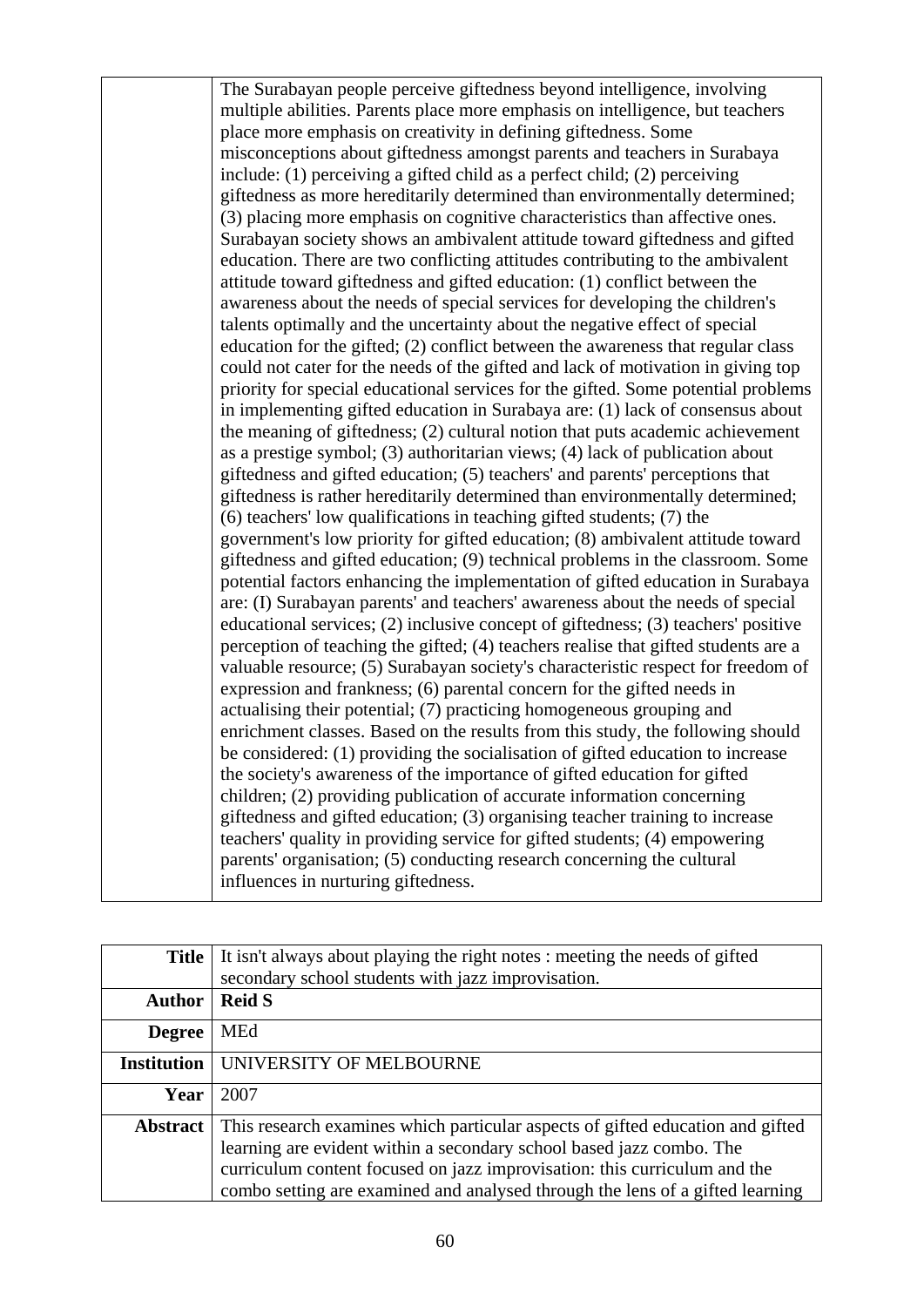| | |
|---|---|
| | The Surabayan people perceive giftedness beyond intelligence, involving multiple abilities. Parents place more emphasis on intelligence, but teachers place more emphasis on creativity in defining giftedness. Some misconceptions about giftedness amongst parents and teachers in Surabaya include: (1) perceiving a gifted child as a perfect child; (2) perceiving giftedness as more hereditarily determined than environmentally determined; (3) placing more emphasis on cognitive characteristics than affective ones. Surabayan society shows an ambivalent attitude toward giftedness and gifted education. There are two conflicting attitudes contributing to the ambivalent attitude toward giftedness and gifted education: (1) conflict between the awareness about the needs of special services for developing the children's talents optimally and the uncertainty about the negative effect of special education for the gifted; (2) conflict between the awareness that regular class could not cater for the needs of the gifted and lack of motivation in giving top priority for special educational services for the gifted. Some potential problems in implementing gifted education in Surabaya are: (1) lack of consensus about the meaning of giftedness; (2) cultural notion that puts academic achievement as a prestige symbol; (3) authoritarian views; (4) lack of publication about giftedness and gifted education; (5) teachers' and parents' perceptions that giftedness is rather hereditarily determined than environmentally determined; (6) teachers' low qualifications in teaching gifted students; (7) the government's low priority for gifted education; (8) ambivalent attitude toward giftedness and gifted education; (9) technical problems in the classroom. Some potential factors enhancing the implementation of gifted education in Surabaya are: (I) Surabayan parents' and teachers' awareness about the needs of special educational services; (2) inclusive concept of giftedness; (3) teachers' positive perception of teaching the gifted; (4) teachers realise that gifted students are a valuable resource; (5) Surabayan society's characteristic respect for freedom of expression and frankness; (6) parental concern for the gifted needs in actualising their potential; (7) practicing homogeneous grouping and enrichment classes. Based on the results from this study, the following should be considered: (1) providing the socialisation of gifted education to increase the society's awareness of the importance of gifted education for gifted children; (2) providing publication of accurate information concerning giftedness and gifted education; (3) organising teacher training to increase teachers' quality in providing service for gifted students; (4) empowering parents' organisation; (5) conducting research concerning the cultural influences in nurturing giftedness. |

| | |
|---|---|
| **Title** | It isn't always about playing the right notes : meeting the needs of gifted secondary school students with jazz improvisation. |
| **Author** | **Reid S** |
| **Degree** | MEd |
| **Institution** | UNIVERSITY OF MELBOURNE |
| **Year** | 2007 |
| **Abstract** | This research examines which particular aspects of gifted education and gifted learning are evident within a secondary school based jazz combo. The curriculum content focused on jazz improvisation: this curriculum and the combo setting are examined and analysed through the lens of a gifted learning |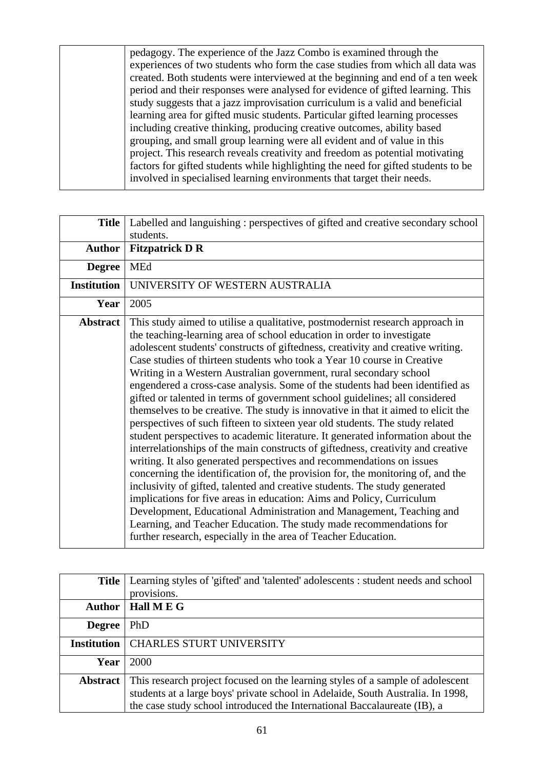| | |
|---|---|
| | pedagogy. The experience of the Jazz Combo is examined through the experiences of two students who form the case studies from which all data was created. Both students were interviewed at the beginning and end of a ten week period and their responses were analysed for evidence of gifted learning. This study suggests that a jazz improvisation curriculum is a valid and beneficial learning area for gifted music students. Particular gifted learning processes including creative thinking, producing creative outcomes, ability based grouping, and small group learning were all evident and of value in this project. This research reveals creativity and freedom as potential motivating factors for gifted students while highlighting the need for gifted students to be involved in specialised learning environments that target their needs. |

| | |
|---|---|
| **Title** | Labelled and languishing : perspectives of gifted and creative secondary school students. |
| **Author** | **Fitzpatrick D R** |
| **Degree** | MEd |
| **Institution** | UNIVERSITY OF WESTERN AUSTRALIA |
| **Year** | 2005 |
| **Abstract** | This study aimed to utilise a qualitative, postmodernist research approach in the teaching-learning area of school education in order to investigate adolescent students' constructs of giftedness, creativity and creative writing. Case studies of thirteen students who took a Year 10 course in Creative Writing in a Western Australian government, rural secondary school engendered a cross-case analysis. Some of the students had been identified as gifted or talented in terms of government school guidelines; all considered themselves to be creative. The study is innovative in that it aimed to elicit the perspectives of such fifteen to sixteen year old students. The study related student perspectives to academic literature. It generated information about the interrelationships of the main constructs of giftedness, creativity and creative writing. It also generated perspectives and recommendations on issues concerning the identification of, the provision for, the monitoring of, and the inclusivity of gifted, talented and creative students. The study generated implications for five areas in education: Aims and Policy, Curriculum Development, Educational Administration and Management, Teaching and Learning, and Teacher Education. The study made recommendations for further research, especially in the area of Teacher Education. |

| | |
|---|---|
| **Title** | Learning styles of 'gifted' and 'talented' adolescents : student needs and school provisions. |
| **Author** | **Hall M E G** |
| **Degree** | PhD |
| **Institution** | CHARLES STURT UNIVERSITY |
| **Year** | 2000 |
| **Abstract** | This research project focused on the learning styles of a sample of adolescent students at a large boys' private school in Adelaide, South Australia. In 1998, the case study school introduced the International Baccalaureate (IB), a |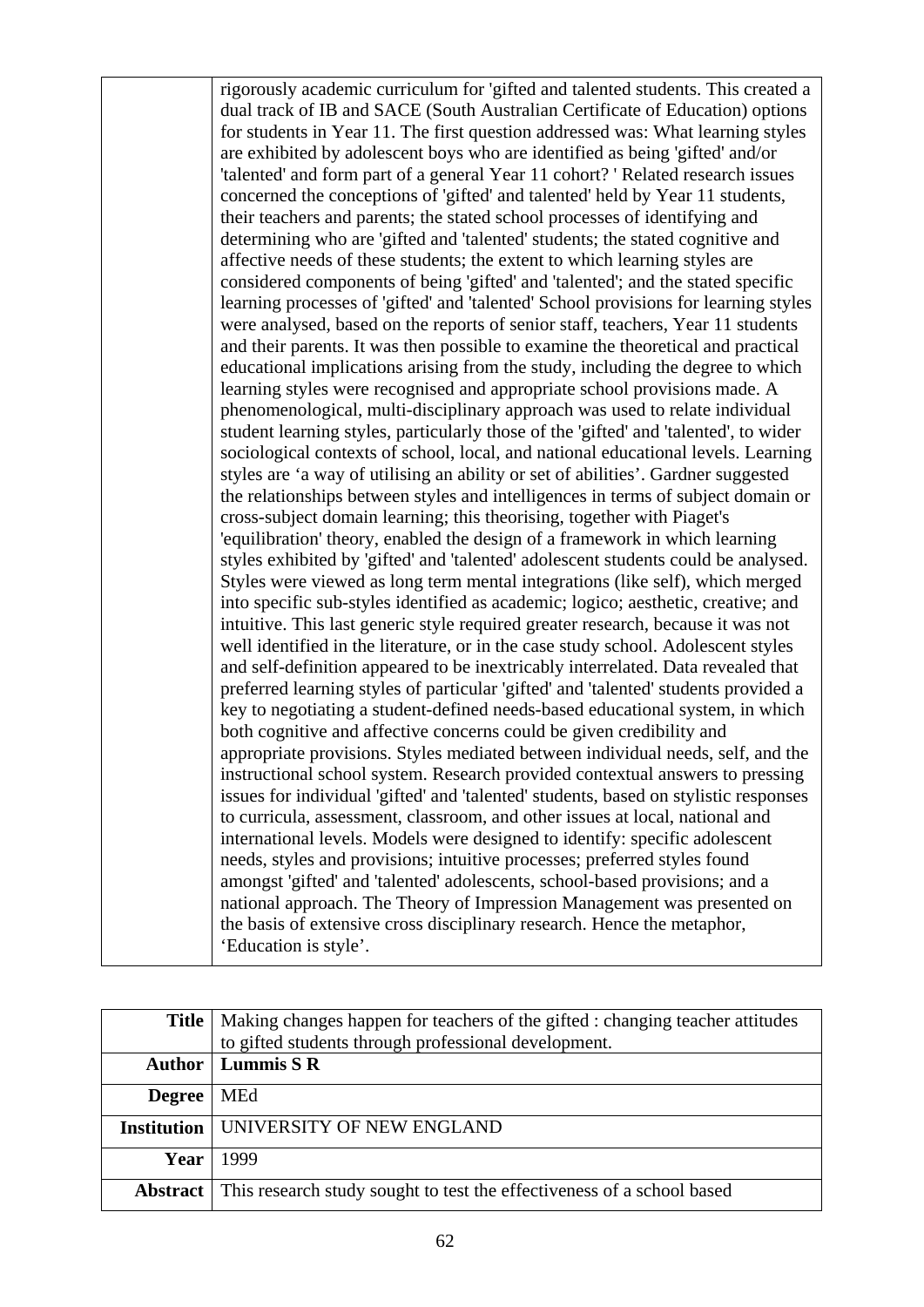| | |
|---|---|
| | rigorously academic curriculum for 'gifted and talented students. This created a dual track of IB and SACE (South Australian Certificate of Education) options for students in Year 11. The first question addressed was: What learning styles are exhibited by adolescent boys who are identified as being 'gifted' and/or 'talented' and form part of a general Year 11 cohort? ' Related research issues concerned the conceptions of 'gifted' and talented' held by Year 11 students, their teachers and parents; the stated school processes of identifying and determining who are 'gifted and 'talented' students; the stated cognitive and affective needs of these students; the extent to which learning styles are considered components of being 'gifted' and 'talented'; and the stated specific learning processes of 'gifted' and 'talented' School provisions for learning styles were analysed, based on the reports of senior staff, teachers, Year 11 students and their parents. It was then possible to examine the theoretical and practical educational implications arising from the study, including the degree to which learning styles were recognised and appropriate school provisions made. A phenomenological, multi-disciplinary approach was used to relate individual student learning styles, particularly those of the 'gifted' and 'talented', to wider sociological contexts of school, local, and national educational levels. Learning styles are 'a way of utilising an ability or set of abilities'. Gardner suggested the relationships between styles and intelligences in terms of subject domain or cross-subject domain learning; this theorising, together with Piaget's 'equilibration' theory, enabled the design of a framework in which learning styles exhibited by 'gifted' and 'talented' adolescent students could be analysed. Styles were viewed as long term mental integrations (like self), which merged into specific sub-styles identified as academic; logico; aesthetic, creative; and intuitive. This last generic style required greater research, because it was not well identified in the literature, or in the case study school. Adolescent styles and self-definition appeared to be inextricably interrelated. Data revealed that preferred learning styles of particular 'gifted' and 'talented' students provided a key to negotiating a student-defined needs-based educational system, in which both cognitive and affective concerns could be given credibility and appropriate provisions. Styles mediated between individual needs, self, and the instructional school system. Research provided contextual answers to pressing issues for individual 'gifted' and 'talented' students, based on stylistic responses to curricula, assessment, classroom, and other issues at local, national and international levels. Models were designed to identify: specific adolescent needs, styles and provisions; intuitive processes; preferred styles found amongst 'gifted' and 'talented' adolescents, school-based provisions; and a national approach. The Theory of Impression Management was presented on the basis of extensive cross disciplinary research. Hence the metaphor, 'Education is style'. |

| | |
|---|---|
| **Title** | Making changes happen for teachers of the gifted : changing teacher attitudes to gifted students through professional development. |
| **Author** | **Lummis S R** |
| **Degree** | MEd |
| **Institution** | UNIVERSITY OF NEW ENGLAND |
| **Year** | 1999 |
| **Abstract** | This research study sought to test the effectiveness of a school based |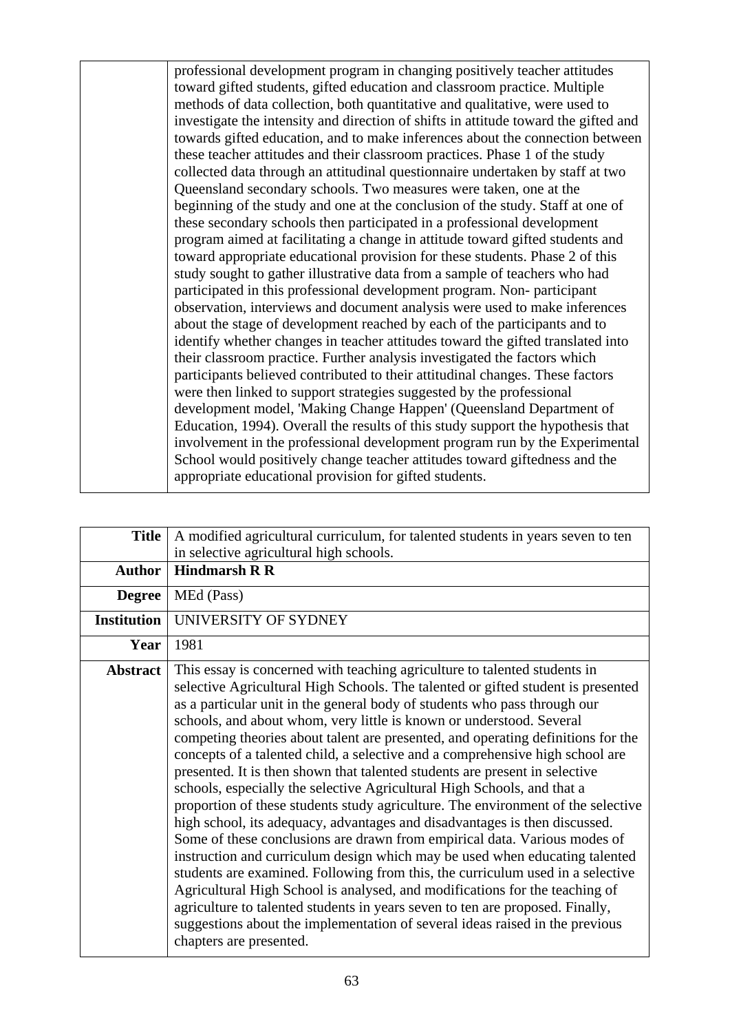| | |
|---|---|
| | professional development program in changing positively teacher attitudes toward gifted students, gifted education and classroom practice. Multiple methods of data collection, both quantitative and qualitative, were used to investigate the intensity and direction of shifts in attitude toward the gifted and towards gifted education, and to make inferences about the connection between these teacher attitudes and their classroom practices. Phase 1 of the study collected data through an attitudinal questionnaire undertaken by staff at two Queensland secondary schools. Two measures were taken, one at the beginning of the study and one at the conclusion of the study. Staff at one of these secondary schools then participated in a professional development program aimed at facilitating a change in attitude toward gifted students and toward appropriate educational provision for these students. Phase 2 of this study sought to gather illustrative data from a sample of teachers who had participated in this professional development program. Non- participant observation, interviews and document analysis were used to make inferences about the stage of development reached by each of the participants and to identify whether changes in teacher attitudes toward the gifted translated into their classroom practice. Further analysis investigated the factors which participants believed contributed to their attitudinal changes. These factors were then linked to support strategies suggested by the professional development model, 'Making Change Happen' (Queensland Department of Education, 1994). Overall the results of this study support the hypothesis that involvement in the professional development program run by the Experimental School would positively change teacher attitudes toward giftedness and the appropriate educational provision for gifted students. |

| | |
|---|---|
| **Title** | A modified agricultural curriculum, for talented students in years seven to ten in selective agricultural high schools. |
| **Author** | **Hindmarsh R R** |
| **Degree** | MEd (Pass) |
| **Institution** | UNIVERSITY OF SYDNEY |
| **Year** | 1981 |
| **Abstract** | This essay is concerned with teaching agriculture to talented students in selective Agricultural High Schools. The talented or gifted student is presented as a particular unit in the general body of students who pass through our schools, and about whom, very little is known or understood. Several competing theories about talent are presented, and operating definitions for the concepts of a talented child, a selective and a comprehensive high school are presented. It is then shown that talented students are present in selective schools, especially the selective Agricultural High Schools, and that a proportion of these students study agriculture. The environment of the selective high school, its adequacy, advantages and disadvantages is then discussed. Some of these conclusions are drawn from empirical data. Various modes of instruction and curriculum design which may be used when educating talented students are examined. Following from this, the curriculum used in a selective Agricultural High School is analysed, and modifications for the teaching of agriculture to talented students in years seven to ten are proposed. Finally, suggestions about the implementation of several ideas raised in the previous chapters are presented. |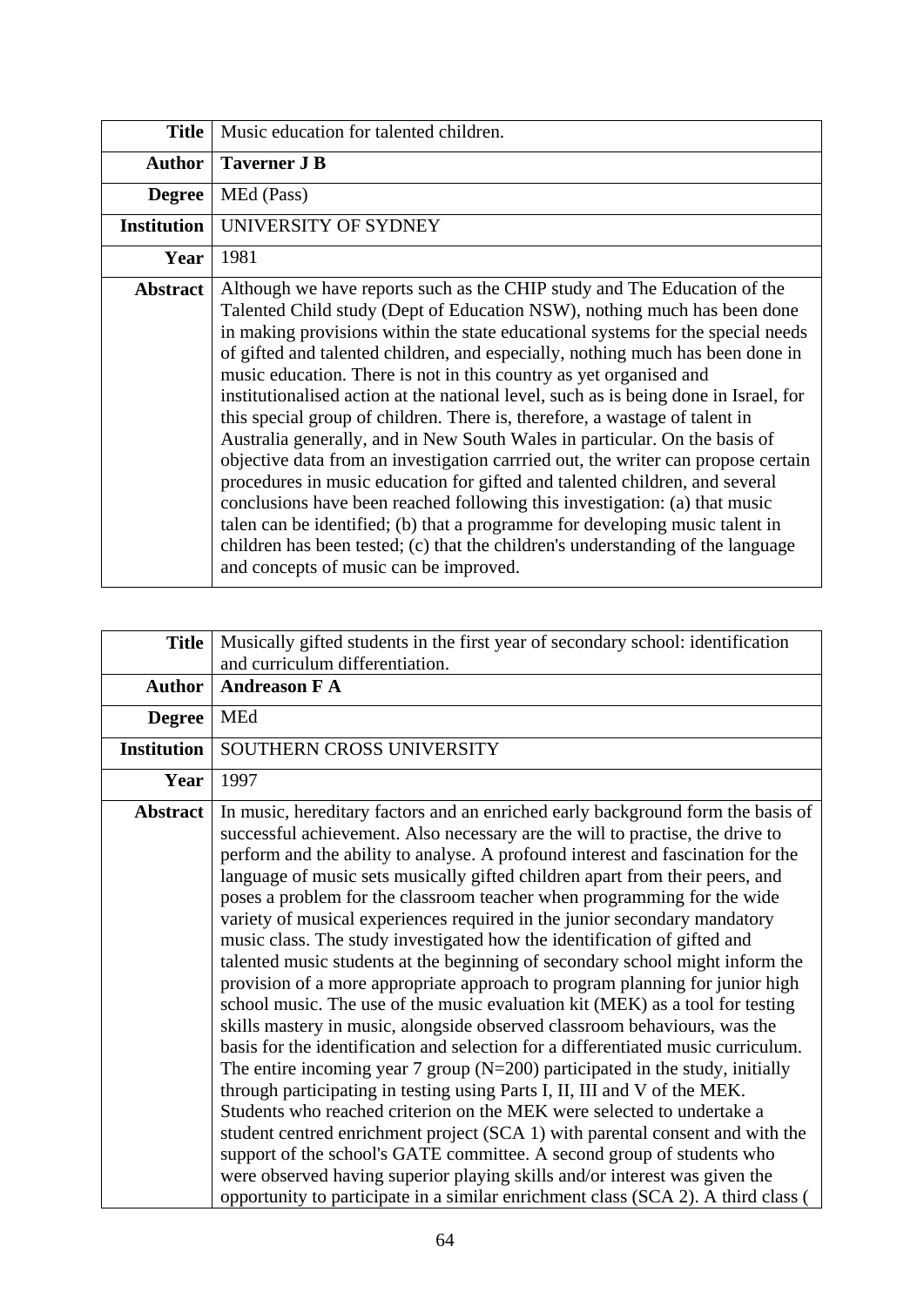| | |
|---|---|
| **Title** | Music education for talented children. |
| **Author** | **Taverner J B** |
| **Degree** | MEd (Pass) |
| **Institution** | UNIVERSITY OF SYDNEY |
| **Year** | 1981 |
| **Abstract** | Although we have reports such as the CHIP study and The Education of the Talented Child study (Dept of Education NSW), nothing much has been done in making provisions within the state educational systems for the special needs of gifted and talented children, and especially, nothing much has been done in music education. There is not in this country as yet organised and institutionalised action at the national level, such as is being done in Israel, for this special group of children. There is, therefore, a wastage of talent in Australia generally, and in New South Wales in particular. On the basis of objective data from an investigation carrried out, the writer can propose certain procedures in music education for gifted and talented children, and several conclusions have been reached following this investigation: (a) that music talen can be identified; (b) that a programme for developing music talent in children has been tested; (c) that the children's understanding of the language and concepts of music can be improved. |

| | |
|---|---|
| **Title** | Musically gifted students in the first year of secondary school: identification and curriculum differentiation. |
| **Author** | **Andreason F A** |
| **Degree** | MEd |
| **Institution** | SOUTHERN CROSS UNIVERSITY |
| **Year** | 1997 |
| **Abstract** | In music, hereditary factors and an enriched early background form the basis of successful achievement. Also necessary are the will to practise, the drive to perform and the ability to analyse. A profound interest and fascination for the language of music sets musically gifted children apart from their peers, and poses a problem for the classroom teacher when programming for the wide variety of musical experiences required in the junior secondary mandatory music class. The study investigated how the identification of gifted and talented music students at the beginning of secondary school might inform the provision of a more appropriate approach to program planning for junior high school music. The use of the music evaluation kit (MEK) as a tool for testing skills mastery in music, alongside observed classroom behaviours, was the basis for the identification and selection for a differentiated music curriculum. The entire incoming year 7 group (N=200) participated in the study, initially through participating in testing using Parts I, II, III and V of the MEK. Students who reached criterion on the MEK were selected to undertake a student centred enrichment project (SCA 1) with parental consent and with the support of the school's GATE committee. A second group of students who were observed having superior playing skills and/or interest was given the opportunity to participate in a similar enrichment class (SCA 2). A third class ( |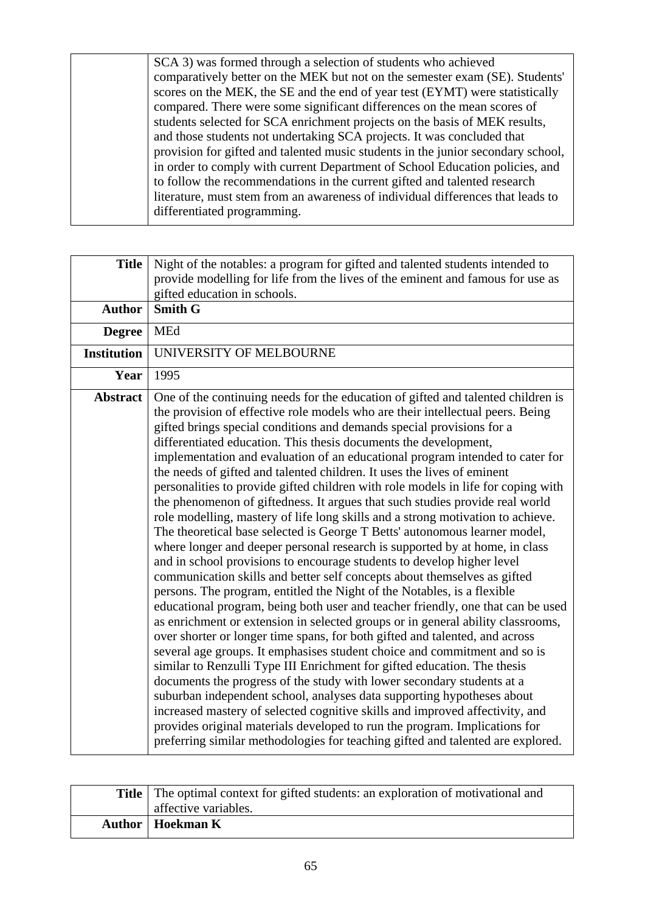| | |
|---|---|
| | SCA 3) was formed through a selection of students who achieved comparatively better on the MEK but not on the semester exam (SE). Students' scores on the MEK, the SE and the end of year test (EYMT) were statistically compared. There were some significant differences on the mean scores of students selected for SCA enrichment projects on the basis of MEK results, and those students not undertaking SCA projects. It was concluded that provision for gifted and talented music students in the junior secondary school, in order to comply with current Department of School Education policies, and to follow the recommendations in the current gifted and talented research literature, must stem from an awareness of individual differences that leads to differentiated programming. |

| | |
|---|---|
| **Title** | Night of the notables: a program for gifted and talented students intended to provide modelling for life from the lives of the eminent and famous for use as gifted education in schools. |
| **Author** | **Smith G** |
| **Degree** | MEd |
| **Institution** | UNIVERSITY OF MELBOURNE |
| **Year** | 1995 |
| **Abstract** | One of the continuing needs for the education of gifted and talented children is the provision of effective role models who are their intellectual peers. Being gifted brings special conditions and demands special provisions for a differentiated education. This thesis documents the development, implementation and evaluation of an educational program intended to cater for the needs of gifted and talented children. It uses the lives of eminent personalities to provide gifted children with role models in life for coping with the phenomenon of giftedness. It argues that such studies provide real world role modelling, mastery of life long skills and a strong motivation to achieve. The theoretical base selected is George T Betts' autonomous learner model, where longer and deeper personal research is supported by at home, in class and in school provisions to encourage students to develop higher level communication skills and better self concepts about themselves as gifted persons. The program, entitled the Night of the Notables, is a flexible educational program, being both user and teacher friendly, one that can be used as enrichment or extension in selected groups or in general ability classrooms, over shorter or longer time spans, for both gifted and talented, and across several age groups. It emphasises student choice and commitment and so is similar to Renzulli Type III Enrichment for gifted education. The thesis documents the progress of the study with lower secondary students at a suburban independent school, analyses data supporting hypotheses about increased mastery of selected cognitive skills and improved affectivity, and provides original materials developed to run the program. Implications for preferring similar methodologies for teaching gifted and talented are explored. |

| | |
|---|---|
| **Title** | The optimal context for gifted students: an exploration of motivational and affective variables. |
| **Author** | **Hoekman K** |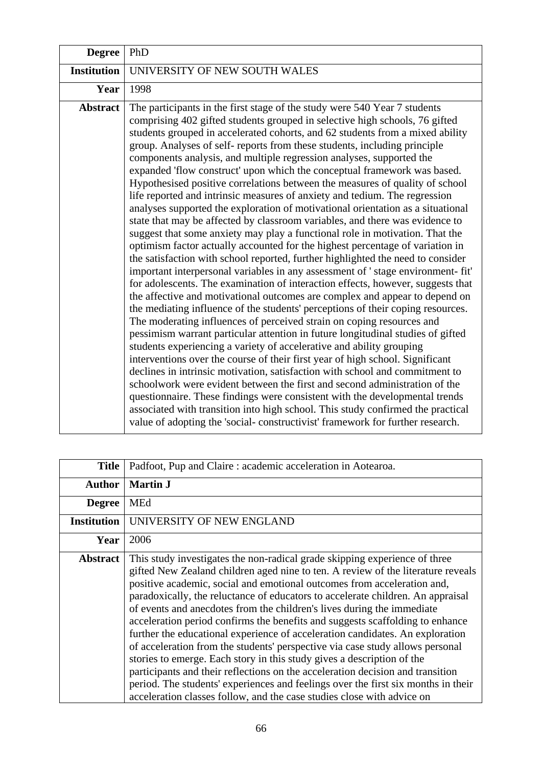| | |
|---|---|
| **Degree** | PhD |
| **Institution** | UNIVERSITY OF NEW SOUTH WALES |
| **Year** | 1998 |
| **Abstract** | The participants in the first stage of the study were 540 Year 7 students comprising 402 gifted students grouped in selective high schools, 76 gifted students grouped in accelerated cohorts, and 62 students from a mixed ability group. Analyses of self- reports from these students, including principle components analysis, and multiple regression analyses, supported the expanded 'flow construct' upon which the conceptual framework was based. Hypothesised positive correlations between the measures of quality of school life reported and intrinsic measures of anxiety and tedium. The regression analyses supported the exploration of motivational orientation as a situational state that may be affected by classroom variables, and there was evidence to suggest that some anxiety may play a functional role in motivation. That the optimism factor actually accounted for the highest percentage of variation in the satisfaction with school reported, further highlighted the need to consider important interpersonal variables in any assessment of ' stage environment- fit' for adolescents. The examination of interaction effects, however, suggests that the affective and motivational outcomes are complex and appear to depend on the mediating influence of the students' perceptions of their coping resources. The moderating influences of perceived strain on coping resources and pessimism warrant particular attention in future longitudinal studies of gifted students experiencing a variety of accelerative and ability grouping interventions over the course of their first year of high school. Significant declines in intrinsic motivation, satisfaction with school and commitment to schoolwork were evident between the first and second administration of the questionnaire. These findings were consistent with the developmental trends associated with transition into high school. This study confirmed the practical value of adopting the 'social- constructivist' framework for further research. |

| | |
|---|---|
| **Title** | Padfoot, Pup and Claire : academic acceleration in Aotearoa. |
| **Author** | **Martin J** |
| **Degree** | MEd |
| **Institution** | UNIVERSITY OF NEW ENGLAND |
| **Year** | 2006 |
| **Abstract** | This study investigates the non-radical grade skipping experience of three gifted New Zealand children aged nine to ten. A review of the literature reveals positive academic, social and emotional outcomes from acceleration and, paradoxically, the reluctance of educators to accelerate children. An appraisal of events and anecdotes from the children's lives during the immediate acceleration period confirms the benefits and suggests scaffolding to enhance further the educational experience of acceleration candidates. An exploration of acceleration from the students' perspective via case study allows personal stories to emerge. Each story in this study gives a description of the participants and their reflections on the acceleration decision and transition period. The students' experiences and feelings over the first six months in their acceleration classes follow, and the case studies close with advice on |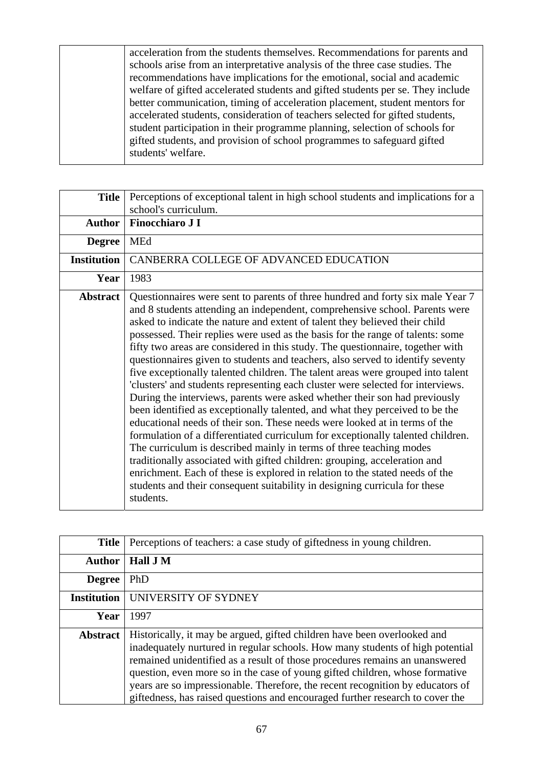| | |
|---|---|
| | acceleration from the students themselves. Recommendations for parents and schools arise from an interpretative analysis of the three case studies. The recommendations have implications for the emotional, social and academic welfare of gifted accelerated students and gifted students per se. They include better communication, timing of acceleration placement, student mentors for accelerated students, consideration of teachers selected for gifted students, student participation in their programme planning, selection of schools for gifted students, and provision of school programmes to safeguard gifted students' welfare. |

| | |
|---|---|
| **Title** | Perceptions of exceptional talent in high school students and implications for a school's curriculum. |
| **Author** | **Finocchiaro J I** |
| **Degree** | MEd |
| **Institution** | CANBERRA COLLEGE OF ADVANCED EDUCATION |
| **Year** | 1983 |
| **Abstract** | Questionnaires were sent to parents of three hundred and forty six male Year 7 and 8 students attending an independent, comprehensive school. Parents were asked to indicate the nature and extent of talent they believed their child possessed. Their replies were used as the basis for the range of talents: some fifty two areas are considered in this study. The questionnaire, together with questionnaires given to students and teachers, also served to identify seventy five exceptionally talented children. The talent areas were grouped into talent 'clusters' and students representing each cluster were selected for interviews. During the interviews, parents were asked whether their son had previously been identified as exceptionally talented, and what they perceived to be the educational needs of their son. These needs were looked at in terms of the formulation of a differentiated curriculum for exceptionally talented children. The curriculum is described mainly in terms of three teaching modes traditionally associated with gifted children: grouping, acceleration and enrichment. Each of these is explored in relation to the stated needs of the students and their consequent suitability in designing curricula for these students. |

| | |
|---|---|
| **Title** | Perceptions of teachers: a case study of giftedness in young children. |
| **Author** | **Hall J M** |
| **Degree** | PhD |
| **Institution** | UNIVERSITY OF SYDNEY |
| **Year** | 1997 |
| **Abstract** | Historically, it may be argued, gifted children have been overlooked and inadequately nurtured in regular schools. How many students of high potential remained unidentified as a result of those procedures remains an unanswered question, even more so in the case of young gifted children, whose formative years are so impressionable. Therefore, the recent recognition by educators of giftedness, has raised questions and encouraged further research to cover the |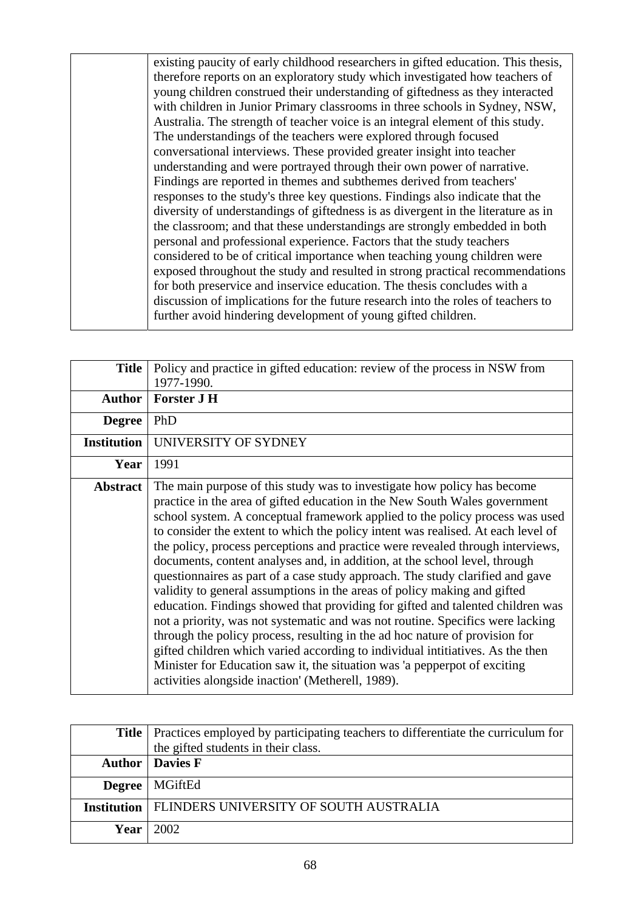| | |
|---|---|
| | existing paucity of early childhood researchers in gifted education. This thesis, therefore reports on an exploratory study which investigated how teachers of young children construed their understanding of giftedness as they interacted with children in Junior Primary classrooms in three schools in Sydney, NSW, Australia. The strength of teacher voice is an integral element of this study. The understandings of the teachers were explored through focused conversational interviews. These provided greater insight into teacher understanding and were portrayed through their own power of narrative. Findings are reported in themes and subthemes derived from teachers' responses to the study's three key questions. Findings also indicate that the diversity of understandings of giftedness is as divergent in the literature as in the classroom; and that these understandings are strongly embedded in both personal and professional experience. Factors that the study teachers considered to be of critical importance when teaching young children were exposed throughout the study and resulted in strong practical recommendations for both preservice and inservice education. The thesis concludes with a discussion of implications for the future research into the roles of teachers to further avoid hindering development of young gifted children. |

| | |
|---|---|
| **Title** | Policy and practice in gifted education: review of the process in NSW from 1977-1990. |
| **Author** | **Forster J H** |
| **Degree** | PhD |
| **Institution** | UNIVERSITY OF SYDNEY |
| **Year** | 1991 |
| **Abstract** | The main purpose of this study was to investigate how policy has become practice in the area of gifted education in the New South Wales government school system. A conceptual framework applied to the policy process was used to consider the extent to which the policy intent was realised. At each level of the policy, process perceptions and practice were revealed through interviews, documents, content analyses and, in addition, at the school level, through questionnaires as part of a case study approach. The study clarified and gave validity to general assumptions in the areas of policy making and gifted education. Findings showed that providing for gifted and talented children was not a priority, was not systematic and was not routine. Specifics were lacking through the policy process, resulting in the ad hoc nature of provision for gifted children which varied according to individual intitiatives. As the then Minister for Education saw it, the situation was 'a pepperpot of exciting activities alongside inaction' (Metherell, 1989). |

| | |
|---|---|
| **Title** | Practices employed by participating teachers to differentiate the curriculum for the gifted students in their class. |
| **Author** | **Davies F** |
| **Degree** | MGiftEd |
| **Institution** | FLINDERS UNIVERSITY OF SOUTH AUSTRALIA |
| **Year** | 2002 |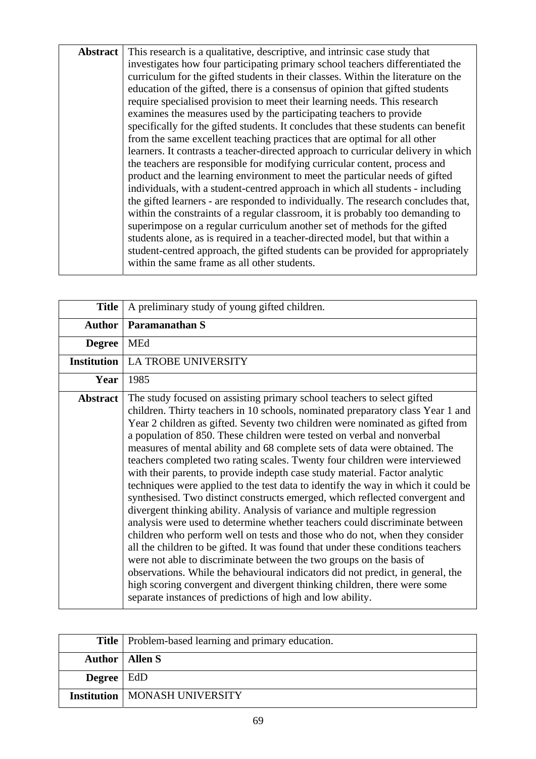| | |
|---|---|
| **Abstract** | This research is a qualitative, descriptive, and intrinsic case study that investigates how four participating primary school teachers differentiated the curriculum for the gifted students in their classes. Within the literature on the education of the gifted, there is a consensus of opinion that gifted students require specialised provision to meet their learning needs. This research examines the measures used by the participating teachers to provide specifically for the gifted students. It concludes that these students can benefit from the same excellent teaching practices that are optimal for all other learners. It contrasts a teacher-directed approach to curricular delivery in which the teachers are responsible for modifying curricular content, process and product and the learning environment to meet the particular needs of gifted individuals, with a student-centred approach in which all students - including the gifted learners - are responded to individually. The research concludes that, within the constraints of a regular classroom, it is probably too demanding to superimpose on a regular curriculum another set of methods for the gifted students alone, as is required in a teacher-directed model, but that within a student-centred approach, the gifted students can be provided for appropriately within the same frame as all other students. |

| | |
|---|---|
| **Title** | A preliminary study of young gifted children. |
| **Author** | **Paramanathan S** |
| **Degree** | MEd |
| **Institution** | LA TROBE UNIVERSITY |
| **Year** | 1985 |
| **Abstract** | The study focused on assisting primary school teachers to select gifted children. Thirty teachers in 10 schools, nominated preparatory class Year 1 and Year 2 children as gifted. Seventy two children were nominated as gifted from a population of 850. These children were tested on verbal and nonverbal measures of mental ability and 68 complete sets of data were obtained. The teachers completed two rating scales. Twenty four children were interviewed with their parents, to provide indepth case study material. Factor analytic techniques were applied to the test data to identify the way in which it could be synthesised. Two distinct constructs emerged, which reflected convergent and divergent thinking ability. Analysis of variance and multiple regression analysis were used to determine whether teachers could discriminate between children who perform well on tests and those who do not, when they consider all the children to be gifted. It was found that under these conditions teachers were not able to discriminate between the two groups on the basis of observations. While the behavioural indicators did not predict, in general, the high scoring convergent and divergent thinking children, there were some separate instances of predictions of high and low ability. |

| | |
|---|---|
| **Title** | Problem-based learning and primary education. |
| **Author** | **Allen S** |
| **Degree** | EdD |
| **Institution** | MONASH UNIVERSITY |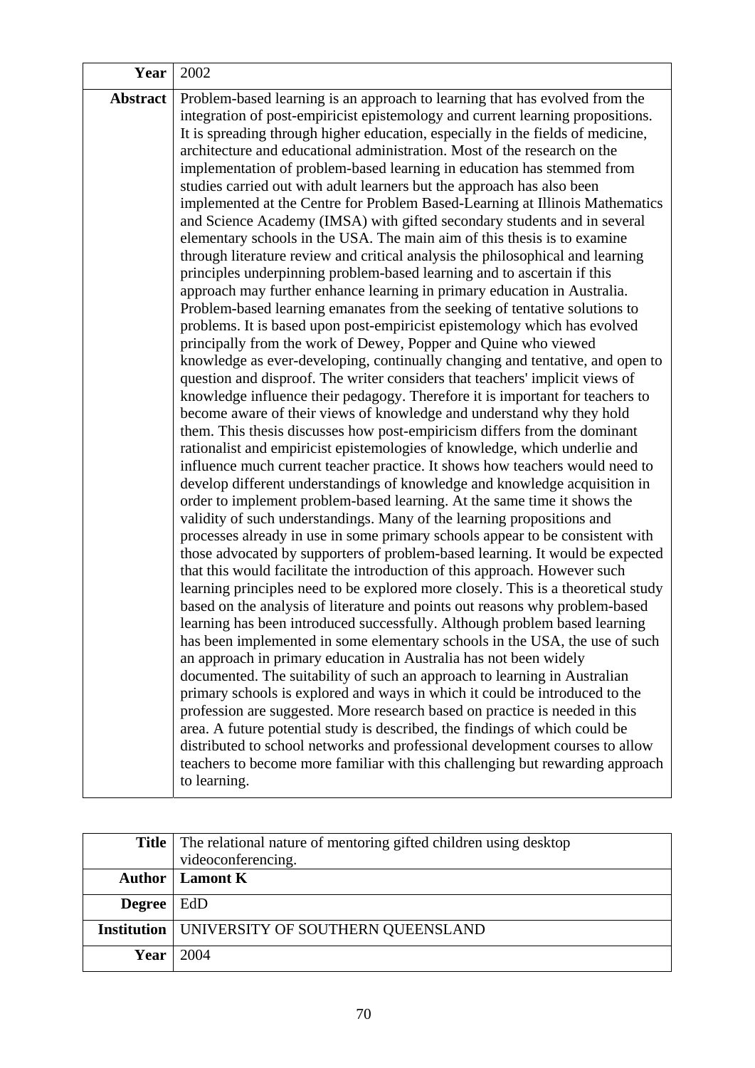| | |
|---|---|
| **Year** | 2002 |
| **Abstract** | Problem-based learning is an approach to learning that has evolved from the integration of post-empiricist epistemology and current learning propositions. It is spreading through higher education, especially in the fields of medicine, architecture and educational administration. Most of the research on the implementation of problem-based learning in education has stemmed from studies carried out with adult learners but the approach has also been implemented at the Centre for Problem Based-Learning at Illinois Mathematics and Science Academy (IMSA) with gifted secondary students and in several elementary schools in the USA. The main aim of this thesis is to examine through literature review and critical analysis the philosophical and learning principles underpinning problem-based learning and to ascertain if this approach may further enhance learning in primary education in Australia. Problem-based learning emanates from the seeking of tentative solutions to problems. It is based upon post-empiricist epistemology which has evolved principally from the work of Dewey, Popper and Quine who viewed knowledge as ever-developing, continually changing and tentative, and open to question and disproof. The writer considers that teachers' implicit views of knowledge influence their pedagogy. Therefore it is important for teachers to become aware of their views of knowledge and understand why they hold them. This thesis discusses how post-empiricism differs from the dominant rationalist and empiricist epistemologies of knowledge, which underlie and influence much current teacher practice. It shows how teachers would need to develop different understandings of knowledge and knowledge acquisition in order to implement problem-based learning. At the same time it shows the validity of such understandings. Many of the learning propositions and processes already in use in some primary schools appear to be consistent with those advocated by supporters of problem-based learning. It would be expected that this would facilitate the introduction of this approach. However such learning principles need to be explored more closely. This is a theoretical study based on the analysis of literature and points out reasons why problem-based learning has been introduced successfully. Although problem based learning has been implemented in some elementary schools in the USA, the use of such an approach in primary education in Australia has not been widely documented. The suitability of such an approach to learning in Australian primary schools is explored and ways in which it could be introduced to the profession are suggested. More research based on practice is needed in this area. A future potential study is described, the findings of which could be distributed to school networks and professional development courses to allow teachers to become more familiar with this challenging but rewarding approach to learning. |

| | |
|---|---|
| **Title** | The relational nature of mentoring gifted children using desktop videoconferencing. |
| **Author** | **Lamont K** |
| **Degree** | EdD |
| **Institution** | UNIVERSITY OF SOUTHERN QUEENSLAND |
| **Year** | 2004 |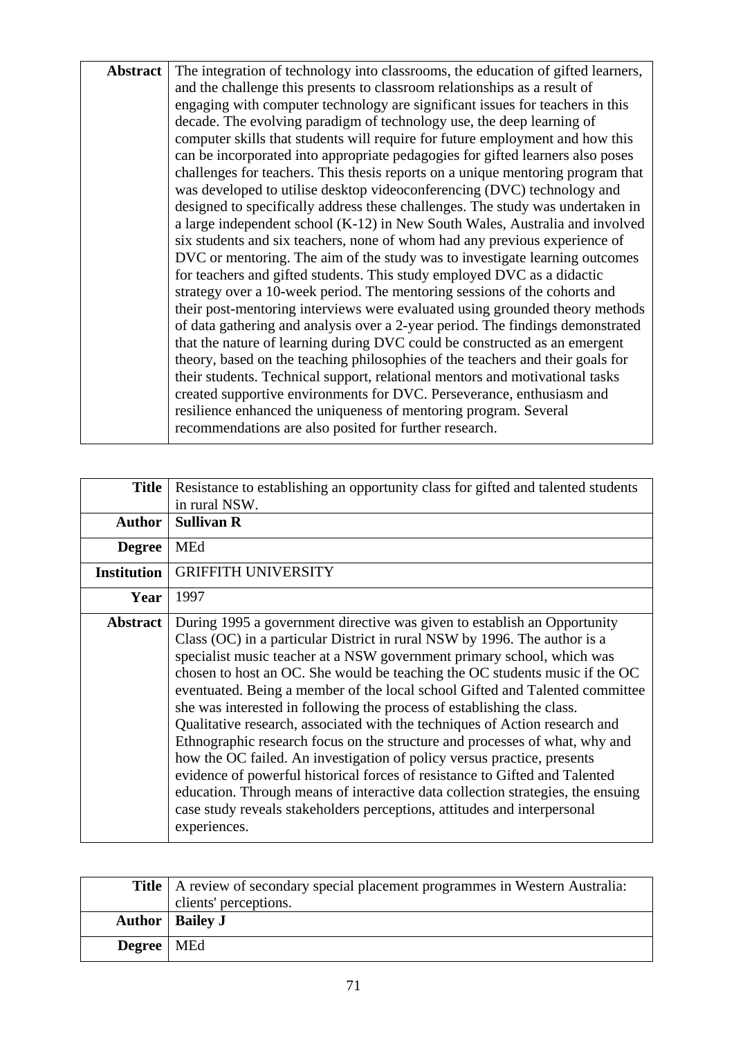| | |
|---|---|
| **Abstract** | The integration of technology into classrooms, the education of gifted learners, and the challenge this presents to classroom relationships as a result of engaging with computer technology are significant issues for teachers in this decade. The evolving paradigm of technology use, the deep learning of computer skills that students will require for future employment and how this can be incorporated into appropriate pedagogies for gifted learners also poses challenges for teachers. This thesis reports on a unique mentoring program that was developed to utilise desktop videoconferencing (DVC) technology and designed to specifically address these challenges. The study was undertaken in a large independent school (K-12) in New South Wales, Australia and involved six students and six teachers, none of whom had any previous experience of DVC or mentoring. The aim of the study was to investigate learning outcomes for teachers and gifted students. This study employed DVC as a didactic strategy over a 10-week period. The mentoring sessions of the cohorts and their post-mentoring interviews were evaluated using grounded theory methods of data gathering and analysis over a 2-year period. The findings demonstrated that the nature of learning during DVC could be constructed as an emergent theory, based on the teaching philosophies of the teachers and their goals for their students. Technical support, relational mentors and motivational tasks created supportive environments for DVC. Perseverance, enthusiasm and resilience enhanced the uniqueness of mentoring program. Several recommendations are also posited for further research. |

| | |
|---|---|
| **Title** | Resistance to establishing an opportunity class for gifted and talented students in rural NSW. |
| **Author** | **Sullivan R** |
| **Degree** | MEd |
| **Institution** | GRIFFITH UNIVERSITY |
| **Year** | 1997 |
| **Abstract** | During 1995 a government directive was given to establish an Opportunity Class (OC) in a particular District in rural NSW by 1996. The author is a specialist music teacher at a NSW government primary school, which was chosen to host an OC. She would be teaching the OC students music if the OC eventuated. Being a member of the local school Gifted and Talented committee she was interested in following the process of establishing the class. Qualitative research, associated with the techniques of Action research and Ethnographic research focus on the structure and processes of what, why and how the OC failed. An investigation of policy versus practice, presents evidence of powerful historical forces of resistance to Gifted and Talented education. Through means of interactive data collection strategies, the ensuing case study reveals stakeholders perceptions, attitudes and interpersonal experiences. |

| | |
|---|---|
| **Title** | A review of secondary special placement programmes in Western Australia: clients' perceptions. |
| **Author** | **Bailey J** |
| **Degree** | MEd |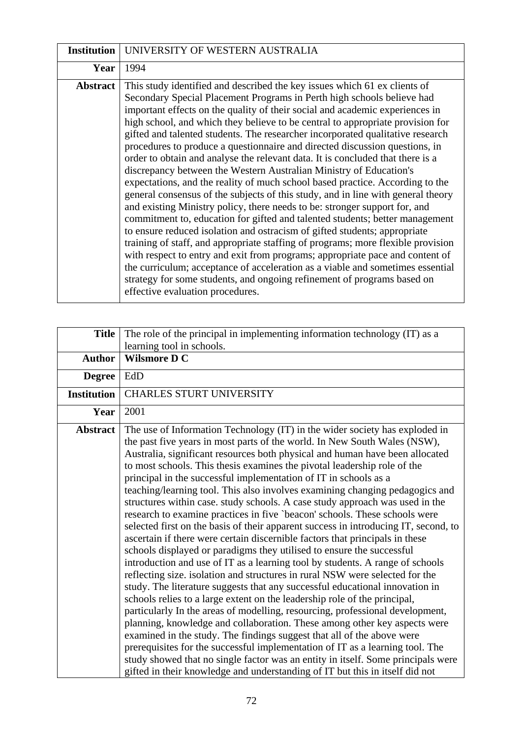| | |
|---|---|
| **Institution** | UNIVERSITY OF WESTERN AUSTRALIA |
| **Year** | 1994 |
| **Abstract** | This study identified and described the key issues which 61 ex clients of Secondary Special Placement Programs in Perth high schools believe had important effects on the quality of their social and academic experiences in high school, and which they believe to be central to appropriate provision for gifted and talented students. The researcher incorporated qualitative research procedures to produce a questionnaire and directed discussion questions, in order to obtain and analyse the relevant data. It is concluded that there is a discrepancy between the Western Australian Ministry of Education's expectations, and the reality of much school based practice. According to the general consensus of the subjects of this study, and in line with general theory and existing Ministry policy, there needs to be: stronger support for, and commitment to, education for gifted and talented students; better management to ensure reduced isolation and ostracism of gifted students; appropriate training of staff, and appropriate staffing of programs; more flexible provision with respect to entry and exit from programs; appropriate pace and content of the curriculum; acceptance of acceleration as a viable and sometimes essential strategy for some students, and ongoing refinement of programs based on effective evaluation procedures. |

| | |
|---|---|
| **Title** | The role of the principal in implementing information technology (IT) as a learning tool in schools. |
| **Author** | **Wilsmore D C** |
| **Degree** | EdD |
| **Institution** | CHARLES STURT UNIVERSITY |
| **Year** | 2001 |
| **Abstract** | The use of Information Technology (IT) in the wider society has exploded in the past five years in most parts of the world. In New South Wales (NSW), Australia, significant resources both physical and human have been allocated to most schools. This thesis examines the pivotal leadership role of the principal in the successful implementation of IT in schools as a teaching/learning tool. This also involves examining changing pedagogics and structures within case. study schools. A case study approach was used in the research to examine practices in five `beacon' schools. These schools were selected first on the basis of their apparent success in introducing IT, second, to ascertain if there were certain discernible factors that principals in these schools displayed or paradigms they utilised to ensure the successful introduction and use of IT as a learning tool by students. A range of schools reflecting size. isolation and structures in rural NSW were selected for the study. The literature suggests that any successful educational innovation in schools relies to a large extent on the leadership role of the principal, particularly In the areas of modelling, resourcing, professional development, planning, knowledge and collaboration. These among other key aspects were examined in the study. The findings suggest that all of the above were prerequisites for the successful implementation of IT as a learning tool. The study showed that no single factor was an entity in itself. Some principals were gifted in their knowledge and understanding of IT but this in itself did not |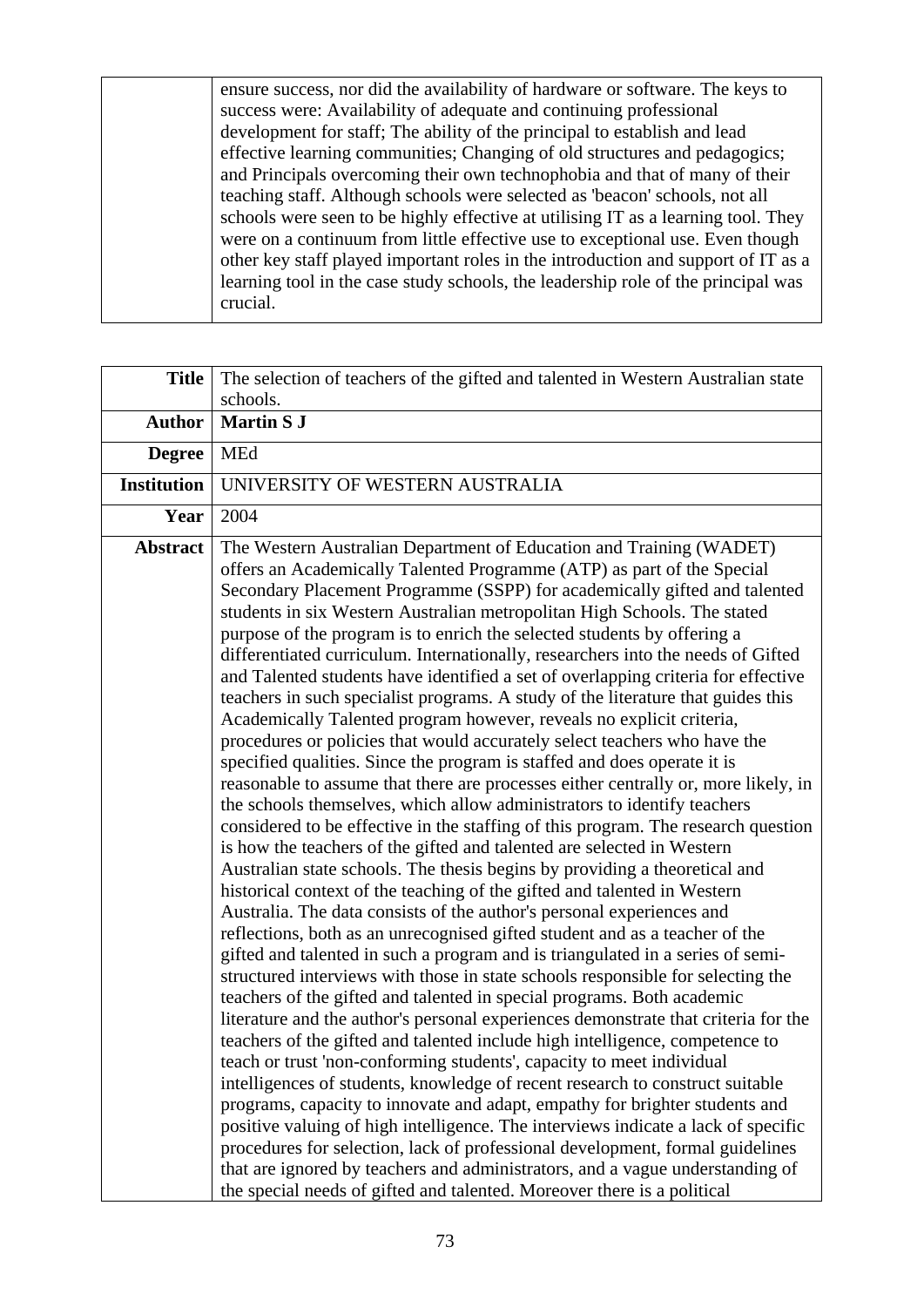| | |
|---|---|
| | ensure success, nor did the availability of hardware or software. The keys to success were: Availability of adequate and continuing professional development for staff; The ability of the principal to establish and lead effective learning communities; Changing of old structures and pedagogics; and Principals overcoming their own technophobia and that of many of their teaching staff. Although schools were selected as 'beacon' schools, not all schools were seen to be highly effective at utilising IT as a learning tool. They were on a continuum from little effective use to exceptional use. Even though other key staff played important roles in the introduction and support of IT as a learning tool in the case study schools, the leadership role of the principal was crucial. |

| | |
|---|---|
| **Title** | The selection of teachers of the gifted and talented in Western Australian state schools. |
| **Author** | **Martin S J** |
| **Degree** | MEd |
| **Institution** | UNIVERSITY OF WESTERN AUSTRALIA |
| **Year** | 2004 |
| **Abstract** | The Western Australian Department of Education and Training (WADET) offers an Academically Talented Programme (ATP) as part of the Special Secondary Placement Programme (SSPP) for academically gifted and talented students in six Western Australian metropolitan High Schools. The stated purpose of the program is to enrich the selected students by offering a differentiated curriculum. Internationally, researchers into the needs of Gifted and Talented students have identified a set of overlapping criteria for effective teachers in such specialist programs. A study of the literature that guides this Academically Talented program however, reveals no explicit criteria, procedures or policies that would accurately select teachers who have the specified qualities. Since the program is staffed and does operate it is reasonable to assume that there are processes either centrally or, more likely, in the schools themselves, which allow administrators to identify teachers considered to be effective in the staffing of this program. The research question is how the teachers of the gifted and talented are selected in Western Australian state schools. The thesis begins by providing a theoretical and historical context of the teaching of the gifted and talented in Western Australia. The data consists of the author's personal experiences and reflections, both as an unrecognised gifted student and as a teacher of the gifted and talented in such a program and is triangulated in a series of semi-structured interviews with those in state schools responsible for selecting the teachers of the gifted and talented in special programs. Both academic literature and the author's personal experiences demonstrate that criteria for the teachers of the gifted and talented include high intelligence, competence to teach or trust 'non-conforming students', capacity to meet individual intelligences of students, knowledge of recent research to construct suitable programs, capacity to innovate and adapt, empathy for brighter students and positive valuing of high intelligence. The interviews indicate a lack of specific procedures for selection, lack of professional development, formal guidelines that are ignored by teachers and administrators, and a vague understanding of the special needs of gifted and talented. Moreover there is a political |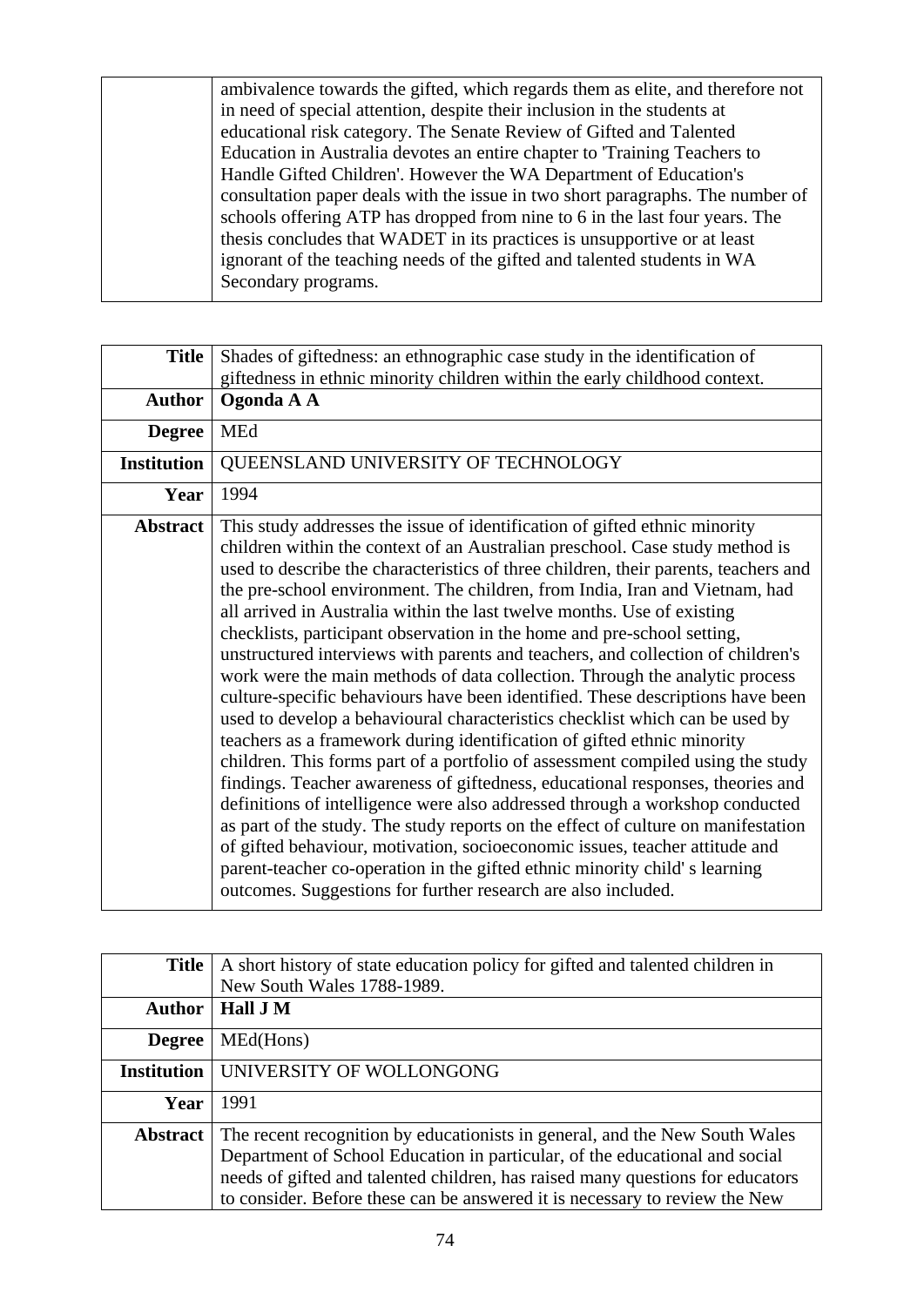| | |
|---|---|
| | ambivalence towards the gifted, which regards them as elite, and therefore not in need of special attention, despite their inclusion in the students at educational risk category. The Senate Review of Gifted and Talented Education in Australia devotes an entire chapter to 'Training Teachers to Handle Gifted Children'. However the WA Department of Education's consultation paper deals with the issue in two short paragraphs. The number of schools offering ATP has dropped from nine to 6 in the last four years. The thesis concludes that WADET in its practices is unsupportive or at least ignorant of the teaching needs of the gifted and talented students in WA Secondary programs. |

| | |
|---|---|
| **Title** | Shades of giftedness: an ethnographic case study in the identification of giftedness in ethnic minority children within the early childhood context. |
| **Author** | **Ogonda A A** |
| **Degree** | MEd |
| **Institution** | QUEENSLAND UNIVERSITY OF TECHNOLOGY |
| **Year** | 1994 |
| **Abstract** | This study addresses the issue of identification of gifted ethnic minority children within the context of an Australian preschool. Case study method is used to describe the characteristics of three children, their parents, teachers and the pre-school environment. The children, from India, Iran and Vietnam, had all arrived in Australia within the last twelve months. Use of existing checklists, participant observation in the home and pre-school setting, unstructured interviews with parents and teachers, and collection of children's work were the main methods of data collection. Through the analytic process culture-specific behaviours have been identified. These descriptions have been used to develop a behavioural characteristics checklist which can be used by teachers as a framework during identification of gifted ethnic minority children. This forms part of a portfolio of assessment compiled using the study findings. Teacher awareness of giftedness, educational responses, theories and definitions of intelligence were also addressed through a workshop conducted as part of the study. The study reports on the effect of culture on manifestation of gifted behaviour, motivation, socioeconomic issues, teacher attitude and parent-teacher co-operation in the gifted ethnic minority child' s learning outcomes. Suggestions for further research are also included. |

| | |
|---|---|
| **Title** | A short history of state education policy for gifted and talented children in New South Wales 1788-1989. |
| **Author** | **Hall J M** |
| **Degree** | MEd(Hons) |
| **Institution** | UNIVERSITY OF WOLLONGONG |
| **Year** | 1991 |
| **Abstract** | The recent recognition by educationists in general, and the New South Wales Department of School Education in particular, of the educational and social needs of gifted and talented children, has raised many questions for educators to consider. Before these can be answered it is necessary to review the New |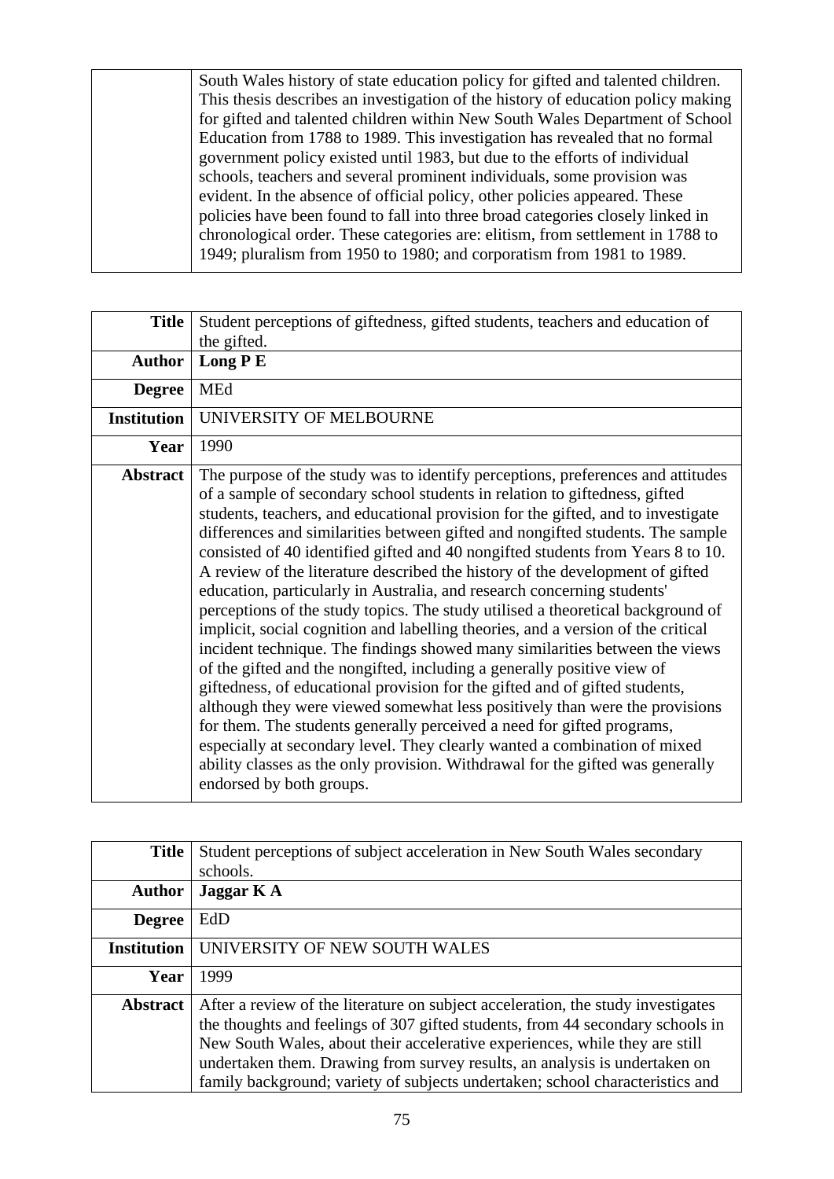| | |
|---|---|
| | South Wales history of state education policy for gifted and talented children. This thesis describes an investigation of the history of education policy making for gifted and talented children within New South Wales Department of School Education from 1788 to 1989. This investigation has revealed that no formal government policy existed until 1983, but due to the efforts of individual schools, teachers and several prominent individuals, some provision was evident. In the absence of official policy, other policies appeared. These policies have been found to fall into three broad categories closely linked in chronological order. These categories are: elitism, from settlement in 1788 to 1949; pluralism from 1950 to 1980; and corporatism from 1981 to 1989. |

| | |
|---|---|
| **Title** | Student perceptions of giftedness, gifted students, teachers and education of the gifted. |
| **Author** | **Long P E** |
| **Degree** | MEd |
| **Institution** | UNIVERSITY OF MELBOURNE |
| **Year** | 1990 |
| **Abstract** | The purpose of the study was to identify perceptions, preferences and attitudes of a sample of secondary school students in relation to giftedness, gifted students, teachers, and educational provision for the gifted, and to investigate differences and similarities between gifted and nongifted students. The sample consisted of 40 identified gifted and 40 nongifted students from Years 8 to 10. A review of the literature described the history of the development of gifted education, particularly in Australia, and research concerning students' perceptions of the study topics. The study utilised a theoretical background of implicit, social cognition and labelling theories, and a version of the critical incident technique. The findings showed many similarities between the views of the gifted and the nongifted, including a generally positive view of giftedness, of educational provision for the gifted and of gifted students, although they were viewed somewhat less positively than were the provisions for them. The students generally perceived a need for gifted programs, especially at secondary level. They clearly wanted a combination of mixed ability classes as the only provision. Withdrawal for the gifted was generally endorsed by both groups. |

| | |
|---|---|
| **Title** | Student perceptions of subject acceleration in New South Wales secondary schools. |
| **Author** | **Jaggar K A** |
| **Degree** | EdD |
| **Institution** | UNIVERSITY OF NEW SOUTH WALES |
| **Year** | 1999 |
| **Abstract** | After a review of the literature on subject acceleration, the study investigates the thoughts and feelings of 307 gifted students, from 44 secondary schools in New South Wales, about their accelerative experiences, while they are still undertaken them. Drawing from survey results, an analysis is undertaken on family background; variety of subjects undertaken; school characteristics and |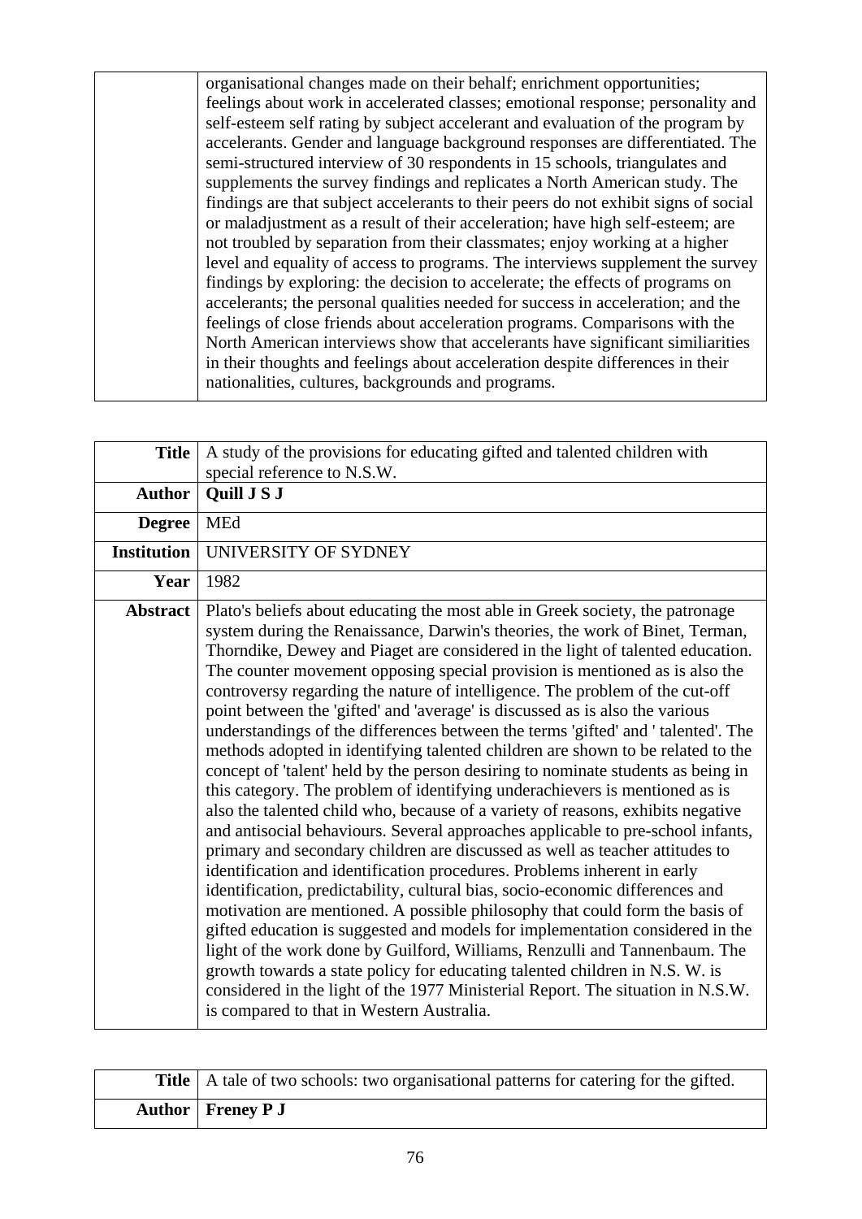| | |
|---|---|
| | organisational changes made on their behalf; enrichment opportunities; feelings about work in accelerated classes; emotional response; personality and self-esteem self rating by subject accelerant and evaluation of the program by accelerants. Gender and language background responses are differentiated. The semi-structured interview of 30 respondents in 15 schools, triangulates and supplements the survey findings and replicates a North American study. The findings are that subject accelerants to their peers do not exhibit signs of social or maladjustment as a result of their acceleration; have high self-esteem; are not troubled by separation from their classmates; enjoy working at a higher level and equality of access to programs. The interviews supplement the survey findings by exploring: the decision to accelerate; the effects of programs on accelerants; the personal qualities needed for success in acceleration; and the feelings of close friends about acceleration programs. Comparisons with the North American interviews show that accelerants have significant similiarities in their thoughts and feelings about acceleration despite differences in their nationalities, cultures, backgrounds and programs. |

| | |
|---|---|
| **Title** | A study of the provisions for educating gifted and talented children with special reference to N.S.W. |
| **Author** | **Quill J S J** |
| **Degree** | MEd |
| **Institution** | UNIVERSITY OF SYDNEY |
| **Year** | 1982 |
| **Abstract** | Plato's beliefs about educating the most able in Greek society, the patronage system during the Renaissance, Darwin's theories, the work of Binet, Terman, Thorndike, Dewey and Piaget are considered in the light of talented education. The counter movement opposing special provision is mentioned as is also the controversy regarding the nature of intelligence. The problem of the cut-off point between the 'gifted' and 'average' is discussed as is also the various understandings of the differences between the terms 'gifted' and ' talented'. The methods adopted in identifying talented children are shown to be related to the concept of 'talent' held by the person desiring to nominate students as being in this category. The problem of identifying underachievers is mentioned as is also the talented child who, because of a variety of reasons, exhibits negative and antisocial behaviours. Several approaches applicable to pre-school infants, primary and secondary children are discussed as well as teacher attitudes to identification and identification procedures. Problems inherent in early identification, predictability, cultural bias, socio-economic differences and motivation are mentioned. A possible philosophy that could form the basis of gifted education is suggested and models for implementation considered in the light of the work done by Guilford, Williams, Renzulli and Tannenbaum. The growth towards a state policy for educating talented children in N.S. W. is considered in the light of the 1977 Ministerial Report. The situation in N.S.W. is compared to that in Western Australia. |

| | |
|---|---|
| **Title** | A tale of two schools: two organisational patterns for catering for the gifted. |
| **Author** | **Freney P J** |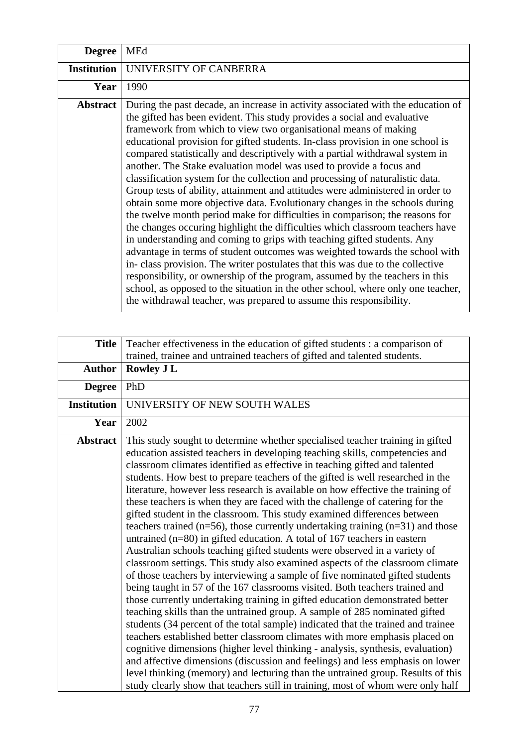| | |
|---|---|
| **Degree** | MEd |
| **Institution** | UNIVERSITY OF CANBERRA |
| **Year** | 1990 |
| **Abstract** | During the past decade, an increase in activity associated with the education of the gifted has been evident. This study provides a social and evaluative framework from which to view two organisational means of making educational provision for gifted students. In-class provision in one school is compared statistically and descriptively with a partial withdrawal system in another. The Stake evaluation model was used to provide a focus and classification system for the collection and processing of naturalistic data. Group tests of ability, attainment and attitudes were administered in order to obtain some more objective data. Evolutionary changes in the schools during the twelve month period make for difficulties in comparison; the reasons for the changes occuring highlight the difficulties which classroom teachers have in understanding and coming to grips with teaching gifted students. Any advantage in terms of student outcomes was weighted towards the school with in- class provision. The writer postulates that this was due to the collective responsibility, or ownership of the program, assumed by the teachers in this school, as opposed to the situation in the other school, where only one teacher, the withdrawal teacher, was prepared to assume this responsibility. |

| | |
|---|---|
| **Title** | Teacher effectiveness in the education of gifted students : a comparison of trained, trainee and untrained teachers of gifted and talented students. |
| **Author** | **Rowley J L** |
| **Degree** | PhD |
| **Institution** | UNIVERSITY OF NEW SOUTH WALES |
| **Year** | 2002 |
| **Abstract** | This study sought to determine whether specialised teacher training in gifted education assisted teachers in developing teaching skills, competencies and classroom climates identified as effective in teaching gifted and talented students. How best to prepare teachers of the gifted is well researched in the literature, however less research is available on how effective the training of these teachers is when they are faced with the challenge of catering for the gifted student in the classroom. This study examined differences between teachers trained (n=56), those currently undertaking training (n=31) and those untrained (n=80) in gifted education. A total of 167 teachers in eastern Australian schools teaching gifted students were observed in a variety of classroom settings. This study also examined aspects of the classroom climate of those teachers by interviewing a sample of five nominated gifted students being taught in 57 of the 167 classrooms visited. Both teachers trained and those currently undertaking training in gifted education demonstrated better teaching skills than the untrained group. A sample of 285 nominated gifted students (34 percent of the total sample) indicated that the trained and trainee teachers established better classroom climates with more emphasis placed on cognitive dimensions (higher level thinking - analysis, synthesis, evaluation) and affective dimensions (discussion and feelings) and less emphasis on lower level thinking (memory) and lecturing than the untrained group. Results of this study clearly show that teachers still in training, most of whom were only half |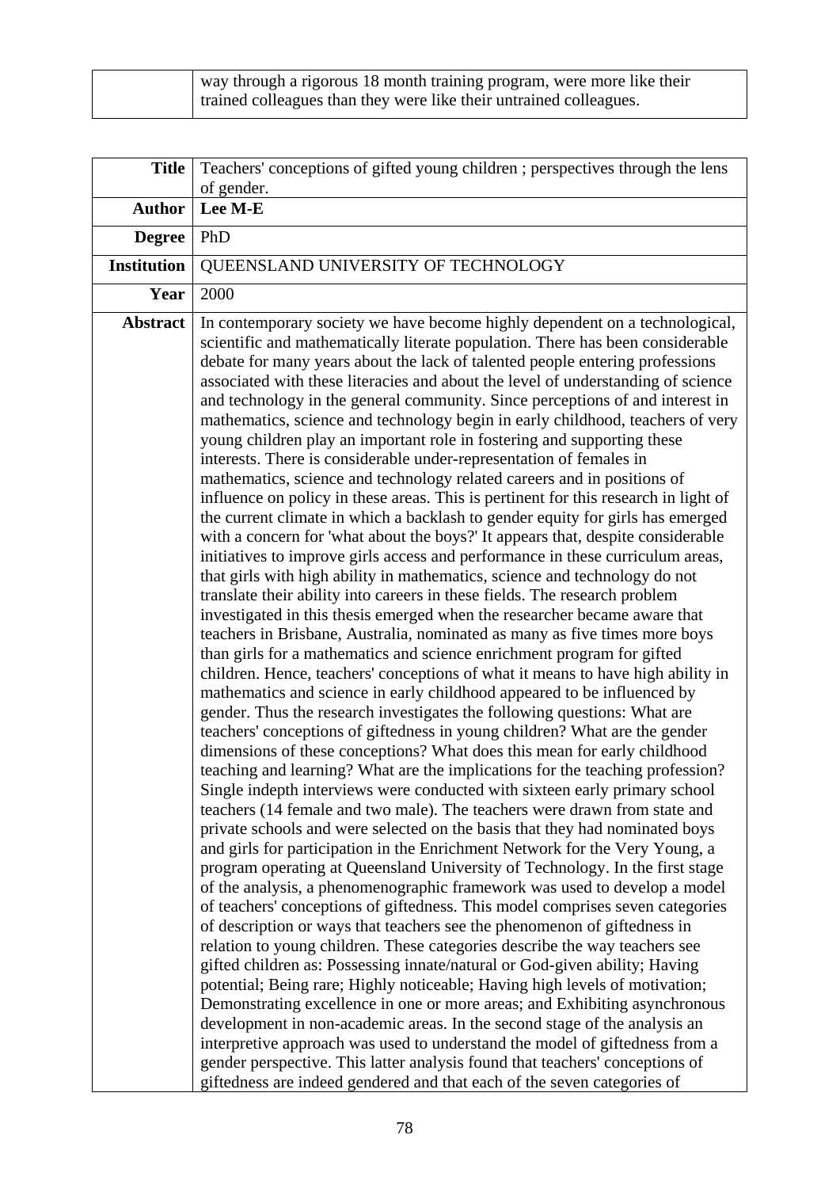| | way through a rigorous 18 month training program, were more like their trained colleagues than they were like their untrained colleagues. |
|---|---|

| **Title** | Teachers' conceptions of gifted young children ; perspectives through the lens of gender. |
|---|---|
| **Author** | **Lee M-E** |
| **Degree** | PhD |
| **Institution** | QUEENSLAND UNIVERSITY OF TECHNOLOGY |
| **Year** | 2000 |
| **Abstract** | In contemporary society we have become highly dependent on a technological, scientific and mathematically literate population. There has been considerable debate for many years about the lack of talented people entering professions associated with these literacies and about the level of understanding of science and technology in the general community. Since perceptions of and interest in mathematics, science and technology begin in early childhood, teachers of very young children play an important role in fostering and supporting these interests. There is considerable under-representation of females in mathematics, science and technology related careers and in positions of influence on policy in these areas. This is pertinent for this research in light of the current climate in which a backlash to gender equity for girls has emerged with a concern for 'what about the boys?' It appears that, despite considerable initiatives to improve girls access and performance in these curriculum areas, that girls with high ability in mathematics, science and technology do not translate their ability into careers in these fields. The research problem investigated in this thesis emerged when the researcher became aware that teachers in Brisbane, Australia, nominated as many as five times more boys than girls for a mathematics and science enrichment program for gifted children. Hence, teachers' conceptions of what it means to have high ability in mathematics and science in early childhood appeared to be influenced by gender. Thus the research investigates the following questions: What are teachers' conceptions of giftedness in young children? What are the gender dimensions of these conceptions? What does this mean for early childhood teaching and learning? What are the implications for the teaching profession? Single indepth interviews were conducted with sixteen early primary school teachers (14 female and two male). The teachers were drawn from state and private schools and were selected on the basis that they had nominated boys and girls for participation in the Enrichment Network for the Very Young, a program operating at Queensland University of Technology. In the first stage of the analysis, a phenomenographic framework was used to develop a model of teachers' conceptions of giftedness. This model comprises seven categories of description or ways that teachers see the phenomenon of giftedness in relation to young children. These categories describe the way teachers see gifted children as: Possessing innate/natural or God-given ability; Having potential; Being rare; Highly noticeable; Having high levels of motivation; Demonstrating excellence in one or more areas; and Exhibiting asynchronous development in non-academic areas. In the second stage of the analysis an interpretive approach was used to understand the model of giftedness from a gender perspective. This latter analysis found that teachers' conceptions of giftedness are indeed gendered and that each of the seven categories of |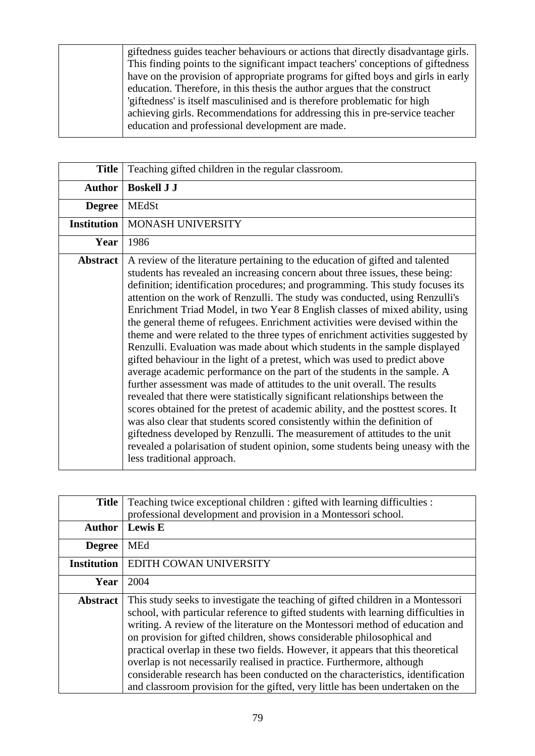| | |
|---|---|
| | giftedness guides teacher behaviours or actions that directly disadvantage girls. This finding points to the significant impact teachers' conceptions of giftedness have on the provision of appropriate programs for gifted boys and girls in early education. Therefore, in this thesis the author argues that the construct 'giftedness' is itself masculinised and is therefore problematic for high achieving girls. Recommendations for addressing this in pre-service teacher education and professional development are made. |

| | |
|---|---|
| **Title** | Teaching gifted children in the regular classroom. |
| **Author** | **Boskell J J** |
| **Degree** | MEdSt |
| **Institution** | MONASH UNIVERSITY |
| **Year** | 1986 |
| **Abstract** | A review of the literature pertaining to the education of gifted and talented students has revealed an increasing concern about three issues, these being: definition; identification procedures; and programming. This study focuses its attention on the work of Renzulli. The study was conducted, using Renzulli's Enrichment Triad Model, in two Year 8 English classes of mixed ability, using the general theme of refugees. Enrichment activities were devised within the theme and were related to the three types of enrichment activities suggested by Renzulli. Evaluation was made about which students in the sample displayed gifted behaviour in the light of a pretest, which was used to predict above average academic performance on the part of the students in the sample. A further assessment was made of attitudes to the unit overall. The results revealed that there were statistically significant relationships between the scores obtained for the pretest of academic ability, and the posttest scores. It was also clear that students scored consistently within the definition of giftedness developed by Renzulli. The measurement of attitudes to the unit revealed a polarisation of student opinion, some students being uneasy with the less traditional approach. |

| | |
|---|---|
| **Title** | Teaching twice exceptional children : gifted with learning difficulties : professional development and provision in a Montessori school. |
| **Author** | **Lewis E** |
| **Degree** | MEd |
| **Institution** | EDITH COWAN UNIVERSITY |
| **Year** | 2004 |
| **Abstract** | This study seeks to investigate the teaching of gifted children in a Montessori school, with particular reference to gifted students with learning difficulties in writing. A review of the literature on the Montessori method of education and on provision for gifted children, shows considerable philosophical and practical overlap in these two fields. However, it appears that this theoretical overlap is not necessarily realised in practice. Furthermore, although considerable research has been conducted on the characteristics, identification and classroom provision for the gifted, very little has been undertaken on the |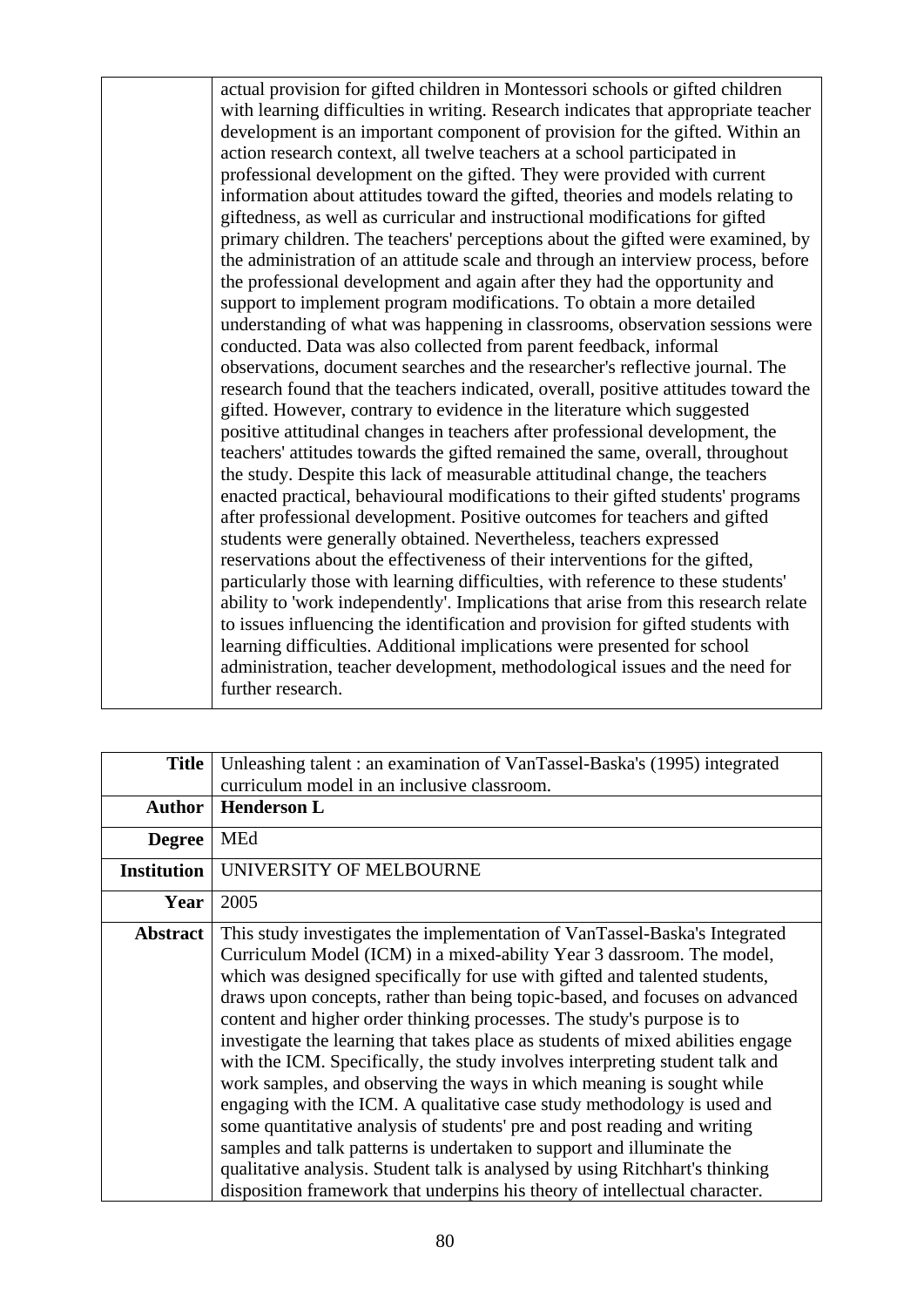| | |
|---|---|
| | actual provision for gifted children in Montessori schools or gifted children with learning difficulties in writing. Research indicates that appropriate teacher development is an important component of provision for the gifted. Within an action research context, all twelve teachers at a school participated in professional development on the gifted. They were provided with current information about attitudes toward the gifted, theories and models relating to giftedness, as well as curricular and instructional modifications for gifted primary children. The teachers' perceptions about the gifted were examined, by the administration of an attitude scale and through an interview process, before the professional development and again after they had the opportunity and support to implement program modifications. To obtain a more detailed understanding of what was happening in classrooms, observation sessions were conducted. Data was also collected from parent feedback, informal observations, document searches and the researcher's reflective journal. The research found that the teachers indicated, overall, positive attitudes toward the gifted. However, contrary to evidence in the literature which suggested positive attitudinal changes in teachers after professional development, the teachers' attitudes towards the gifted remained the same, overall, throughout the study. Despite this lack of measurable attitudinal change, the teachers enacted practical, behavioural modifications to their gifted students' programs after professional development. Positive outcomes for teachers and gifted students were generally obtained. Nevertheless, teachers expressed reservations about the effectiveness of their interventions for the gifted, particularly those with learning difficulties, with reference to these students' ability to 'work independently'. Implications that arise from this research relate to issues influencing the identification and provision for gifted students with learning difficulties. Additional implications were presented for school administration, teacher development, methodological issues and the need for further research. |

| | |
|---|---|
| **Title** | Unleashing talent : an examination of VanTassel-Baska's (1995) integrated curriculum model in an inclusive classroom. |
| **Author** | **Henderson L** |
| **Degree** | MEd |
| **Institution** | UNIVERSITY OF MELBOURNE |
| **Year** | 2005 |
| **Abstract** | This study investigates the implementation of VanTassel-Baska's Integrated Curriculum Model (ICM) in a mixed-ability Year 3 dassroom. The model, which was designed specifically for use with gifted and talented students, draws upon concepts, rather than being topic-based, and focuses on advanced content and higher order thinking processes. The study's purpose is to investigate the learning that takes place as students of mixed abilities engage with the ICM. Specifically, the study involves interpreting student talk and work samples, and observing the ways in which meaning is sought while engaging with the ICM. A qualitative case study methodology is used and some quantitative analysis of students' pre and post reading and writing samples and talk patterns is undertaken to support and illuminate the qualitative analysis. Student talk is analysed by using Ritchhart's thinking disposition framework that underpins his theory of intellectual character. |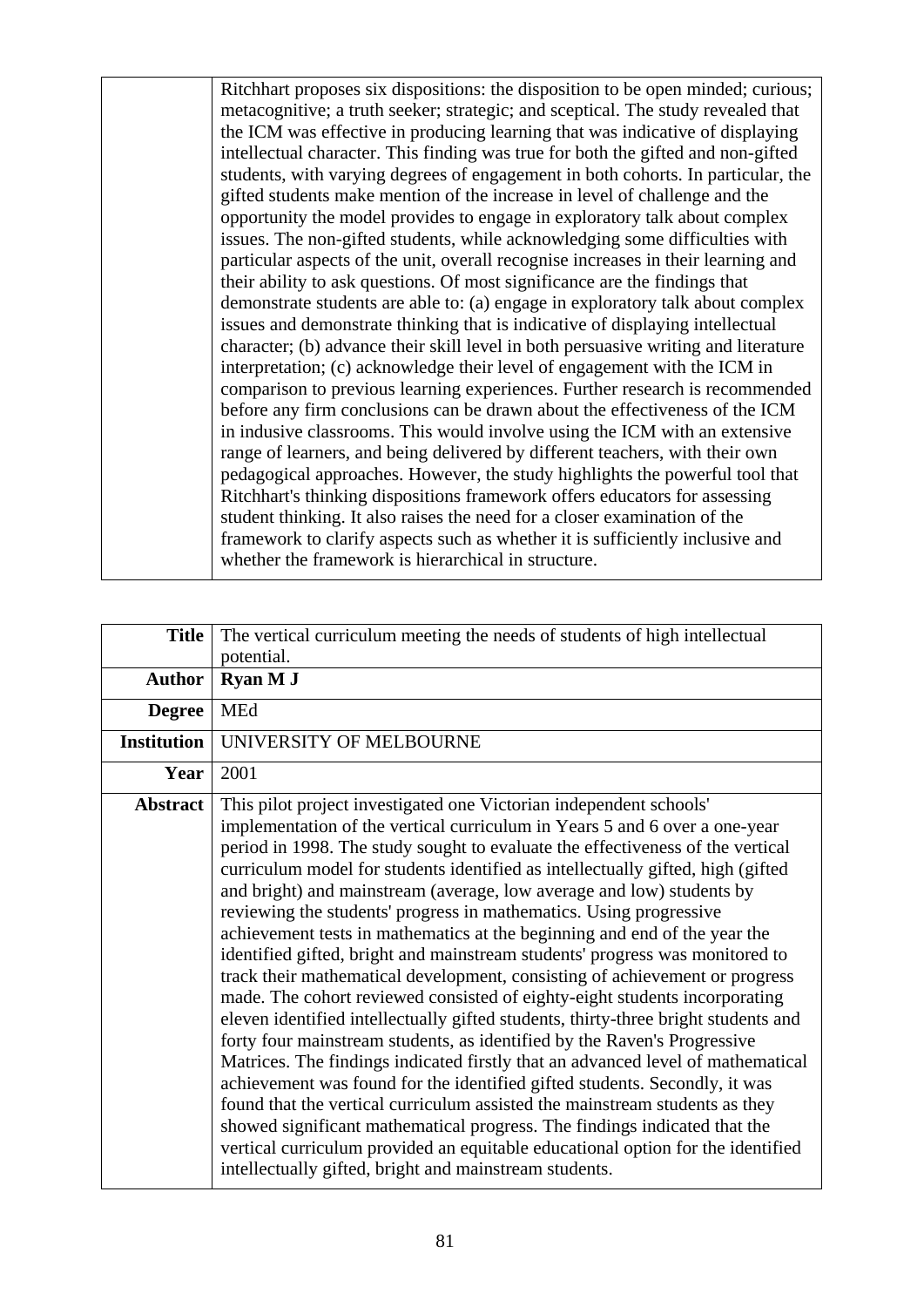| | |
|---|---|
| | Ritchhart proposes six dispositions: the disposition to be open minded; curious; metacognitive; a truth seeker; strategic; and sceptical. The study revealed that the ICM was effective in producing learning that was indicative of displaying intellectual character. This finding was true for both the gifted and non-gifted students, with varying degrees of engagement in both cohorts. In particular, the gifted students make mention of the increase in level of challenge and the opportunity the model provides to engage in exploratory talk about complex issues. The non-gifted students, while acknowledging some difficulties with particular aspects of the unit, overall recognise increases in their learning and their ability to ask questions. Of most significance are the findings that demonstrate students are able to: (a) engage in exploratory talk about complex issues and demonstrate thinking that is indicative of displaying intellectual character; (b) advance their skill level in both persuasive writing and literature interpretation; (c) acknowledge their level of engagement with the ICM in comparison to previous learning experiences. Further research is recommended before any firm conclusions can be drawn about the effectiveness of the ICM in indusive classrooms. This would involve using the ICM with an extensive range of learners, and being delivered by different teachers, with their own pedagogical approaches. However, the study highlights the powerful tool that Ritchhart's thinking dispositions framework offers educators for assessing student thinking. It also raises the need for a closer examination of the framework to clarify aspects such as whether it is sufficiently inclusive and whether the framework is hierarchical in structure. |

| | |
|---|---|
| **Title** | The vertical curriculum meeting the needs of students of high intellectual potential. |
| **Author** | **Ryan M J** |
| **Degree** | MEd |
| **Institution** | UNIVERSITY OF MELBOURNE |
| **Year** | 2001 |
| **Abstract** | This pilot project investigated one Victorian independent schools' implementation of the vertical curriculum in Years 5 and 6 over a one-year period in 1998. The study sought to evaluate the effectiveness of the vertical curriculum model for students identified as intellectually gifted, high (gifted and bright) and mainstream (average, low average and low) students by reviewing the students' progress in mathematics. Using progressive achievement tests in mathematics at the beginning and end of the year the identified gifted, bright and mainstream students' progress was monitored to track their mathematical development, consisting of achievement or progress made. The cohort reviewed consisted of eighty-eight students incorporating eleven identified intellectually gifted students, thirty-three bright students and forty four mainstream students, as identified by the Raven's Progressive Matrices. The findings indicated firstly that an advanced level of mathematical achievement was found for the identified gifted students. Secondly, it was found that the vertical curriculum assisted the mainstream students as they showed significant mathematical progress. The findings indicated that the vertical curriculum provided an equitable educational option for the identified intellectually gifted, bright and mainstream students. |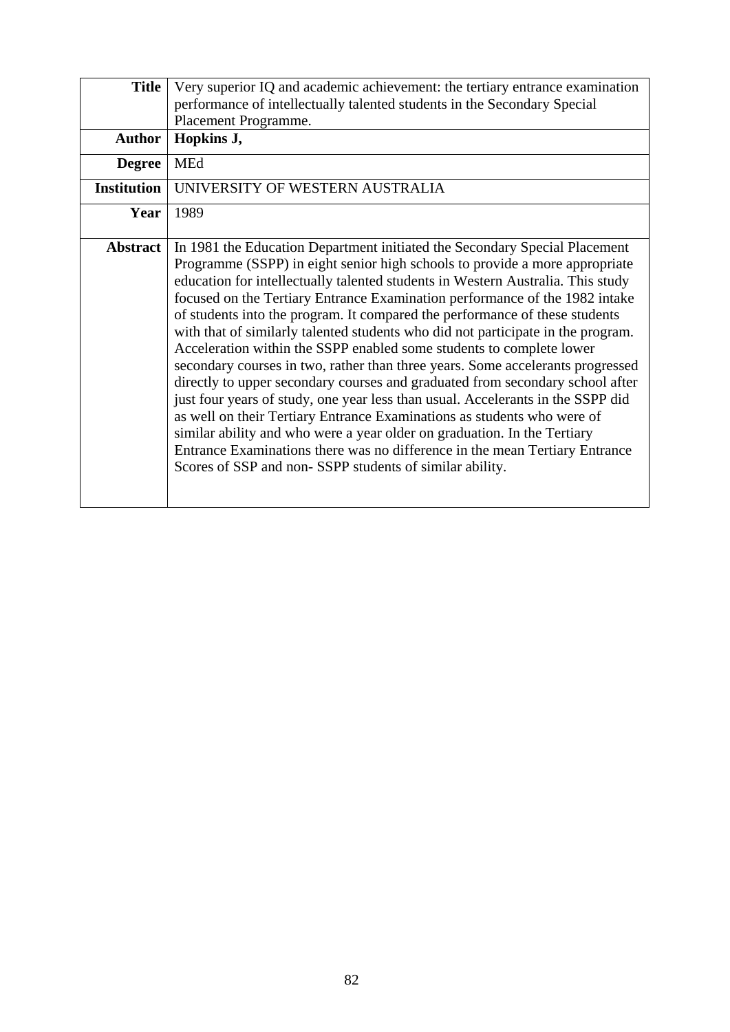| | |
|---|---|
| **Title** | Very superior IQ and academic achievement: the tertiary entrance examination performance of intellectually talented students in the Secondary Special Placement Programme. |
| **Author** | **Hopkins J,** |
| **Degree** | MEd |
| **Institution** | UNIVERSITY OF WESTERN AUSTRALIA |
| **Year** | 1989 |
| **Abstract** | In 1981 the Education Department initiated the Secondary Special Placement Programme (SSPP) in eight senior high schools to provide a more appropriate education for intellectually talented students in Western Australia. This study focused on the Tertiary Entrance Examination performance of the 1982 intake of students into the program. It compared the performance of these students with that of similarly talented students who did not participate in the program. Acceleration within the SSPP enabled some students to complete lower secondary courses in two, rather than three years. Some accelerants progressed directly to upper secondary courses and graduated from secondary school after just four years of study, one year less than usual. Accelerants in the SSPP did as well on their Tertiary Entrance Examinations as students who were of similar ability and who were a year older on graduation. In the Tertiary Entrance Examinations there was no difference in the mean Tertiary Entrance Scores of SSP and non- SSPP students of similar ability. |